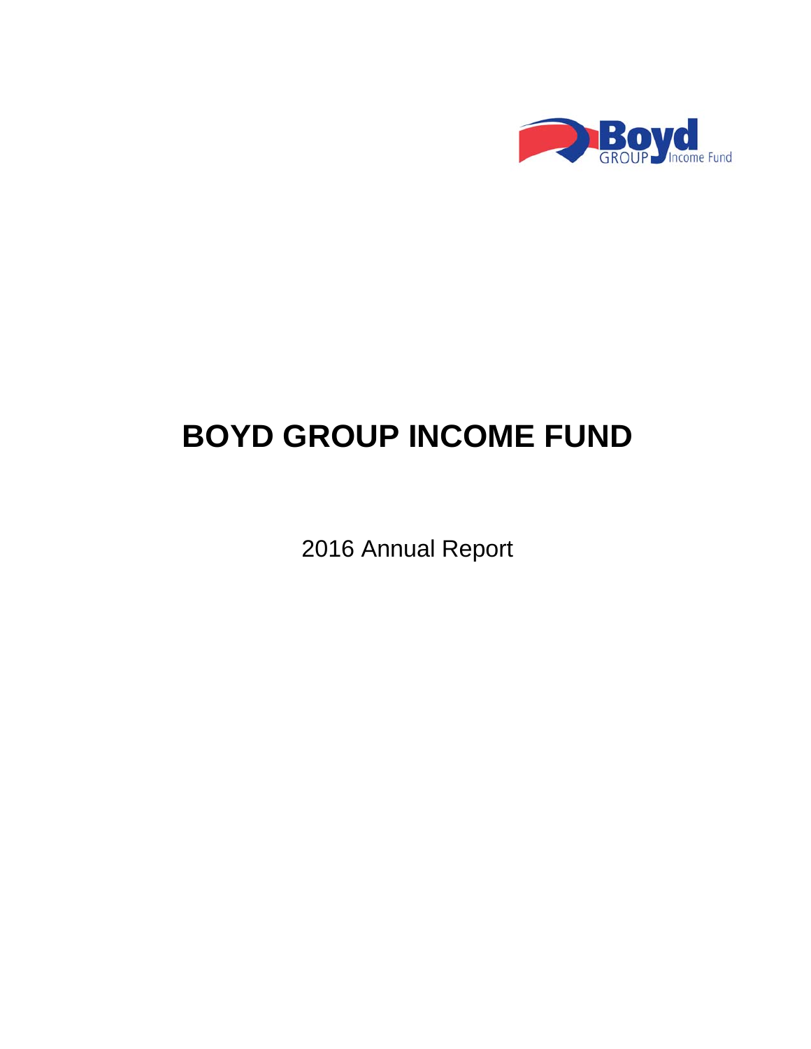# BOYD GROUP INCOME FUND

2016 Annual Report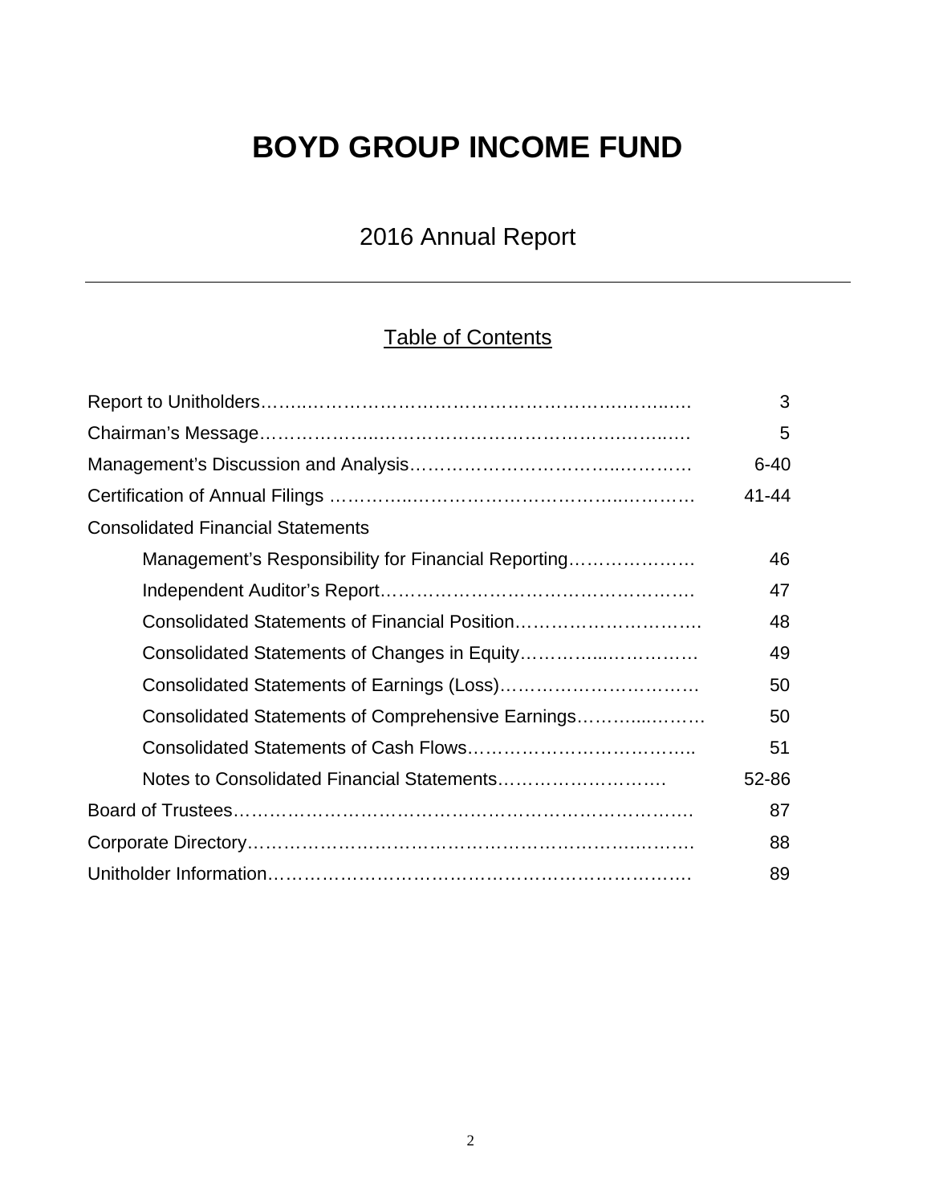# BOYD GROUP INCOME FUND

## 2016 Annual Report

---

### Table of Contents

| | |
|---|---|
| Report to Unitholders | 3 |
| Chairman's Message | 5 |
| Management's Discussion and Analysis | 6-40 |
| Certification of Annual Filings | 41-44 |
| Consolidated Financial Statements | |
| Management's Responsibility for Financial Reporting | 46 |
| Independent Auditor's Report | 47 |
| Consolidated Statements of Financial Position | 48 |
| Consolidated Statements of Changes in Equity | 49 |
| Consolidated Statements of Earnings (Loss) | 50 |
| Consolidated Statements of Comprehensive Earnings | 50 |
| Consolidated Statements of Cash Flows | 51 |
| Notes to Consolidated Financial Statements | 52-86 |
| Board of Trustees | 87 |
| Corporate Directory | 88 |
| Unitholder Information | 89 |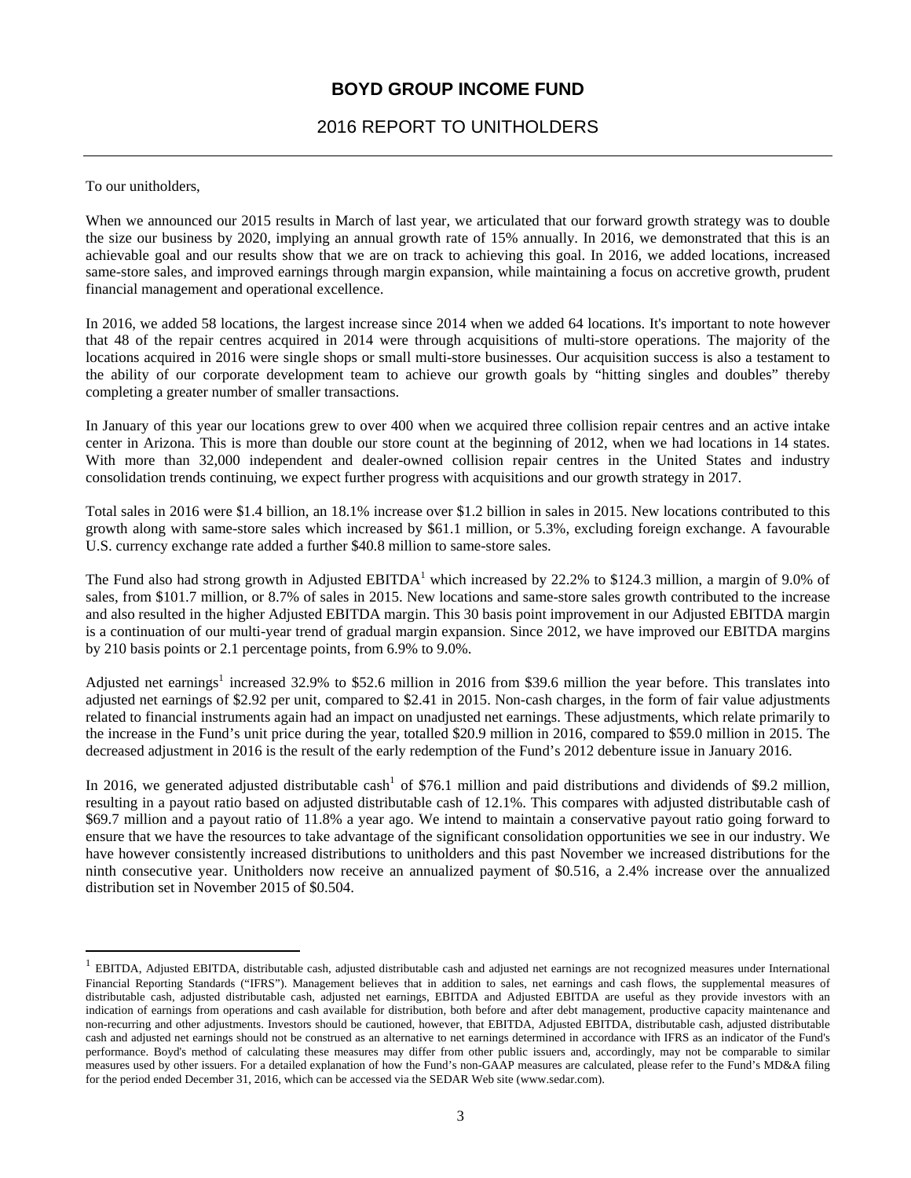# BOYD GROUP INCOME FUND

## 2016 REPORT TO UNITHOLDERS

To our unitholders,

When we announced our 2015 results in March of last year, we articulated that our forward growth strategy was to double the size our business by 2020, implying an annual growth rate of 15% annually. In 2016, we demonstrated that this is an achievable goal and our results show that we are on track to achieving this goal. In 2016, we added locations, increased same-store sales, and improved earnings through margin expansion, while maintaining a focus on accretive growth, prudent financial management and operational excellence.

In 2016, we added 58 locations, the largest increase since 2014 when we added 64 locations. It's important to note however that 48 of the repair centres acquired in 2014 were through acquisitions of multi-store operations. The majority of the locations acquired in 2016 were single shops or small multi-store businesses. Our acquisition success is also a testament to the ability of our corporate development team to achieve our growth goals by "hitting singles and doubles" thereby completing a greater number of smaller transactions.

In January of this year our locations grew to over 400 when we acquired three collision repair centres and an active intake center in Arizona. This is more than double our store count at the beginning of 2012, when we had locations in 14 states. With more than 32,000 independent and dealer-owned collision repair centres in the United States and industry consolidation trends continuing, we expect further progress with acquisitions and our growth strategy in 2017.

Total sales in 2016 were $1.4 billion, an 18.1% increase over $1.2 billion in sales in 2015. New locations contributed to this growth along with same-store sales which increased by $61.1 million, or 5.3%, excluding foreign exchange. A favourable U.S. currency exchange rate added a further $40.8 million to same-store sales.

The Fund also had strong growth in Adjusted EBITDA[1] which increased by 22.2% to $124.3 million, a margin of 9.0% of sales, from $101.7 million, or 8.7% of sales in 2015. New locations and same-store sales growth contributed to the increase and also resulted in the higher Adjusted EBITDA margin. This 30 basis point improvement in our Adjusted EBITDA margin is a continuation of our multi-year trend of gradual margin expansion. Since 2012, we have improved our EBITDA margins by 210 basis points or 2.1 percentage points, from 6.9% to 9.0%.

Adjusted net earnings[1] increased 32.9% to $52.6 million in 2016 from $39.6 million the year before. This translates into adjusted net earnings of $2.92 per unit, compared to $2.41 in 2015. Non-cash charges, in the form of fair value adjustments related to financial instruments again had an impact on unadjusted net earnings. These adjustments, which relate primarily to the increase in the Fund's unit price during the year, totalled $20.9 million in 2016, compared to $59.0 million in 2015. The decreased adjustment in 2016 is the result of the early redemption of the Fund's 2012 debenture issue in January 2016.

In 2016, we generated adjusted distributable cash[1] of $76.1 million and paid distributions and dividends of $9.2 million, resulting in a payout ratio based on adjusted distributable cash of 12.1%. This compares with adjusted distributable cash of $69.7 million and a payout ratio of 11.8% a year ago. We intend to maintain a conservative payout ratio going forward to ensure that we have the resources to take advantage of the significant consolidation opportunities we see in our industry. We have however consistently increased distributions to unitholders and this past November we increased distributions for the ninth consecutive year. Unitholders now receive an annualized payment of $0.516, a 2.4% increase over the annualized distribution set in November 2015 of $0.504.

---

[1] EBITDA, Adjusted EBITDA, distributable cash, adjusted distributable cash and adjusted net earnings are not recognized measures under International Financial Reporting Standards ("IFRS"). Management believes that in addition to sales, net earnings and cash flows, the supplemental measures of distributable cash, adjusted distributable cash, adjusted net earnings, EBITDA and Adjusted EBITDA are useful as they provide investors with an indication of earnings from operations and cash available for distribution, both before and after debt management, productive capacity maintenance and non-recurring and other adjustments. Investors should be cautioned, however, that EBITDA, Adjusted EBITDA, distributable cash, adjusted distributable cash and adjusted net earnings should not be construed as an alternative to net earnings determined in accordance with IFRS as an indicator of the Fund's performance. Boyd's method of calculating these measures may differ from other public issuers and, accordingly, may not be comparable to similar measures used by other issuers. For a detailed explanation of how the Fund's non-GAAP measures are calculated, please refer to the Fund's MD&A filing for the period ended December 31, 2016, which can be accessed via the SEDAR Web site (www.sedar.com).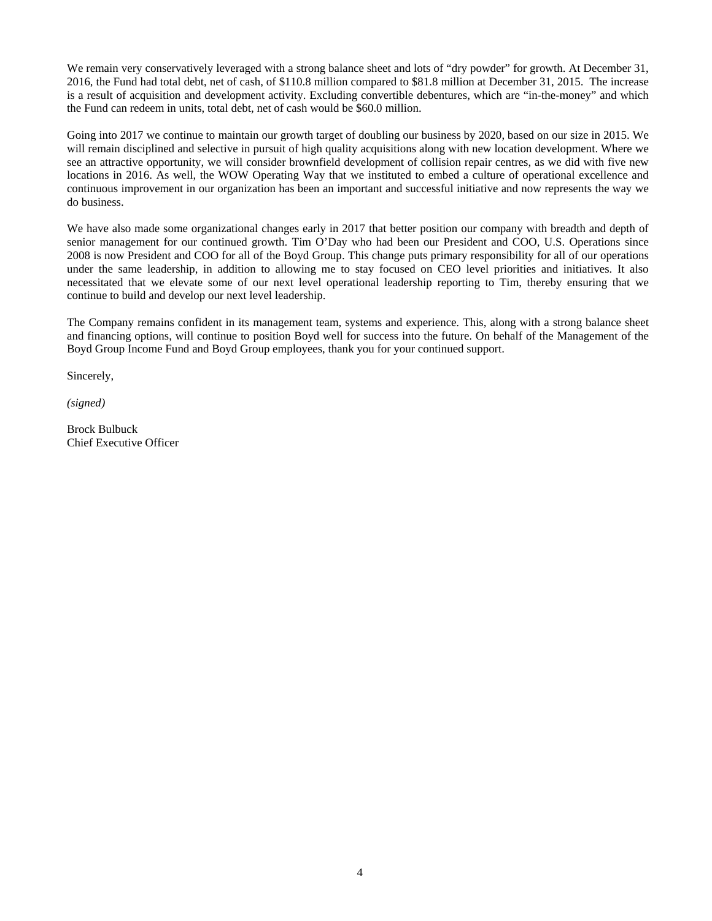We remain very conservatively leveraged with a strong balance sheet and lots of "dry powder" for growth. At December 31, 2016, the Fund had total debt, net of cash, of $110.8 million compared to $81.8 million at December 31, 2015. The increase is a result of acquisition and development activity. Excluding convertible debentures, which are "in-the-money" and which the Fund can redeem in units, total debt, net of cash would be $60.0 million.

Going into 2017 we continue to maintain our growth target of doubling our business by 2020, based on our size in 2015. We will remain disciplined and selective in pursuit of high quality acquisitions along with new location development. Where we see an attractive opportunity, we will consider brownfield development of collision repair centres, as we did with five new locations in 2016. As well, the WOW Operating Way that we instituted to embed a culture of operational excellence and continuous improvement in our organization has been an important and successful initiative and now represents the way we do business.

We have also made some organizational changes early in 2017 that better position our company with breadth and depth of senior management for our continued growth. Tim O'Day who had been our President and COO, U.S. Operations since 2008 is now President and COO for all of the Boyd Group. This change puts primary responsibility for all of our operations under the same leadership, in addition to allowing me to stay focused on CEO level priorities and initiatives. It also necessitated that we elevate some of our next level operational leadership reporting to Tim, thereby ensuring that we continue to build and develop our next level leadership.

The Company remains confident in its management team, systems and experience. This, along with a strong balance sheet and financing options, will continue to position Boyd well for success into the future. On behalf of the Management of the Boyd Group Income Fund and Boyd Group employees, thank you for your continued support.

Sincerely,

*(signed)*

Brock Bulbuck
Chief Executive Officer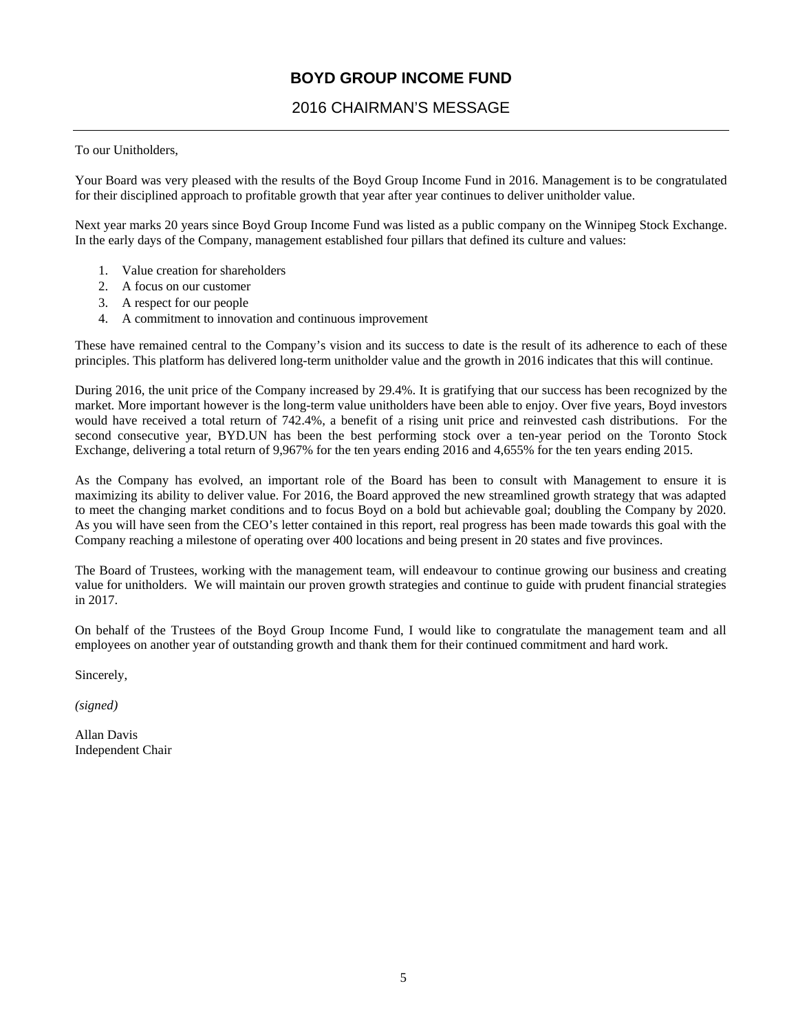# BOYD GROUP INCOME FUND

## 2016 CHAIRMAN'S MESSAGE

To our Unitholders,

Your Board was very pleased with the results of the Boyd Group Income Fund in 2016. Management is to be congratulated for their disciplined approach to profitable growth that year after year continues to deliver unitholder value.

Next year marks 20 years since Boyd Group Income Fund was listed as a public company on the Winnipeg Stock Exchange. In the early days of the Company, management established four pillars that defined its culture and values:

1. Value creation for shareholders
2. A focus on our customer
3. A respect for our people
4. A commitment to innovation and continuous improvement

These have remained central to the Company's vision and its success to date is the result of its adherence to each of these principles. This platform has delivered long-term unitholder value and the growth in 2016 indicates that this will continue.

During 2016, the unit price of the Company increased by 29.4%. It is gratifying that our success has been recognized by the market. More important however is the long-term value unitholders have been able to enjoy. Over five years, Boyd investors would have received a total return of 742.4%, a benefit of a rising unit price and reinvested cash distributions. For the second consecutive year, BYD.UN has been the best performing stock over a ten-year period on the Toronto Stock Exchange, delivering a total return of 9,967% for the ten years ending 2016 and 4,655% for the ten years ending 2015.

As the Company has evolved, an important role of the Board has been to consult with Management to ensure it is maximizing its ability to deliver value. For 2016, the Board approved the new streamlined growth strategy that was adapted to meet the changing market conditions and to focus Boyd on a bold but achievable goal; doubling the Company by 2020. As you will have seen from the CEO's letter contained in this report, real progress has been made towards this goal with the Company reaching a milestone of operating over 400 locations and being present in 20 states and five provinces.

The Board of Trustees, working with the management team, will endeavour to continue growing our business and creating value for unitholders. We will maintain our proven growth strategies and continue to guide with prudent financial strategies in 2017.

On behalf of the Trustees of the Boyd Group Income Fund, I would like to congratulate the management team and all employees on another year of outstanding growth and thank them for their continued commitment and hard work.

Sincerely,

*(signed)*

Allan Davis
Independent Chair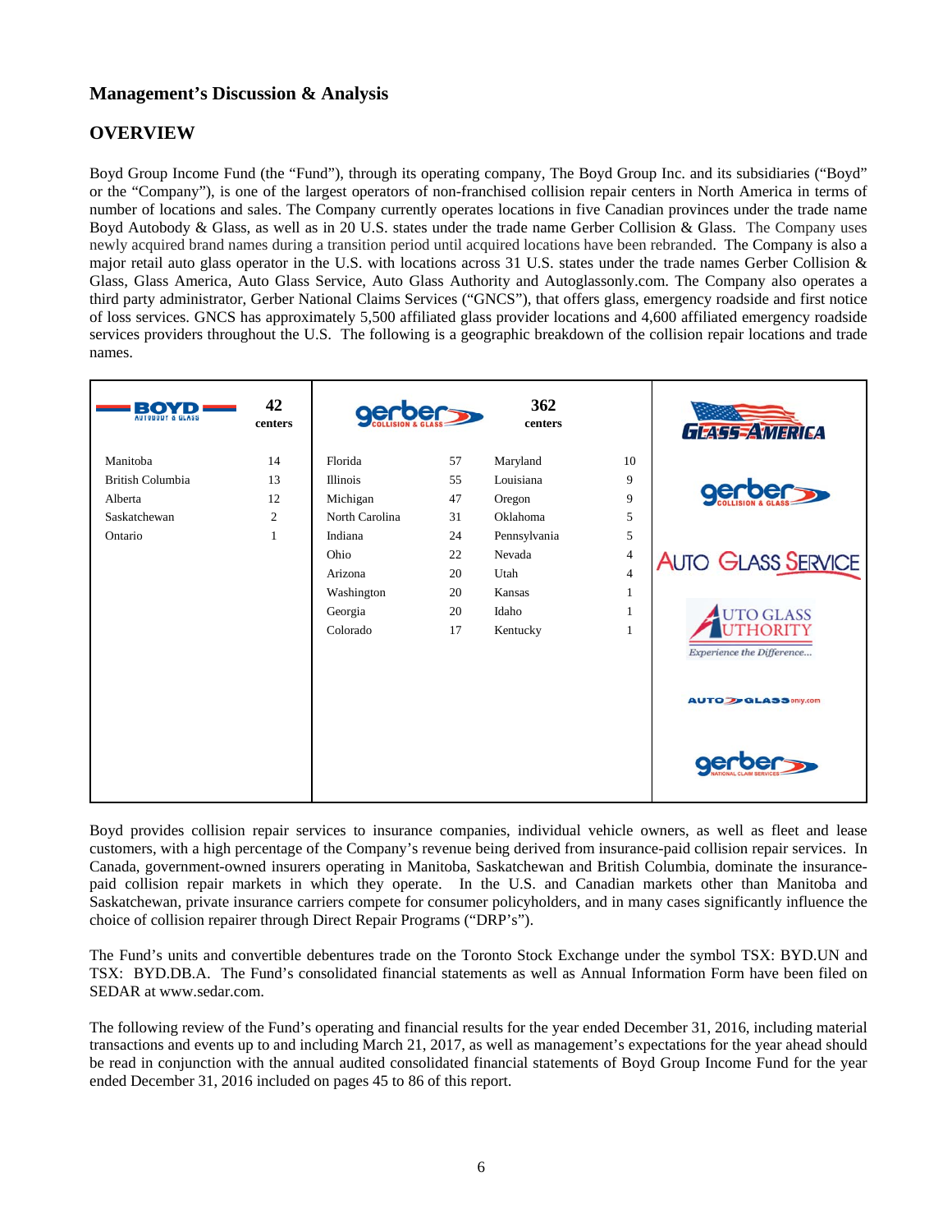# Management's Discussion & Analysis

## OVERVIEW

Boyd Group Income Fund (the "Fund"), through its operating company, The Boyd Group Inc. and its subsidiaries ("Boyd" or the "Company"), is one of the largest operators of non-franchised collision repair centers in North America in terms of number of locations and sales. The Company currently operates locations in five Canadian provinces under the trade name Boyd Autobody & Glass, as well as in 20 U.S. states under the trade name Gerber Collision & Glass. The Company uses newly acquired brand names during a transition period until acquired locations have been rebranded. The Company is also a major retail auto glass operator in the U.S. with locations across 31 U.S. states under the trade names Gerber Collision & Glass, Glass America, Auto Glass Service, Auto Glass Authority and Autoglassonly.com. The Company also operates a third party administrator, Gerber National Claims Services ("GNCS"), that offers glass, emergency roadside and first notice of loss services. GNCS has approximately 5,500 affiliated glass provider locations and 4,600 affiliated emergency roadside services providers throughout the U.S. The following is a geographic breakdown of the collision repair locations and trade names.

| BOYD AUTOBODY & GLASS | 42 centers | GERBER COLLISION & GLASS | 362 centers | | | Glass trade names |
|---|---|---|---|---|---|---|
| Manitoba | 14 | Florida | 57 | Maryland | 10 | Glass America |
| British Columbia | 13 | Illinois | 55 | Louisiana | 9 | Gerber Collision & Glass |
| Alberta | 12 | Michigan | 47 | Oregon | 9 | Auto Glass Service |
| Saskatchewan | 2 | North Carolina | 31 | Oklahoma | 5 | Auto Glass Authority – Experience the Difference... |
| Ontario | 1 | Indiana | 24 | Pennsylvania | 5 | Autoglassonly.com |
| | | Ohio | 22 | Nevada | 4 | Gerber National Claim Services |
| | | Arizona | 20 | Utah | 4 | |
| | | Washington | 20 | Kansas | 1 | |
| | | Georgia | 20 | Idaho | 1 | |
| | | Colorado | 17 | Kentucky | 1 | |

Boyd provides collision repair services to insurance companies, individual vehicle owners, as well as fleet and lease customers, with a high percentage of the Company's revenue being derived from insurance-paid collision repair services. In Canada, government-owned insurers operating in Manitoba, Saskatchewan and British Columbia, dominate the insurance-paid collision repair markets in which they operate. In the U.S. and Canadian markets other than Manitoba and Saskatchewan, private insurance carriers compete for consumer policyholders, and in many cases significantly influence the choice of collision repairer through Direct Repair Programs ("DRP's").

The Fund's units and convertible debentures trade on the Toronto Stock Exchange under the symbol TSX: BYD.UN and TSX: BYD.DB.A. The Fund's consolidated financial statements as well as Annual Information Form have been filed on SEDAR at www.sedar.com.

The following review of the Fund's operating and financial results for the year ended December 31, 2016, including material transactions and events up to and including March 21, 2017, as well as management's expectations for the year ahead should be read in conjunction with the annual audited consolidated financial statements of Boyd Group Income Fund for the year ended December 31, 2016 included on pages 45 to 86 of this report.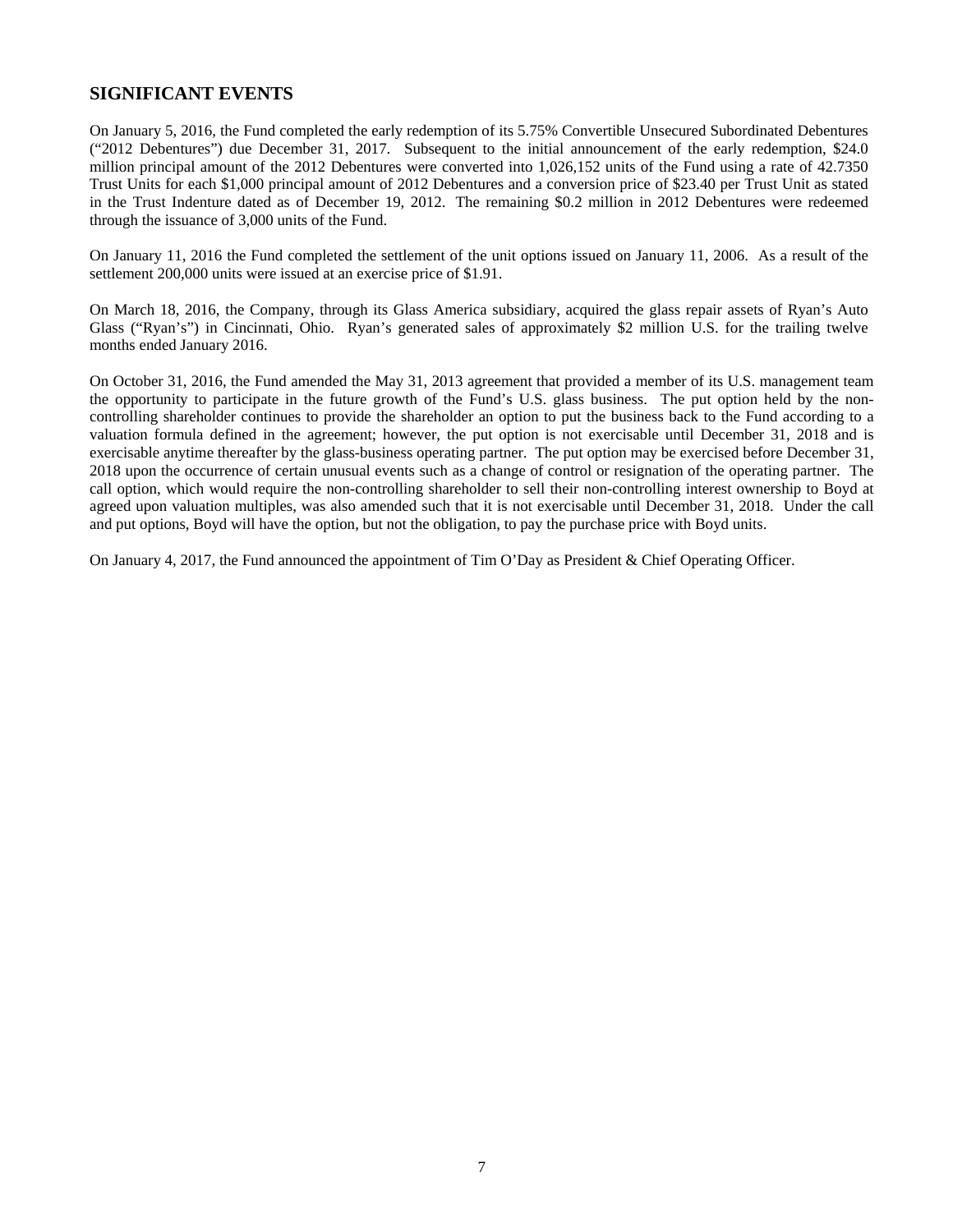## SIGNIFICANT EVENTS

On January 5, 2016, the Fund completed the early redemption of its 5.75% Convertible Unsecured Subordinated Debentures ("2012 Debentures") due December 31, 2017. Subsequent to the initial announcement of the early redemption, $24.0 million principal amount of the 2012 Debentures were converted into 1,026,152 units of the Fund using a rate of 42.7350 Trust Units for each $1,000 principal amount of 2012 Debentures and a conversion price of $23.40 per Trust Unit as stated in the Trust Indenture dated as of December 19, 2012. The remaining $0.2 million in 2012 Debentures were redeemed through the issuance of 3,000 units of the Fund.

On January 11, 2016 the Fund completed the settlement of the unit options issued on January 11, 2006. As a result of the settlement 200,000 units were issued at an exercise price of $1.91.

On March 18, 2016, the Company, through its Glass America subsidiary, acquired the glass repair assets of Ryan's Auto Glass ("Ryan's") in Cincinnati, Ohio. Ryan's generated sales of approximately $2 million U.S. for the trailing twelve months ended January 2016.

On October 31, 2016, the Fund amended the May 31, 2013 agreement that provided a member of its U.S. management team the opportunity to participate in the future growth of the Fund's U.S. glass business. The put option held by the non-controlling shareholder continues to provide the shareholder an option to put the business back to the Fund according to a valuation formula defined in the agreement; however, the put option is not exercisable until December 31, 2018 and is exercisable anytime thereafter by the glass-business operating partner. The put option may be exercised before December 31, 2018 upon the occurrence of certain unusual events such as a change of control or resignation of the operating partner. The call option, which would require the non-controlling shareholder to sell their non-controlling interest ownership to Boyd at agreed upon valuation multiples, was also amended such that it is not exercisable until December 31, 2018. Under the call and put options, Boyd will have the option, but not the obligation, to pay the purchase price with Boyd units.

On January 4, 2017, the Fund announced the appointment of Tim O'Day as President & Chief Operating Officer.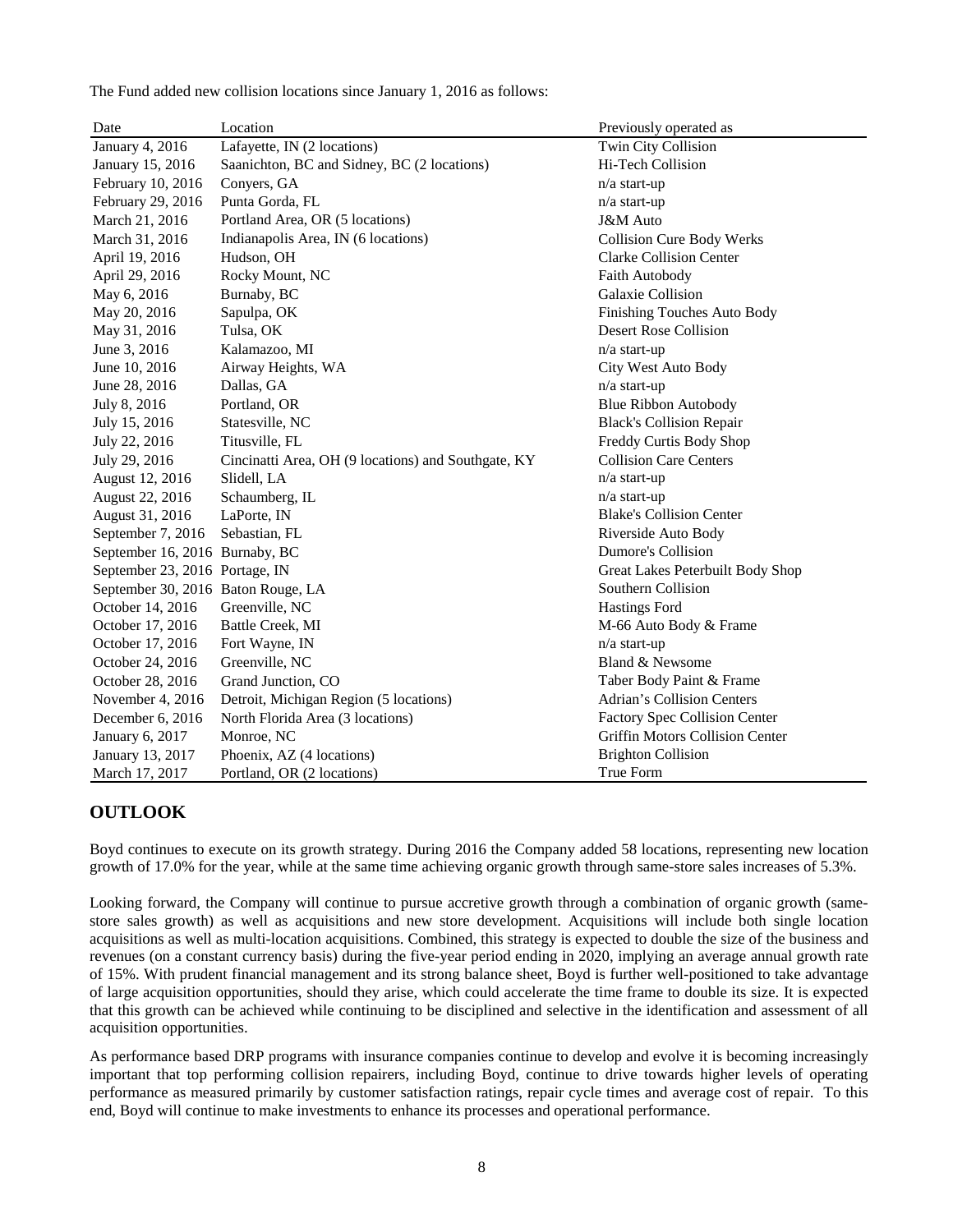The Fund added new collision locations since January 1, 2016 as follows:

| Date | Location | Previously operated as |
|---|---|---|
| January 4, 2016 | Lafayette, IN (2 locations) | Twin City Collision |
| January 15, 2016 | Saanichton, BC and Sidney, BC (2 locations) | Hi-Tech Collision |
| February 10, 2016 | Conyers, GA | n/a start-up |
| February 29, 2016 | Punta Gorda, FL | n/a start-up |
| March 21, 2016 | Portland Area, OR (5 locations) | J&M Auto |
| March 31, 2016 | Indianapolis Area, IN (6 locations) | Collision Cure Body Werks |
| April 19, 2016 | Hudson, OH | Clarke Collision Center |
| April 29, 2016 | Rocky Mount, NC | Faith Autobody |
| May 6, 2016 | Burnaby, BC | Galaxie Collision |
| May 20, 2016 | Sapulpa, OK | Finishing Touches Auto Body |
| May 31, 2016 | Tulsa, OK | Desert Rose Collision |
| June 3, 2016 | Kalamazoo, MI | n/a start-up |
| June 10, 2016 | Airway Heights, WA | City West Auto Body |
| June 28, 2016 | Dallas, GA | n/a start-up |
| July 8, 2016 | Portland, OR | Blue Ribbon Autobody |
| July 15, 2016 | Statesville, NC | Black's Collision Repair |
| July 22, 2016 | Titusville, FL | Freddy Curtis Body Shop |
| July 29, 2016 | Cincinatti Area, OH (9 locations) and Southgate, KY | Collision Care Centers |
| August 12, 2016 | Slidell, LA | n/a start-up |
| August 22, 2016 | Schaumberg, IL | n/a start-up |
| August 31, 2016 | LaPorte, IN | Blake's Collision Center |
| September 7, 2016 | Sebastian, FL | Riverside Auto Body |
| September 16, 2016 | Burnaby, BC | Dumore's Collision |
| September 23, 2016 | Portage, IN | Great Lakes Peterbuilt Body Shop |
| September 30, 2016 | Baton Rouge, LA | Southern Collision |
| October 14, 2016 | Greenville, NC | Hastings Ford |
| October 17, 2016 | Battle Creek, MI | M-66 Auto Body & Frame |
| October 17, 2016 | Fort Wayne, IN | n/a start-up |
| October 24, 2016 | Greenville, NC | Bland & Newsome |
| October 28, 2016 | Grand Junction, CO | Taber Body Paint & Frame |
| November 4, 2016 | Detroit, Michigan Region (5 locations) | Adrian's Collision Centers |
| December 6, 2016 | North Florida Area (3 locations) | Factory Spec Collision Center |
| January 6, 2017 | Monroe, NC | Griffin Motors Collision Center |
| January 13, 2017 | Phoenix, AZ (4 locations) | Brighton Collision |
| March 17, 2017 | Portland, OR (2 locations) | True Form |

## OUTLOOK

Boyd continues to execute on its growth strategy. During 2016 the Company added 58 locations, representing new location growth of 17.0% for the year, while at the same time achieving organic growth through same-store sales increases of 5.3%.

Looking forward, the Company will continue to pursue accretive growth through a combination of organic growth (same-store sales growth) as well as acquisitions and new store development. Acquisitions will include both single location acquisitions as well as multi-location acquisitions. Combined, this strategy is expected to double the size of the business and revenues (on a constant currency basis) during the five-year period ending in 2020, implying an average annual growth rate of 15%. With prudent financial management and its strong balance sheet, Boyd is further well-positioned to take advantage of large acquisition opportunities, should they arise, which could accelerate the time frame to double its size. It is expected that this growth can be achieved while continuing to be disciplined and selective in the identification and assessment of all acquisition opportunities.

As performance based DRP programs with insurance companies continue to develop and evolve it is becoming increasingly important that top performing collision repairers, including Boyd, continue to drive towards higher levels of operating performance as measured primarily by customer satisfaction ratings, repair cycle times and average cost of repair. To this end, Boyd will continue to make investments to enhance its processes and operational performance.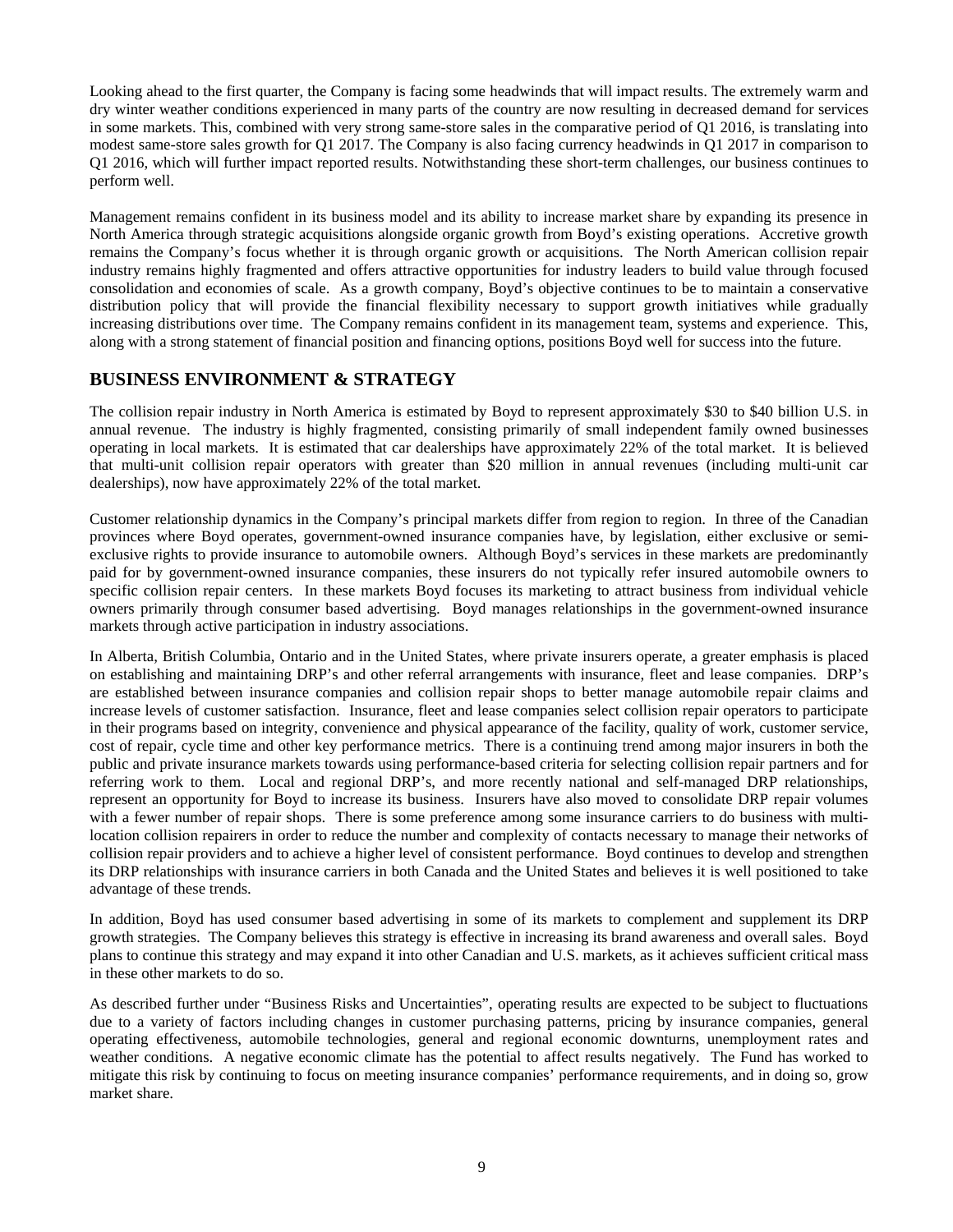Looking ahead to the first quarter, the Company is facing some headwinds that will impact results. The extremely warm and dry winter weather conditions experienced in many parts of the country are now resulting in decreased demand for services in some markets. This, combined with very strong same-store sales in the comparative period of Q1 2016, is translating into modest same-store sales growth for Q1 2017. The Company is also facing currency headwinds in Q1 2017 in comparison to Q1 2016, which will further impact reported results. Notwithstanding these short-term challenges, our business continues to perform well.

Management remains confident in its business model and its ability to increase market share by expanding its presence in North America through strategic acquisitions alongside organic growth from Boyd's existing operations. Accretive growth remains the Company's focus whether it is through organic growth or acquisitions. The North American collision repair industry remains highly fragmented and offers attractive opportunities for industry leaders to build value through focused consolidation and economies of scale. As a growth company, Boyd's objective continues to be to maintain a conservative distribution policy that will provide the financial flexibility necessary to support growth initiatives while gradually increasing distributions over time. The Company remains confident in its management team, systems and experience. This, along with a strong statement of financial position and financing options, positions Boyd well for success into the future.

## BUSINESS ENVIRONMENT & STRATEGY

The collision repair industry in North America is estimated by Boyd to represent approximately $30 to $40 billion U.S. in annual revenue. The industry is highly fragmented, consisting primarily of small independent family owned businesses operating in local markets. It is estimated that car dealerships have approximately 22% of the total market. It is believed that multi-unit collision repair operators with greater than $20 million in annual revenues (including multi-unit car dealerships), now have approximately 22% of the total market.

Customer relationship dynamics in the Company's principal markets differ from region to region. In three of the Canadian provinces where Boyd operates, government-owned insurance companies have, by legislation, either exclusive or semi-exclusive rights to provide insurance to automobile owners. Although Boyd's services in these markets are predominantly paid for by government-owned insurance companies, these insurers do not typically refer insured automobile owners to specific collision repair centers. In these markets Boyd focuses its marketing to attract business from individual vehicle owners primarily through consumer based advertising. Boyd manages relationships in the government-owned insurance markets through active participation in industry associations.

In Alberta, British Columbia, Ontario and in the United States, where private insurers operate, a greater emphasis is placed on establishing and maintaining DRP's and other referral arrangements with insurance, fleet and lease companies. DRP's are established between insurance companies and collision repair shops to better manage automobile repair claims and increase levels of customer satisfaction. Insurance, fleet and lease companies select collision repair operators to participate in their programs based on integrity, convenience and physical appearance of the facility, quality of work, customer service, cost of repair, cycle time and other key performance metrics. There is a continuing trend among major insurers in both the public and private insurance markets towards using performance-based criteria for selecting collision repair partners and for referring work to them. Local and regional DRP's, and more recently national and self-managed DRP relationships, represent an opportunity for Boyd to increase its business. Insurers have also moved to consolidate DRP repair volumes with a fewer number of repair shops. There is some preference among some insurance carriers to do business with multi-location collision repairers in order to reduce the number and complexity of contacts necessary to manage their networks of collision repair providers and to achieve a higher level of consistent performance. Boyd continues to develop and strengthen its DRP relationships with insurance carriers in both Canada and the United States and believes it is well positioned to take advantage of these trends.

In addition, Boyd has used consumer based advertising in some of its markets to complement and supplement its DRP growth strategies. The Company believes this strategy is effective in increasing its brand awareness and overall sales. Boyd plans to continue this strategy and may expand it into other Canadian and U.S. markets, as it achieves sufficient critical mass in these other markets to do so.

As described further under "Business Risks and Uncertainties", operating results are expected to be subject to fluctuations due to a variety of factors including changes in customer purchasing patterns, pricing by insurance companies, general operating effectiveness, automobile technologies, general and regional economic downturns, unemployment rates and weather conditions. A negative economic climate has the potential to affect results negatively. The Fund has worked to mitigate this risk by continuing to focus on meeting insurance companies' performance requirements, and in doing so, grow market share.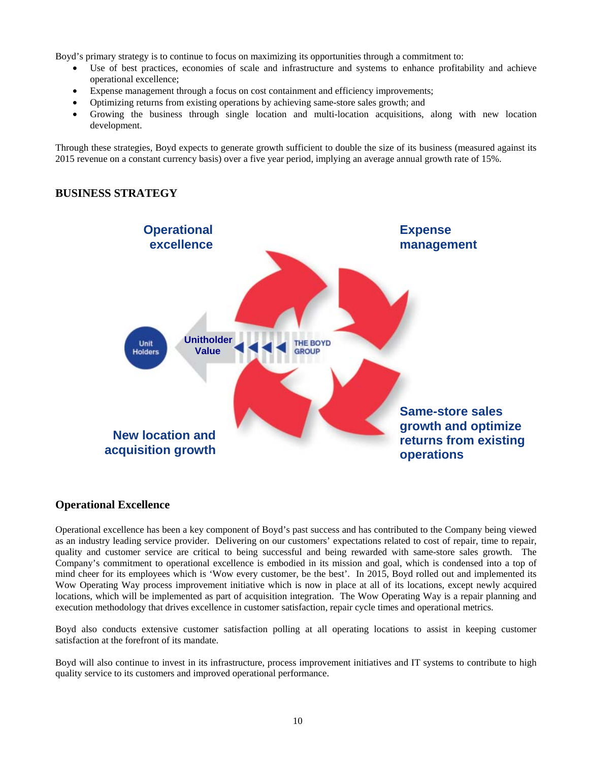Boyd's primary strategy is to continue to focus on maximizing its opportunities through a commitment to:

- Use of best practices, economies of scale and infrastructure and systems to enhance profitability and achieve operational excellence;
- Expense management through a focus on cost containment and efficiency improvements;
- Optimizing returns from existing operations by achieving same-store sales growth; and
- Growing the business through single location and multi-location acquisitions, along with new location development.

Through these strategies, Boyd expects to generate growth sufficient to double the size of its business (measured against its 2015 revenue on a constant currency basis) over a five year period, implying an average annual growth rate of 15%.

## BUSINESS STRATEGY

Operational excellence

Expense management

Unit Holders

Unitholder Value

THE BOYD GROUP

Same-store sales growth and optimize returns from existing operations

New location and acquisition growth

### Operational Excellence

Operational excellence has been a key component of Boyd's past success and has contributed to the Company being viewed as an industry leading service provider. Delivering on our customers' expectations related to cost of repair, time to repair, quality and customer service are critical to being successful and being rewarded with same-store sales growth. The Company's commitment to operational excellence is embodied in its mission and goal, which is condensed into a top of mind cheer for its employees which is 'Wow every customer, be the best'. In 2015, Boyd rolled out and implemented its Wow Operating Way process improvement initiative which is now in place at all of its locations, except newly acquired locations, which will be implemented as part of acquisition integration. The Wow Operating Way is a repair planning and execution methodology that drives excellence in customer satisfaction, repair cycle times and operational metrics.

Boyd also conducts extensive customer satisfaction polling at all operating locations to assist in keeping customer satisfaction at the forefront of its mandate.

Boyd will also continue to invest in its infrastructure, process improvement initiatives and IT systems to contribute to high quality service to its customers and improved operational performance.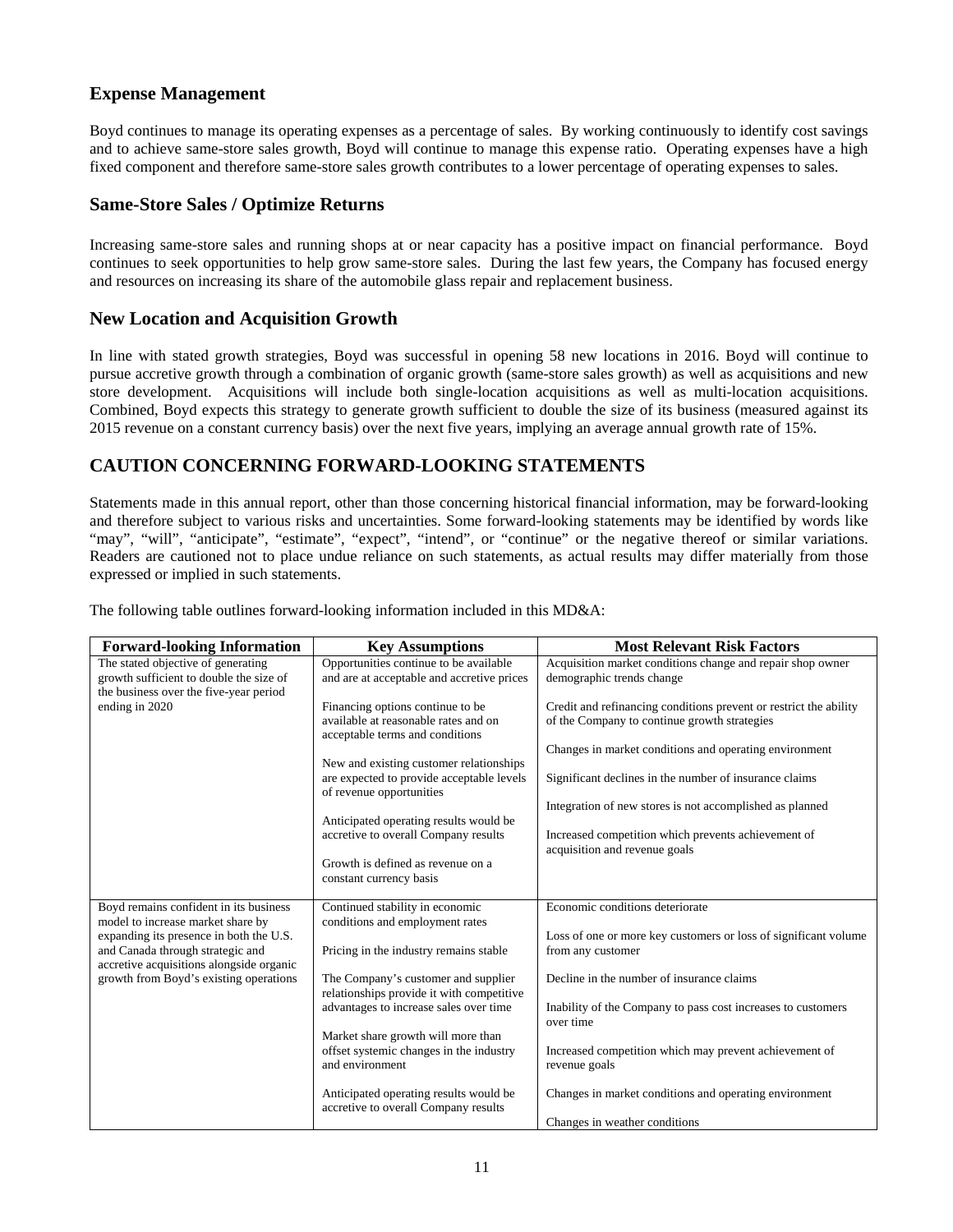## Expense Management

Boyd continues to manage its operating expenses as a percentage of sales. By working continuously to identify cost savings and to achieve same-store sales growth, Boyd will continue to manage this expense ratio. Operating expenses have a high fixed component and therefore same-store sales growth contributes to a lower percentage of operating expenses to sales.

## Same-Store Sales / Optimize Returns

Increasing same-store sales and running shops at or near capacity has a positive impact on financial performance. Boyd continues to seek opportunities to help grow same-store sales. During the last few years, the Company has focused energy and resources on increasing its share of the automobile glass repair and replacement business.

## New Location and Acquisition Growth

In line with stated growth strategies, Boyd was successful in opening 58 new locations in 2016. Boyd will continue to pursue accretive growth through a combination of organic growth (same-store sales growth) as well as acquisitions and new store development. Acquisitions will include both single-location acquisitions as well as multi-location acquisitions. Combined, Boyd expects this strategy to generate growth sufficient to double the size of its business (measured against its 2015 revenue on a constant currency basis) over the next five years, implying an average annual growth rate of 15%.

## CAUTION CONCERNING FORWARD-LOOKING STATEMENTS

Statements made in this annual report, other than those concerning historical financial information, may be forward-looking and therefore subject to various risks and uncertainties. Some forward-looking statements may be identified by words like "may", "will", "anticipate", "estimate", "expect", "intend", or "continue" or the negative thereof or similar variations. Readers are cautioned not to place undue reliance on such statements, as actual results may differ materially from those expressed or implied in such statements.

The following table outlines forward-looking information included in this MD&A:

| Forward-looking Information | Key Assumptions | Most Relevant Risk Factors |
| --- | --- | --- |
| The stated objective of generating growth sufficient to double the size of the business over the five-year period ending in 2020 | Opportunities continue to be available and are at acceptable and accretive prices<br><br>Financing options continue to be available at reasonable rates and on acceptable terms and conditions<br><br>New and existing customer relationships are expected to provide acceptable levels of revenue opportunities<br><br>Anticipated operating results would be accretive to overall Company results<br><br>Growth is defined as revenue on a constant currency basis | Acquisition market conditions change and repair shop owner demographic trends change<br><br>Credit and refinancing conditions prevent or restrict the ability of the Company to continue growth strategies<br><br>Changes in market conditions and operating environment<br><br>Significant declines in the number of insurance claims<br><br>Integration of new stores is not accomplished as planned<br><br>Increased competition which prevents achievement of acquisition and revenue goals |
| Boyd remains confident in its business model to increase market share by expanding its presence in both the U.S. and Canada through strategic and accretive acquisitions alongside organic growth from Boyd's existing operations | Continued stability in economic conditions and employment rates<br><br>Pricing in the industry remains stable<br><br>The Company's customer and supplier relationships provide it with competitive advantages to increase sales over time<br><br>Market share growth will more than offset systemic changes in the industry and environment<br><br>Anticipated operating results would be accretive to overall Company results | Economic conditions deteriorate<br><br>Loss of one or more key customers or loss of significant volume from any customer<br><br>Decline in the number of insurance claims<br><br>Inability of the Company to pass cost increases to customers over time<br><br>Increased competition which may prevent achievement of revenue goals<br><br>Changes in market conditions and operating environment<br><br>Changes in weather conditions |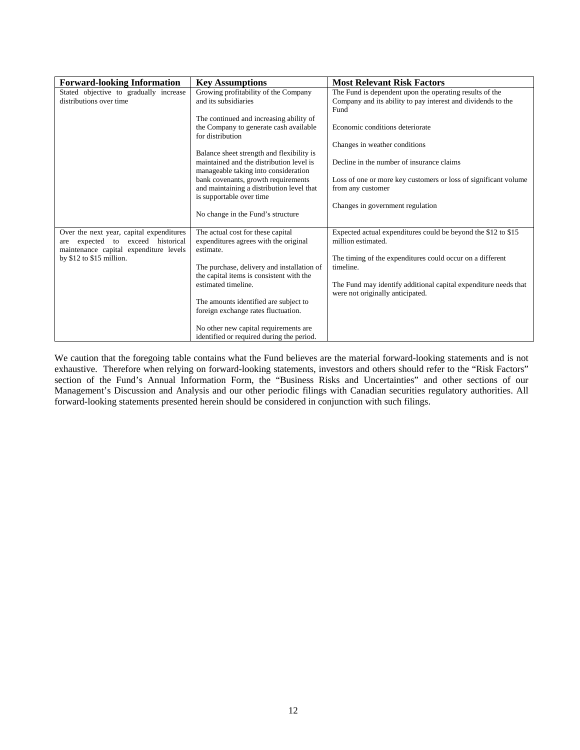| Forward-looking Information | Key Assumptions | Most Relevant Risk Factors |
| --- | --- | --- |
| Stated objective to gradually increase distributions over time | Growing profitability of the Company and its subsidiaries<br><br>The continued and increasing ability of the Company to generate cash available for distribution<br><br>Balance sheet strength and flexibility is maintained and the distribution level is manageable taking into consideration bank covenants, growth requirements and maintaining a distribution level that is supportable over time<br><br>No change in the Fund's structure | The Fund is dependent upon the operating results of the Company and its ability to pay interest and dividends to the Fund<br><br>Economic conditions deteriorate<br><br>Changes in weather conditions<br><br>Decline in the number of insurance claims<br><br>Loss of one or more key customers or loss of significant volume from any customer<br><br>Changes in government regulation |
| Over the next year, capital expenditures are expected to exceed historical maintenance capital expenditure levels by $12 to $15 million. | The actual cost for these capital expenditures agrees with the original estimate.<br><br>The purchase, delivery and installation of the capital items is consistent with the estimated timeline.<br><br>The amounts identified are subject to foreign exchange rates fluctuation.<br><br>No other new capital requirements are identified or required during the period. | Expected actual expenditures could be beyond the $12 to $15 million estimated.<br><br>The timing of the expenditures could occur on a different timeline.<br><br>The Fund may identify additional capital expenditure needs that were not originally anticipated. |

We caution that the foregoing table contains what the Fund believes are the material forward-looking statements and is not exhaustive. Therefore when relying on forward-looking statements, investors and others should refer to the "Risk Factors" section of the Fund's Annual Information Form, the "Business Risks and Uncertainties" and other sections of our Management's Discussion and Analysis and our other periodic filings with Canadian securities regulatory authorities. All forward-looking statements presented herein should be considered in conjunction with such filings.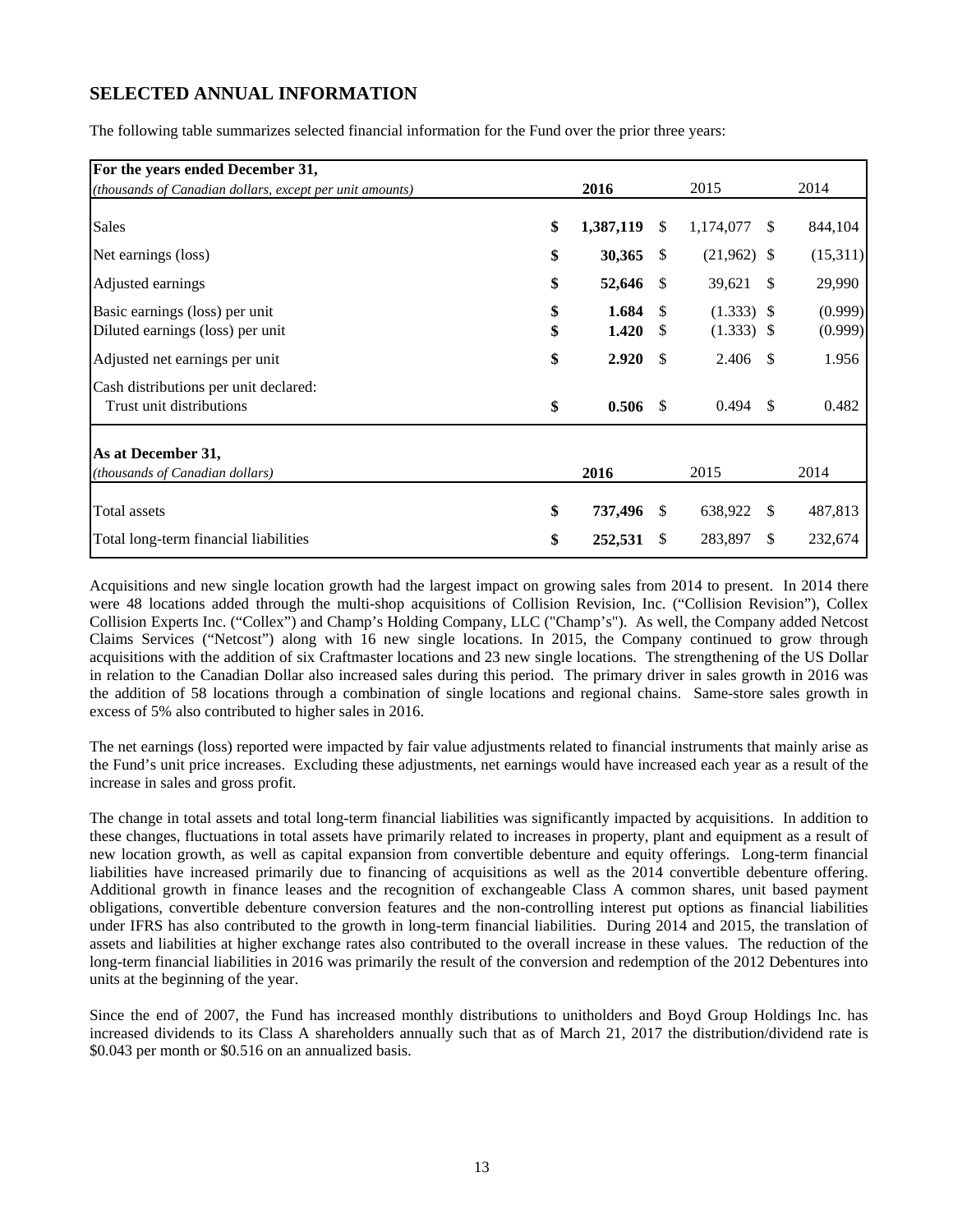## SELECTED ANNUAL INFORMATION

The following table summarizes selected financial information for the Fund over the prior three years:

| **For the years ended December 31,**<br>*(thousands of Canadian dollars, except per unit amounts)* | **2016** | 2015 | 2014 |
|---|---|---|---|
| Sales | **$ 1,387,119** | $ 1,174,077 | $ 844,104 |
| Net earnings (loss) | **$ 30,365** | $ (21,962) | $ (15,311) |
| Adjusted earnings | **$ 52,646** | $ 39,621 | $ 29,990 |
| Basic earnings (loss) per unit | **$ 1.684** | $ (1.333) | $ (0.999) |
| Diluted earnings (loss) per unit | **$ 1.420** | $ (1.333) | $ (0.999) |
| Adjusted net earnings per unit | **$ 2.920** | $ 2.406 | $ 1.956 |
| Cash distributions per unit declared: | | | |
| Trust unit distributions | **$ 0.506** | $ 0.494 | $ 0.482 |
| **As at December 31,**<br>*(thousands of Canadian dollars)* | **2016** | 2015 | 2014 |
| Total assets | **$ 737,496** | $ 638,922 | $ 487,813 |
| Total long-term financial liabilities | **$ 252,531** | $ 283,897 | $ 232,674 |

Acquisitions and new single location growth had the largest impact on growing sales from 2014 to present. In 2014 there were 48 locations added through the multi-shop acquisitions of Collision Revision, Inc. ("Collision Revision"), Collex Collision Experts Inc. ("Collex") and Champ's Holding Company, LLC ("Champ's"). As well, the Company added Netcost Claims Services ("Netcost") along with 16 new single locations. In 2015, the Company continued to grow through acquisitions with the addition of six Craftmaster locations and 23 new single locations. The strengthening of the US Dollar in relation to the Canadian Dollar also increased sales during this period. The primary driver in sales growth in 2016 was the addition of 58 locations through a combination of single locations and regional chains. Same-store sales growth in excess of 5% also contributed to higher sales in 2016.

The net earnings (loss) reported were impacted by fair value adjustments related to financial instruments that mainly arise as the Fund's unit price increases. Excluding these adjustments, net earnings would have increased each year as a result of the increase in sales and gross profit.

The change in total assets and total long-term financial liabilities was significantly impacted by acquisitions. In addition to these changes, fluctuations in total assets have primarily related to increases in property, plant and equipment as a result of new location growth, as well as capital expansion from convertible debenture and equity offerings. Long-term financial liabilities have increased primarily due to financing of acquisitions as well as the 2014 convertible debenture offering. Additional growth in finance leases and the recognition of exchangeable Class A common shares, unit based payment obligations, convertible debenture conversion features and the non-controlling interest put options as financial liabilities under IFRS has also contributed to the growth in long-term financial liabilities. During 2014 and 2015, the translation of assets and liabilities at higher exchange rates also contributed to the overall increase in these values. The reduction of the long-term financial liabilities in 2016 was primarily the result of the conversion and redemption of the 2012 Debentures into units at the beginning of the year.

Since the end of 2007, the Fund has increased monthly distributions to unitholders and Boyd Group Holdings Inc. has increased dividends to its Class A shareholders annually such that as of March 21, 2017 the distribution/dividend rate is \$0.043 per month or \$0.516 on an annualized basis.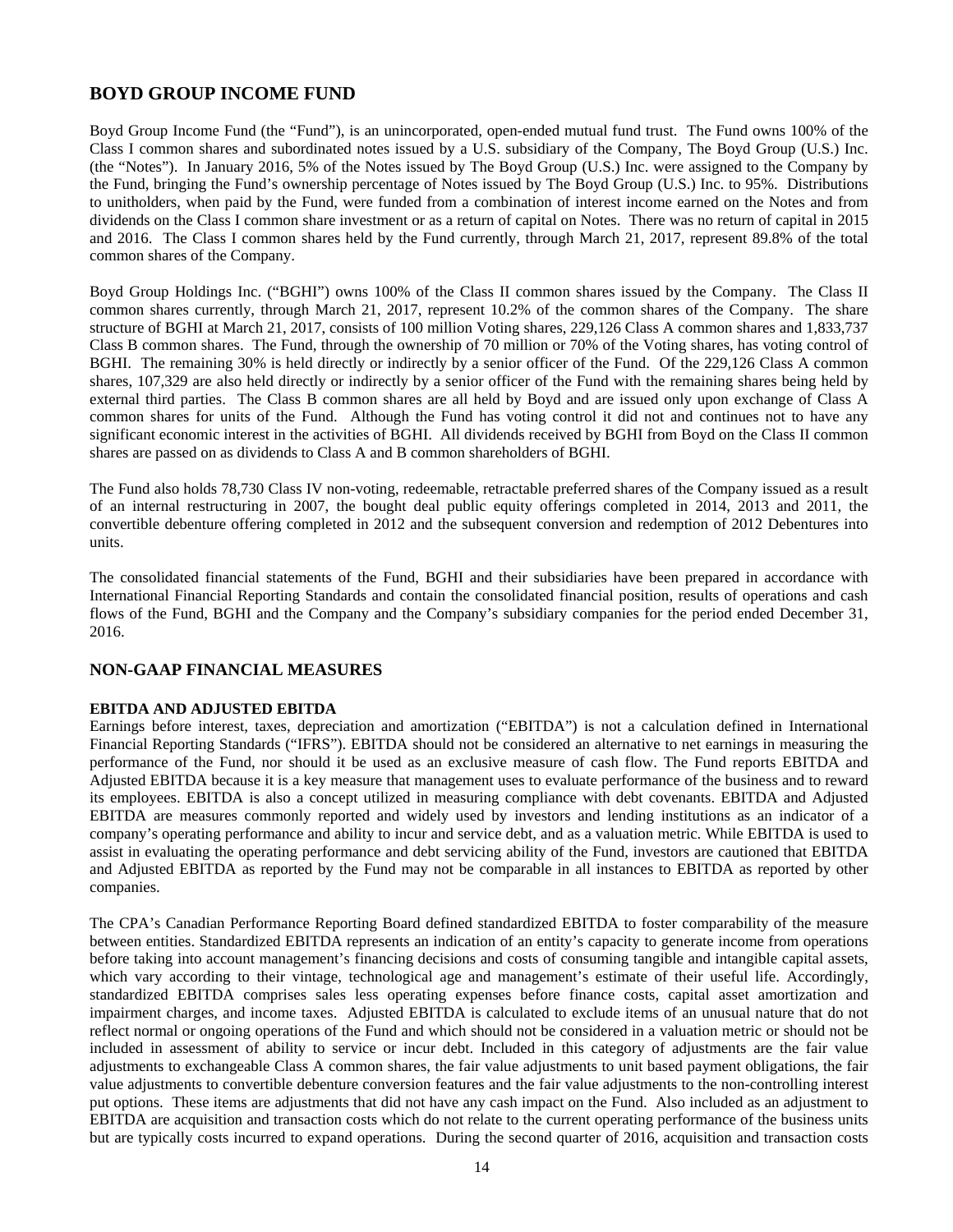## BOYD GROUP INCOME FUND

Boyd Group Income Fund (the "Fund"), is an unincorporated, open-ended mutual fund trust. The Fund owns 100% of the Class I common shares and subordinated notes issued by a U.S. subsidiary of the Company, The Boyd Group (U.S.) Inc. (the "Notes"). In January 2016, 5% of the Notes issued by The Boyd Group (U.S.) Inc. were assigned to the Company by the Fund, bringing the Fund's ownership percentage of Notes issued by The Boyd Group (U.S.) Inc. to 95%. Distributions to unitholders, when paid by the Fund, were funded from a combination of interest income earned on the Notes and from dividends on the Class I common share investment or as a return of capital on Notes. There was no return of capital in 2015 and 2016. The Class I common shares held by the Fund currently, through March 21, 2017, represent 89.8% of the total common shares of the Company.

Boyd Group Holdings Inc. ("BGHI") owns 100% of the Class II common shares issued by the Company. The Class II common shares currently, through March 21, 2017, represent 10.2% of the common shares of the Company. The share structure of BGHI at March 21, 2017, consists of 100 million Voting shares, 229,126 Class A common shares and 1,833,737 Class B common shares. The Fund, through the ownership of 70 million or 70% of the Voting shares, has voting control of BGHI. The remaining 30% is held directly or indirectly by a senior officer of the Fund. Of the 229,126 Class A common shares, 107,329 are also held directly or indirectly by a senior officer of the Fund with the remaining shares being held by external third parties. The Class B common shares are all held by Boyd and are issued only upon exchange of Class A common shares for units of the Fund. Although the Fund has voting control it did not and continues not to have any significant economic interest in the activities of BGHI. All dividends received by BGHI from Boyd on the Class II common shares are passed on as dividends to Class A and B common shareholders of BGHI.

The Fund also holds 78,730 Class IV non-voting, redeemable, retractable preferred shares of the Company issued as a result of an internal restructuring in 2007, the bought deal public equity offerings completed in 2014, 2013 and 2011, the convertible debenture offering completed in 2012 and the subsequent conversion and redemption of 2012 Debentures into units.

The consolidated financial statements of the Fund, BGHI and their subsidiaries have been prepared in accordance with International Financial Reporting Standards and contain the consolidated financial position, results of operations and cash flows of the Fund, BGHI and the Company and the Company's subsidiary companies for the period ended December 31, 2016.

## NON-GAAP FINANCIAL MEASURES

### EBITDA AND ADJUSTED EBITDA

Earnings before interest, taxes, depreciation and amortization ("EBITDA") is not a calculation defined in International Financial Reporting Standards ("IFRS"). EBITDA should not be considered an alternative to net earnings in measuring the performance of the Fund, nor should it be used as an exclusive measure of cash flow. The Fund reports EBITDA and Adjusted EBITDA because it is a key measure that management uses to evaluate performance of the business and to reward its employees. EBITDA is also a concept utilized in measuring compliance with debt covenants. EBITDA and Adjusted EBITDA are measures commonly reported and widely used by investors and lending institutions as an indicator of a company's operating performance and ability to incur and service debt, and as a valuation metric. While EBITDA is used to assist in evaluating the operating performance and debt servicing ability of the Fund, investors are cautioned that EBITDA and Adjusted EBITDA as reported by the Fund may not be comparable in all instances to EBITDA as reported by other companies.

The CPA's Canadian Performance Reporting Board defined standardized EBITDA to foster comparability of the measure between entities. Standardized EBITDA represents an indication of an entity's capacity to generate income from operations before taking into account management's financing decisions and costs of consuming tangible and intangible capital assets, which vary according to their vintage, technological age and management's estimate of their useful life. Accordingly, standardized EBITDA comprises sales less operating expenses before finance costs, capital asset amortization and impairment charges, and income taxes. Adjusted EBITDA is calculated to exclude items of an unusual nature that do not reflect normal or ongoing operations of the Fund and which should not be considered in a valuation metric or should not be included in assessment of ability to service or incur debt. Included in this category of adjustments are the fair value adjustments to exchangeable Class A common shares, the fair value adjustments to unit based payment obligations, the fair value adjustments to convertible debenture conversion features and the fair value adjustments to the non-controlling interest put options. These items are adjustments that did not have any cash impact on the Fund. Also included as an adjustment to EBITDA are acquisition and transaction costs which do not relate to the current operating performance of the business units but are typically costs incurred to expand operations. During the second quarter of 2016, acquisition and transaction costs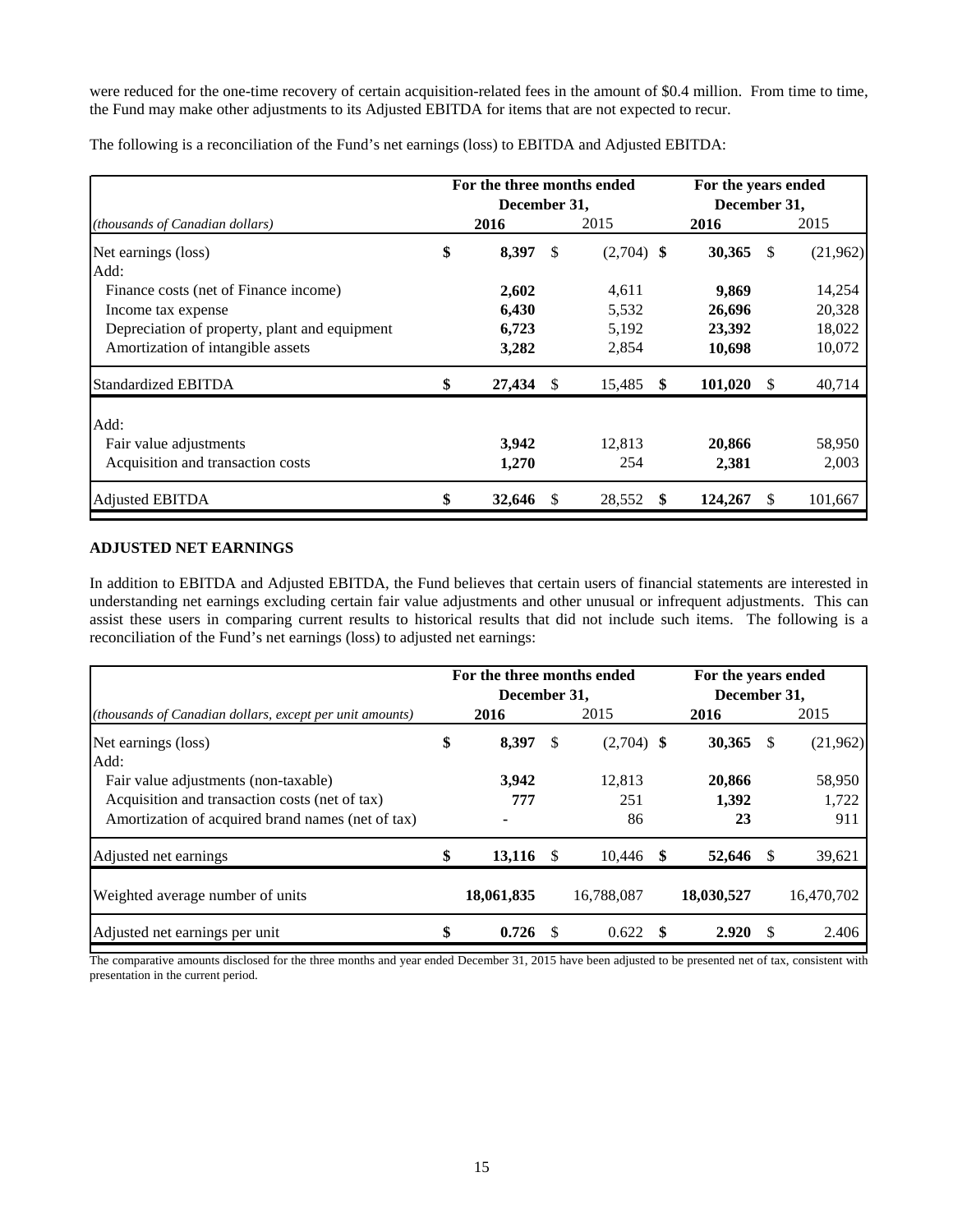were reduced for the one-time recovery of certain acquisition-related fees in the amount of $0.4 million. From time to time, the Fund may make other adjustments to its Adjusted EBITDA for items that are not expected to recur.

The following is a reconciliation of the Fund's net earnings (loss) to EBITDA and Adjusted EBITDA:

| | For the three months ended December 31, | | For the years ended December 31, | |
|---|---|---|---|---|
| *(thousands of Canadian dollars)* | **2016** | 2015 | **2016** | 2015 |
| Net earnings (loss) | **$ 8,397** | $ (2,704) | **$ 30,365** | $ (21,962) |
| Add: | | | | |
| Finance costs (net of Finance income) | **2,602** | 4,611 | **9,869** | 14,254 |
| Income tax expense | **6,430** | 5,532 | **26,696** | 20,328 |
| Depreciation of property, plant and equipment | **6,723** | 5,192 | **23,392** | 18,022 |
| Amortization of intangible assets | **3,282** | 2,854 | **10,698** | 10,072 |
| Standardized EBITDA | **$ 27,434** | $ 15,485 | **$ 101,020** | $ 40,714 |
| Add: | | | | |
| Fair value adjustments | **3,942** | 12,813 | **20,866** | 58,950 |
| Acquisition and transaction costs | **1,270** | 254 | **2,381** | 2,003 |
| Adjusted EBITDA | **$ 32,646** | $ 28,552 | **$ 124,267** | $ 101,667 |

## ADJUSTED NET EARNINGS

In addition to EBITDA and Adjusted EBITDA, the Fund believes that certain users of financial statements are interested in understanding net earnings excluding certain fair value adjustments and other unusual or infrequent adjustments. This can assist these users in comparing current results to historical results that did not include such items. The following is a reconciliation of the Fund's net earnings (loss) to adjusted net earnings:

| | For the three months ended December 31, | | For the years ended December 31, | |
|---|---|---|---|---|
| *(thousands of Canadian dollars, except per unit amounts)* | **2016** | 2015 | **2016** | 2015 |
| Net earnings (loss) | **$ 8,397** | $ (2,704) | **$ 30,365** | $ (21,962) |
| Add: | | | | |
| Fair value adjustments (non-taxable) | **3,942** | 12,813 | **20,866** | 58,950 |
| Acquisition and transaction costs (net of tax) | **777** | 251 | **1,392** | 1,722 |
| Amortization of acquired brand names (net of tax) | **-** | 86 | **23** | 911 |
| Adjusted net earnings | **$ 13,116** | $ 10,446 | **$ 52,646** | $ 39,621 |
| Weighted average number of units | **18,061,835** | 16,788,087 | **18,030,527** | 16,470,702 |
| Adjusted net earnings per unit | **$ 0.726** | $ 0.622 | **$ 2.920** | $ 2.406 |

The comparative amounts disclosed for the three months and year ended December 31, 2015 have been adjusted to be presented net of tax, consistent with presentation in the current period.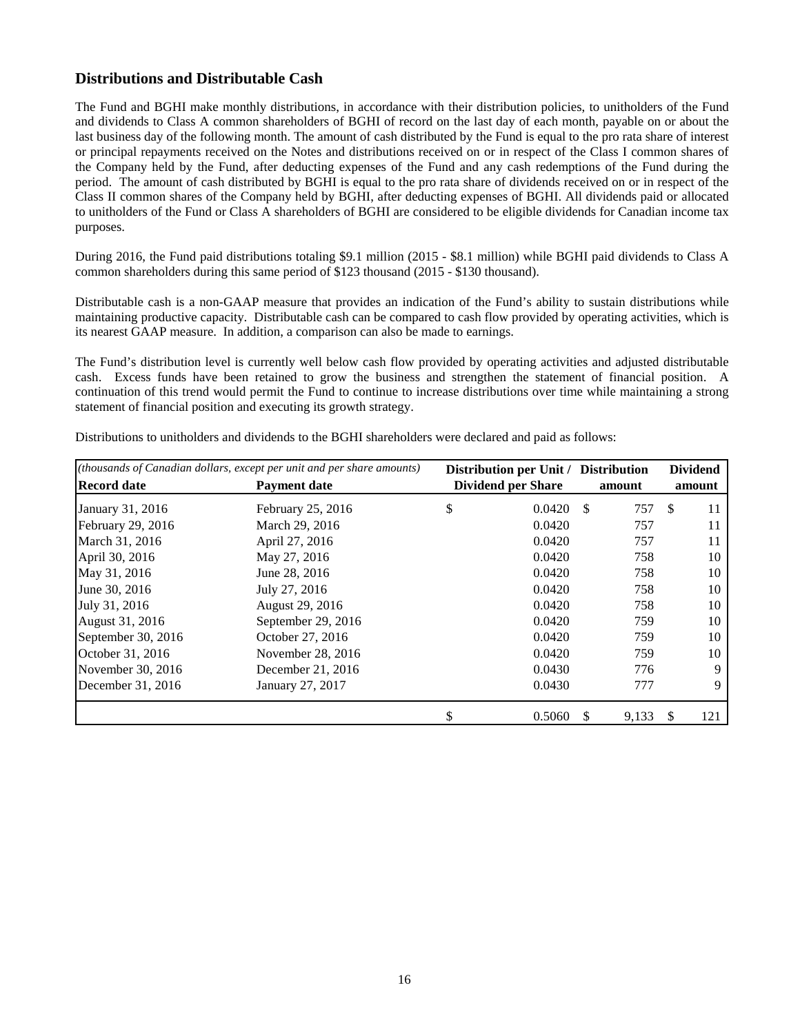## Distributions and Distributable Cash

The Fund and BGHI make monthly distributions, in accordance with their distribution policies, to unitholders of the Fund and dividends to Class A common shareholders of BGHI of record on the last day of each month, payable on or about the last business day of the following month. The amount of cash distributed by the Fund is equal to the pro rata share of interest or principal repayments received on the Notes and distributions received on or in respect of the Class I common shares of the Company held by the Fund, after deducting expenses of the Fund and any cash redemptions of the Fund during the period. The amount of cash distributed by BGHI is equal to the pro rata share of dividends received on or in respect of the Class II common shares of the Company held by BGHI, after deducting expenses of BGHI. All dividends paid or allocated to unitholders of the Fund or Class A shareholders of BGHI are considered to be eligible dividends for Canadian income tax purposes.

During 2016, the Fund paid distributions totaling $9.1 million (2015 - $8.1 million) while BGHI paid dividends to Class A common shareholders during this same period of $123 thousand (2015 - $130 thousand).

Distributable cash is a non-GAAP measure that provides an indication of the Fund's ability to sustain distributions while maintaining productive capacity. Distributable cash can be compared to cash flow provided by operating activities, which is its nearest GAAP measure. In addition, a comparison can also be made to earnings.

The Fund's distribution level is currently well below cash flow provided by operating activities and adjusted distributable cash. Excess funds have been retained to grow the business and strengthen the statement of financial position. A continuation of this trend would permit the Fund to continue to increase distributions over time while maintaining a strong statement of financial position and executing its growth strategy.

Distributions to unitholders and dividends to the BGHI shareholders were declared and paid as follows:

| *(thousands of Canadian dollars, except per unit and per share amounts)* | | | | |
|---|---|---|---|---|
| **Record date** | **Payment date** | **Distribution per Unit / Dividend per Share** | **Distribution amount** | **Dividend amount** |
| January 31, 2016 | February 25, 2016 | $ 0.0420 | $ 757 | $ 11 |
| February 29, 2016 | March 29, 2016 | 0.0420 | 757 | 11 |
| March 31, 2016 | April 27, 2016 | 0.0420 | 757 | 11 |
| April 30, 2016 | May 27, 2016 | 0.0420 | 758 | 10 |
| May 31, 2016 | June 28, 2016 | 0.0420 | 758 | 10 |
| June 30, 2016 | July 27, 2016 | 0.0420 | 758 | 10 |
| July 31, 2016 | August 29, 2016 | 0.0420 | 758 | 10 |
| August 31, 2016 | September 29, 2016 | 0.0420 | 759 | 10 |
| September 30, 2016 | October 27, 2016 | 0.0420 | 759 | 10 |
| October 31, 2016 | November 28, 2016 | 0.0420 | 759 | 10 |
| November 30, 2016 | December 21, 2016 | 0.0430 | 776 | 9 |
| December 31, 2016 | January 27, 2017 | 0.0430 | 777 | 9 |
| | | $ 0.5060 | $ 9,133 | $ 121 |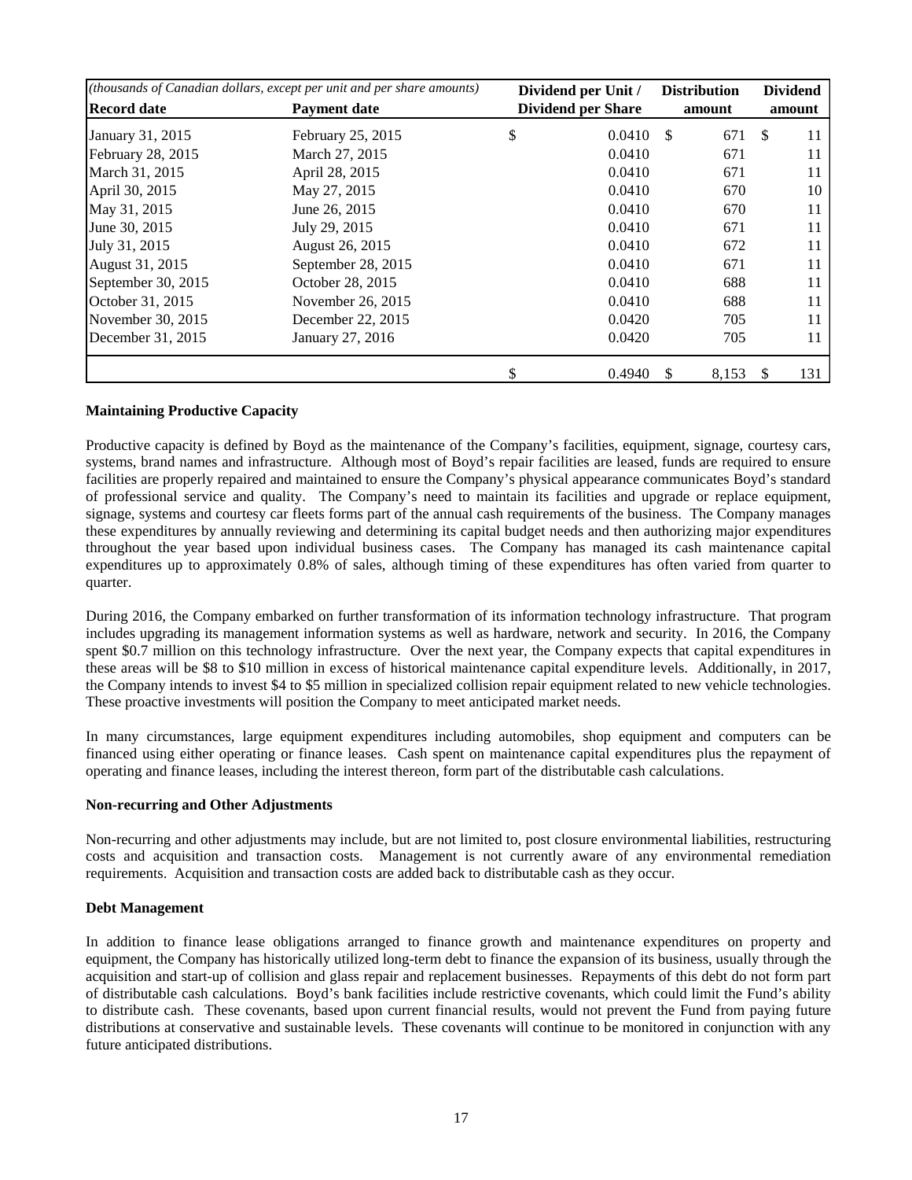| *(thousands of Canadian dollars, except per unit and per share amounts)* | | Dividend per Unit / | Distribution | Dividend |
|---|---|---|---|---|
| **Record date** | **Payment date** | **Dividend per Share** | **amount** | **amount** |
| January 31, 2015 | February 25, 2015 | $ 0.0410 | $ 671 | $ 11 |
| February 28, 2015 | March 27, 2015 | 0.0410 | 671 | 11 |
| March 31, 2015 | April 28, 2015 | 0.0410 | 671 | 11 |
| April 30, 2015 | May 27, 2015 | 0.0410 | 670 | 10 |
| May 31, 2015 | June 26, 2015 | 0.0410 | 670 | 11 |
| June 30, 2015 | July 29, 2015 | 0.0410 | 671 | 11 |
| July 31, 2015 | August 26, 2015 | 0.0410 | 672 | 11 |
| August 31, 2015 | September 28, 2015 | 0.0410 | 671 | 11 |
| September 30, 2015 | October 28, 2015 | 0.0410 | 688 | 11 |
| October 31, 2015 | November 26, 2015 | 0.0410 | 688 | 11 |
| November 30, 2015 | December 22, 2015 | 0.0420 | 705 | 11 |
| December 31, 2015 | January 27, 2016 | 0.0420 | 705 | 11 |
| | | $ 0.4940 | $ 8,153 | $ 131 |

**Maintaining Productive Capacity**

Productive capacity is defined by Boyd as the maintenance of the Company's facilities, equipment, signage, courtesy cars, systems, brand names and infrastructure. Although most of Boyd's repair facilities are leased, funds are required to ensure facilities are properly repaired and maintained to ensure the Company's physical appearance communicates Boyd's standard of professional service and quality. The Company's need to maintain its facilities and upgrade or replace equipment, signage, systems and courtesy car fleets forms part of the annual cash requirements of the business. The Company manages these expenditures by annually reviewing and determining its capital budget needs and then authorizing major expenditures throughout the year based upon individual business cases. The Company has managed its cash maintenance capital expenditures up to approximately 0.8% of sales, although timing of these expenditures has often varied from quarter to quarter.

During 2016, the Company embarked on further transformation of its information technology infrastructure. That program includes upgrading its management information systems as well as hardware, network and security. In 2016, the Company spent $0.7 million on this technology infrastructure. Over the next year, the Company expects that capital expenditures in these areas will be $8 to $10 million in excess of historical maintenance capital expenditure levels. Additionally, in 2017, the Company intends to invest $4 to $5 million in specialized collision repair equipment related to new vehicle technologies. These proactive investments will position the Company to meet anticipated market needs.

In many circumstances, large equipment expenditures including automobiles, shop equipment and computers can be financed using either operating or finance leases. Cash spent on maintenance capital expenditures plus the repayment of operating and finance leases, including the interest thereon, form part of the distributable cash calculations.

**Non-recurring and Other Adjustments**

Non-recurring and other adjustments may include, but are not limited to, post closure environmental liabilities, restructuring costs and acquisition and transaction costs. Management is not currently aware of any environmental remediation requirements. Acquisition and transaction costs are added back to distributable cash as they occur.

**Debt Management**

In addition to finance lease obligations arranged to finance growth and maintenance expenditures on property and equipment, the Company has historically utilized long-term debt to finance the expansion of its business, usually through the acquisition and start-up of collision and glass repair and replacement businesses. Repayments of this debt do not form part of distributable cash calculations. Boyd's bank facilities include restrictive covenants, which could limit the Fund's ability to distribute cash. These covenants, based upon current financial results, would not prevent the Fund from paying future distributions at conservative and sustainable levels. These covenants will continue to be monitored in conjunction with any future anticipated distributions.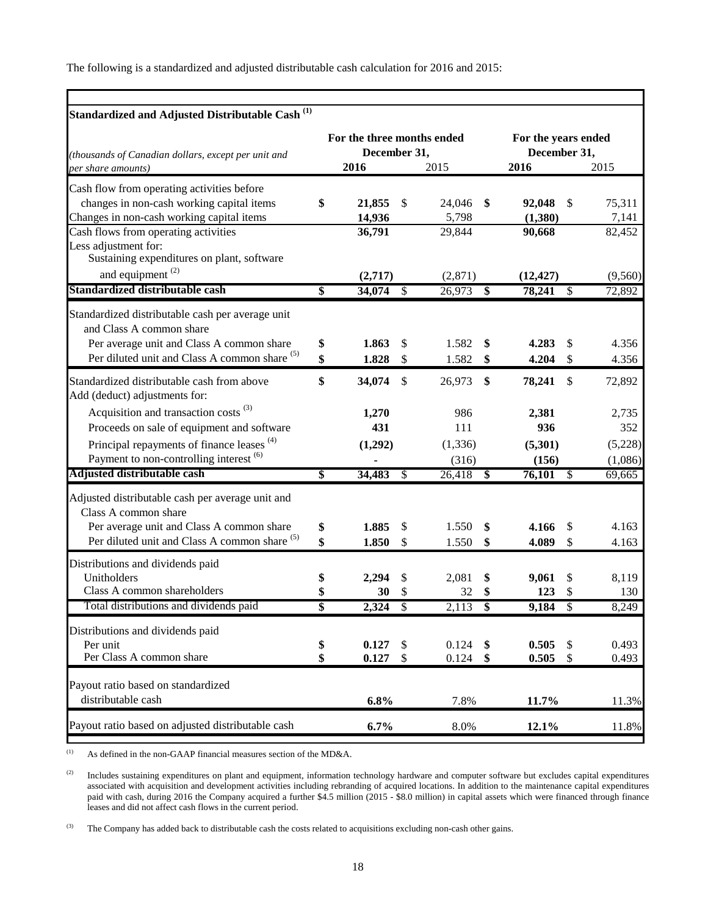The following is a standardized and adjusted distributable cash calculation for 2016 and 2015:

**Standardized and Adjusted Distributable Cash [(1)]**

| *(thousands of Canadian dollars, except per unit and per share amounts)* | For the three months ended December 31, 2016 | 2015 | For the years ended December 31, 2016 | 2015 |
|---|---|---|---|---|
| Cash flow from operating activities before changes in non-cash working capital items | **$ 21,855** | $ 24,046 | **$ 92,048** | $ 75,311 |
| Changes in non-cash working capital items | **14,936** | 5,798 | **(1,380)** | 7,141 |
| Cash flows from operating activities | **36,791** | 29,844 | **90,668** | 82,452 |
| Less adjustment for: | | | | |
| Sustaining expenditures on plant, software and equipment [(2)] | **(2,717)** | (2,871) | **(12,427)** | (9,560) |
| **Standardized distributable cash** | **$ 34,074** | $ 26,973 | **$ 78,241** | $ 72,892 |
| Standardized distributable cash per average unit and Class A common share | | | | |
| Per average unit and Class A common share | **$ 1.863** | $ 1.582 | **$ 4.283** | $ 4.356 |
| Per diluted unit and Class A common share [(5)] | **$ 1.828** | $ 1.582 | **$ 4.204** | $ 4.356 |
| Standardized distributable cash from above | **$ 34,074** | $ 26,973 | **$ 78,241** | $ 72,892 |
| Add (deduct) adjustments for: | | | | |
| Acquisition and transaction costs [(3)] | **1,270** | 986 | **2,381** | 2,735 |
| Proceeds on sale of equipment and software | **431** | 111 | **936** | 352 |
| Principal repayments of finance leases [(4)] | **(1,292)** | (1,336) | **(5,301)** | (5,228) |
| Payment to non-controlling interest [(6)] | **-** | (316) | **(156)** | (1,086) |
| **Adjusted distributable cash** | **$ 34,483** | $ 26,418 | **$ 76,101** | $ 69,665 |
| Adjusted distributable cash per average unit and Class A common share | | | | |
| Per average unit and Class A common share | **$ 1.885** | $ 1.550 | **$ 4.166** | $ 4.163 |
| Per diluted unit and Class A common share [(5)] | **$ 1.850** | $ 1.550 | **$ 4.089** | $ 4.163 |
| Distributions and dividends paid | | | | |
| Unitholders | **$ 2,294** | $ 2,081 | **$ 9,061** | $ 8,119 |
| Class A common shareholders | **$ 30** | $ 32 | **$ 123** | $ 130 |
| Total distributions and dividends paid | **$ 2,324** | $ 2,113 | **$ 9,184** | $ 8,249 |
| Distributions and dividends paid | | | | |
| Per unit | **$ 0.127** | $ 0.124 | **$ 0.505** | $ 0.493 |
| Per Class A common share | **$ 0.127** | $ 0.124 | **$ 0.505** | $ 0.493 |
| Payout ratio based on standardized distributable cash | **6.8%** | 7.8% | **11.7%** | 11.3% |
| Payout ratio based on adjusted distributable cash | **6.7%** | 8.0% | **12.1%** | 11.8% |

(1) As defined in the non-GAAP financial measures section of the MD&A.

(2) Includes sustaining expenditures on plant and equipment, information technology hardware and computer software but excludes capital expenditures associated with acquisition and development activities including rebranding of acquired locations. In addition to the maintenance capital expenditures paid with cash, during 2016 the Company acquired a further $4.5 million (2015 - $8.0 million) in capital assets which were financed through finance leases and did not affect cash flows in the current period.

(3) The Company has added back to distributable cash the costs related to acquisitions excluding non-cash other gains.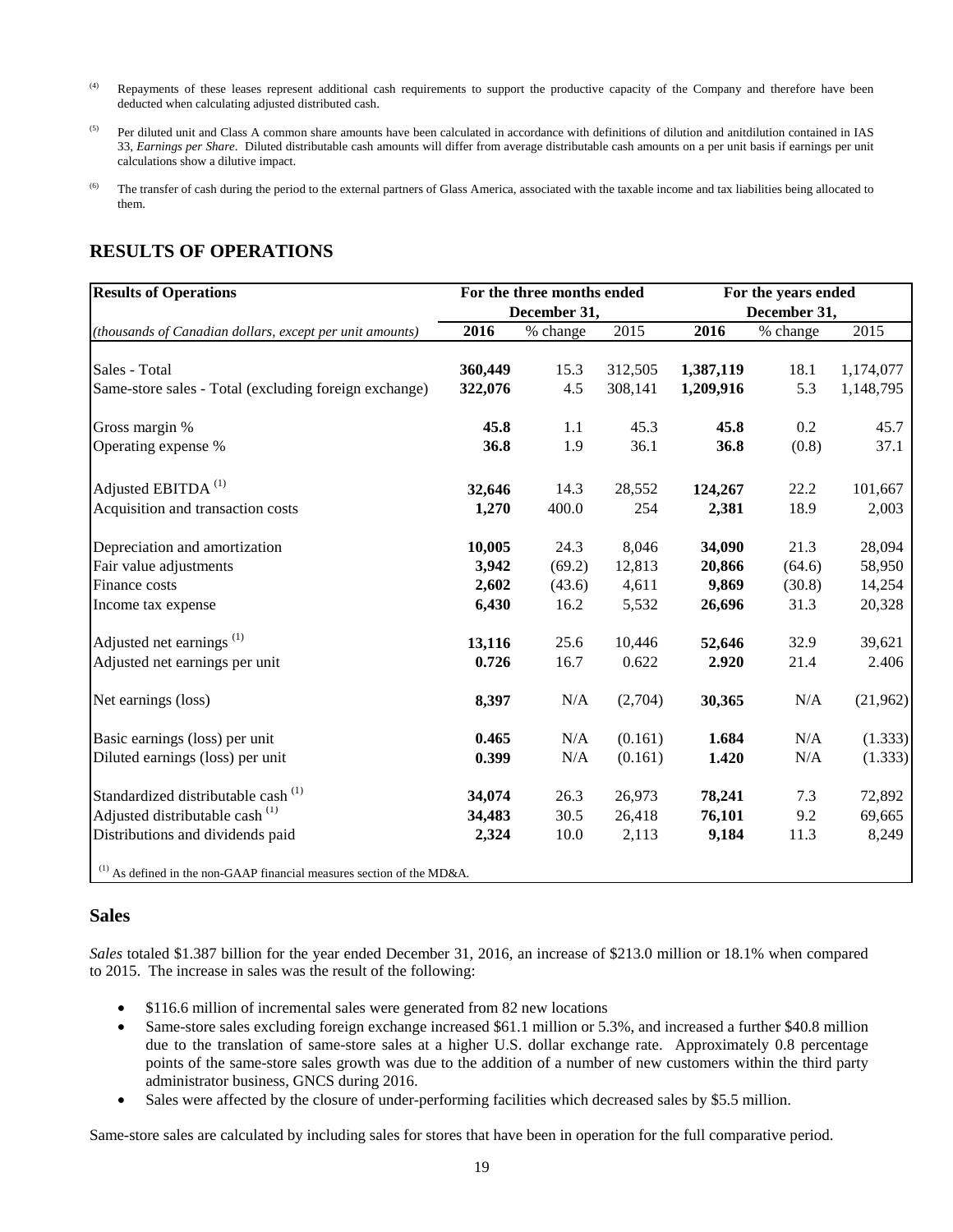[4] Repayments of these leases represent additional cash requirements to support the productive capacity of the Company and therefore have been deducted when calculating adjusted distributed cash.

[5] Per diluted unit and Class A common share amounts have been calculated in accordance with definitions of dilution and anitdilution contained in IAS 33, *Earnings per Share*. Diluted distributable cash amounts will differ from average distributable cash amounts on a per unit basis if earnings per unit calculations show a dilutive impact.

[6] The transfer of cash during the period to the external partners of Glass America, associated with the taxable income and tax liabilities being allocated to them.

## RESULTS OF OPERATIONS

| **Results of Operations** | **For the three months ended December 31,** | | | **For the years ended December 31,** | | |
|---|---|---|---|---|---|---|
| *(thousands of Canadian dollars, except per unit amounts)* | **2016** | % change | 2015 | **2016** | % change | 2015 |
| Sales - Total | **360,449** | 15.3 | 312,505 | **1,387,119** | 18.1 | 1,174,077 |
| Same-store sales - Total (excluding foreign exchange) | **322,076** | 4.5 | 308,141 | **1,209,916** | 5.3 | 1,148,795 |
| Gross margin % | **45.8** | 1.1 | 45.3 | **45.8** | 0.2 | 45.7 |
| Operating expense % | **36.8** | 1.9 | 36.1 | **36.8** | (0.8) | 37.1 |
| Adjusted EBITDA [1] | **32,646** | 14.3 | 28,552 | **124,267** | 22.2 | 101,667 |
| Acquisition and transaction costs | **1,270** | 400.0 | 254 | **2,381** | 18.9 | 2,003 |
| Depreciation and amortization | **10,005** | 24.3 | 8,046 | **34,090** | 21.3 | 28,094 |
| Fair value adjustments | **3,942** | (69.2) | 12,813 | **20,866** | (64.6) | 58,950 |
| Finance costs | **2,602** | (43.6) | 4,611 | **9,869** | (30.8) | 14,254 |
| Income tax expense | **6,430** | 16.2 | 5,532 | **26,696** | 31.3 | 20,328 |
| Adjusted net earnings [1] | **13,116** | 25.6 | 10,446 | **52,646** | 32.9 | 39,621 |
| Adjusted net earnings per unit | **0.726** | 16.7 | 0.622 | **2.920** | 21.4 | 2.406 |
| Net earnings (loss) | **8,397** | N/A | (2,704) | **30,365** | N/A | (21,962) |
| Basic earnings (loss) per unit | **0.465** | N/A | (0.161) | **1.684** | N/A | (1.333) |
| Diluted earnings (loss) per unit | **0.399** | N/A | (0.161) | **1.420** | N/A | (1.333) |
| Standardized distributable cash [1] | **34,074** | 26.3 | 26,973 | **78,241** | 7.3 | 72,892 |
| Adjusted distributable cash [1] | **34,483** | 30.5 | 26,418 | **76,101** | 9.2 | 69,665 |
| Distributions and dividends paid | **2,324** | 10.0 | 2,113 | **9,184** | 11.3 | 8,249 |

[1] As defined in the non-GAAP financial measures section of the MD&A.

### Sales

*Sales* totaled $1.387 billion for the year ended December 31, 2016, an increase of $213.0 million or 18.1% when compared to 2015. The increase in sales was the result of the following:

- $116.6 million of incremental sales were generated from 82 new locations
- Same-store sales excluding foreign exchange increased $61.1 million or 5.3%, and increased a further $40.8 million due to the translation of same-store sales at a higher U.S. dollar exchange rate. Approximately 0.8 percentage points of the same-store sales growth was due to the addition of a number of new customers within the third party administrator business, GNCS during 2016.
- Sales were affected by the closure of under-performing facilities which decreased sales by $5.5 million.

Same-store sales are calculated by including sales for stores that have been in operation for the full comparative period.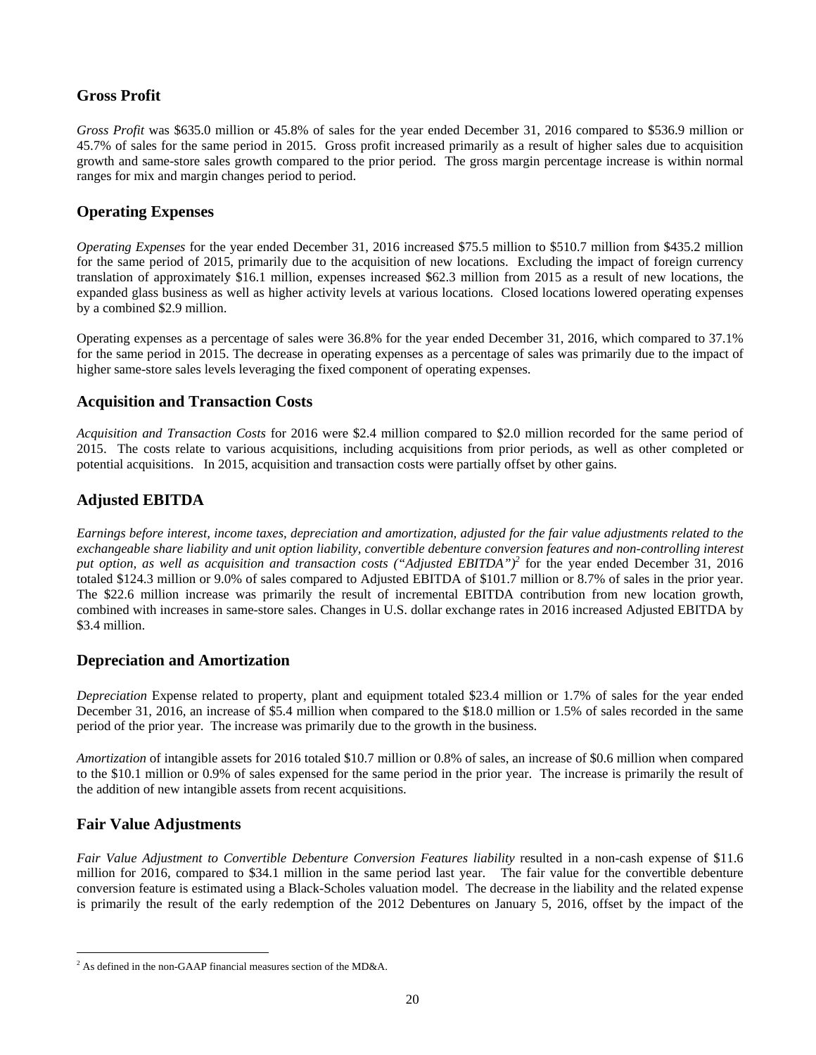## Gross Profit

*Gross Profit* was $635.0 million or 45.8% of sales for the year ended December 31, 2016 compared to $536.9 million or 45.7% of sales for the same period in 2015. Gross profit increased primarily as a result of higher sales due to acquisition growth and same-store sales growth compared to the prior period. The gross margin percentage increase is within normal ranges for mix and margin changes period to period.

## Operating Expenses

*Operating Expenses* for the year ended December 31, 2016 increased $75.5 million to $510.7 million from $435.2 million for the same period of 2015, primarily due to the acquisition of new locations. Excluding the impact of foreign currency translation of approximately $16.1 million, expenses increased $62.3 million from 2015 as a result of new locations, the expanded glass business as well as higher activity levels at various locations. Closed locations lowered operating expenses by a combined $2.9 million.

Operating expenses as a percentage of sales were 36.8% for the year ended December 31, 2016, which compared to 37.1% for the same period in 2015. The decrease in operating expenses as a percentage of sales was primarily due to the impact of higher same-store sales levels leveraging the fixed component of operating expenses.

## Acquisition and Transaction Costs

*Acquisition and Transaction Costs* for 2016 were $2.4 million compared to $2.0 million recorded for the same period of 2015. The costs relate to various acquisitions, including acquisitions from prior periods, as well as other completed or potential acquisitions. In 2015, acquisition and transaction costs were partially offset by other gains.

## Adjusted EBITDA

*Earnings before interest, income taxes, depreciation and amortization, adjusted for the fair value adjustments related to the exchangeable share liability and unit option liability, convertible debenture conversion features and non-controlling interest put option, as well as acquisition and transaction costs ("Adjusted EBITDA")*[2] for the year ended December 31, 2016 totaled $124.3 million or 9.0% of sales compared to Adjusted EBITDA of $101.7 million or 8.7% of sales in the prior year. The $22.6 million increase was primarily the result of incremental EBITDA contribution from new location growth, combined with increases in same-store sales. Changes in U.S. dollar exchange rates in 2016 increased Adjusted EBITDA by $3.4 million.

## Depreciation and Amortization

*Depreciation* Expense related to property, plant and equipment totaled $23.4 million or 1.7% of sales for the year ended December 31, 2016, an increase of $5.4 million when compared to the $18.0 million or 1.5% of sales recorded in the same period of the prior year. The increase was primarily due to the growth in the business.

*Amortization* of intangible assets for 2016 totaled $10.7 million or 0.8% of sales, an increase of $0.6 million when compared to the $10.1 million or 0.9% of sales expensed for the same period in the prior year. The increase is primarily the result of the addition of new intangible assets from recent acquisitions.

## Fair Value Adjustments

*Fair Value Adjustment to Convertible Debenture Conversion Features liability* resulted in a non-cash expense of $11.6 million for 2016, compared to $34.1 million in the same period last year. The fair value for the convertible debenture conversion feature is estimated using a Black-Scholes valuation model. The decrease in the liability and the related expense is primarily the result of the early redemption of the 2012 Debentures on January 5, 2016, offset by the impact of the

[2] As defined in the non-GAAP financial measures section of the MD&A.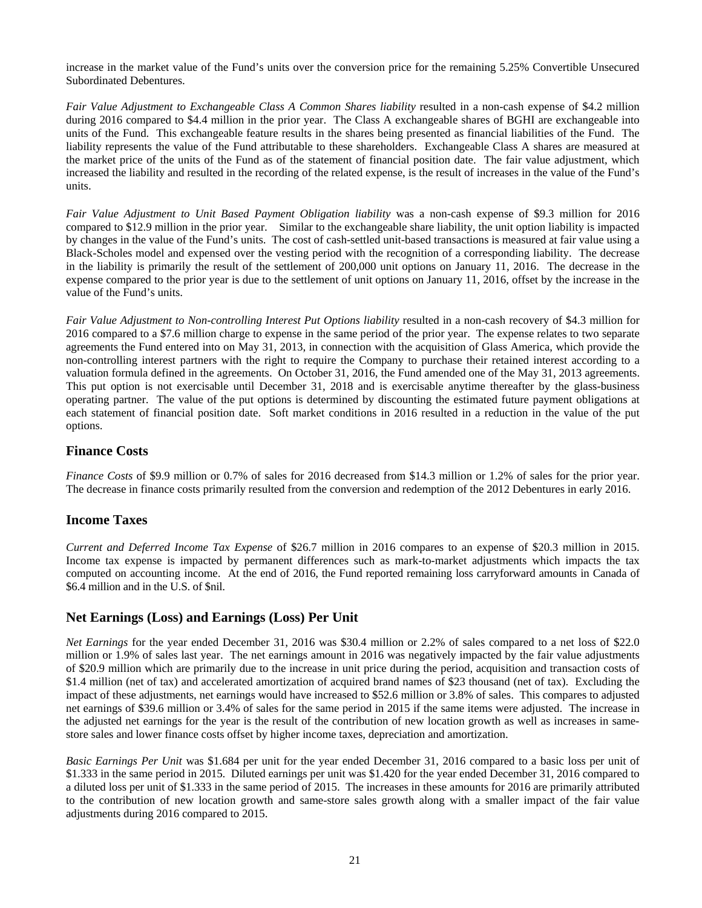increase in the market value of the Fund's units over the conversion price for the remaining 5.25% Convertible Unsecured Subordinated Debentures.

*Fair Value Adjustment to Exchangeable Class A Common Shares liability* resulted in a non-cash expense of $4.2 million during 2016 compared to $4.4 million in the prior year. The Class A exchangeable shares of BGHI are exchangeable into units of the Fund. This exchangeable feature results in the shares being presented as financial liabilities of the Fund. The liability represents the value of the Fund attributable to these shareholders. Exchangeable Class A shares are measured at the market price of the units of the Fund as of the statement of financial position date. The fair value adjustment, which increased the liability and resulted in the recording of the related expense, is the result of increases in the value of the Fund's units.

*Fair Value Adjustment to Unit Based Payment Obligation liability* was a non-cash expense of $9.3 million for 2016 compared to $12.9 million in the prior year. Similar to the exchangeable share liability, the unit option liability is impacted by changes in the value of the Fund's units. The cost of cash-settled unit-based transactions is measured at fair value using a Black-Scholes model and expensed over the vesting period with the recognition of a corresponding liability. The decrease in the liability is primarily the result of the settlement of 200,000 unit options on January 11, 2016. The decrease in the expense compared to the prior year is due to the settlement of unit options on January 11, 2016, offset by the increase in the value of the Fund's units.

*Fair Value Adjustment to Non-controlling Interest Put Options liability* resulted in a non-cash recovery of $4.3 million for 2016 compared to a $7.6 million charge to expense in the same period of the prior year. The expense relates to two separate agreements the Fund entered into on May 31, 2013, in connection with the acquisition of Glass America, which provide the non-controlling interest partners with the right to require the Company to purchase their retained interest according to a valuation formula defined in the agreements. On October 31, 2016, the Fund amended one of the May 31, 2013 agreements. This put option is not exercisable until December 31, 2018 and is exercisable anytime thereafter by the glass-business operating partner. The value of the put options is determined by discounting the estimated future payment obligations at each statement of financial position date. Soft market conditions in 2016 resulted in a reduction in the value of the put options.

## Finance Costs

*Finance Costs* of $9.9 million or 0.7% of sales for 2016 decreased from $14.3 million or 1.2% of sales for the prior year. The decrease in finance costs primarily resulted from the conversion and redemption of the 2012 Debentures in early 2016.

## Income Taxes

*Current and Deferred Income Tax Expense* of $26.7 million in 2016 compares to an expense of $20.3 million in 2015. Income tax expense is impacted by permanent differences such as mark-to-market adjustments which impacts the tax computed on accounting income. At the end of 2016, the Fund reported remaining loss carryforward amounts in Canada of $6.4 million and in the U.S. of $nil.

## Net Earnings (Loss) and Earnings (Loss) Per Unit

*Net Earnings* for the year ended December 31, 2016 was $30.4 million or 2.2% of sales compared to a net loss of $22.0 million or 1.9% of sales last year. The net earnings amount in 2016 was negatively impacted by the fair value adjustments of $20.9 million which are primarily due to the increase in unit price during the period, acquisition and transaction costs of $1.4 million (net of tax) and accelerated amortization of acquired brand names of $23 thousand (net of tax). Excluding the impact of these adjustments, net earnings would have increased to $52.6 million or 3.8% of sales. This compares to adjusted net earnings of $39.6 million or 3.4% of sales for the same period in 2015 if the same items were adjusted. The increase in the adjusted net earnings for the year is the result of the contribution of new location growth as well as increases in same-store sales and lower finance costs offset by higher income taxes, depreciation and amortization.

*Basic Earnings Per Unit* was $1.684 per unit for the year ended December 31, 2016 compared to a basic loss per unit of $1.333 in the same period in 2015. Diluted earnings per unit was $1.420 for the year ended December 31, 2016 compared to a diluted loss per unit of $1.333 in the same period of 2015. The increases in these amounts for 2016 are primarily attributed to the contribution of new location growth and same-store sales growth along with a smaller impact of the fair value adjustments during 2016 compared to 2015.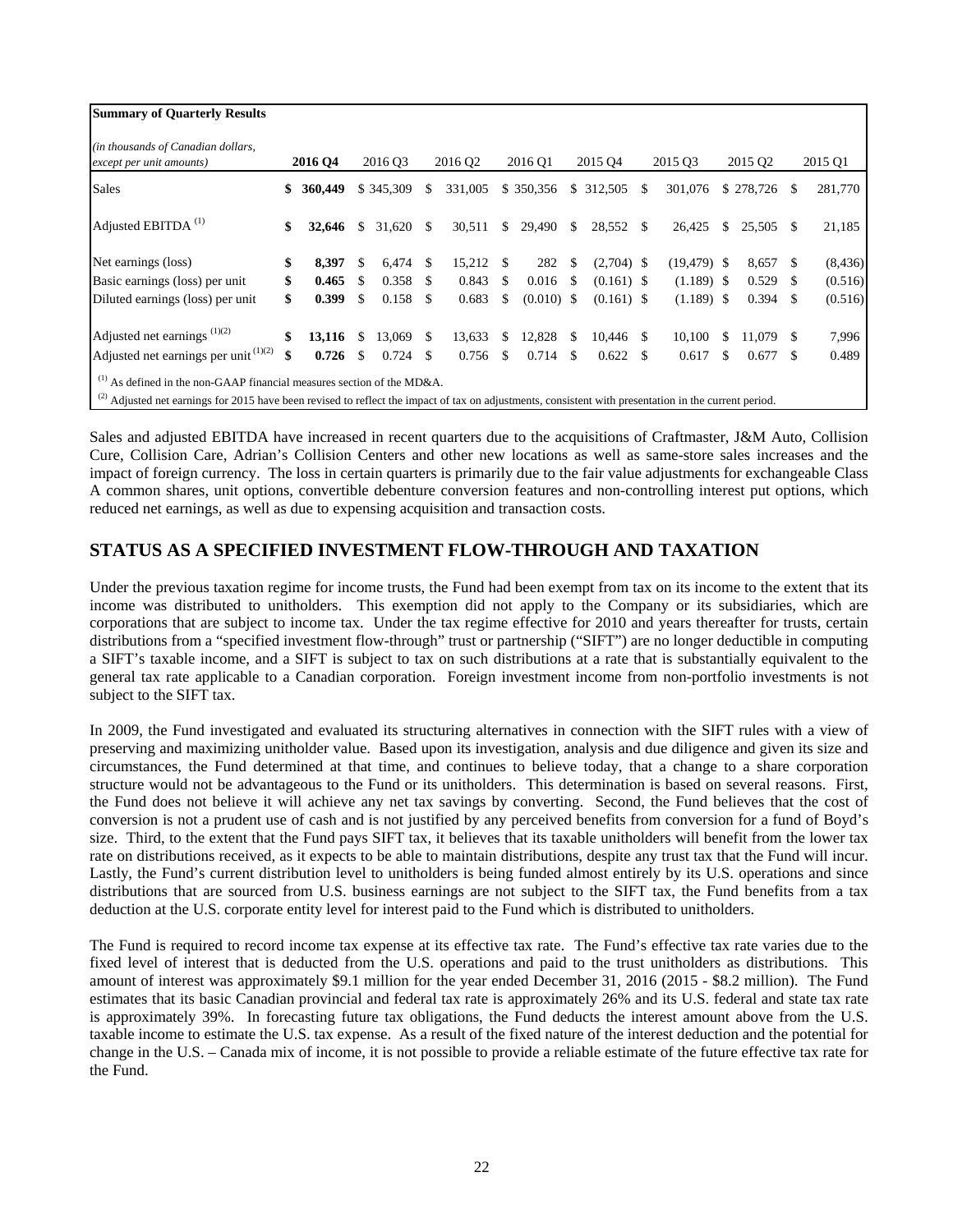**Summary of Quarterly Results**

| *(in thousands of Canadian dollars, except per unit amounts)* | **2016 Q4** | 2016 Q3 | 2016 Q2 | 2016 Q1 | 2015 Q4 | 2015 Q3 | 2015 Q2 | 2015 Q1 |
|---|---|---|---|---|---|---|---|---|
| Sales | **$ 360,449** | $ 345,309 | $ 331,005 | $ 350,356 | $ 312,505 | $ 301,076 | $ 278,726 | $ 281,770 |
| Adjusted EBITDA [(1)] | **$ 32,646** | $ 31,620 | $ 30,511 | $ 29,490 | $ 28,552 | $ 26,425 | $ 25,505 | $ 21,185 |
| Net earnings (loss) | **$ 8,397** | $ 6,474 | $ 15,212 | $ 282 | $ (2,704) | $ (19,479) | $ 8,657 | $ (8,436) |
| Basic earnings (loss) per unit | **$ 0.465** | $ 0.358 | $ 0.843 | $ 0.016 | $ (0.161) | $ (1.189) | $ 0.529 | $ (0.516) |
| Diluted earnings (loss) per unit | **$ 0.399** | $ 0.158 | $ 0.683 | $ (0.010) | $ (0.161) | $ (1.189) | $ 0.394 | $ (0.516) |
| Adjusted net earnings [(1)(2)] | **$ 13,116** | $ 13,069 | $ 13,633 | $ 12,828 | $ 10,446 | $ 10,100 | $ 11,079 | $ 7,996 |
| Adjusted net earnings per unit [(1)(2)] | **$ 0.726** | $ 0.724 | $ 0.756 | $ 0.714 | $ 0.622 | $ 0.617 | $ 0.677 | $ 0.489 |

[(1)] As defined in the non-GAAP financial measures section of the MD&A.
[(2)] Adjusted net earnings for 2015 have been revised to reflect the impact of tax on adjustments, consistent with presentation in the current period.

Sales and adjusted EBITDA have increased in recent quarters due to the acquisitions of Craftmaster, J&M Auto, Collision Cure, Collision Care, Adrian's Collision Centers and other new locations as well as same-store sales increases and the impact of foreign currency. The loss in certain quarters is primarily due to the fair value adjustments for exchangeable Class A common shares, unit options, convertible debenture conversion features and non-controlling interest put options, which reduced net earnings, as well as due to expensing acquisition and transaction costs.

## STATUS AS A SPECIFIED INVESTMENT FLOW-THROUGH AND TAXATION

Under the previous taxation regime for income trusts, the Fund had been exempt from tax on its income to the extent that its income was distributed to unitholders. This exemption did not apply to the Company or its subsidiaries, which are corporations that are subject to income tax. Under the tax regime effective for 2010 and years thereafter for trusts, certain distributions from a "specified investment flow-through" trust or partnership ("SIFT") are no longer deductible in computing a SIFT's taxable income, and a SIFT is subject to tax on such distributions at a rate that is substantially equivalent to the general tax rate applicable to a Canadian corporation. Foreign investment income from non-portfolio investments is not subject to the SIFT tax.

In 2009, the Fund investigated and evaluated its structuring alternatives in connection with the SIFT rules with a view of preserving and maximizing unitholder value. Based upon its investigation, analysis and due diligence and given its size and circumstances, the Fund determined at that time, and continues to believe today, that a change to a share corporation structure would not be advantageous to the Fund or its unitholders. This determination is based on several reasons. First, the Fund does not believe it will achieve any net tax savings by converting. Second, the Fund believes that the cost of conversion is not a prudent use of cash and is not justified by any perceived benefits from conversion for a fund of Boyd's size. Third, to the extent that the Fund pays SIFT tax, it believes that its taxable unitholders will benefit from the lower tax rate on distributions received, as it expects to be able to maintain distributions, despite any trust tax that the Fund will incur. Lastly, the Fund's current distribution level to unitholders is being funded almost entirely by its U.S. operations and since distributions that are sourced from U.S. business earnings are not subject to the SIFT tax, the Fund benefits from a tax deduction at the U.S. corporate entity level for interest paid to the Fund which is distributed to unitholders.

The Fund is required to record income tax expense at its effective tax rate. The Fund's effective tax rate varies due to the fixed level of interest that is deducted from the U.S. operations and paid to the trust unitholders as distributions. This amount of interest was approximately $9.1 million for the year ended December 31, 2016 (2015 - $8.2 million). The Fund estimates that its basic Canadian provincial and federal tax rate is approximately 26% and its U.S. federal and state tax rate is approximately 39%. In forecasting future tax obligations, the Fund deducts the interest amount above from the U.S. taxable income to estimate the U.S. tax expense. As a result of the fixed nature of the interest deduction and the potential for change in the U.S. – Canada mix of income, it is not possible to provide a reliable estimate of the future effective tax rate for the Fund.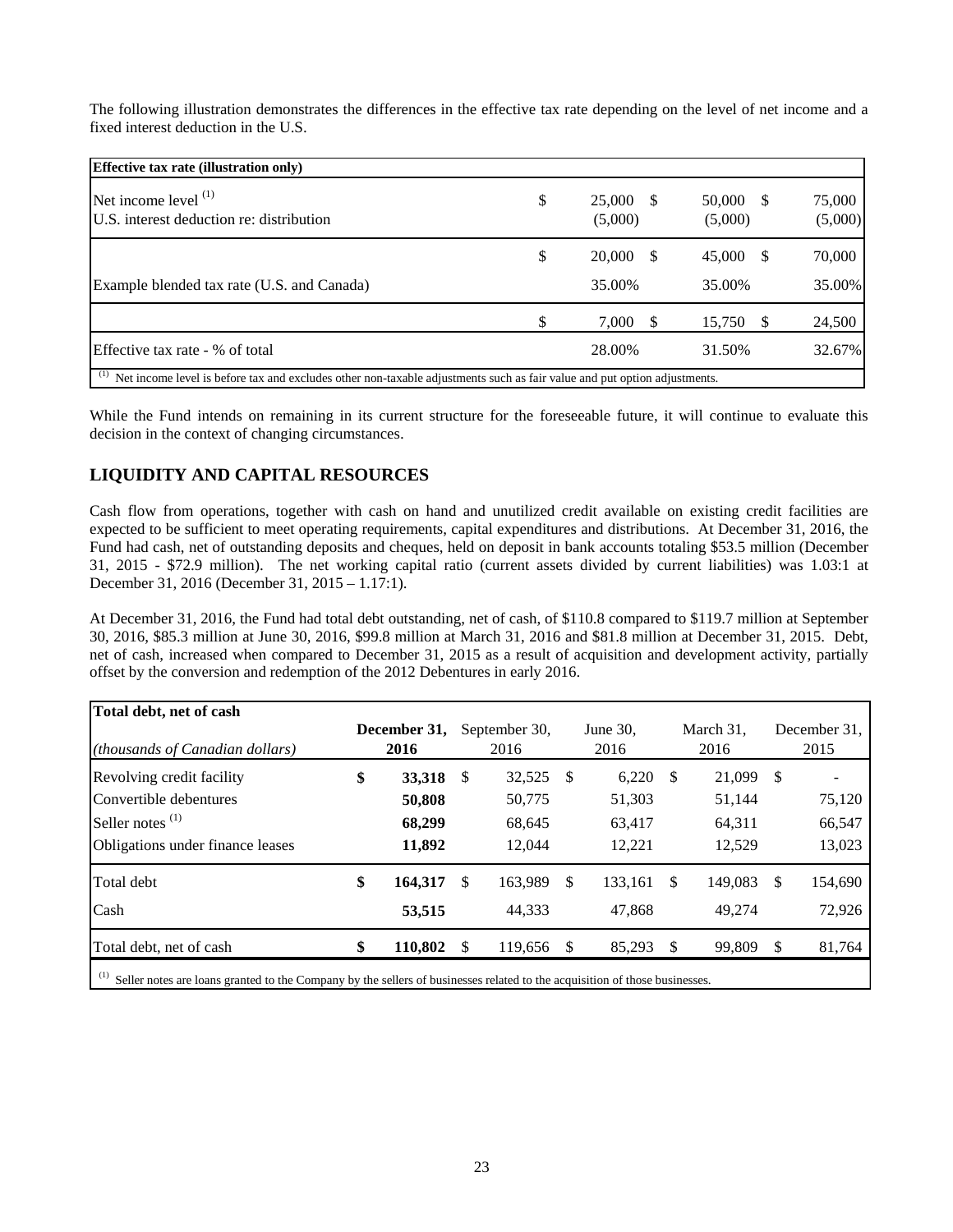The following illustration demonstrates the differences in the effective tax rate depending on the level of net income and a fixed interest deduction in the U.S.

| Effective tax rate (illustration only) | | | |
|---|---|---|---|
| Net income level [(1)] | $ 25,000 | $ 50,000 | $ 75,000 |
| U.S. interest deduction re: distribution | (5,000) | (5,000) | (5,000) |
| | $ 20,000 | $ 45,000 | $ 70,000 |
| Example blended tax rate (U.S. and Canada) | 35.00% | 35.00% | 35.00% |
| | $ 7,000 | $ 15,750 | $ 24,500 |
| Effective tax rate - % of total | 28.00% | 31.50% | 32.67% |

[(1)] Net income level is before tax and excludes other non-taxable adjustments such as fair value and put option adjustments.

While the Fund intends on remaining in its current structure for the foreseeable future, it will continue to evaluate this decision in the context of changing circumstances.

## LIQUIDITY AND CAPITAL RESOURCES

Cash flow from operations, together with cash on hand and unutilized credit available on existing credit facilities are expected to be sufficient to meet operating requirements, capital expenditures and distributions. At December 31, 2016, the Fund had cash, net of outstanding deposits and cheques, held on deposit in bank accounts totaling $53.5 million (December 31, 2015 - $72.9 million). The net working capital ratio (current assets divided by current liabilities) was 1.03:1 at December 31, 2016 (December 31, 2015 – 1.17:1).

At December 31, 2016, the Fund had total debt outstanding, net of cash, of $110.8 compared to $119.7 million at September 30, 2016, $85.3 million at June 30, 2016, $99.8 million at March 31, 2016 and $81.8 million at December 31, 2015. Debt, net of cash, increased when compared to December 31, 2015 as a result of acquisition and development activity, partially offset by the conversion and redemption of the 2012 Debentures in early 2016.

| **Total debt, net of cash** *(thousands of Canadian dollars)* | **December 31, 2016** | September 30, 2016 | June 30, 2016 | March 31, 2016 | December 31, 2015 |
|---|---|---|---|---|---|
| Revolving credit facility | **$ 33,318** | $ 32,525 | $ 6,220 | $ 21,099 | $ - |
| Convertible debentures | **50,808** | 50,775 | 51,303 | 51,144 | 75,120 |
| Seller notes [(1)] | **68,299** | 68,645 | 63,417 | 64,311 | 66,547 |
| Obligations under finance leases | **11,892** | 12,044 | 12,221 | 12,529 | 13,023 |
| Total debt | **$ 164,317** | $ 163,989 | $ 133,161 | $ 149,083 | $ 154,690 |
| Cash | **53,515** | 44,333 | 47,868 | 49,274 | 72,926 |
| Total debt, net of cash | **$ 110,802** | $ 119,656 | $ 85,293 | $ 99,809 | $ 81,764 |

[(1)] Seller notes are loans granted to the Company by the sellers of businesses related to the acquisition of those businesses.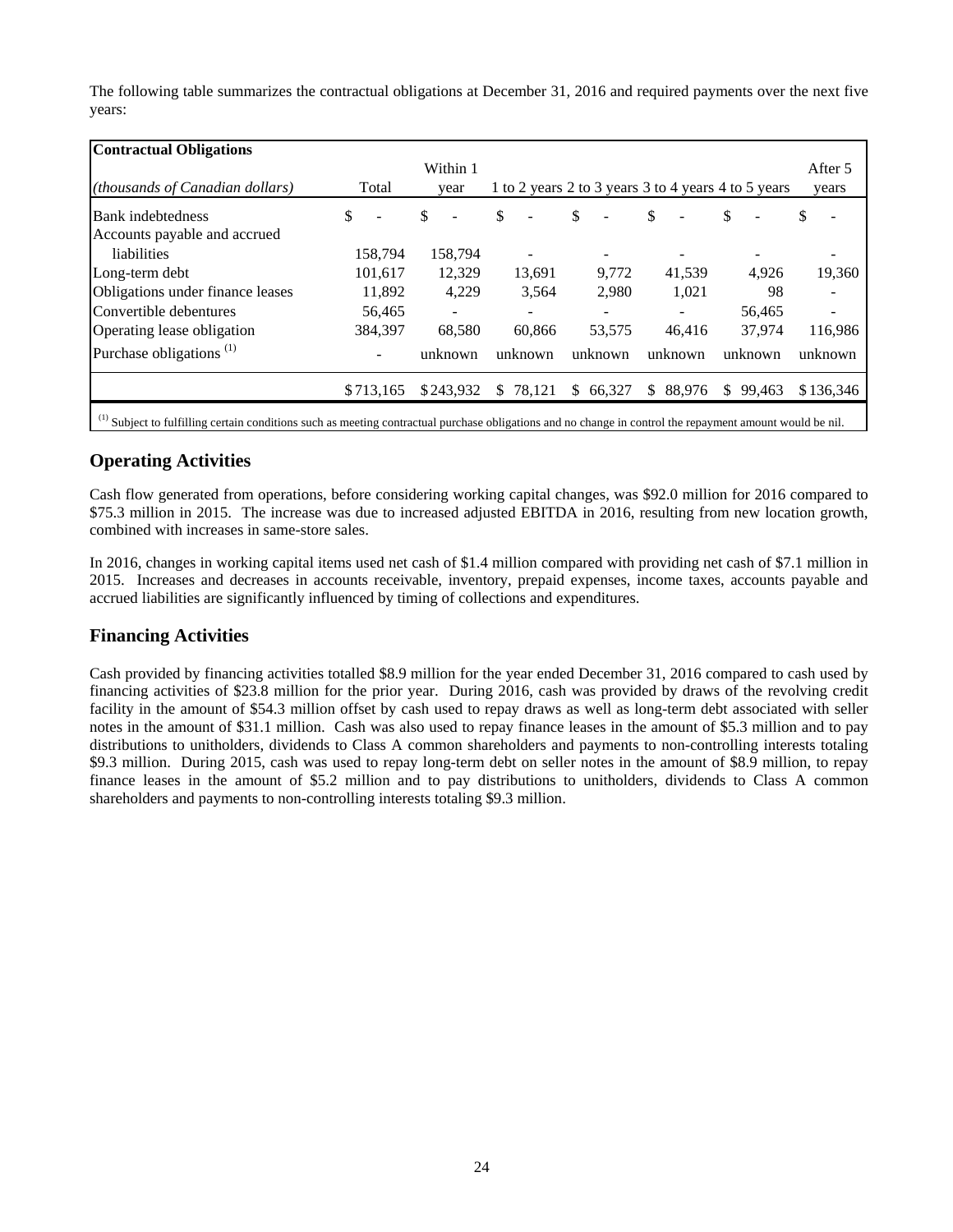The following table summarizes the contractual obligations at December 31, 2016 and required payments over the next five years:

| **Contractual Obligations** | | | | | | | |
|---|---|---|---|---|---|---|---|
| *(thousands of Canadian dollars)* | Total | Within 1 year | 1 to 2 years | 2 to 3 years | 3 to 4 years | 4 to 5 years | After 5 years |
| Bank indebtedness | $ - | $ - | $ - | $ - | $ - | $ - | $ - |
| Accounts payable and accrued liabilities | 158,794 | 158,794 | - | - | - | - | - |
| Long-term debt | 101,617 | 12,329 | 13,691 | 9,772 | 41,539 | 4,926 | 19,360 |
| Obligations under finance leases | 11,892 | 4,229 | 3,564 | 2,980 | 1,021 | 98 | - |
| Convertible debentures | 56,465 | - | - | - | - | 56,465 | - |
| Operating lease obligation | 384,397 | 68,580 | 60,866 | 53,575 | 46,416 | 37,974 | 116,986 |
| Purchase obligations [(1)] | - | unknown | unknown | unknown | unknown | unknown | unknown |
| | $713,165 | $243,932 | $ 78,121 | $ 66,327 | $ 88,976 | $ 99,463 | $136,346 |

[(1)] Subject to fulfilling certain conditions such as meeting contractual purchase obligations and no change in control the repayment amount would be nil.

## Operating Activities

Cash flow generated from operations, before considering working capital changes, was $92.0 million for 2016 compared to $75.3 million in 2015. The increase was due to increased adjusted EBITDA in 2016, resulting from new location growth, combined with increases in same-store sales.

In 2016, changes in working capital items used net cash of $1.4 million compared with providing net cash of $7.1 million in 2015. Increases and decreases in accounts receivable, inventory, prepaid expenses, income taxes, accounts payable and accrued liabilities are significantly influenced by timing of collections and expenditures.

## Financing Activities

Cash provided by financing activities totalled $8.9 million for the year ended December 31, 2016 compared to cash used by financing activities of $23.8 million for the prior year. During 2016, cash was provided by draws of the revolving credit facility in the amount of $54.3 million offset by cash used to repay draws as well as long-term debt associated with seller notes in the amount of $31.1 million. Cash was also used to repay finance leases in the amount of $5.3 million and to pay distributions to unitholders, dividends to Class A common shareholders and payments to non-controlling interests totaling $9.3 million. During 2015, cash was used to repay long-term debt on seller notes in the amount of $8.9 million, to repay finance leases in the amount of $5.2 million and to pay distributions to unitholders, dividends to Class A common shareholders and payments to non-controlling interests totaling $9.3 million.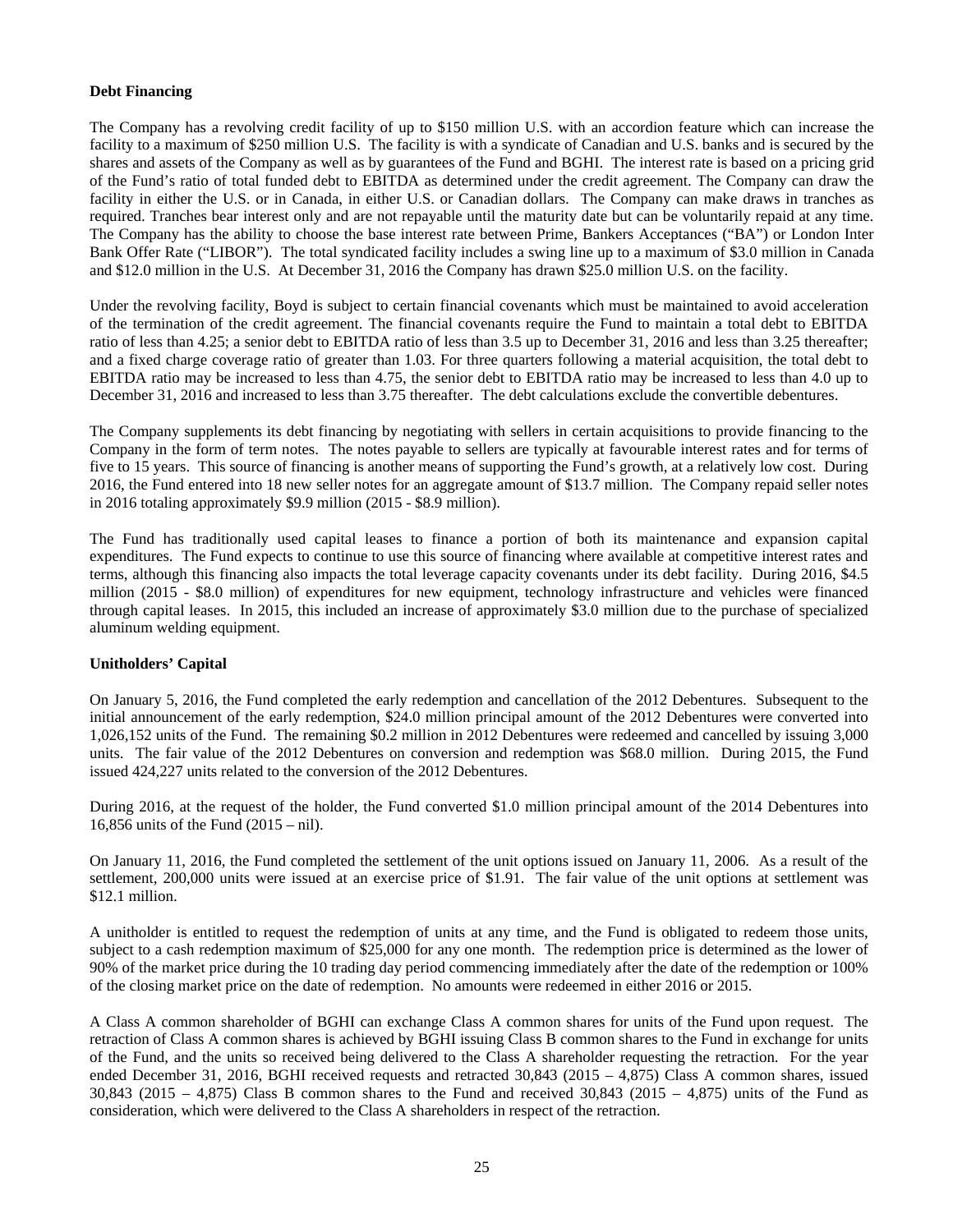**Debt Financing**

The Company has a revolving credit facility of up to $150 million U.S. with an accordion feature which can increase the facility to a maximum of $250 million U.S. The facility is with a syndicate of Canadian and U.S. banks and is secured by the shares and assets of the Company as well as by guarantees of the Fund and BGHI. The interest rate is based on a pricing grid of the Fund's ratio of total funded debt to EBITDA as determined under the credit agreement. The Company can draw the facility in either the U.S. or in Canada, in either U.S. or Canadian dollars. The Company can make draws in tranches as required. Tranches bear interest only and are not repayable until the maturity date but can be voluntarily repaid at any time. The Company has the ability to choose the base interest rate between Prime, Bankers Acceptances ("BA") or London Inter Bank Offer Rate ("LIBOR"). The total syndicated facility includes a swing line up to a maximum of $3.0 million in Canada and $12.0 million in the U.S. At December 31, 2016 the Company has drawn $25.0 million U.S. on the facility.

Under the revolving facility, Boyd is subject to certain financial covenants which must be maintained to avoid acceleration of the termination of the credit agreement. The financial covenants require the Fund to maintain a total debt to EBITDA ratio of less than 4.25; a senior debt to EBITDA ratio of less than 3.5 up to December 31, 2016 and less than 3.25 thereafter; and a fixed charge coverage ratio of greater than 1.03. For three quarters following a material acquisition, the total debt to EBITDA ratio may be increased to less than 4.75, the senior debt to EBITDA ratio may be increased to less than 4.0 up to December 31, 2016 and increased to less than 3.75 thereafter. The debt calculations exclude the convertible debentures.

The Company supplements its debt financing by negotiating with sellers in certain acquisitions to provide financing to the Company in the form of term notes. The notes payable to sellers are typically at favourable interest rates and for terms of five to 15 years. This source of financing is another means of supporting the Fund's growth, at a relatively low cost. During 2016, the Fund entered into 18 new seller notes for an aggregate amount of $13.7 million. The Company repaid seller notes in 2016 totaling approximately $9.9 million (2015 - $8.9 million).

The Fund has traditionally used capital leases to finance a portion of both its maintenance and expansion capital expenditures. The Fund expects to continue to use this source of financing where available at competitive interest rates and terms, although this financing also impacts the total leverage capacity covenants under its debt facility. During 2016, $4.5 million (2015 - $8.0 million) of expenditures for new equipment, technology infrastructure and vehicles were financed through capital leases. In 2015, this included an increase of approximately $3.0 million due to the purchase of specialized aluminum welding equipment.

**Unitholders' Capital**

On January 5, 2016, the Fund completed the early redemption and cancellation of the 2012 Debentures. Subsequent to the initial announcement of the early redemption, $24.0 million principal amount of the 2012 Debentures were converted into 1,026,152 units of the Fund. The remaining $0.2 million in 2012 Debentures were redeemed and cancelled by issuing 3,000 units. The fair value of the 2012 Debentures on conversion and redemption was $68.0 million. During 2015, the Fund issued 424,227 units related to the conversion of the 2012 Debentures.

During 2016, at the request of the holder, the Fund converted $1.0 million principal amount of the 2014 Debentures into 16,856 units of the Fund (2015 – nil).

On January 11, 2016, the Fund completed the settlement of the unit options issued on January 11, 2006. As a result of the settlement, 200,000 units were issued at an exercise price of $1.91. The fair value of the unit options at settlement was $12.1 million.

A unitholder is entitled to request the redemption of units at any time, and the Fund is obligated to redeem those units, subject to a cash redemption maximum of $25,000 for any one month. The redemption price is determined as the lower of 90% of the market price during the 10 trading day period commencing immediately after the date of the redemption or 100% of the closing market price on the date of redemption. No amounts were redeemed in either 2016 or 2015.

A Class A common shareholder of BGHI can exchange Class A common shares for units of the Fund upon request. The retraction of Class A common shares is achieved by BGHI issuing Class B common shares to the Fund in exchange for units of the Fund, and the units so received being delivered to the Class A shareholder requesting the retraction. For the year ended December 31, 2016, BGHI received requests and retracted 30,843 (2015 – 4,875) Class A common shares, issued 30,843 (2015 – 4,875) Class B common shares to the Fund and received 30,843 (2015 – 4,875) units of the Fund as consideration, which were delivered to the Class A shareholders in respect of the retraction.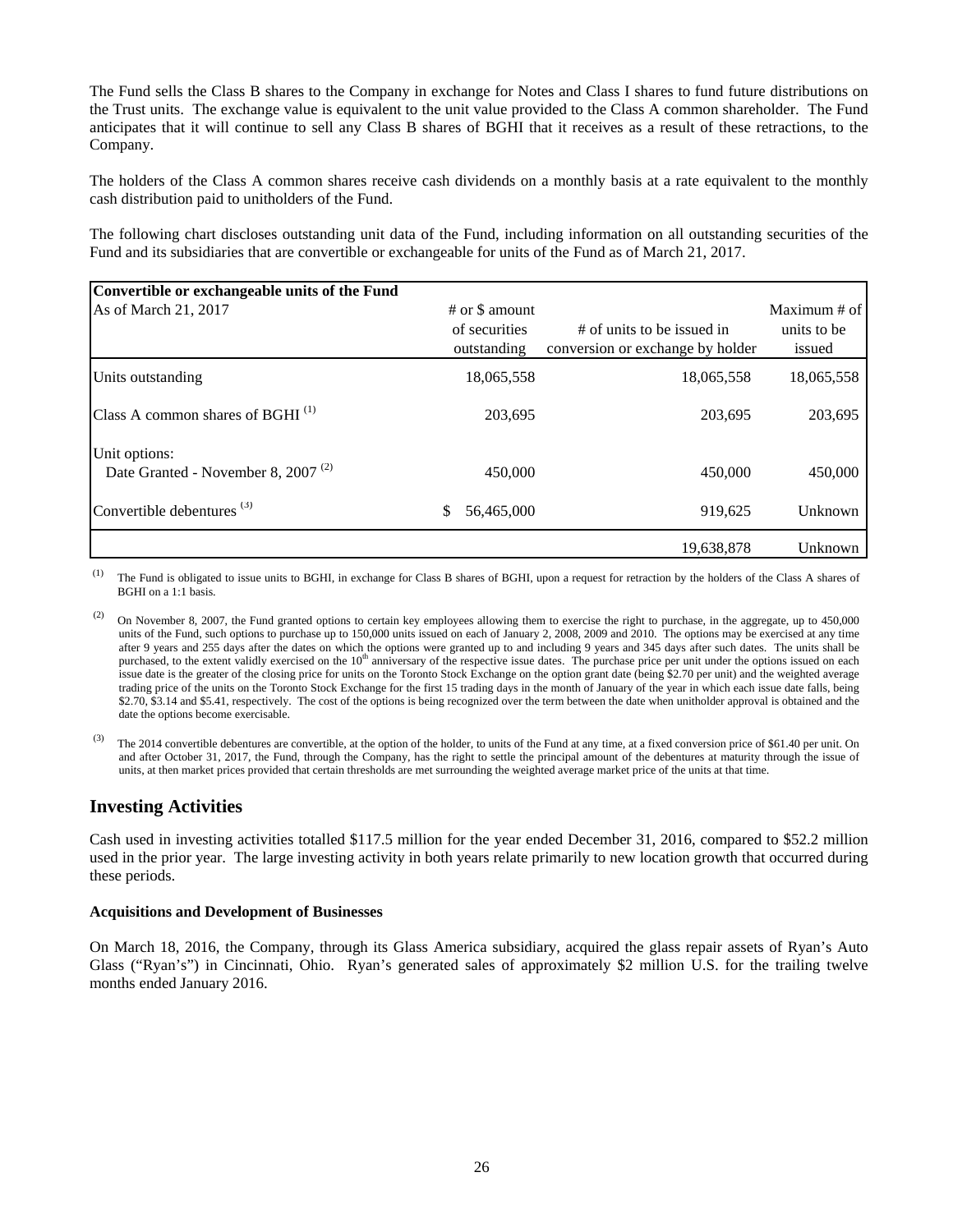The Fund sells the Class B shares to the Company in exchange for Notes and Class I shares to fund future distributions on the Trust units. The exchange value is equivalent to the unit value provided to the Class A common shareholder. The Fund anticipates that it will continue to sell any Class B shares of BGHI that it receives as a result of these retractions, to the Company.

The holders of the Class A common shares receive cash dividends on a monthly basis at a rate equivalent to the monthly cash distribution paid to unitholders of the Fund.

The following chart discloses outstanding unit data of the Fund, including information on all outstanding securities of the Fund and its subsidiaries that are convertible or exchangeable for units of the Fund as of March 21, 2017.

| **Convertible or exchangeable units of the Fund** As of March 21, 2017 | # or $ amount of securities outstanding | # of units to be issued in conversion or exchange by holder | Maximum # of units to be issued |
|---|---|---|---|
| Units outstanding | 18,065,558 | 18,065,558 | 18,065,558 |
| Class A common shares of BGHI [(1)] | 203,695 | 203,695 | 203,695 |
| Unit options: Date Granted - November 8, 2007 [(2)] | 450,000 | 450,000 | 450,000 |
| Convertible debentures [(3)] | $ 56,465,000 | 919,625 | Unknown |
| | | 19,638,878 | Unknown |

(1) The Fund is obligated to issue units to BGHI, in exchange for Class B shares of BGHI, upon a request for retraction by the holders of the Class A shares of BGHI on a 1:1 basis.

(2) On November 8, 2007, the Fund granted options to certain key employees allowing them to exercise the right to purchase, in the aggregate, up to 450,000 units of the Fund, such options to purchase up to 150,000 units issued on each of January 2, 2008, 2009 and 2010. The options may be exercised at any time after 9 years and 255 days after the dates on which the options were granted up to and including 9 years and 345 days after such dates. The units shall be purchased, to the extent validly exercised on the 10th anniversary of the respective issue dates. The purchase price per unit under the options issued on each issue date is the greater of the closing price for units on the Toronto Stock Exchange on the option grant date (being $2.70 per unit) and the weighted average trading price of the units on the Toronto Stock Exchange for the first 15 trading days in the month of January of the year in which each issue date falls, being $2.70, $3.14 and $5.41, respectively. The cost of the options is being recognized over the term between the date when unitholder approval is obtained and the date the options become exercisable.

(3) The 2014 convertible debentures are convertible, at the option of the holder, to units of the Fund at any time, at a fixed conversion price of $61.40 per unit. On and after October 31, 2017, the Fund, through the Company, has the right to settle the principal amount of the debentures at maturity through the issue of units, at then market prices provided that certain thresholds are met surrounding the weighted average market price of the units at that time.

## Investing Activities

Cash used in investing activities totalled $117.5 million for the year ended December 31, 2016, compared to $52.2 million used in the prior year. The large investing activity in both years relate primarily to new location growth that occurred during these periods.

**Acquisitions and Development of Businesses**

On March 18, 2016, the Company, through its Glass America subsidiary, acquired the glass repair assets of Ryan's Auto Glass ("Ryan's") in Cincinnati, Ohio. Ryan's generated sales of approximately $2 million U.S. for the trailing twelve months ended January 2016.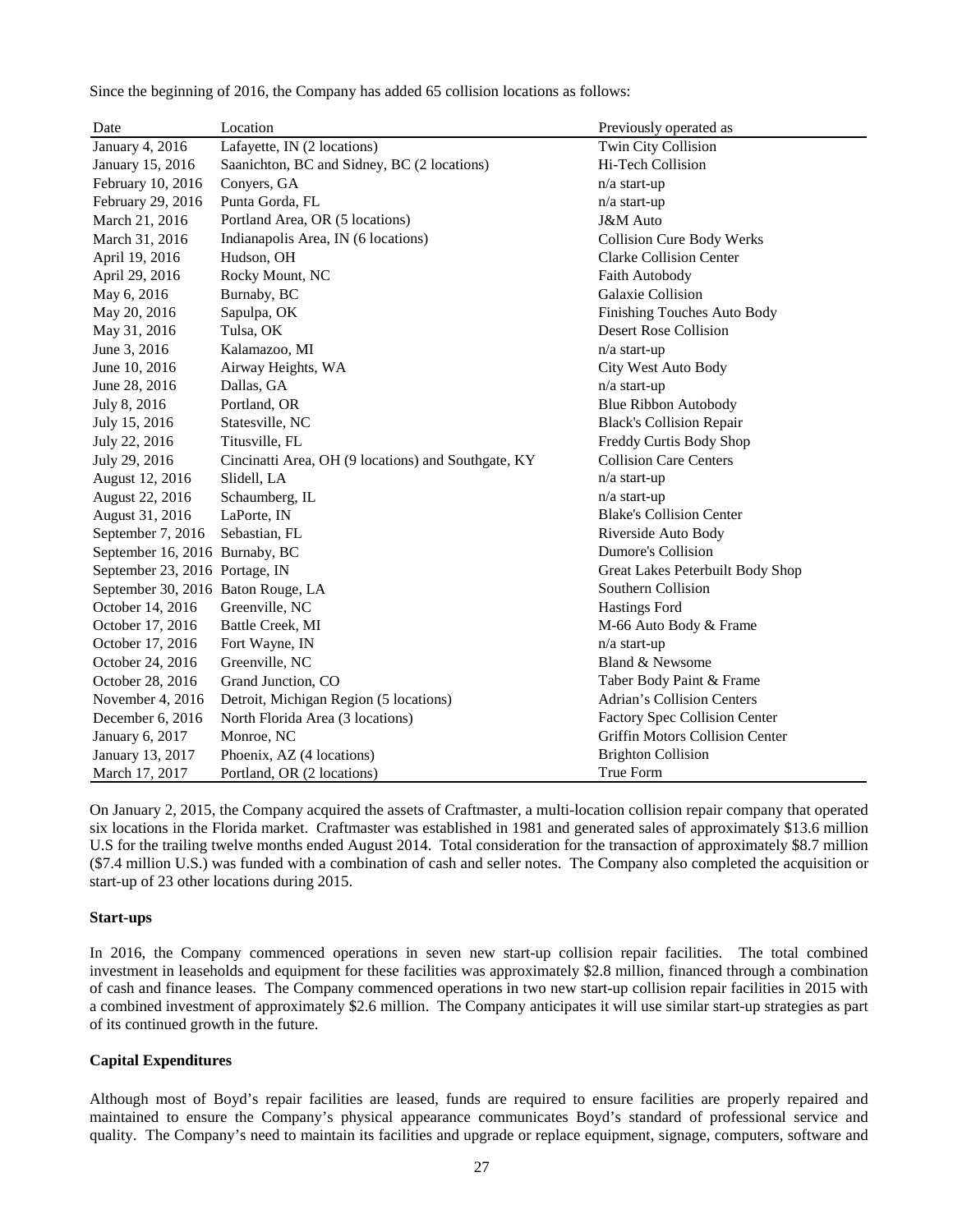Since the beginning of 2016, the Company has added 65 collision locations as follows:

| Date | Location | Previously operated as |
|---|---|---|
| January 4, 2016 | Lafayette, IN (2 locations) | Twin City Collision |
| January 15, 2016 | Saanichton, BC and Sidney, BC (2 locations) | Hi-Tech Collision |
| February 10, 2016 | Conyers, GA | n/a start-up |
| February 29, 2016 | Punta Gorda, FL | n/a start-up |
| March 21, 2016 | Portland Area, OR (5 locations) | J&M Auto |
| March 31, 2016 | Indianapolis Area, IN (6 locations) | Collision Cure Body Werks |
| April 19, 2016 | Hudson, OH | Clarke Collision Center |
| April 29, 2016 | Rocky Mount, NC | Faith Autobody |
| May 6, 2016 | Burnaby, BC | Galaxie Collision |
| May 20, 2016 | Sapulpa, OK | Finishing Touches Auto Body |
| May 31, 2016 | Tulsa, OK | Desert Rose Collision |
| June 3, 2016 | Kalamazoo, MI | n/a start-up |
| June 10, 2016 | Airway Heights, WA | City West Auto Body |
| June 28, 2016 | Dallas, GA | n/a start-up |
| July 8, 2016 | Portland, OR | Blue Ribbon Autobody |
| July 15, 2016 | Statesville, NC | Black's Collision Repair |
| July 22, 2016 | Titusville, FL | Freddy Curtis Body Shop |
| July 29, 2016 | Cincinatti Area, OH (9 locations) and Southgate, KY | Collision Care Centers |
| August 12, 2016 | Slidell, LA | n/a start-up |
| August 22, 2016 | Schaumberg, IL | n/a start-up |
| August 31, 2016 | LaPorte, IN | Blake's Collision Center |
| September 7, 2016 | Sebastian, FL | Riverside Auto Body |
| September 16, 2016 | Burnaby, BC | Dumore's Collision |
| September 23, 2016 | Portage, IN | Great Lakes Peterbuilt Body Shop |
| September 30, 2016 | Baton Rouge, LA | Southern Collision |
| October 14, 2016 | Greenville, NC | Hastings Ford |
| October 17, 2016 | Battle Creek, MI | M-66 Auto Body & Frame |
| October 17, 2016 | Fort Wayne, IN | n/a start-up |
| October 24, 2016 | Greenville, NC | Bland & Newsome |
| October 28, 2016 | Grand Junction, CO | Taber Body Paint & Frame |
| November 4, 2016 | Detroit, Michigan Region (5 locations) | Adrian's Collision Centers |
| December 6, 2016 | North Florida Area (3 locations) | Factory Spec Collision Center |
| January 6, 2017 | Monroe, NC | Griffin Motors Collision Center |
| January 13, 2017 | Phoenix, AZ (4 locations) | Brighton Collision |
| March 17, 2017 | Portland, OR (2 locations) | True Form |

On January 2, 2015, the Company acquired the assets of Craftmaster, a multi-location collision repair company that operated six locations in the Florida market. Craftmaster was established in 1981 and generated sales of approximately $13.6 million U.S for the trailing twelve months ended August 2014. Total consideration for the transaction of approximately $8.7 million ($7.4 million U.S.) was funded with a combination of cash and seller notes. The Company also completed the acquisition or start-up of 23 other locations during 2015.

**Start-ups**

In 2016, the Company commenced operations in seven new start-up collision repair facilities. The total combined investment in leaseholds and equipment for these facilities was approximately $2.8 million, financed through a combination of cash and finance leases. The Company commenced operations in two new start-up collision repair facilities in 2015 with a combined investment of approximately $2.6 million. The Company anticipates it will use similar start-up strategies as part of its continued growth in the future.

**Capital Expenditures**

Although most of Boyd's repair facilities are leased, funds are required to ensure facilities are properly repaired and maintained to ensure the Company's physical appearance communicates Boyd's standard of professional service and quality. The Company's need to maintain its facilities and upgrade or replace equipment, signage, computers, software and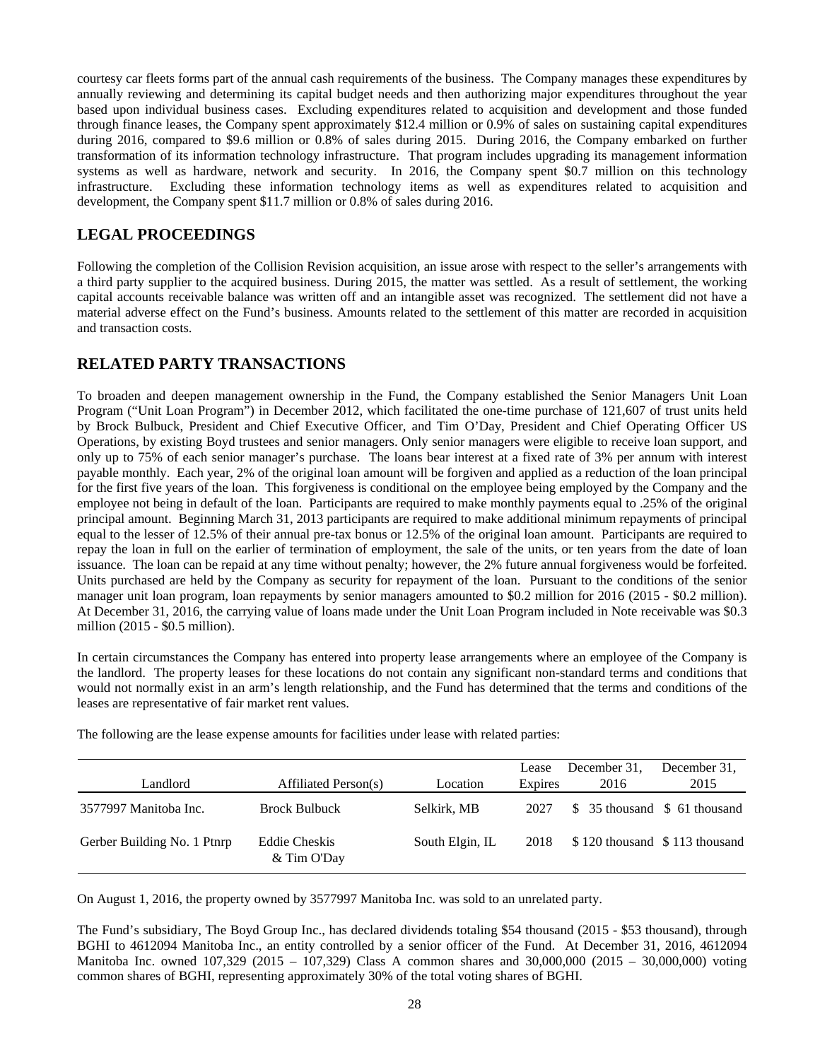courtesy car fleets forms part of the annual cash requirements of the business. The Company manages these expenditures by annually reviewing and determining its capital budget needs and then authorizing major expenditures throughout the year based upon individual business cases. Excluding expenditures related to acquisition and development and those funded through finance leases, the Company spent approximately $12.4 million or 0.9% of sales on sustaining capital expenditures during 2016, compared to $9.6 million or 0.8% of sales during 2015. During 2016, the Company embarked on further transformation of its information technology infrastructure. That program includes upgrading its management information systems as well as hardware, network and security. In 2016, the Company spent $0.7 million on this technology infrastructure. Excluding these information technology items as well as expenditures related to acquisition and development, the Company spent $11.7 million or 0.8% of sales during 2016.

## LEGAL PROCEEDINGS

Following the completion of the Collision Revision acquisition, an issue arose with respect to the seller's arrangements with a third party supplier to the acquired business. During 2015, the matter was settled. As a result of settlement, the working capital accounts receivable balance was written off and an intangible asset was recognized. The settlement did not have a material adverse effect on the Fund's business. Amounts related to the settlement of this matter are recorded in acquisition and transaction costs.

## RELATED PARTY TRANSACTIONS

To broaden and deepen management ownership in the Fund, the Company established the Senior Managers Unit Loan Program ("Unit Loan Program") in December 2012, which facilitated the one-time purchase of 121,607 of trust units held by Brock Bulbuck, President and Chief Executive Officer, and Tim O'Day, President and Chief Operating Officer US Operations, by existing Boyd trustees and senior managers. Only senior managers were eligible to receive loan support, and only up to 75% of each senior manager's purchase. The loans bear interest at a fixed rate of 3% per annum with interest payable monthly. Each year, 2% of the original loan amount will be forgiven and applied as a reduction of the loan principal for the first five years of the loan. This forgiveness is conditional on the employee being employed by the Company and the employee not being in default of the loan. Participants are required to make monthly payments equal to .25% of the original principal amount. Beginning March 31, 2013 participants are required to make additional minimum repayments of principal equal to the lesser of 12.5% of their annual pre-tax bonus or 12.5% of the original loan amount. Participants are required to repay the loan in full on the earlier of termination of employment, the sale of the units, or ten years from the date of loan issuance. The loan can be repaid at any time without penalty; however, the 2% future annual forgiveness would be forfeited. Units purchased are held by the Company as security for repayment of the loan. Pursuant to the conditions of the senior manager unit loan program, loan repayments by senior managers amounted to $0.2 million for 2016 (2015 - $0.2 million). At December 31, 2016, the carrying value of loans made under the Unit Loan Program included in Note receivable was $0.3 million (2015 - $0.5 million).

In certain circumstances the Company has entered into property lease arrangements where an employee of the Company is the landlord. The property leases for these locations do not contain any significant non-standard terms and conditions that would not normally exist in an arm's length relationship, and the Fund has determined that the terms and conditions of the leases are representative of fair market rent values.

The following are the lease expense amounts for facilities under lease with related parties:

| Landlord | Affiliated Person(s) | Location | Lease Expires | December 31, 2016 | December 31, 2015 |
|---|---|---|---|---|---|
| 3577997 Manitoba Inc. | Brock Bulbuck | Selkirk, MB | 2027 | $ 35 thousand | $ 61 thousand |
| Gerber Building No. 1 Ptnrp | Eddie Cheskis & Tim O'Day | South Elgin, IL | 2018 | $ 120 thousand | $ 113 thousand |

On August 1, 2016, the property owned by 3577997 Manitoba Inc. was sold to an unrelated party.

The Fund's subsidiary, The Boyd Group Inc., has declared dividends totaling $54 thousand (2015 - $53 thousand), through BGHI to 4612094 Manitoba Inc., an entity controlled by a senior officer of the Fund. At December 31, 2016, 4612094 Manitoba Inc. owned 107,329 (2015 – 107,329) Class A common shares and 30,000,000 (2015 – 30,000,000) voting common shares of BGHI, representing approximately 30% of the total voting shares of BGHI.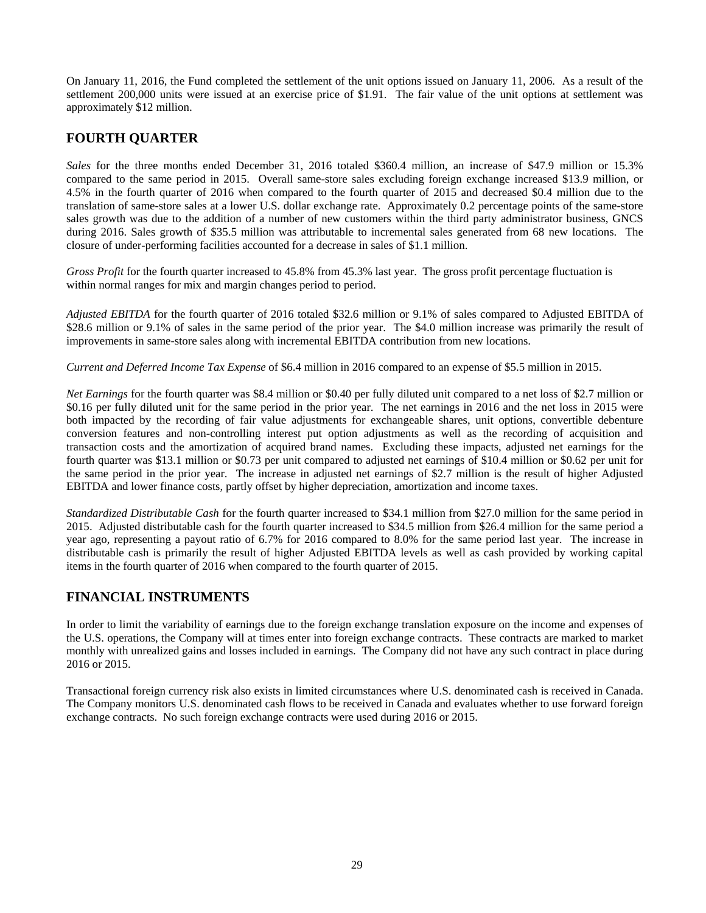On January 11, 2016, the Fund completed the settlement of the unit options issued on January 11, 2006. As a result of the settlement 200,000 units were issued at an exercise price of $1.91. The fair value of the unit options at settlement was approximately $12 million.

## FOURTH QUARTER

*Sales* for the three months ended December 31, 2016 totaled $360.4 million, an increase of $47.9 million or 15.3% compared to the same period in 2015. Overall same-store sales excluding foreign exchange increased $13.9 million, or 4.5% in the fourth quarter of 2016 when compared to the fourth quarter of 2015 and decreased $0.4 million due to the translation of same-store sales at a lower U.S. dollar exchange rate. Approximately 0.2 percentage points of the same-store sales growth was due to the addition of a number of new customers within the third party administrator business, GNCS during 2016. Sales growth of $35.5 million was attributable to incremental sales generated from 68 new locations. The closure of under-performing facilities accounted for a decrease in sales of $1.1 million.

*Gross Profit* for the fourth quarter increased to 45.8% from 45.3% last year. The gross profit percentage fluctuation is within normal ranges for mix and margin changes period to period.

*Adjusted EBITDA* for the fourth quarter of 2016 totaled $32.6 million or 9.1% of sales compared to Adjusted EBITDA of $28.6 million or 9.1% of sales in the same period of the prior year. The $4.0 million increase was primarily the result of improvements in same-store sales along with incremental EBITDA contribution from new locations.

*Current and Deferred Income Tax Expense* of $6.4 million in 2016 compared to an expense of $5.5 million in 2015.

*Net Earnings* for the fourth quarter was $8.4 million or $0.40 per fully diluted unit compared to a net loss of $2.7 million or $0.16 per fully diluted unit for the same period in the prior year. The net earnings in 2016 and the net loss in 2015 were both impacted by the recording of fair value adjustments for exchangeable shares, unit options, convertible debenture conversion features and non-controlling interest put option adjustments as well as the recording of acquisition and transaction costs and the amortization of acquired brand names. Excluding these impacts, adjusted net earnings for the fourth quarter was $13.1 million or $0.73 per unit compared to adjusted net earnings of $10.4 million or $0.62 per unit for the same period in the prior year. The increase in adjusted net earnings of $2.7 million is the result of higher Adjusted EBITDA and lower finance costs, partly offset by higher depreciation, amortization and income taxes.

*Standardized Distributable Cash* for the fourth quarter increased to $34.1 million from $27.0 million for the same period in 2015. Adjusted distributable cash for the fourth quarter increased to $34.5 million from $26.4 million for the same period a year ago, representing a payout ratio of 6.7% for 2016 compared to 8.0% for the same period last year. The increase in distributable cash is primarily the result of higher Adjusted EBITDA levels as well as cash provided by working capital items in the fourth quarter of 2016 when compared to the fourth quarter of 2015.

## FINANCIAL INSTRUMENTS

In order to limit the variability of earnings due to the foreign exchange translation exposure on the income and expenses of the U.S. operations, the Company will at times enter into foreign exchange contracts. These contracts are marked to market monthly with unrealized gains and losses included in earnings. The Company did not have any such contract in place during 2016 or 2015.

Transactional foreign currency risk also exists in limited circumstances where U.S. denominated cash is received in Canada. The Company monitors U.S. denominated cash flows to be received in Canada and evaluates whether to use forward foreign exchange contracts. No such foreign exchange contracts were used during 2016 or 2015.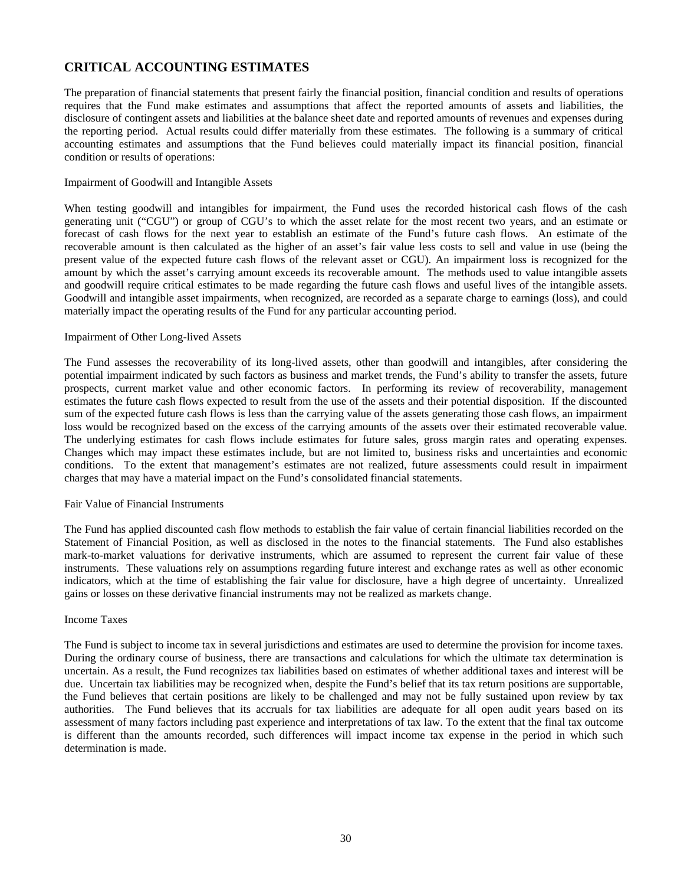## CRITICAL ACCOUNTING ESTIMATES

The preparation of financial statements that present fairly the financial position, financial condition and results of operations requires that the Fund make estimates and assumptions that affect the reported amounts of assets and liabilities, the disclosure of contingent assets and liabilities at the balance sheet date and reported amounts of revenues and expenses during the reporting period. Actual results could differ materially from these estimates. The following is a summary of critical accounting estimates and assumptions that the Fund believes could materially impact its financial position, financial condition or results of operations:

Impairment of Goodwill and Intangible Assets

When testing goodwill and intangibles for impairment, the Fund uses the recorded historical cash flows of the cash generating unit ("CGU") or group of CGU's to which the asset relate for the most recent two years, and an estimate or forecast of cash flows for the next year to establish an estimate of the Fund's future cash flows. An estimate of the recoverable amount is then calculated as the higher of an asset's fair value less costs to sell and value in use (being the present value of the expected future cash flows of the relevant asset or CGU). An impairment loss is recognized for the amount by which the asset's carrying amount exceeds its recoverable amount. The methods used to value intangible assets and goodwill require critical estimates to be made regarding the future cash flows and useful lives of the intangible assets. Goodwill and intangible asset impairments, when recognized, are recorded as a separate charge to earnings (loss), and could materially impact the operating results of the Fund for any particular accounting period.

Impairment of Other Long-lived Assets

The Fund assesses the recoverability of its long-lived assets, other than goodwill and intangibles, after considering the potential impairment indicated by such factors as business and market trends, the Fund's ability to transfer the assets, future prospects, current market value and other economic factors. In performing its review of recoverability, management estimates the future cash flows expected to result from the use of the assets and their potential disposition. If the discounted sum of the expected future cash flows is less than the carrying value of the assets generating those cash flows, an impairment loss would be recognized based on the excess of the carrying amounts of the assets over their estimated recoverable value. The underlying estimates for cash flows include estimates for future sales, gross margin rates and operating expenses. Changes which may impact these estimates include, but are not limited to, business risks and uncertainties and economic conditions. To the extent that management's estimates are not realized, future assessments could result in impairment charges that may have a material impact on the Fund's consolidated financial statements.

Fair Value of Financial Instruments

The Fund has applied discounted cash flow methods to establish the fair value of certain financial liabilities recorded on the Statement of Financial Position, as well as disclosed in the notes to the financial statements. The Fund also establishes mark-to-market valuations for derivative instruments, which are assumed to represent the current fair value of these instruments. These valuations rely on assumptions regarding future interest and exchange rates as well as other economic indicators, which at the time of establishing the fair value for disclosure, have a high degree of uncertainty. Unrealized gains or losses on these derivative financial instruments may not be realized as markets change.

Income Taxes

The Fund is subject to income tax in several jurisdictions and estimates are used to determine the provision for income taxes. During the ordinary course of business, there are transactions and calculations for which the ultimate tax determination is uncertain. As a result, the Fund recognizes tax liabilities based on estimates of whether additional taxes and interest will be due. Uncertain tax liabilities may be recognized when, despite the Fund's belief that its tax return positions are supportable, the Fund believes that certain positions are likely to be challenged and may not be fully sustained upon review by tax authorities. The Fund believes that its accruals for tax liabilities are adequate for all open audit years based on its assessment of many factors including past experience and interpretations of tax law. To the extent that the final tax outcome is different than the amounts recorded, such differences will impact income tax expense in the period in which such determination is made.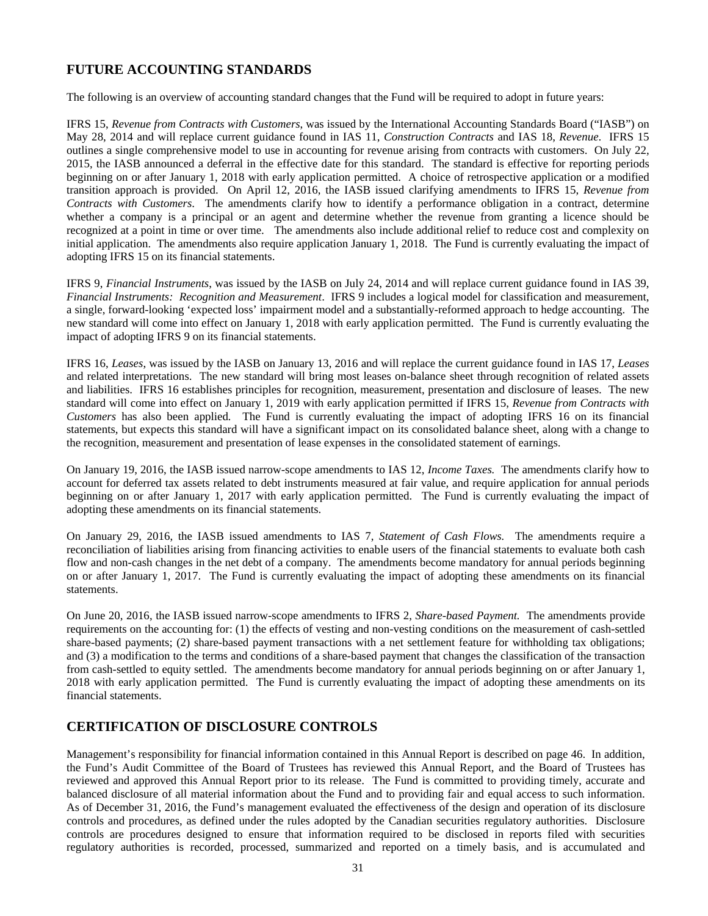## FUTURE ACCOUNTING STANDARDS

The following is an overview of accounting standard changes that the Fund will be required to adopt in future years:

IFRS 15, *Revenue from Contracts with Customers*, was issued by the International Accounting Standards Board ("IASB") on May 28, 2014 and will replace current guidance found in IAS 11, *Construction Contracts* and IAS 18, *Revenue*. IFRS 15 outlines a single comprehensive model to use in accounting for revenue arising from contracts with customers. On July 22, 2015, the IASB announced a deferral in the effective date for this standard. The standard is effective for reporting periods beginning on or after January 1, 2018 with early application permitted. A choice of retrospective application or a modified transition approach is provided. On April 12, 2016, the IASB issued clarifying amendments to IFRS 15, *Revenue from Contracts with Customers*. The amendments clarify how to identify a performance obligation in a contract, determine whether a company is a principal or an agent and determine whether the revenue from granting a licence should be recognized at a point in time or over time. The amendments also include additional relief to reduce cost and complexity on initial application. The amendments also require application January 1, 2018. The Fund is currently evaluating the impact of adopting IFRS 15 on its financial statements.

IFRS 9, *Financial Instruments*, was issued by the IASB on July 24, 2014 and will replace current guidance found in IAS 39, *Financial Instruments: Recognition and Measurement*. IFRS 9 includes a logical model for classification and measurement, a single, forward-looking 'expected loss' impairment model and a substantially-reformed approach to hedge accounting. The new standard will come into effect on January 1, 2018 with early application permitted. The Fund is currently evaluating the impact of adopting IFRS 9 on its financial statements.

IFRS 16, *Leases*, was issued by the IASB on January 13, 2016 and will replace the current guidance found in IAS 17, *Leases* and related interpretations. The new standard will bring most leases on-balance sheet through recognition of related assets and liabilities. IFRS 16 establishes principles for recognition, measurement, presentation and disclosure of leases. The new standard will come into effect on January 1, 2019 with early application permitted if IFRS 15, *Revenue from Contracts with Customers* has also been applied. The Fund is currently evaluating the impact of adopting IFRS 16 on its financial statements, but expects this standard will have a significant impact on its consolidated balance sheet, along with a change to the recognition, measurement and presentation of lease expenses in the consolidated statement of earnings.

On January 19, 2016, the IASB issued narrow-scope amendments to IAS 12, *Income Taxes.* The amendments clarify how to account for deferred tax assets related to debt instruments measured at fair value, and require application for annual periods beginning on or after January 1, 2017 with early application permitted. The Fund is currently evaluating the impact of adopting these amendments on its financial statements.

On January 29, 2016, the IASB issued amendments to IAS 7, *Statement of Cash Flows.* The amendments require a reconciliation of liabilities arising from financing activities to enable users of the financial statements to evaluate both cash flow and non-cash changes in the net debt of a company. The amendments become mandatory for annual periods beginning on or after January 1, 2017. The Fund is currently evaluating the impact of adopting these amendments on its financial statements.

On June 20, 2016, the IASB issued narrow-scope amendments to IFRS 2, *Share-based Payment.* The amendments provide requirements on the accounting for: (1) the effects of vesting and non-vesting conditions on the measurement of cash-settled share-based payments; (2) share-based payment transactions with a net settlement feature for withholding tax obligations; and (3) a modification to the terms and conditions of a share-based payment that changes the classification of the transaction from cash-settled to equity settled. The amendments become mandatory for annual periods beginning on or after January 1, 2018 with early application permitted. The Fund is currently evaluating the impact of adopting these amendments on its financial statements.

## CERTIFICATION OF DISCLOSURE CONTROLS

Management's responsibility for financial information contained in this Annual Report is described on page 46. In addition, the Fund's Audit Committee of the Board of Trustees has reviewed this Annual Report, and the Board of Trustees has reviewed and approved this Annual Report prior to its release. The Fund is committed to providing timely, accurate and balanced disclosure of all material information about the Fund and to providing fair and equal access to such information. As of December 31, 2016, the Fund's management evaluated the effectiveness of the design and operation of its disclosure controls and procedures, as defined under the rules adopted by the Canadian securities regulatory authorities. Disclosure controls are procedures designed to ensure that information required to be disclosed in reports filed with securities regulatory authorities is recorded, processed, summarized and reported on a timely basis, and is accumulated and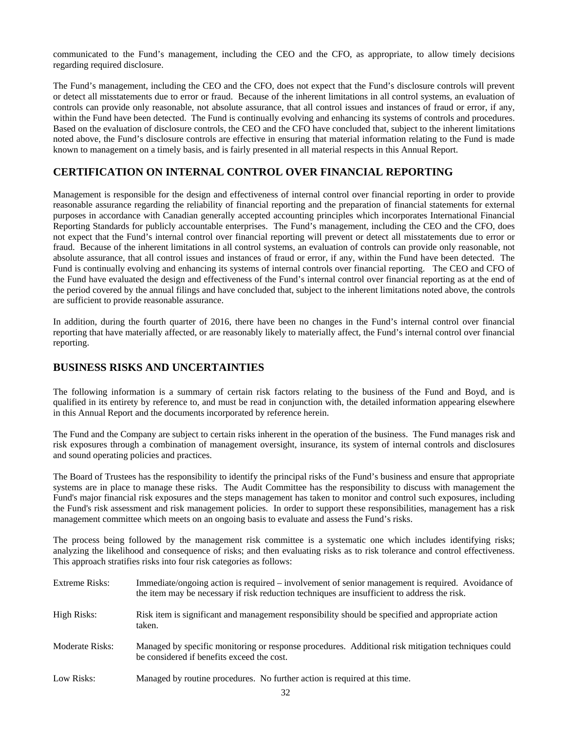communicated to the Fund's management, including the CEO and the CFO, as appropriate, to allow timely decisions regarding required disclosure.

The Fund's management, including the CEO and the CFO, does not expect that the Fund's disclosure controls will prevent or detect all misstatements due to error or fraud. Because of the inherent limitations in all control systems, an evaluation of controls can provide only reasonable, not absolute assurance, that all control issues and instances of fraud or error, if any, within the Fund have been detected. The Fund is continually evolving and enhancing its systems of controls and procedures. Based on the evaluation of disclosure controls, the CEO and the CFO have concluded that, subject to the inherent limitations noted above, the Fund's disclosure controls are effective in ensuring that material information relating to the Fund is made known to management on a timely basis, and is fairly presented in all material respects in this Annual Report.

## CERTIFICATION ON INTERNAL CONTROL OVER FINANCIAL REPORTING

Management is responsible for the design and effectiveness of internal control over financial reporting in order to provide reasonable assurance regarding the reliability of financial reporting and the preparation of financial statements for external purposes in accordance with Canadian generally accepted accounting principles which incorporates International Financial Reporting Standards for publicly accountable enterprises. The Fund's management, including the CEO and the CFO, does not expect that the Fund's internal control over financial reporting will prevent or detect all misstatements due to error or fraud. Because of the inherent limitations in all control systems, an evaluation of controls can provide only reasonable, not absolute assurance, that all control issues and instances of fraud or error, if any, within the Fund have been detected. The Fund is continually evolving and enhancing its systems of internal controls over financial reporting. The CEO and CFO of the Fund have evaluated the design and effectiveness of the Fund's internal control over financial reporting as at the end of the period covered by the annual filings and have concluded that, subject to the inherent limitations noted above, the controls are sufficient to provide reasonable assurance.

In addition, during the fourth quarter of 2016, there have been no changes in the Fund's internal control over financial reporting that have materially affected, or are reasonably likely to materially affect, the Fund's internal control over financial reporting.

## BUSINESS RISKS AND UNCERTAINTIES

The following information is a summary of certain risk factors relating to the business of the Fund and Boyd, and is qualified in its entirety by reference to, and must be read in conjunction with, the detailed information appearing elsewhere in this Annual Report and the documents incorporated by reference herein.

The Fund and the Company are subject to certain risks inherent in the operation of the business. The Fund manages risk and risk exposures through a combination of management oversight, insurance, its system of internal controls and disclosures and sound operating policies and practices.

The Board of Trustees has the responsibility to identify the principal risks of the Fund's business and ensure that appropriate systems are in place to manage these risks. The Audit Committee has the responsibility to discuss with management the Fund's major financial risk exposures and the steps management has taken to monitor and control such exposures, including the Fund's risk assessment and risk management policies. In order to support these responsibilities, management has a risk management committee which meets on an ongoing basis to evaluate and assess the Fund's risks.

The process being followed by the management risk committee is a systematic one which includes identifying risks; analyzing the likelihood and consequence of risks; and then evaluating risks as to risk tolerance and control effectiveness. This approach stratifies risks into four risk categories as follows:

| | |
|---|---|
| Extreme Risks: | Immediate/ongoing action is required – involvement of senior management is required. Avoidance of the item may be necessary if risk reduction techniques are insufficient to address the risk. |
| High Risks: | Risk item is significant and management responsibility should be specified and appropriate action taken. |
| Moderate Risks: | Managed by specific monitoring or response procedures. Additional risk mitigation techniques could be considered if benefits exceed the cost. |
| Low Risks: | Managed by routine procedures. No further action is required at this time. |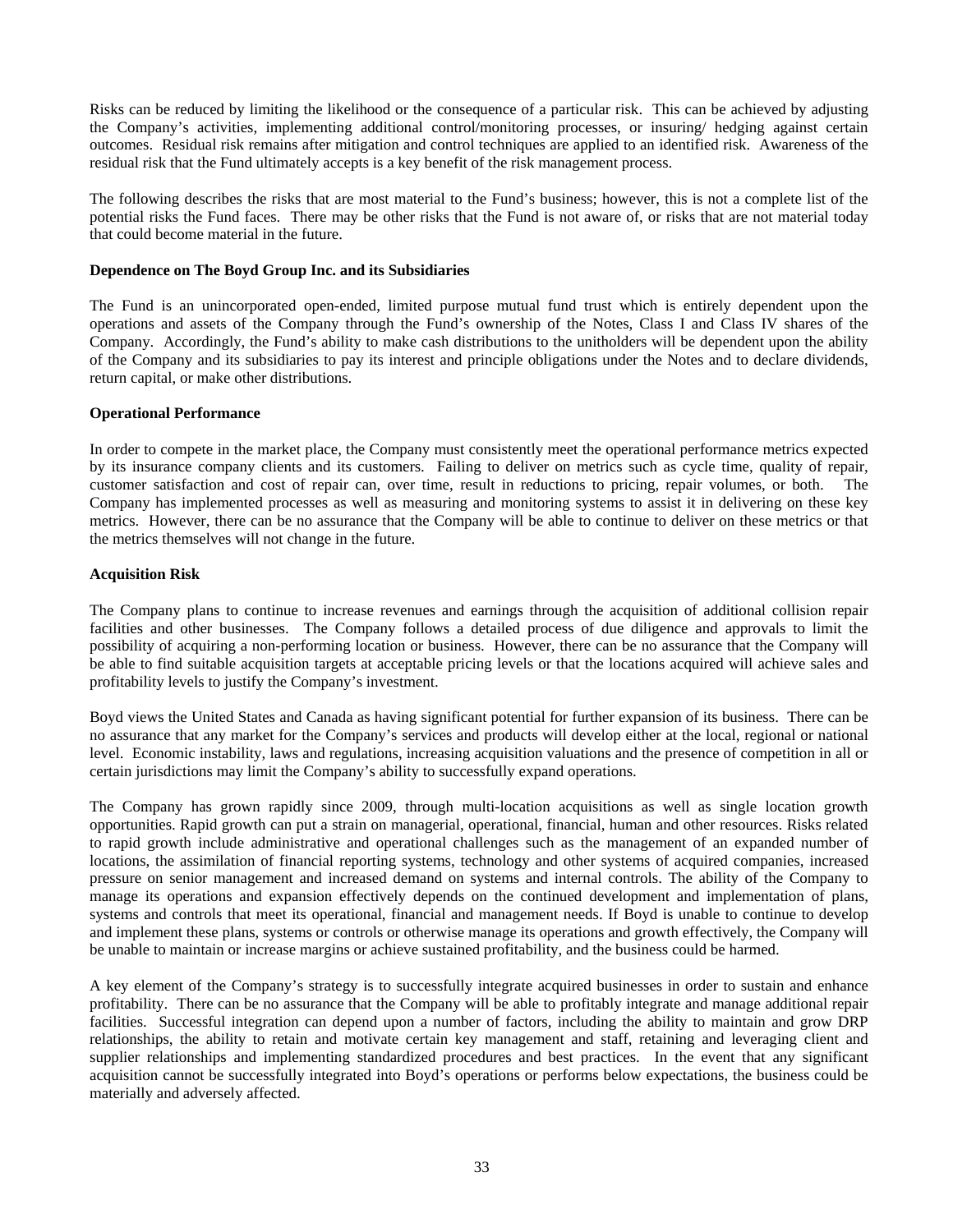Risks can be reduced by limiting the likelihood or the consequence of a particular risk. This can be achieved by adjusting the Company's activities, implementing additional control/monitoring processes, or insuring/ hedging against certain outcomes. Residual risk remains after mitigation and control techniques are applied to an identified risk. Awareness of the residual risk that the Fund ultimately accepts is a key benefit of the risk management process.

The following describes the risks that are most material to the Fund's business; however, this is not a complete list of the potential risks the Fund faces. There may be other risks that the Fund is not aware of, or risks that are not material today that could become material in the future.

**Dependence on The Boyd Group Inc. and its Subsidiaries**

The Fund is an unincorporated open-ended, limited purpose mutual fund trust which is entirely dependent upon the operations and assets of the Company through the Fund's ownership of the Notes, Class I and Class IV shares of the Company. Accordingly, the Fund's ability to make cash distributions to the unitholders will be dependent upon the ability of the Company and its subsidiaries to pay its interest and principle obligations under the Notes and to declare dividends, return capital, or make other distributions.

**Operational Performance**

In order to compete in the market place, the Company must consistently meet the operational performance metrics expected by its insurance company clients and its customers. Failing to deliver on metrics such as cycle time, quality of repair, customer satisfaction and cost of repair can, over time, result in reductions to pricing, repair volumes, or both. The Company has implemented processes as well as measuring and monitoring systems to assist it in delivering on these key metrics. However, there can be no assurance that the Company will be able to continue to deliver on these metrics or that the metrics themselves will not change in the future.

**Acquisition Risk**

The Company plans to continue to increase revenues and earnings through the acquisition of additional collision repair facilities and other businesses. The Company follows a detailed process of due diligence and approvals to limit the possibility of acquiring a non-performing location or business. However, there can be no assurance that the Company will be able to find suitable acquisition targets at acceptable pricing levels or that the locations acquired will achieve sales and profitability levels to justify the Company's investment.

Boyd views the United States and Canada as having significant potential for further expansion of its business. There can be no assurance that any market for the Company's services and products will develop either at the local, regional or national level. Economic instability, laws and regulations, increasing acquisition valuations and the presence of competition in all or certain jurisdictions may limit the Company's ability to successfully expand operations.

The Company has grown rapidly since 2009, through multi-location acquisitions as well as single location growth opportunities. Rapid growth can put a strain on managerial, operational, financial, human and other resources. Risks related to rapid growth include administrative and operational challenges such as the management of an expanded number of locations, the assimilation of financial reporting systems, technology and other systems of acquired companies, increased pressure on senior management and increased demand on systems and internal controls. The ability of the Company to manage its operations and expansion effectively depends on the continued development and implementation of plans, systems and controls that meet its operational, financial and management needs. If Boyd is unable to continue to develop and implement these plans, systems or controls or otherwise manage its operations and growth effectively, the Company will be unable to maintain or increase margins or achieve sustained profitability, and the business could be harmed.

A key element of the Company's strategy is to successfully integrate acquired businesses in order to sustain and enhance profitability. There can be no assurance that the Company will be able to profitably integrate and manage additional repair facilities. Successful integration can depend upon a number of factors, including the ability to maintain and grow DRP relationships, the ability to retain and motivate certain key management and staff, retaining and leveraging client and supplier relationships and implementing standardized procedures and best practices. In the event that any significant acquisition cannot be successfully integrated into Boyd's operations or performs below expectations, the business could be materially and adversely affected.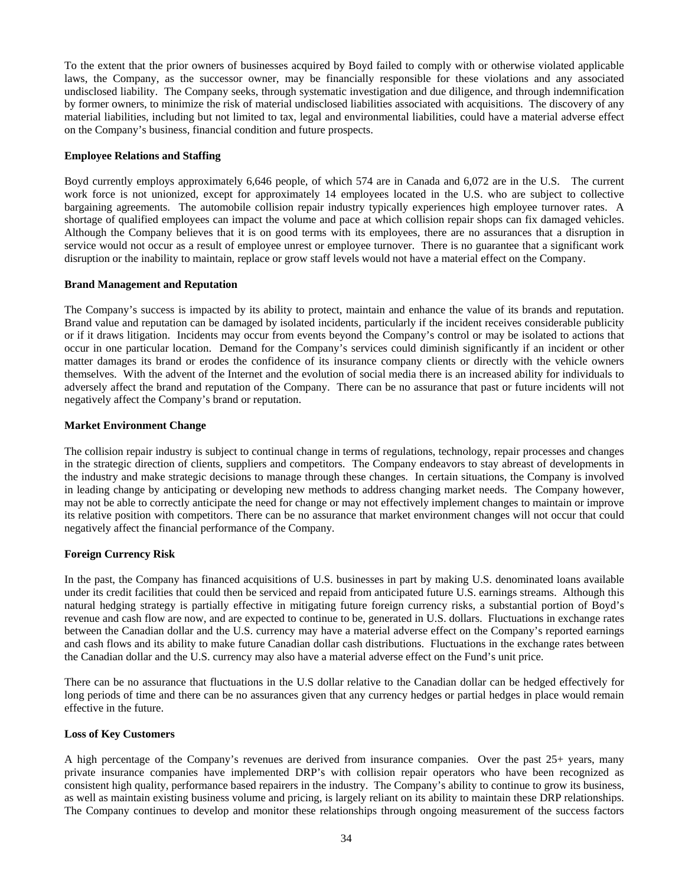To the extent that the prior owners of businesses acquired by Boyd failed to comply with or otherwise violated applicable laws, the Company, as the successor owner, may be financially responsible for these violations and any associated undisclosed liability. The Company seeks, through systematic investigation and due diligence, and through indemnification by former owners, to minimize the risk of material undisclosed liabilities associated with acquisitions. The discovery of any material liabilities, including but not limited to tax, legal and environmental liabilities, could have a material adverse effect on the Company's business, financial condition and future prospects.

**Employee Relations and Staffing**

Boyd currently employs approximately 6,646 people, of which 574 are in Canada and 6,072 are in the U.S. The current work force is not unionized, except for approximately 14 employees located in the U.S. who are subject to collective bargaining agreements. The automobile collision repair industry typically experiences high employee turnover rates. A shortage of qualified employees can impact the volume and pace at which collision repair shops can fix damaged vehicles. Although the Company believes that it is on good terms with its employees, there are no assurances that a disruption in service would not occur as a result of employee unrest or employee turnover. There is no guarantee that a significant work disruption or the inability to maintain, replace or grow staff levels would not have a material effect on the Company.

**Brand Management and Reputation**

The Company's success is impacted by its ability to protect, maintain and enhance the value of its brands and reputation. Brand value and reputation can be damaged by isolated incidents, particularly if the incident receives considerable publicity or if it draws litigation. Incidents may occur from events beyond the Company's control or may be isolated to actions that occur in one particular location. Demand for the Company's services could diminish significantly if an incident or other matter damages its brand or erodes the confidence of its insurance company clients or directly with the vehicle owners themselves. With the advent of the Internet and the evolution of social media there is an increased ability for individuals to adversely affect the brand and reputation of the Company. There can be no assurance that past or future incidents will not negatively affect the Company's brand or reputation.

**Market Environment Change**

The collision repair industry is subject to continual change in terms of regulations, technology, repair processes and changes in the strategic direction of clients, suppliers and competitors. The Company endeavors to stay abreast of developments in the industry and make strategic decisions to manage through these changes. In certain situations, the Company is involved in leading change by anticipating or developing new methods to address changing market needs. The Company however, may not be able to correctly anticipate the need for change or may not effectively implement changes to maintain or improve its relative position with competitors. There can be no assurance that market environment changes will not occur that could negatively affect the financial performance of the Company.

**Foreign Currency Risk**

In the past, the Company has financed acquisitions of U.S. businesses in part by making U.S. denominated loans available under its credit facilities that could then be serviced and repaid from anticipated future U.S. earnings streams. Although this natural hedging strategy is partially effective in mitigating future foreign currency risks, a substantial portion of Boyd's revenue and cash flow are now, and are expected to continue to be, generated in U.S. dollars. Fluctuations in exchange rates between the Canadian dollar and the U.S. currency may have a material adverse effect on the Company's reported earnings and cash flows and its ability to make future Canadian dollar cash distributions. Fluctuations in the exchange rates between the Canadian dollar and the U.S. currency may also have a material adverse effect on the Fund's unit price.

There can be no assurance that fluctuations in the U.S dollar relative to the Canadian dollar can be hedged effectively for long periods of time and there can be no assurances given that any currency hedges or partial hedges in place would remain effective in the future.

**Loss of Key Customers**

A high percentage of the Company's revenues are derived from insurance companies. Over the past 25+ years, many private insurance companies have implemented DRP's with collision repair operators who have been recognized as consistent high quality, performance based repairers in the industry. The Company's ability to continue to grow its business, as well as maintain existing business volume and pricing, is largely reliant on its ability to maintain these DRP relationships. The Company continues to develop and monitor these relationships through ongoing measurement of the success factors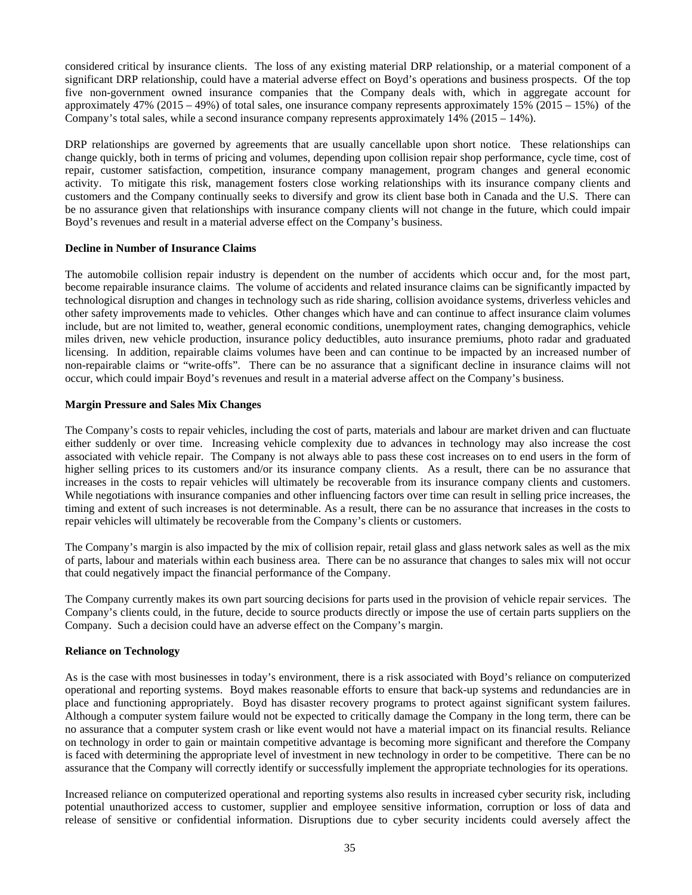considered critical by insurance clients. The loss of any existing material DRP relationship, or a material component of a significant DRP relationship, could have a material adverse effect on Boyd's operations and business prospects. Of the top five non-government owned insurance companies that the Company deals with, which in aggregate account for approximately 47% (2015 – 49%) of total sales, one insurance company represents approximately 15% (2015 – 15%) of the Company's total sales, while a second insurance company represents approximately 14% (2015 – 14%).

DRP relationships are governed by agreements that are usually cancellable upon short notice. These relationships can change quickly, both in terms of pricing and volumes, depending upon collision repair shop performance, cycle time, cost of repair, customer satisfaction, competition, insurance company management, program changes and general economic activity. To mitigate this risk, management fosters close working relationships with its insurance company clients and customers and the Company continually seeks to diversify and grow its client base both in Canada and the U.S. There can be no assurance given that relationships with insurance company clients will not change in the future, which could impair Boyd's revenues and result in a material adverse effect on the Company's business.

**Decline in Number of Insurance Claims**

The automobile collision repair industry is dependent on the number of accidents which occur and, for the most part, become repairable insurance claims. The volume of accidents and related insurance claims can be significantly impacted by technological disruption and changes in technology such as ride sharing, collision avoidance systems, driverless vehicles and other safety improvements made to vehicles. Other changes which have and can continue to affect insurance claim volumes include, but are not limited to, weather, general economic conditions, unemployment rates, changing demographics, vehicle miles driven, new vehicle production, insurance policy deductibles, auto insurance premiums, photo radar and graduated licensing. In addition, repairable claims volumes have been and can continue to be impacted by an increased number of non-repairable claims or "write-offs". There can be no assurance that a significant decline in insurance claims will not occur, which could impair Boyd's revenues and result in a material adverse affect on the Company's business.

**Margin Pressure and Sales Mix Changes**

The Company's costs to repair vehicles, including the cost of parts, materials and labour are market driven and can fluctuate either suddenly or over time. Increasing vehicle complexity due to advances in technology may also increase the cost associated with vehicle repair. The Company is not always able to pass these cost increases on to end users in the form of higher selling prices to its customers and/or its insurance company clients. As a result, there can be no assurance that increases in the costs to repair vehicles will ultimately be recoverable from its insurance company clients and customers. While negotiations with insurance companies and other influencing factors over time can result in selling price increases, the timing and extent of such increases is not determinable. As a result, there can be no assurance that increases in the costs to repair vehicles will ultimately be recoverable from the Company's clients or customers.

The Company's margin is also impacted by the mix of collision repair, retail glass and glass network sales as well as the mix of parts, labour and materials within each business area. There can be no assurance that changes to sales mix will not occur that could negatively impact the financial performance of the Company.

The Company currently makes its own part sourcing decisions for parts used in the provision of vehicle repair services. The Company's clients could, in the future, decide to source products directly or impose the use of certain parts suppliers on the Company. Such a decision could have an adverse effect on the Company's margin.

**Reliance on Technology**

As is the case with most businesses in today's environment, there is a risk associated with Boyd's reliance on computerized operational and reporting systems. Boyd makes reasonable efforts to ensure that back-up systems and redundancies are in place and functioning appropriately. Boyd has disaster recovery programs to protect against significant system failures. Although a computer system failure would not be expected to critically damage the Company in the long term, there can be no assurance that a computer system crash or like event would not have a material impact on its financial results. Reliance on technology in order to gain or maintain competitive advantage is becoming more significant and therefore the Company is faced with determining the appropriate level of investment in new technology in order to be competitive. There can be no assurance that the Company will correctly identify or successfully implement the appropriate technologies for its operations.

Increased reliance on computerized operational and reporting systems also results in increased cyber security risk, including potential unauthorized access to customer, supplier and employee sensitive information, corruption or loss of data and release of sensitive or confidential information. Disruptions due to cyber security incidents could aversely affect the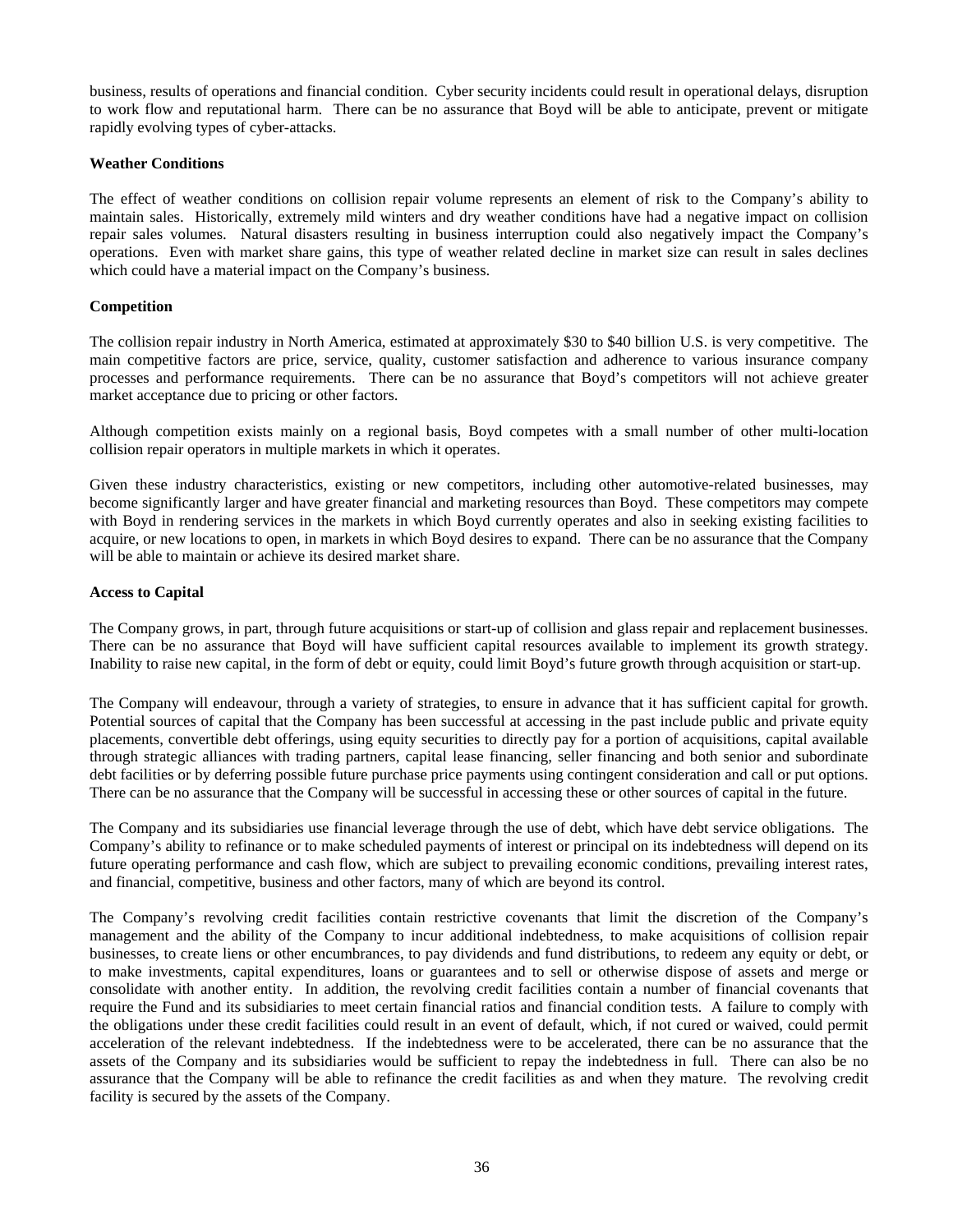business, results of operations and financial condition. Cyber security incidents could result in operational delays, disruption to work flow and reputational harm. There can be no assurance that Boyd will be able to anticipate, prevent or mitigate rapidly evolving types of cyber-attacks.

**Weather Conditions**

The effect of weather conditions on collision repair volume represents an element of risk to the Company's ability to maintain sales. Historically, extremely mild winters and dry weather conditions have had a negative impact on collision repair sales volumes. Natural disasters resulting in business interruption could also negatively impact the Company's operations. Even with market share gains, this type of weather related decline in market size can result in sales declines which could have a material impact on the Company's business.

**Competition**

The collision repair industry in North America, estimated at approximately $30 to $40 billion U.S. is very competitive. The main competitive factors are price, service, quality, customer satisfaction and adherence to various insurance company processes and performance requirements. There can be no assurance that Boyd's competitors will not achieve greater market acceptance due to pricing or other factors.

Although competition exists mainly on a regional basis, Boyd competes with a small number of other multi-location collision repair operators in multiple markets in which it operates.

Given these industry characteristics, existing or new competitors, including other automotive-related businesses, may become significantly larger and have greater financial and marketing resources than Boyd. These competitors may compete with Boyd in rendering services in the markets in which Boyd currently operates and also in seeking existing facilities to acquire, or new locations to open, in markets in which Boyd desires to expand. There can be no assurance that the Company will be able to maintain or achieve its desired market share.

**Access to Capital**

The Company grows, in part, through future acquisitions or start-up of collision and glass repair and replacement businesses. There can be no assurance that Boyd will have sufficient capital resources available to implement its growth strategy. Inability to raise new capital, in the form of debt or equity, could limit Boyd's future growth through acquisition or start-up.

The Company will endeavour, through a variety of strategies, to ensure in advance that it has sufficient capital for growth. Potential sources of capital that the Company has been successful at accessing in the past include public and private equity placements, convertible debt offerings, using equity securities to directly pay for a portion of acquisitions, capital available through strategic alliances with trading partners, capital lease financing, seller financing and both senior and subordinate debt facilities or by deferring possible future purchase price payments using contingent consideration and call or put options. There can be no assurance that the Company will be successful in accessing these or other sources of capital in the future.

The Company and its subsidiaries use financial leverage through the use of debt, which have debt service obligations. The Company's ability to refinance or to make scheduled payments of interest or principal on its indebtedness will depend on its future operating performance and cash flow, which are subject to prevailing economic conditions, prevailing interest rates, and financial, competitive, business and other factors, many of which are beyond its control.

The Company's revolving credit facilities contain restrictive covenants that limit the discretion of the Company's management and the ability of the Company to incur additional indebtedness, to make acquisitions of collision repair businesses, to create liens or other encumbrances, to pay dividends and fund distributions, to redeem any equity or debt, or to make investments, capital expenditures, loans or guarantees and to sell or otherwise dispose of assets and merge or consolidate with another entity. In addition, the revolving credit facilities contain a number of financial covenants that require the Fund and its subsidiaries to meet certain financial ratios and financial condition tests. A failure to comply with the obligations under these credit facilities could result in an event of default, which, if not cured or waived, could permit acceleration of the relevant indebtedness. If the indebtedness were to be accelerated, there can be no assurance that the assets of the Company and its subsidiaries would be sufficient to repay the indebtedness in full. There can also be no assurance that the Company will be able to refinance the credit facilities as and when they mature. The revolving credit facility is secured by the assets of the Company.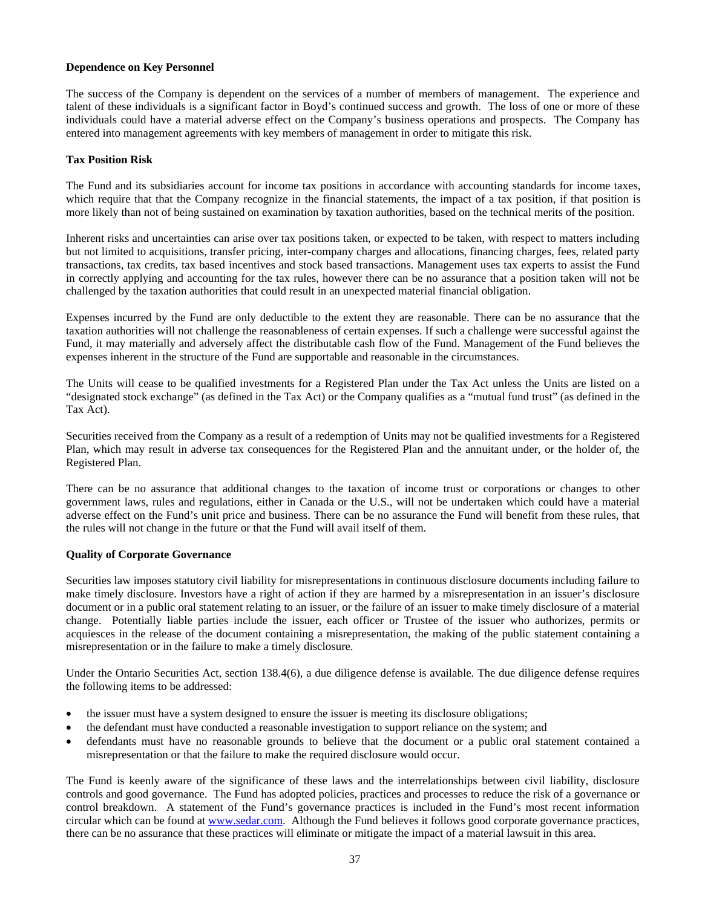**Dependence on Key Personnel**

The success of the Company is dependent on the services of a number of members of management. The experience and talent of these individuals is a significant factor in Boyd's continued success and growth. The loss of one or more of these individuals could have a material adverse effect on the Company's business operations and prospects. The Company has entered into management agreements with key members of management in order to mitigate this risk.

**Tax Position Risk**

The Fund and its subsidiaries account for income tax positions in accordance with accounting standards for income taxes, which require that that the Company recognize in the financial statements, the impact of a tax position, if that position is more likely than not of being sustained on examination by taxation authorities, based on the technical merits of the position.

Inherent risks and uncertainties can arise over tax positions taken, or expected to be taken, with respect to matters including but not limited to acquisitions, transfer pricing, inter-company charges and allocations, financing charges, fees, related party transactions, tax credits, tax based incentives and stock based transactions. Management uses tax experts to assist the Fund in correctly applying and accounting for the tax rules, however there can be no assurance that a position taken will not be challenged by the taxation authorities that could result in an unexpected material financial obligation.

Expenses incurred by the Fund are only deductible to the extent they are reasonable. There can be no assurance that the taxation authorities will not challenge the reasonableness of certain expenses. If such a challenge were successful against the Fund, it may materially and adversely affect the distributable cash flow of the Fund. Management of the Fund believes the expenses inherent in the structure of the Fund are supportable and reasonable in the circumstances.

The Units will cease to be qualified investments for a Registered Plan under the Tax Act unless the Units are listed on a "designated stock exchange" (as defined in the Tax Act) or the Company qualifies as a "mutual fund trust" (as defined in the Tax Act).

Securities received from the Company as a result of a redemption of Units may not be qualified investments for a Registered Plan, which may result in adverse tax consequences for the Registered Plan and the annuitant under, or the holder of, the Registered Plan.

There can be no assurance that additional changes to the taxation of income trust or corporations or changes to other government laws, rules and regulations, either in Canada or the U.S., will not be undertaken which could have a material adverse effect on the Fund's unit price and business. There can be no assurance the Fund will benefit from these rules, that the rules will not change in the future or that the Fund will avail itself of them.

**Quality of Corporate Governance**

Securities law imposes statutory civil liability for misrepresentations in continuous disclosure documents including failure to make timely disclosure. Investors have a right of action if they are harmed by a misrepresentation in an issuer's disclosure document or in a public oral statement relating to an issuer, or the failure of an issuer to make timely disclosure of a material change. Potentially liable parties include the issuer, each officer or Trustee of the issuer who authorizes, permits or acquiesces in the release of the document containing a misrepresentation, the making of the public statement containing a misrepresentation or in the failure to make a timely disclosure.

Under the Ontario Securities Act, section 138.4(6), a due diligence defense is available. The due diligence defense requires the following items to be addressed:

- the issuer must have a system designed to ensure the issuer is meeting its disclosure obligations;
- the defendant must have conducted a reasonable investigation to support reliance on the system; and
- defendants must have no reasonable grounds to believe that the document or a public oral statement contained a misrepresentation or that the failure to make the required disclosure would occur.

The Fund is keenly aware of the significance of these laws and the interrelationships between civil liability, disclosure controls and good governance. The Fund has adopted policies, practices and processes to reduce the risk of a governance or control breakdown. A statement of the Fund's governance practices is included in the Fund's most recent information circular which can be found at [www.sedar.com](http://www.sedar.com). Although the Fund believes it follows good corporate governance practices, there can be no assurance that these practices will eliminate or mitigate the impact of a material lawsuit in this area.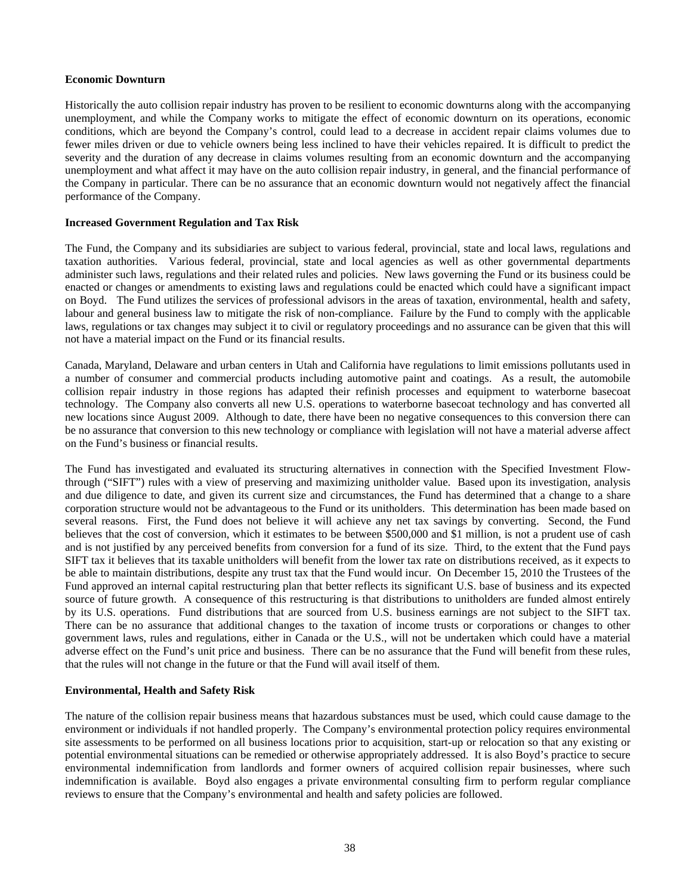**Economic Downturn**

Historically the auto collision repair industry has proven to be resilient to economic downturns along with the accompanying unemployment, and while the Company works to mitigate the effect of economic downturn on its operations, economic conditions, which are beyond the Company's control, could lead to a decrease in accident repair claims volumes due to fewer miles driven or due to vehicle owners being less inclined to have their vehicles repaired. It is difficult to predict the severity and the duration of any decrease in claims volumes resulting from an economic downturn and the accompanying unemployment and what affect it may have on the auto collision repair industry, in general, and the financial performance of the Company in particular. There can be no assurance that an economic downturn would not negatively affect the financial performance of the Company.

**Increased Government Regulation and Tax Risk**

The Fund, the Company and its subsidiaries are subject to various federal, provincial, state and local laws, regulations and taxation authorities. Various federal, provincial, state and local agencies as well as other governmental departments administer such laws, regulations and their related rules and policies. New laws governing the Fund or its business could be enacted or changes or amendments to existing laws and regulations could be enacted which could have a significant impact on Boyd. The Fund utilizes the services of professional advisors in the areas of taxation, environmental, health and safety, labour and general business law to mitigate the risk of non-compliance. Failure by the Fund to comply with the applicable laws, regulations or tax changes may subject it to civil or regulatory proceedings and no assurance can be given that this will not have a material impact on the Fund or its financial results.

Canada, Maryland, Delaware and urban centers in Utah and California have regulations to limit emissions pollutants used in a number of consumer and commercial products including automotive paint and coatings. As a result, the automobile collision repair industry in those regions has adapted their refinish processes and equipment to waterborne basecoat technology. The Company also converts all new U.S. operations to waterborne basecoat technology and has converted all new locations since August 2009. Although to date, there have been no negative consequences to this conversion there can be no assurance that conversion to this new technology or compliance with legislation will not have a material adverse affect on the Fund's business or financial results.

The Fund has investigated and evaluated its structuring alternatives in connection with the Specified Investment Flow-through ("SIFT") rules with a view of preserving and maximizing unitholder value. Based upon its investigation, analysis and due diligence to date, and given its current size and circumstances, the Fund has determined that a change to a share corporation structure would not be advantageous to the Fund or its unitholders. This determination has been made based on several reasons. First, the Fund does not believe it will achieve any net tax savings by converting. Second, the Fund believes that the cost of conversion, which it estimates to be between \$500,000 and \$1 million, is not a prudent use of cash and is not justified by any perceived benefits from conversion for a fund of its size. Third, to the extent that the Fund pays SIFT tax it believes that its taxable unitholders will benefit from the lower tax rate on distributions received, as it expects to be able to maintain distributions, despite any trust tax that the Fund would incur. On December 15, 2010 the Trustees of the Fund approved an internal capital restructuring plan that better reflects its significant U.S. base of business and its expected source of future growth. A consequence of this restructuring is that distributions to unitholders are funded almost entirely by its U.S. operations. Fund distributions that are sourced from U.S. business earnings are not subject to the SIFT tax. There can be no assurance that additional changes to the taxation of income trusts or corporations or changes to other government laws, rules and regulations, either in Canada or the U.S., will not be undertaken which could have a material adverse effect on the Fund's unit price and business. There can be no assurance that the Fund will benefit from these rules, that the rules will not change in the future or that the Fund will avail itself of them.

**Environmental, Health and Safety Risk**

The nature of the collision repair business means that hazardous substances must be used, which could cause damage to the environment or individuals if not handled properly. The Company's environmental protection policy requires environmental site assessments to be performed on all business locations prior to acquisition, start-up or relocation so that any existing or potential environmental situations can be remedied or otherwise appropriately addressed. It is also Boyd's practice to secure environmental indemnification from landlords and former owners of acquired collision repair businesses, where such indemnification is available. Boyd also engages a private environmental consulting firm to perform regular compliance reviews to ensure that the Company's environmental and health and safety policies are followed.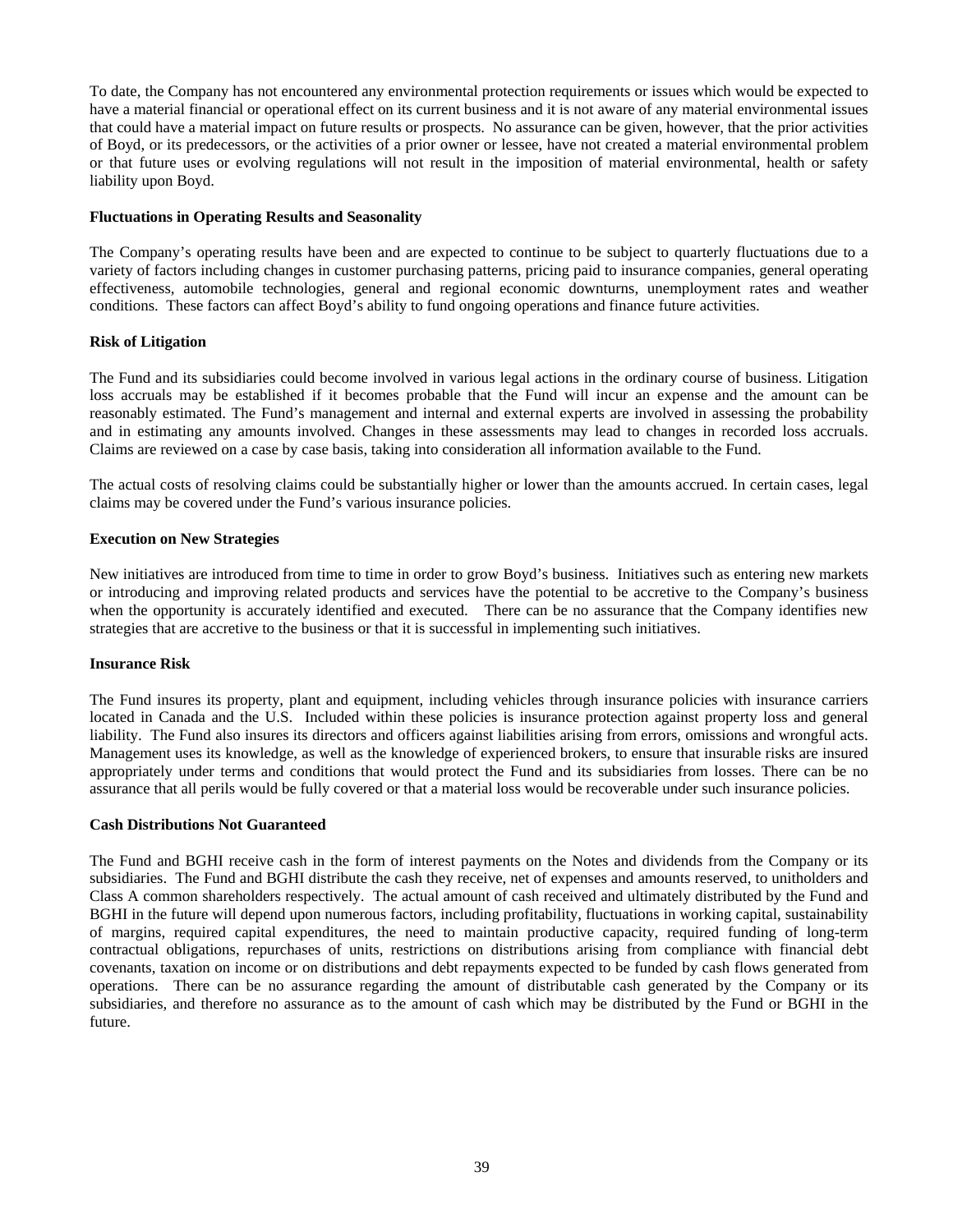To date, the Company has not encountered any environmental protection requirements or issues which would be expected to have a material financial or operational effect on its current business and it is not aware of any material environmental issues that could have a material impact on future results or prospects. No assurance can be given, however, that the prior activities of Boyd, or its predecessors, or the activities of a prior owner or lessee, have not created a material environmental problem or that future uses or evolving regulations will not result in the imposition of material environmental, health or safety liability upon Boyd.

**Fluctuations in Operating Results and Seasonality**

The Company's operating results have been and are expected to continue to be subject to quarterly fluctuations due to a variety of factors including changes in customer purchasing patterns, pricing paid to insurance companies, general operating effectiveness, automobile technologies, general and regional economic downturns, unemployment rates and weather conditions. These factors can affect Boyd's ability to fund ongoing operations and finance future activities.

**Risk of Litigation**

The Fund and its subsidiaries could become involved in various legal actions in the ordinary course of business. Litigation loss accruals may be established if it becomes probable that the Fund will incur an expense and the amount can be reasonably estimated. The Fund's management and internal and external experts are involved in assessing the probability and in estimating any amounts involved. Changes in these assessments may lead to changes in recorded loss accruals. Claims are reviewed on a case by case basis, taking into consideration all information available to the Fund.

The actual costs of resolving claims could be substantially higher or lower than the amounts accrued. In certain cases, legal claims may be covered under the Fund's various insurance policies.

**Execution on New Strategies**

New initiatives are introduced from time to time in order to grow Boyd's business. Initiatives such as entering new markets or introducing and improving related products and services have the potential to be accretive to the Company's business when the opportunity is accurately identified and executed. There can be no assurance that the Company identifies new strategies that are accretive to the business or that it is successful in implementing such initiatives.

**Insurance Risk**

The Fund insures its property, plant and equipment, including vehicles through insurance policies with insurance carriers located in Canada and the U.S. Included within these policies is insurance protection against property loss and general liability. The Fund also insures its directors and officers against liabilities arising from errors, omissions and wrongful acts. Management uses its knowledge, as well as the knowledge of experienced brokers, to ensure that insurable risks are insured appropriately under terms and conditions that would protect the Fund and its subsidiaries from losses. There can be no assurance that all perils would be fully covered or that a material loss would be recoverable under such insurance policies.

**Cash Distributions Not Guaranteed**

The Fund and BGHI receive cash in the form of interest payments on the Notes and dividends from the Company or its subsidiaries. The Fund and BGHI distribute the cash they receive, net of expenses and amounts reserved, to unitholders and Class A common shareholders respectively. The actual amount of cash received and ultimately distributed by the Fund and BGHI in the future will depend upon numerous factors, including profitability, fluctuations in working capital, sustainability of margins, required capital expenditures, the need to maintain productive capacity, required funding of long-term contractual obligations, repurchases of units, restrictions on distributions arising from compliance with financial debt covenants, taxation on income or on distributions and debt repayments expected to be funded by cash flows generated from operations. There can be no assurance regarding the amount of distributable cash generated by the Company or its subsidiaries, and therefore no assurance as to the amount of cash which may be distributed by the Fund or BGHI in the future.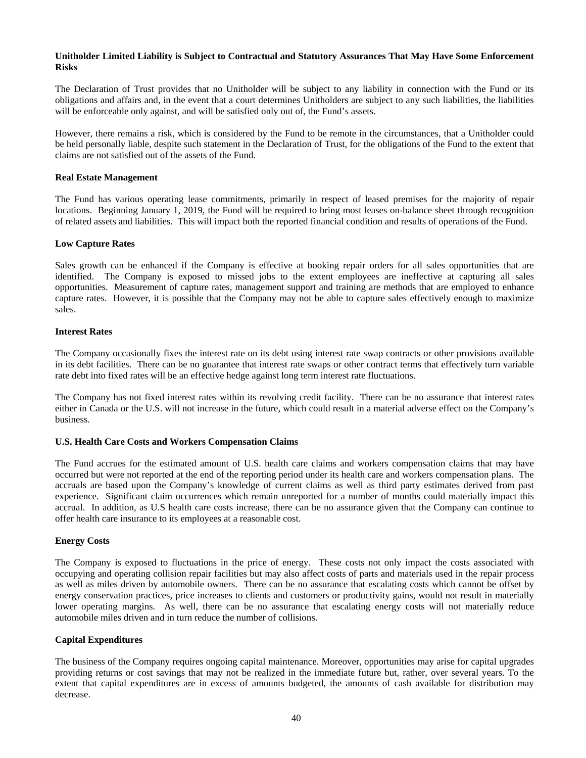**Unitholder Limited Liability is Subject to Contractual and Statutory Assurances That May Have Some Enforcement Risks**

The Declaration of Trust provides that no Unitholder will be subject to any liability in connection with the Fund or its obligations and affairs and, in the event that a court determines Unitholders are subject to any such liabilities, the liabilities will be enforceable only against, and will be satisfied only out of, the Fund's assets.

However, there remains a risk, which is considered by the Fund to be remote in the circumstances, that a Unitholder could be held personally liable, despite such statement in the Declaration of Trust, for the obligations of the Fund to the extent that claims are not satisfied out of the assets of the Fund.

**Real Estate Management**

The Fund has various operating lease commitments, primarily in respect of leased premises for the majority of repair locations. Beginning January 1, 2019, the Fund will be required to bring most leases on-balance sheet through recognition of related assets and liabilities. This will impact both the reported financial condition and results of operations of the Fund.

**Low Capture Rates**

Sales growth can be enhanced if the Company is effective at booking repair orders for all sales opportunities that are identified. The Company is exposed to missed jobs to the extent employees are ineffective at capturing all sales opportunities. Measurement of capture rates, management support and training are methods that are employed to enhance capture rates. However, it is possible that the Company may not be able to capture sales effectively enough to maximize sales.

**Interest Rates**

The Company occasionally fixes the interest rate on its debt using interest rate swap contracts or other provisions available in its debt facilities. There can be no guarantee that interest rate swaps or other contract terms that effectively turn variable rate debt into fixed rates will be an effective hedge against long term interest rate fluctuations.

The Company has not fixed interest rates within its revolving credit facility. There can be no assurance that interest rates either in Canada or the U.S. will not increase in the future, which could result in a material adverse effect on the Company's business.

**U.S. Health Care Costs and Workers Compensation Claims**

The Fund accrues for the estimated amount of U.S. health care claims and workers compensation claims that may have occurred but were not reported at the end of the reporting period under its health care and workers compensation plans. The accruals are based upon the Company's knowledge of current claims as well as third party estimates derived from past experience. Significant claim occurrences which remain unreported for a number of months could materially impact this accrual. In addition, as U.S health care costs increase, there can be no assurance given that the Company can continue to offer health care insurance to its employees at a reasonable cost.

**Energy Costs**

The Company is exposed to fluctuations in the price of energy. These costs not only impact the costs associated with occupying and operating collision repair facilities but may also affect costs of parts and materials used in the repair process as well as miles driven by automobile owners. There can be no assurance that escalating costs which cannot be offset by energy conservation practices, price increases to clients and customers or productivity gains, would not result in materially lower operating margins. As well, there can be no assurance that escalating energy costs will not materially reduce automobile miles driven and in turn reduce the number of collisions.

**Capital Expenditures**

The business of the Company requires ongoing capital maintenance. Moreover, opportunities may arise for capital upgrades providing returns or cost savings that may not be realized in the immediate future but, rather, over several years. To the extent that capital expenditures are in excess of amounts budgeted, the amounts of cash available for distribution may decrease.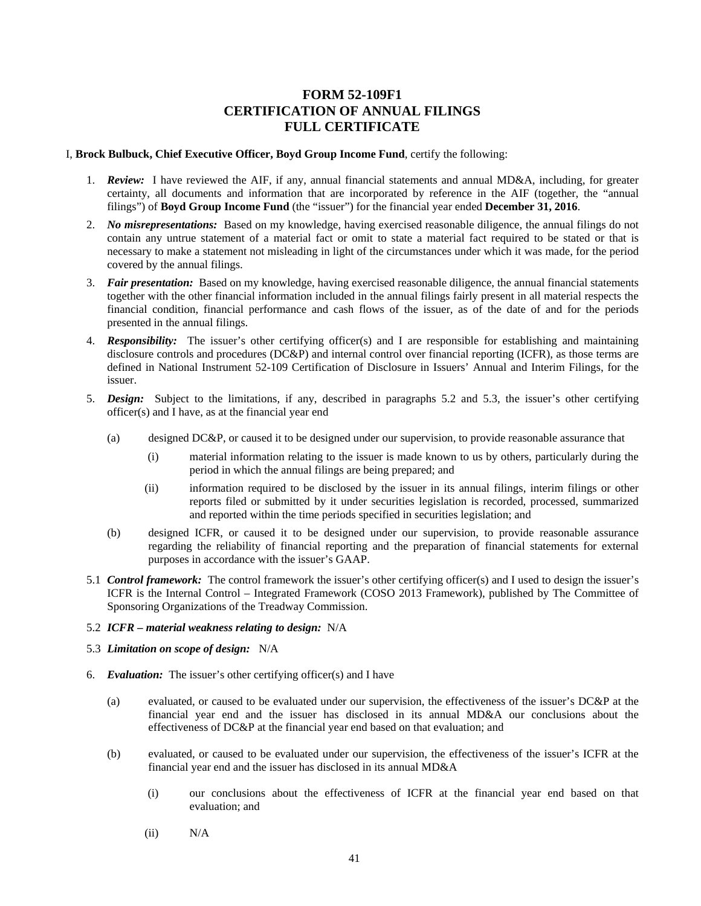# FORM 52-109F1
# CERTIFICATION OF ANNUAL FILINGS
# FULL CERTIFICATE

I, **Brock Bulbuck, Chief Executive Officer, Boyd Group Income Fund**, certify the following:

1. ***Review:*** I have reviewed the AIF, if any, annual financial statements and annual MD&A, including, for greater certainty, all documents and information that are incorporated by reference in the AIF (together, the "annual filings") of **Boyd Group Income Fund** (the "issuer") for the financial year ended **December 31, 2016**.

2. ***No misrepresentations:*** Based on my knowledge, having exercised reasonable diligence, the annual filings do not contain any untrue statement of a material fact or omit to state a material fact required to be stated or that is necessary to make a statement not misleading in light of the circumstances under which it was made, for the period covered by the annual filings.

3. ***Fair presentation:*** Based on my knowledge, having exercised reasonable diligence, the annual financial statements together with the other financial information included in the annual filings fairly present in all material respects the financial condition, financial performance and cash flows of the issuer, as of the date of and for the periods presented in the annual filings.

4. ***Responsibility:*** The issuer's other certifying officer(s) and I are responsible for establishing and maintaining disclosure controls and procedures (DC&P) and internal control over financial reporting (ICFR), as those terms are defined in National Instrument 52-109 Certification of Disclosure in Issuers' Annual and Interim Filings, for the issuer.

5. ***Design:*** Subject to the limitations, if any, described in paragraphs 5.2 and 5.3, the issuer's other certifying officer(s) and I have, as at the financial year end

   (a) designed DC&P, or caused it to be designed under our supervision, to provide reasonable assurance that

      (i) material information relating to the issuer is made known to us by others, particularly during the period in which the annual filings are being prepared; and

      (ii) information required to be disclosed by the issuer in its annual filings, interim filings or other reports filed or submitted by it under securities legislation is recorded, processed, summarized and reported within the time periods specified in securities legislation; and

   (b) designed ICFR, or caused it to be designed under our supervision, to provide reasonable assurance regarding the reliability of financial reporting and the preparation of financial statements for external purposes in accordance with the issuer's GAAP.

5.1 ***Control framework:*** The control framework the issuer's other certifying officer(s) and I used to design the issuer's ICFR is the Internal Control – Integrated Framework (COSO 2013 Framework), published by The Committee of Sponsoring Organizations of the Treadway Commission.

5.2 ***ICFR – material weakness relating to design:*** N/A

5.3 ***Limitation on scope of design:*** N/A

6. ***Evaluation:*** The issuer's other certifying officer(s) and I have

   (a) evaluated, or caused to be evaluated under our supervision, the effectiveness of the issuer's DC&P at the financial year end and the issuer has disclosed in its annual MD&A our conclusions about the effectiveness of DC&P at the financial year end based on that evaluation; and

   (b) evaluated, or caused to be evaluated under our supervision, the effectiveness of the issuer's ICFR at the financial year end and the issuer has disclosed in its annual MD&A

      (i) our conclusions about the effectiveness of ICFR at the financial year end based on that evaluation; and

      (ii) N/A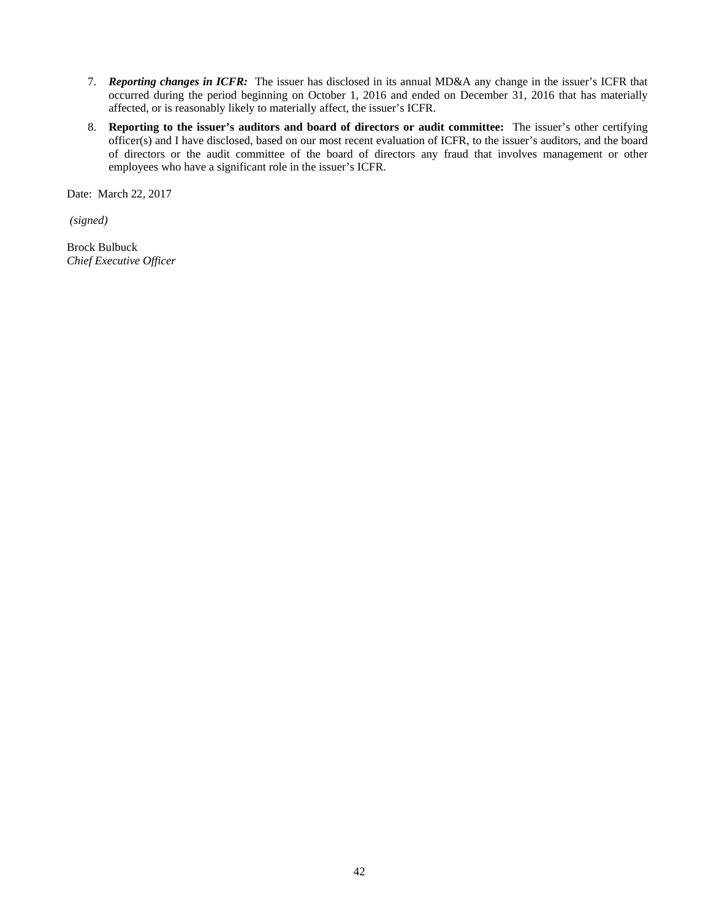7. ***Reporting changes in ICFR:*** The issuer has disclosed in its annual MD&A any change in the issuer's ICFR that occurred during the period beginning on October 1, 2016 and ended on December 31, 2016 that has materially affected, or is reasonably likely to materially affect, the issuer's ICFR.
8. **Reporting to the issuer's auditors and board of directors or audit committee:** The issuer's other certifying officer(s) and I have disclosed, based on our most recent evaluation of ICFR, to the issuer's auditors, and the board of directors or the audit committee of the board of directors any fraud that involves management or other employees who have a significant role in the issuer's ICFR.

Date: March 22, 2017

*(signed)*

Brock Bulbuck
*Chief Executive Officer*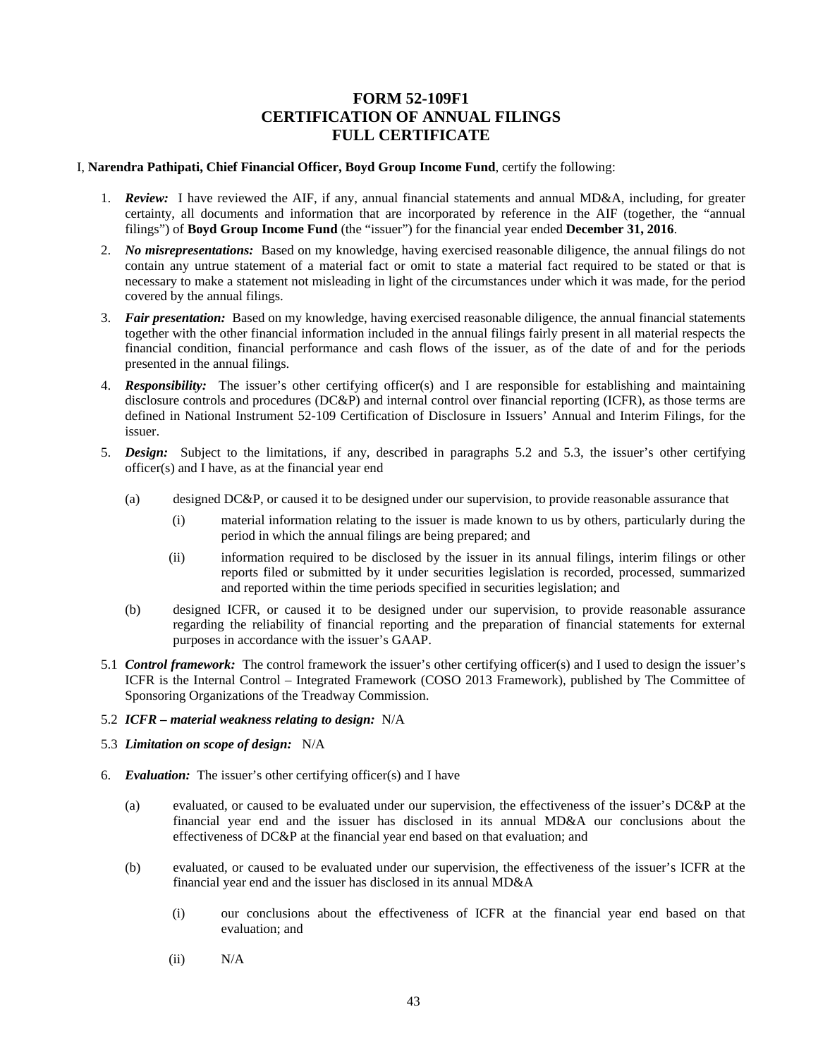# FORM 52-109F1
# CERTIFICATION OF ANNUAL FILINGS
# FULL CERTIFICATE

I, **Narendra Pathipati, Chief Financial Officer, Boyd Group Income Fund**, certify the following:

1. ***Review:*** I have reviewed the AIF, if any, annual financial statements and annual MD&A, including, for greater certainty, all documents and information that are incorporated by reference in the AIF (together, the "annual filings") of **Boyd Group Income Fund** (the "issuer") for the financial year ended **December 31, 2016**.

2. ***No misrepresentations:*** Based on my knowledge, having exercised reasonable diligence, the annual filings do not contain any untrue statement of a material fact or omit to state a material fact required to be stated or that is necessary to make a statement not misleading in light of the circumstances under which it was made, for the period covered by the annual filings.

3. ***Fair presentation:*** Based on my knowledge, having exercised reasonable diligence, the annual financial statements together with the other financial information included in the annual filings fairly present in all material respects the financial condition, financial performance and cash flows of the issuer, as of the date of and for the periods presented in the annual filings.

4. ***Responsibility:*** The issuer's other certifying officer(s) and I are responsible for establishing and maintaining disclosure controls and procedures (DC&P) and internal control over financial reporting (ICFR), as those terms are defined in National Instrument 52-109 Certification of Disclosure in Issuers' Annual and Interim Filings, for the issuer.

5. ***Design:*** Subject to the limitations, if any, described in paragraphs 5.2 and 5.3, the issuer's other certifying officer(s) and I have, as at the financial year end

   (a) designed DC&P, or caused it to be designed under our supervision, to provide reasonable assurance that

      (i) material information relating to the issuer is made known to us by others, particularly during the period in which the annual filings are being prepared; and

      (ii) information required to be disclosed by the issuer in its annual filings, interim filings or other reports filed or submitted by it under securities legislation is recorded, processed, summarized and reported within the time periods specified in securities legislation; and

   (b) designed ICFR, or caused it to be designed under our supervision, to provide reasonable assurance regarding the reliability of financial reporting and the preparation of financial statements for external purposes in accordance with the issuer's GAAP.

5.1 ***Control framework:*** The control framework the issuer's other certifying officer(s) and I used to design the issuer's ICFR is the Internal Control – Integrated Framework (COSO 2013 Framework), published by The Committee of Sponsoring Organizations of the Treadway Commission.

5.2 ***ICFR – material weakness relating to design:*** N/A

5.3 ***Limitation on scope of design:*** N/A

6. ***Evaluation:*** The issuer's other certifying officer(s) and I have

   (a) evaluated, or caused to be evaluated under our supervision, the effectiveness of the issuer's DC&P at the financial year end and the issuer has disclosed in its annual MD&A our conclusions about the effectiveness of DC&P at the financial year end based on that evaluation; and

   (b) evaluated, or caused to be evaluated under our supervision, the effectiveness of the issuer's ICFR at the financial year end and the issuer has disclosed in its annual MD&A

      (i) our conclusions about the effectiveness of ICFR at the financial year end based on that evaluation; and

      (ii) N/A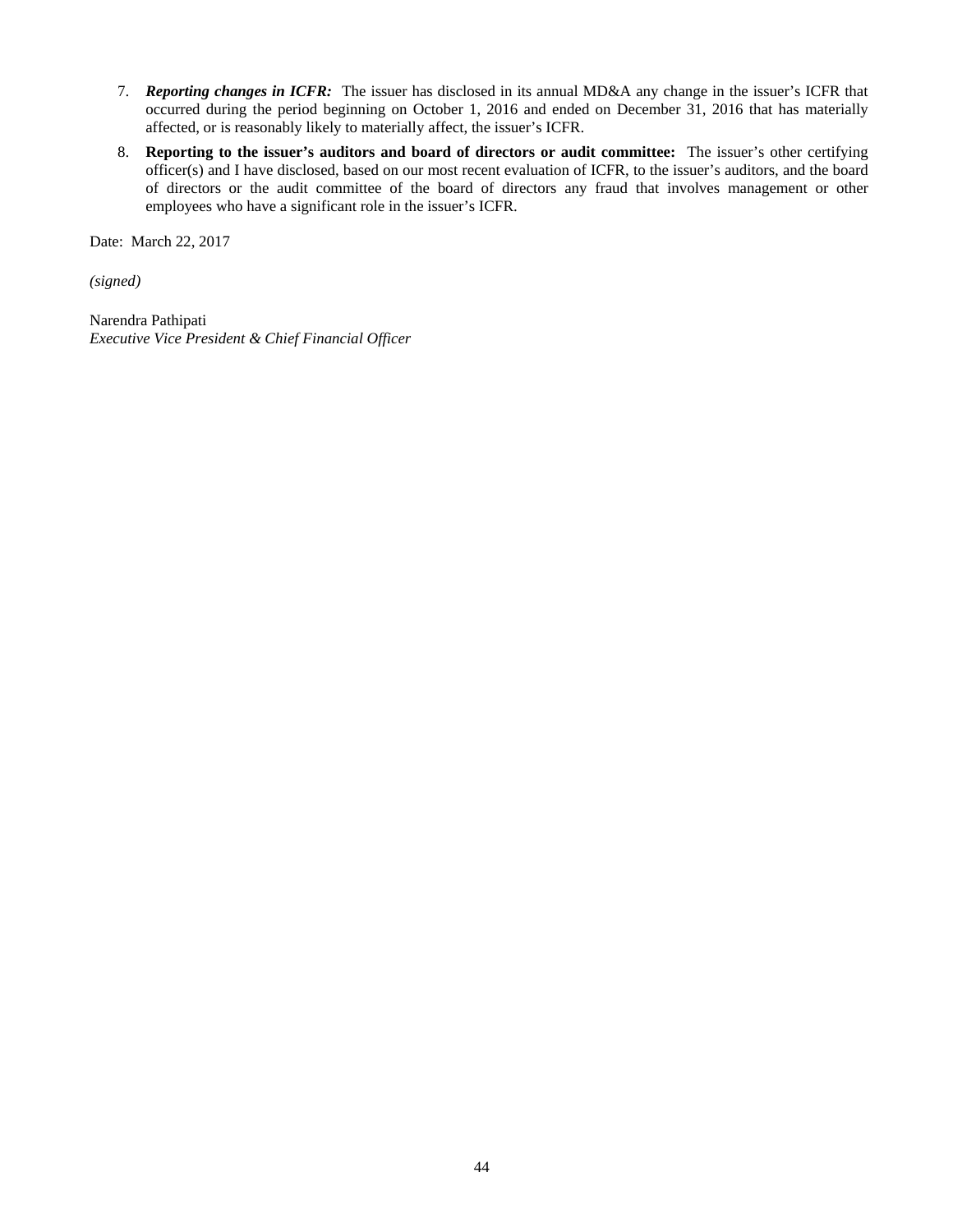7. ***Reporting changes in ICFR:*** The issuer has disclosed in its annual MD&A any change in the issuer's ICFR that occurred during the period beginning on October 1, 2016 and ended on December 31, 2016 that has materially affected, or is reasonably likely to materially affect, the issuer's ICFR.
8. **Reporting to the issuer's auditors and board of directors or audit committee:** The issuer's other certifying officer(s) and I have disclosed, based on our most recent evaluation of ICFR, to the issuer's auditors, and the board of directors or the audit committee of the board of directors any fraud that involves management or other employees who have a significant role in the issuer's ICFR.

Date: March 22, 2017

*(signed)*

Narendra Pathipati
*Executive Vice President & Chief Financial Officer*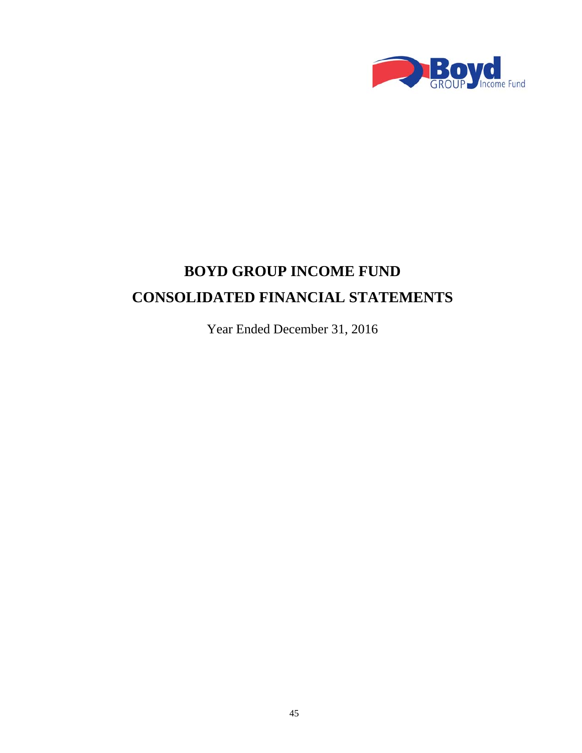# BOYD GROUP INCOME FUND

# CONSOLIDATED FINANCIAL STATEMENTS

Year Ended December 31, 2016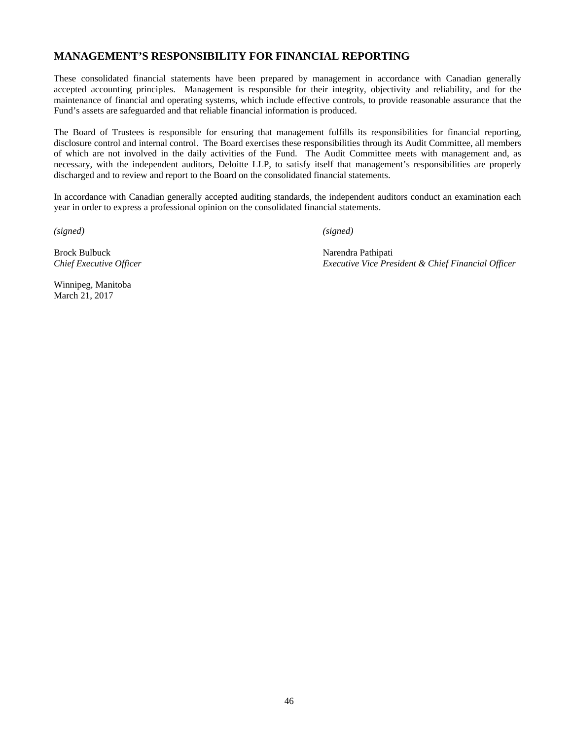## MANAGEMENT'S RESPONSIBILITY FOR FINANCIAL REPORTING

These consolidated financial statements have been prepared by management in accordance with Canadian generally accepted accounting principles. Management is responsible for their integrity, objectivity and reliability, and for the maintenance of financial and operating systems, which include effective controls, to provide reasonable assurance that the Fund's assets are safeguarded and that reliable financial information is produced.

The Board of Trustees is responsible for ensuring that management fulfills its responsibilities for financial reporting, disclosure control and internal control. The Board exercises these responsibilities through its Audit Committee, all members of which are not involved in the daily activities of the Fund. The Audit Committee meets with management and, as necessary, with the independent auditors, Deloitte LLP, to satisfy itself that management's responsibilities are properly discharged and to review and report to the Board on the consolidated financial statements.

In accordance with Canadian generally accepted auditing standards, the independent auditors conduct an examination each year in order to express a professional opinion on the consolidated financial statements.

*(signed)*

Brock Bulbuck
*Chief Executive Officer*

*(signed)*

Narendra Pathipati
*Executive Vice President & Chief Financial Officer*

Winnipeg, Manitoba
March 21, 2017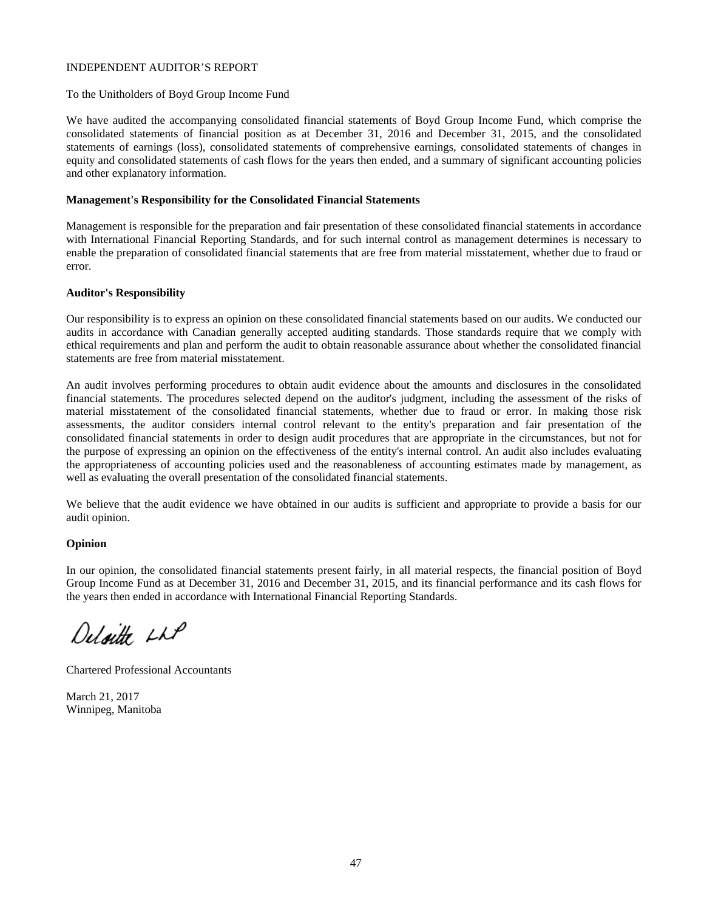# INDEPENDENT AUDITOR'S REPORT

To the Unitholders of Boyd Group Income Fund

We have audited the accompanying consolidated financial statements of Boyd Group Income Fund, which comprise the consolidated statements of financial position as at December 31, 2016 and December 31, 2015, and the consolidated statements of earnings (loss), consolidated statements of comprehensive earnings, consolidated statements of changes in equity and consolidated statements of cash flows for the years then ended, and a summary of significant accounting policies and other explanatory information.

**Management's Responsibility for the Consolidated Financial Statements**

Management is responsible for the preparation and fair presentation of these consolidated financial statements in accordance with International Financial Reporting Standards, and for such internal control as management determines is necessary to enable the preparation of consolidated financial statements that are free from material misstatement, whether due to fraud or error.

**Auditor's Responsibility**

Our responsibility is to express an opinion on these consolidated financial statements based on our audits. We conducted our audits in accordance with Canadian generally accepted auditing standards. Those standards require that we comply with ethical requirements and plan and perform the audit to obtain reasonable assurance about whether the consolidated financial statements are free from material misstatement.

An audit involves performing procedures to obtain audit evidence about the amounts and disclosures in the consolidated financial statements. The procedures selected depend on the auditor's judgment, including the assessment of the risks of material misstatement of the consolidated financial statements, whether due to fraud or error. In making those risk assessments, the auditor considers internal control relevant to the entity's preparation and fair presentation of the consolidated financial statements in order to design audit procedures that are appropriate in the circumstances, but not for the purpose of expressing an opinion on the effectiveness of the entity's internal control. An audit also includes evaluating the appropriateness of accounting policies used and the reasonableness of accounting estimates made by management, as well as evaluating the overall presentation of the consolidated financial statements.

We believe that the audit evidence we have obtained in our audits is sufficient and appropriate to provide a basis for our audit opinion.

**Opinion**

In our opinion, the consolidated financial statements present fairly, in all material respects, the financial position of Boyd Group Income Fund as at December 31, 2016 and December 31, 2015, and its financial performance and its cash flows for the years then ended in accordance with International Financial Reporting Standards.

Deloitte LLP

Chartered Professional Accountants

March 21, 2017
Winnipeg, Manitoba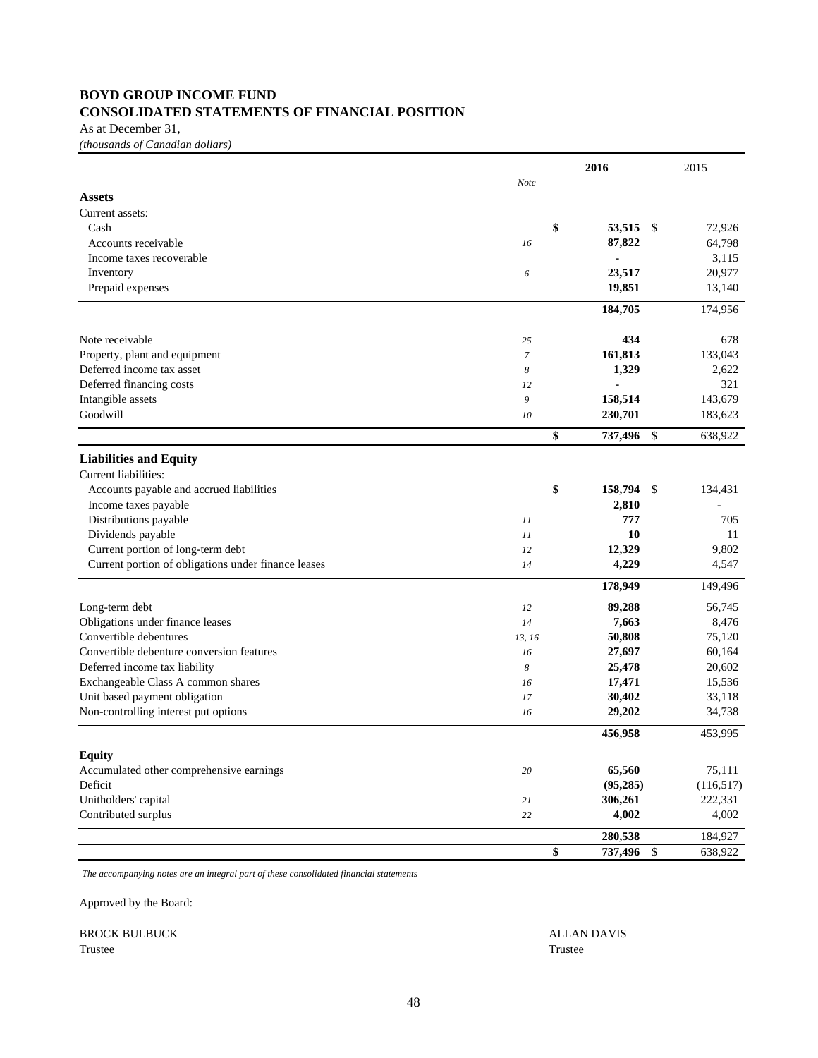# BOYD GROUP INCOME FUND
## CONSOLIDATED STATEMENTS OF FINANCIAL POSITION

As at December 31,
*(thousands of Canadian dollars)*

| | *Note* | **2016** | 2015 |
|---|---|---|---|
| **Assets** | | | |
| Current assets: | | | |
| Cash | | **$ 53,515** | $ 72,926 |
| Accounts receivable | *16* | **87,822** | 64,798 |
| Income taxes recoverable | | **-** | 3,115 |
| Inventory | *6* | **23,517** | 20,977 |
| Prepaid expenses | | **19,851** | 13,140 |
| | | **184,705** | 174,956 |
| Note receivable | *25* | **434** | 678 |
| Property, plant and equipment | *7* | **161,813** | 133,043 |
| Deferred income tax asset | *8* | **1,329** | 2,622 |
| Deferred financing costs | *12* | **-** | 321 |
| Intangible assets | *9* | **158,514** | 143,679 |
| Goodwill | *10* | **230,701** | 183,623 |
| | | **$ 737,496** | $ 638,922 |
| **Liabilities and Equity** | | | |
| Current liabilities: | | | |
| Accounts payable and accrued liabilities | | **$ 158,794** | $ 134,431 |
| Income taxes payable | | **2,810** | - |
| Distributions payable | *11* | **777** | 705 |
| Dividends payable | *11* | **10** | 11 |
| Current portion of long-term debt | *12* | **12,329** | 9,802 |
| Current portion of obligations under finance leases | *14* | **4,229** | 4,547 |
| | | **178,949** | 149,496 |
| Long-term debt | *12* | **89,288** | 56,745 |
| Obligations under finance leases | *14* | **7,663** | 8,476 |
| Convertible debentures | *13, 16* | **50,808** | 75,120 |
| Convertible debenture conversion features | *16* | **27,697** | 60,164 |
| Deferred income tax liability | *8* | **25,478** | 20,602 |
| Exchangeable Class A common shares | *16* | **17,471** | 15,536 |
| Unit based payment obligation | *17* | **30,402** | 33,118 |
| Non-controlling interest put options | *16* | **29,202** | 34,738 |
| | | **456,958** | 453,995 |
| **Equity** | | | |
| Accumulated other comprehensive earnings | *20* | **65,560** | 75,111 |
| Deficit | | **(95,285)** | (116,517) |
| Unitholders' capital | *21* | **306,261** | 222,331 |
| Contributed surplus | *22* | **4,002** | 4,002 |
| | | **280,538** | 184,927 |
| | | **$ 737,496** | $ 638,922 |

*The accompanying notes are an integral part of these consolidated financial statements*

Approved by the Board:

BROCK BULBUCK
Trustee

ALLAN DAVIS
Trustee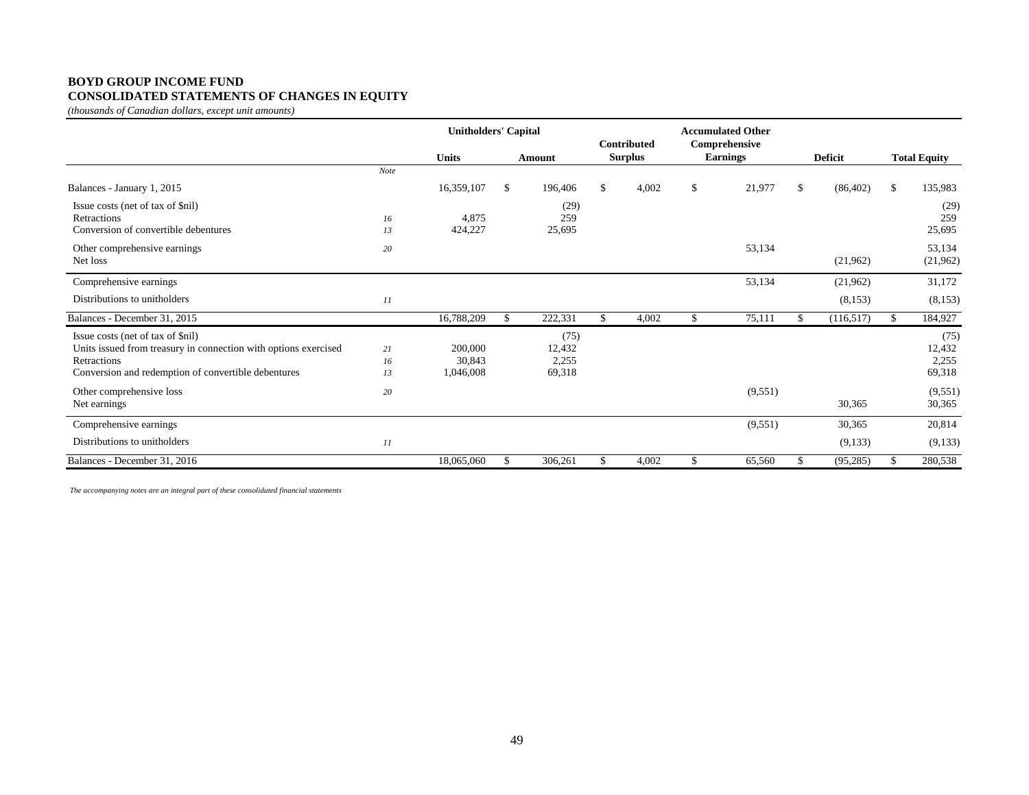**BOYD GROUP INCOME FUND**
**CONSOLIDATED STATEMENTS OF CHANGES IN EQUITY**
*(thousands of Canadian dollars, except unit amounts)*

| | | Unitholders' Capital | | | | Accumulated Other | | |
|---|---|---|---|---|---|---|---|---|
| | Note | Units | Amount | Contributed Surplus | | Comprehensive Earnings | Deficit | Total Equity |
| Balances - January 1, 2015 | | 16,359,107 | $ 196,406 | $ 4,002 | | $ 21,977 | $ (86,402) | $ 135,983 |
| Issue costs (net of tax of $nil) | | | (29) | | | | | (29) |
| Retractions | 16 | 4,875 | 259 | | | | | 259 |
| Conversion of convertible debentures | 13 | 424,227 | 25,695 | | | | | 25,695 |
| Other comprehensive earnings | 20 | | | | | 53,134 | | 53,134 |
| Net loss | | | | | | | (21,962) | (21,962) |
| Comprehensive earnings | | | | | | 53,134 | (21,962) | 31,172 |
| Distributions to unitholders | 11 | | | | | | (8,153) | (8,153) |
| Balances - December 31, 2015 | | 16,788,209 | $ 222,331 | $ 4,002 | | $ 75,111 | $ (116,517) | $ 184,927 |
| Issue costs (net of tax of $nil) | | | (75) | | | | | (75) |
| Units issued from treasury in connection with options exercised | 21 | 200,000 | 12,432 | | | | | 12,432 |
| Retractions | 16 | 30,843 | 2,255 | | | | | 2,255 |
| Conversion and redemption of convertible debentures | 13 | 1,046,008 | 69,318 | | | | | 69,318 |
| Other comprehensive loss | 20 | | | | | (9,551) | | (9,551) |
| Net earnings | | | | | | | 30,365 | 30,365 |
| Comprehensive earnings | | | | | | (9,551) | 30,365 | 20,814 |
| Distributions to unitholders | 11 | | | | | | (9,133) | (9,133) |
| Balances - December 31, 2016 | | 18,065,060 | $ 306,261 | $ 4,002 | | $ 65,560 | $ (95,285) | $ 280,538 |

*The accompanying notes are an integral part of these consolidated financial statements*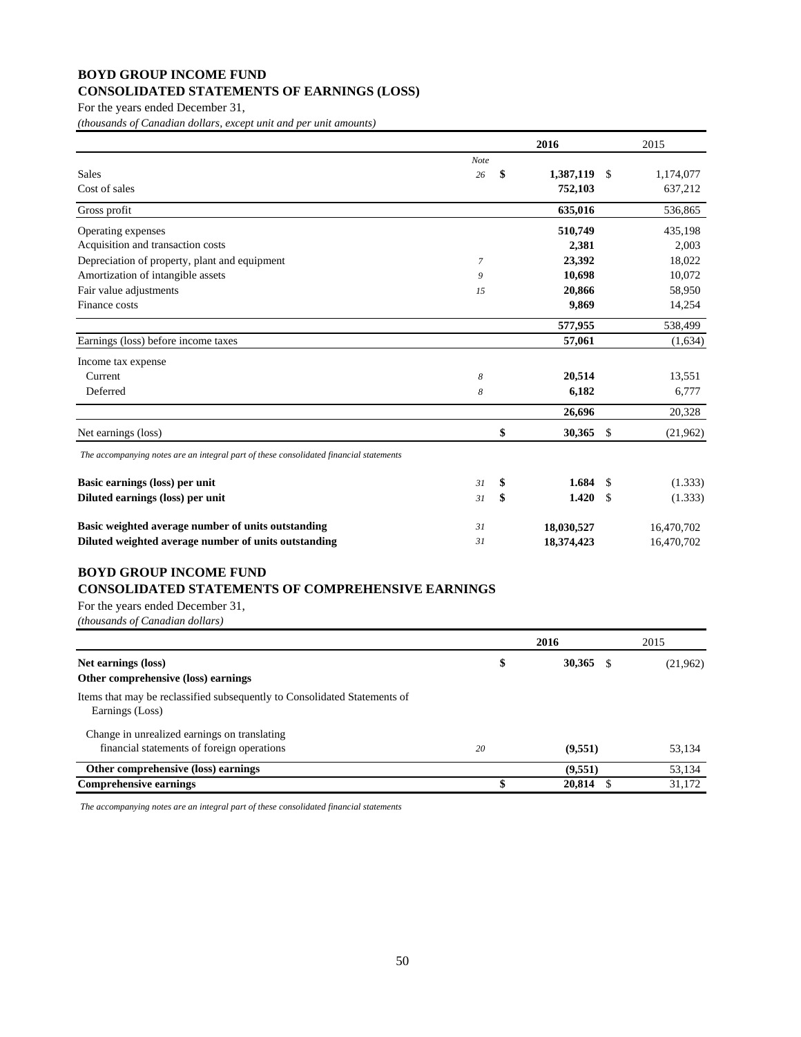# BOYD GROUP INCOME FUND
## CONSOLIDATED STATEMENTS OF EARNINGS (LOSS)

For the years ended December 31,

*(thousands of Canadian dollars, except unit and per unit amounts)*

| | *Note* | **2016** | 2015 |
|---|---|---|---|
| Sales | *26* | **$ 1,387,119** | $ 1,174,077 |
| Cost of sales | | **752,103** | 637,212 |
| Gross profit | | **635,016** | 536,865 |
| Operating expenses | | **510,749** | 435,198 |
| Acquisition and transaction costs | | **2,381** | 2,003 |
| Depreciation of property, plant and equipment | *7* | **23,392** | 18,022 |
| Amortization of intangible assets | *9* | **10,698** | 10,072 |
| Fair value adjustments | *15* | **20,866** | 58,950 |
| Finance costs | | **9,869** | 14,254 |
| | | **577,955** | 538,499 |
| Earnings (loss) before income taxes | | **57,061** | (1,634) |
| Income tax expense | | | |
| Current | *8* | **20,514** | 13,551 |
| Deferred | *8* | **6,182** | 6,777 |
| | | **26,696** | 20,328 |
| Net earnings (loss) | | **$ 30,365** | $ (21,962) |

*The accompanying notes are an integral part of these consolidated financial statements*

| | | | |
|---|---|---|---|
| **Basic earnings (loss) per unit** | *31* | **$ 1.684** | $ (1.333) |
| **Diluted earnings (loss) per unit** | *31* | **$ 1.420** | $ (1.333) |
| **Basic weighted average number of units outstanding** | *31* | **18,030,527** | 16,470,702 |
| **Diluted weighted average number of units outstanding** | *31* | **18,374,423** | 16,470,702 |

# BOYD GROUP INCOME FUND
## CONSOLIDATED STATEMENTS OF COMPREHENSIVE EARNINGS

For the years ended December 31,

*(thousands of Canadian dollars)*

| | | **2016** | 2015 |
|---|---|---|---|
| **Net earnings (loss)** | | **$ 30,365** | $ (21,962) |
| **Other comprehensive (loss) earnings** | | | |
| Items that may be reclassified subsequently to Consolidated Statements of Earnings (Loss) | | | |
| Change in unrealized earnings on translating financial statements of foreign operations | *20* | **(9,551)** | 53,134 |
| **Other comprehensive (loss) earnings** | | **(9,551)** | 53,134 |
| **Comprehensive earnings** | | **$ 20,814** | $ 31,172 |

*The accompanying notes are an integral part of these consolidated financial statements*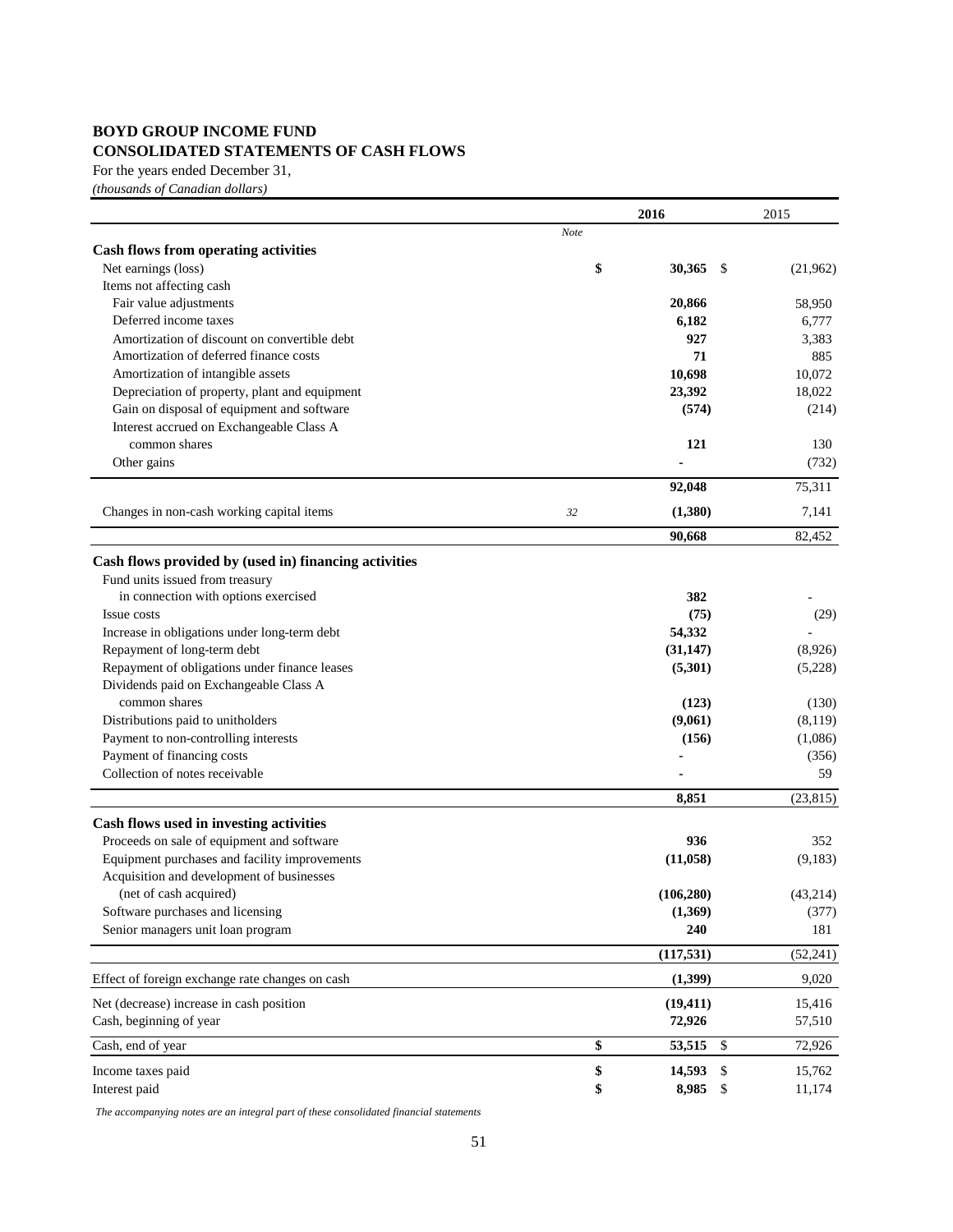# BOYD GROUP INCOME FUND
## CONSOLIDATED STATEMENTS OF CASH FLOWS

For the years ended December 31,
*(thousands of Canadian dollars)*

| | Note | 2016 | 2015 |
|---|---|---|---|
| **Cash flows from operating activities** | | | |
| Net earnings (loss) | | **$ 30,365** | $ (21,962) |
| Items not affecting cash | | | |
| Fair value adjustments | | **20,866** | 58,950 |
| Deferred income taxes | | **6,182** | 6,777 |
| Amortization of discount on convertible debt | | **927** | 3,383 |
| Amortization of deferred finance costs | | **71** | 885 |
| Amortization of intangible assets | | **10,698** | 10,072 |
| Depreciation of property, plant and equipment | | **23,392** | 18,022 |
| Gain on disposal of equipment and software | | **(574)** | (214) |
| Interest accrued on Exchangeable Class A common shares | | **121** | 130 |
| Other gains | | **-** | (732) |
| | | **92,048** | 75,311 |
| Changes in non-cash working capital items | 32 | **(1,380)** | 7,141 |
| | | **90,668** | 82,452 |
| **Cash flows provided by (used in) financing activities** | | | |
| Fund units issued from treasury in connection with options exercised | | **382** | - |
| Issue costs | | **(75)** | (29) |
| Increase in obligations under long-term debt | | **54,332** | - |
| Repayment of long-term debt | | **(31,147)** | (8,926) |
| Repayment of obligations under finance leases | | **(5,301)** | (5,228) |
| Dividends paid on Exchangeable Class A common shares | | **(123)** | (130) |
| Distributions paid to unitholders | | **(9,061)** | (8,119) |
| Payment to non-controlling interests | | **(156)** | (1,086) |
| Payment of financing costs | | **-** | (356) |
| Collection of notes receivable | | **-** | 59 |
| | | **8,851** | (23,815) |
| **Cash flows used in investing activities** | | | |
| Proceeds on sale of equipment and software | | **936** | 352 |
| Equipment purchases and facility improvements | | **(11,058)** | (9,183) |
| Acquisition and development of businesses (net of cash acquired) | | **(106,280)** | (43,214) |
| Software purchases and licensing | | **(1,369)** | (377) |
| Senior managers unit loan program | | **240** | 181 |
| | | **(117,531)** | (52,241) |
| Effect of foreign exchange rate changes on cash | | **(1,399)** | 9,020 |
| Net (decrease) increase in cash position | | **(19,411)** | 15,416 |
| Cash, beginning of year | | **72,926** | 57,510 |
| Cash, end of year | | **$ 53,515** | $ 72,926 |
| Income taxes paid | | **$ 14,593** | $ 15,762 |
| Interest paid | | **$ 8,985** | $ 11,174 |

*The accompanying notes are an integral part of these consolidated financial statements*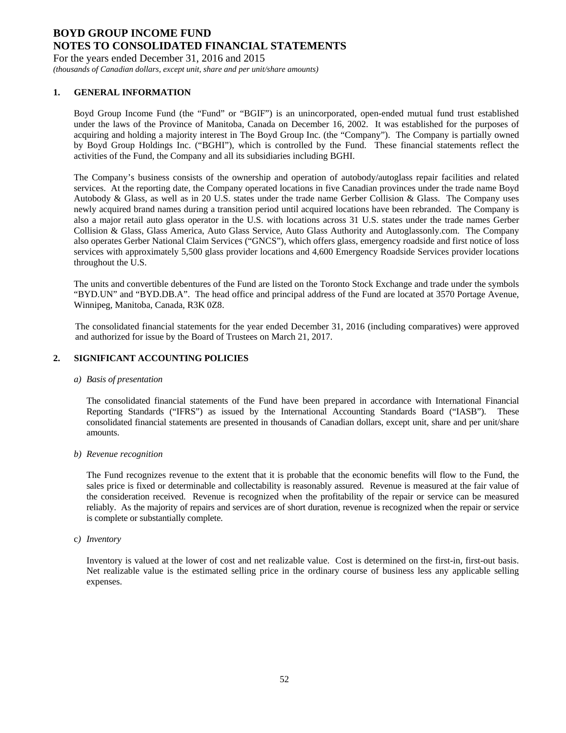# BOYD GROUP INCOME FUND
# NOTES TO CONSOLIDATED FINANCIAL STATEMENTS

For the years ended December 31, 2016 and 2015

*(thousands of Canadian dollars, except unit, share and per unit/share amounts)*

## 1. GENERAL INFORMATION

Boyd Group Income Fund (the "Fund" or "BGIF") is an unincorporated, open-ended mutual fund trust established under the laws of the Province of Manitoba, Canada on December 16, 2002. It was established for the purposes of acquiring and holding a majority interest in The Boyd Group Inc. (the "Company"). The Company is partially owned by Boyd Group Holdings Inc. ("BGHI"), which is controlled by the Fund. These financial statements reflect the activities of the Fund, the Company and all its subsidiaries including BGHI.

The Company's business consists of the ownership and operation of autobody/autoglass repair facilities and related services. At the reporting date, the Company operated locations in five Canadian provinces under the trade name Boyd Autobody & Glass, as well as in 20 U.S. states under the trade name Gerber Collision & Glass. The Company uses newly acquired brand names during a transition period until acquired locations have been rebranded. The Company is also a major retail auto glass operator in the U.S. with locations across 31 U.S. states under the trade names Gerber Collision & Glass, Glass America, Auto Glass Service, Auto Glass Authority and Autoglassonly.com. The Company also operates Gerber National Claim Services ("GNCS"), which offers glass, emergency roadside and first notice of loss services with approximately 5,500 glass provider locations and 4,600 Emergency Roadside Services provider locations throughout the U.S.

The units and convertible debentures of the Fund are listed on the Toronto Stock Exchange and trade under the symbols "BYD.UN" and "BYD.DB.A". The head office and principal address of the Fund are located at 3570 Portage Avenue, Winnipeg, Manitoba, Canada, R3K 0Z8.

The consolidated financial statements for the year ended December 31, 2016 (including comparatives) were approved and authorized for issue by the Board of Trustees on March 21, 2017.

## 2. SIGNIFICANT ACCOUNTING POLICIES

### *a) Basis of presentation*

The consolidated financial statements of the Fund have been prepared in accordance with International Financial Reporting Standards ("IFRS") as issued by the International Accounting Standards Board ("IASB"). These consolidated financial statements are presented in thousands of Canadian dollars, except unit, share and per unit/share amounts.

### *b) Revenue recognition*

The Fund recognizes revenue to the extent that it is probable that the economic benefits will flow to the Fund, the sales price is fixed or determinable and collectability is reasonably assured. Revenue is measured at the fair value of the consideration received. Revenue is recognized when the profitability of the repair or service can be measured reliably. As the majority of repairs and services are of short duration, revenue is recognized when the repair or service is complete or substantially complete.

### c*) Inventory*

Inventory is valued at the lower of cost and net realizable value. Cost is determined on the first-in, first-out basis. Net realizable value is the estimated selling price in the ordinary course of business less any applicable selling expenses.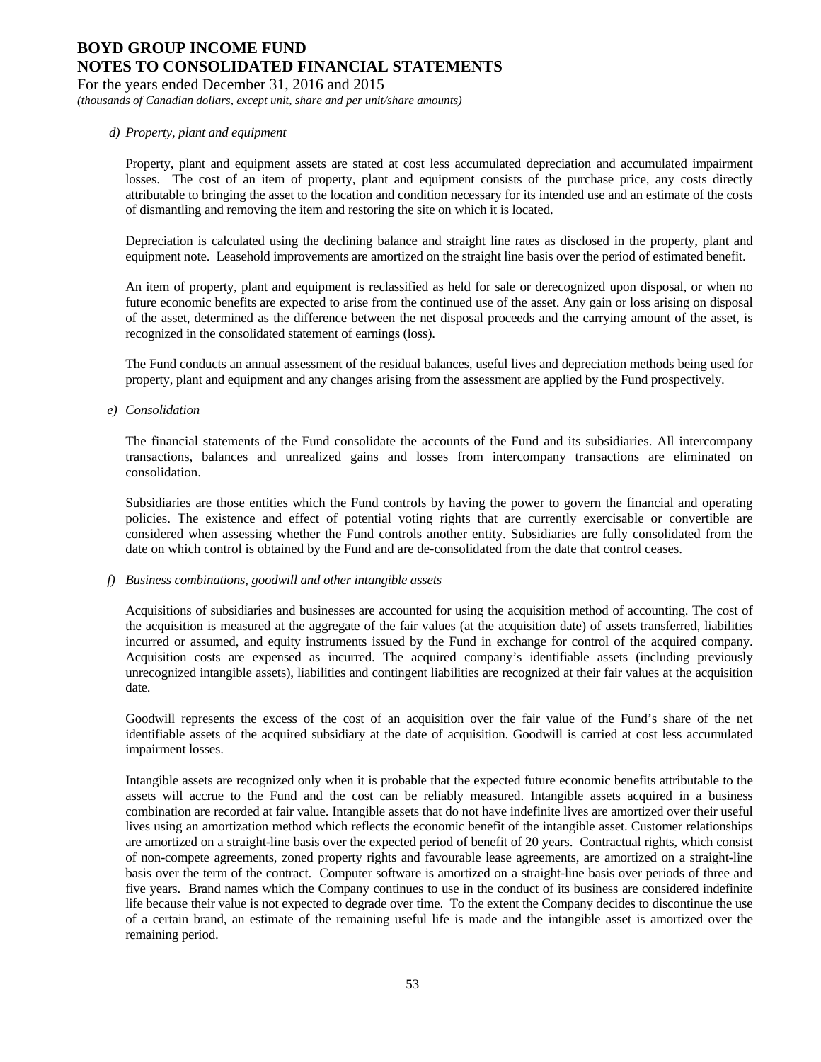*d) Property, plant and equipment*

Property, plant and equipment assets are stated at cost less accumulated depreciation and accumulated impairment losses. The cost of an item of property, plant and equipment consists of the purchase price, any costs directly attributable to bringing the asset to the location and condition necessary for its intended use and an estimate of the costs of dismantling and removing the item and restoring the site on which it is located.

Depreciation is calculated using the declining balance and straight line rates as disclosed in the property, plant and equipment note. Leasehold improvements are amortized on the straight line basis over the period of estimated benefit.

An item of property, plant and equipment is reclassified as held for sale or derecognized upon disposal, or when no future economic benefits are expected to arise from the continued use of the asset. Any gain or loss arising on disposal of the asset, determined as the difference between the net disposal proceeds and the carrying amount of the asset, is recognized in the consolidated statement of earnings (loss).

The Fund conducts an annual assessment of the residual balances, useful lives and depreciation methods being used for property, plant and equipment and any changes arising from the assessment are applied by the Fund prospectively.

*e) Consolidation*

The financial statements of the Fund consolidate the accounts of the Fund and its subsidiaries. All intercompany transactions, balances and unrealized gains and losses from intercompany transactions are eliminated on consolidation.

Subsidiaries are those entities which the Fund controls by having the power to govern the financial and operating policies. The existence and effect of potential voting rights that are currently exercisable or convertible are considered when assessing whether the Fund controls another entity. Subsidiaries are fully consolidated from the date on which control is obtained by the Fund and are de-consolidated from the date that control ceases.

*f) Business combinations, goodwill and other intangible assets*

Acquisitions of subsidiaries and businesses are accounted for using the acquisition method of accounting. The cost of the acquisition is measured at the aggregate of the fair values (at the acquisition date) of assets transferred, liabilities incurred or assumed, and equity instruments issued by the Fund in exchange for control of the acquired company. Acquisition costs are expensed as incurred. The acquired company's identifiable assets (including previously unrecognized intangible assets), liabilities and contingent liabilities are recognized at their fair values at the acquisition date.

Goodwill represents the excess of the cost of an acquisition over the fair value of the Fund's share of the net identifiable assets of the acquired subsidiary at the date of acquisition. Goodwill is carried at cost less accumulated impairment losses.

Intangible assets are recognized only when it is probable that the expected future economic benefits attributable to the assets will accrue to the Fund and the cost can be reliably measured. Intangible assets acquired in a business combination are recorded at fair value. Intangible assets that do not have indefinite lives are amortized over their useful lives using an amortization method which reflects the economic benefit of the intangible asset. Customer relationships are amortized on a straight-line basis over the expected period of benefit of 20 years. Contractual rights, which consist of non-compete agreements, zoned property rights and favourable lease agreements, are amortized on a straight-line basis over the term of the contract. Computer software is amortized on a straight-line basis over periods of three and five years. Brand names which the Company continues to use in the conduct of its business are considered indefinite life because their value is not expected to degrade over time. To the extent the Company decides to discontinue the use of a certain brand, an estimate of the remaining useful life is made and the intangible asset is amortized over the remaining period.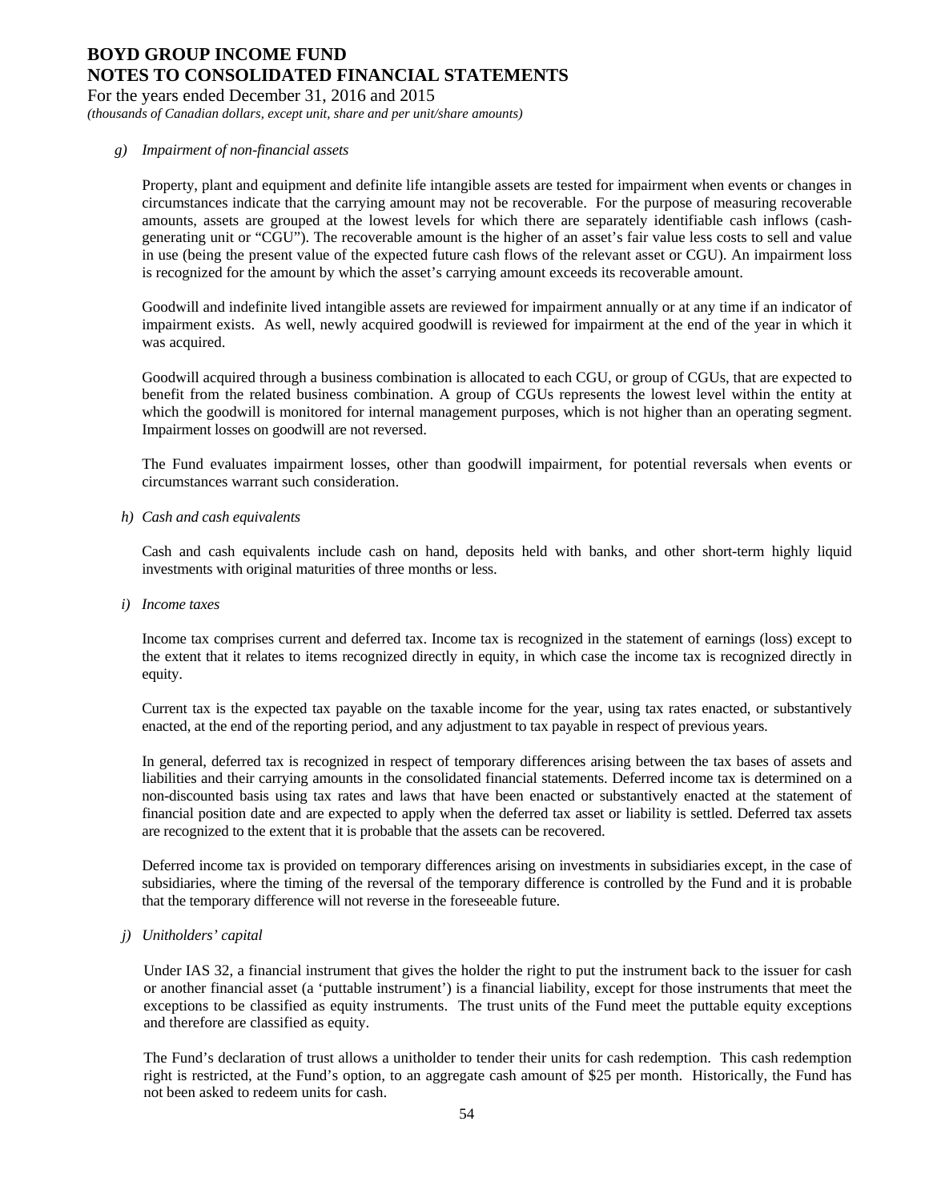*g) Impairment of non-financial assets*

Property, plant and equipment and definite life intangible assets are tested for impairment when events or changes in circumstances indicate that the carrying amount may not be recoverable. For the purpose of measuring recoverable amounts, assets are grouped at the lowest levels for which there are separately identifiable cash inflows (cash-generating unit or "CGU"). The recoverable amount is the higher of an asset's fair value less costs to sell and value in use (being the present value of the expected future cash flows of the relevant asset or CGU). An impairment loss is recognized for the amount by which the asset's carrying amount exceeds its recoverable amount.

Goodwill and indefinite lived intangible assets are reviewed for impairment annually or at any time if an indicator of impairment exists. As well, newly acquired goodwill is reviewed for impairment at the end of the year in which it was acquired.

Goodwill acquired through a business combination is allocated to each CGU, or group of CGUs, that are expected to benefit from the related business combination. A group of CGUs represents the lowest level within the entity at which the goodwill is monitored for internal management purposes, which is not higher than an operating segment. Impairment losses on goodwill are not reversed.

The Fund evaluates impairment losses, other than goodwill impairment, for potential reversals when events or circumstances warrant such consideration.

*h) Cash and cash equivalents*

Cash and cash equivalents include cash on hand, deposits held with banks, and other short-term highly liquid investments with original maturities of three months or less.

*i) Income taxes*

Income tax comprises current and deferred tax. Income tax is recognized in the statement of earnings (loss) except to the extent that it relates to items recognized directly in equity, in which case the income tax is recognized directly in equity.

Current tax is the expected tax payable on the taxable income for the year, using tax rates enacted, or substantively enacted, at the end of the reporting period, and any adjustment to tax payable in respect of previous years.

In general, deferred tax is recognized in respect of temporary differences arising between the tax bases of assets and liabilities and their carrying amounts in the consolidated financial statements. Deferred income tax is determined on a non-discounted basis using tax rates and laws that have been enacted or substantively enacted at the statement of financial position date and are expected to apply when the deferred tax asset or liability is settled. Deferred tax assets are recognized to the extent that it is probable that the assets can be recovered.

Deferred income tax is provided on temporary differences arising on investments in subsidiaries except, in the case of subsidiaries, where the timing of the reversal of the temporary difference is controlled by the Fund and it is probable that the temporary difference will not reverse in the foreseeable future.

*j) Unitholders' capital*

Under IAS 32, a financial instrument that gives the holder the right to put the instrument back to the issuer for cash or another financial asset (a 'puttable instrument') is a financial liability, except for those instruments that meet the exceptions to be classified as equity instruments. The trust units of the Fund meet the puttable equity exceptions and therefore are classified as equity.

The Fund's declaration of trust allows a unitholder to tender their units for cash redemption. This cash redemption right is restricted, at the Fund's option, to an aggregate cash amount of $25 per month. Historically, the Fund has not been asked to redeem units for cash.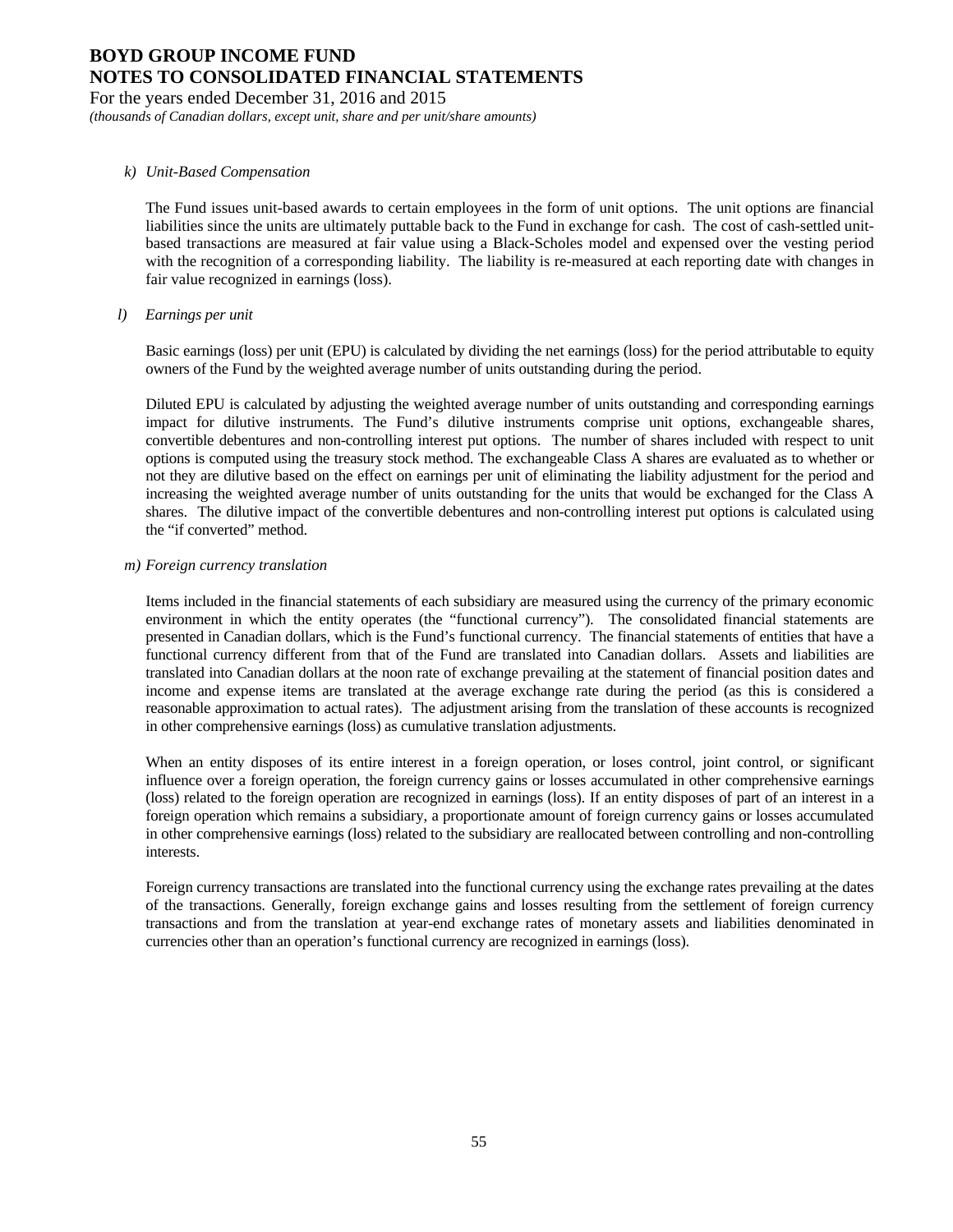*k) Unit-Based Compensation*

The Fund issues unit-based awards to certain employees in the form of unit options. The unit options are financial liabilities since the units are ultimately puttable back to the Fund in exchange for cash. The cost of cash-settled unit-based transactions are measured at fair value using a Black-Scholes model and expensed over the vesting period with the recognition of a corresponding liability. The liability is re-measured at each reporting date with changes in fair value recognized in earnings (loss).

*l) Earnings per unit*

Basic earnings (loss) per unit (EPU) is calculated by dividing the net earnings (loss) for the period attributable to equity owners of the Fund by the weighted average number of units outstanding during the period.

Diluted EPU is calculated by adjusting the weighted average number of units outstanding and corresponding earnings impact for dilutive instruments. The Fund's dilutive instruments comprise unit options, exchangeable shares, convertible debentures and non-controlling interest put options. The number of shares included with respect to unit options is computed using the treasury stock method. The exchangeable Class A shares are evaluated as to whether or not they are dilutive based on the effect on earnings per unit of eliminating the liability adjustment for the period and increasing the weighted average number of units outstanding for the units that would be exchanged for the Class A shares. The dilutive impact of the convertible debentures and non-controlling interest put options is calculated using the "if converted" method.

*m) Foreign currency translation*

Items included in the financial statements of each subsidiary are measured using the currency of the primary economic environment in which the entity operates (the "functional currency"). The consolidated financial statements are presented in Canadian dollars, which is the Fund's functional currency. The financial statements of entities that have a functional currency different from that of the Fund are translated into Canadian dollars. Assets and liabilities are translated into Canadian dollars at the noon rate of exchange prevailing at the statement of financial position dates and income and expense items are translated at the average exchange rate during the period (as this is considered a reasonable approximation to actual rates). The adjustment arising from the translation of these accounts is recognized in other comprehensive earnings (loss) as cumulative translation adjustments.

When an entity disposes of its entire interest in a foreign operation, or loses control, joint control, or significant influence over a foreign operation, the foreign currency gains or losses accumulated in other comprehensive earnings (loss) related to the foreign operation are recognized in earnings (loss). If an entity disposes of part of an interest in a foreign operation which remains a subsidiary, a proportionate amount of foreign currency gains or losses accumulated in other comprehensive earnings (loss) related to the subsidiary are reallocated between controlling and non-controlling interests.

Foreign currency transactions are translated into the functional currency using the exchange rates prevailing at the dates of the transactions. Generally, foreign exchange gains and losses resulting from the settlement of foreign currency transactions and from the translation at year-end exchange rates of monetary assets and liabilities denominated in currencies other than an operation's functional currency are recognized in earnings (loss).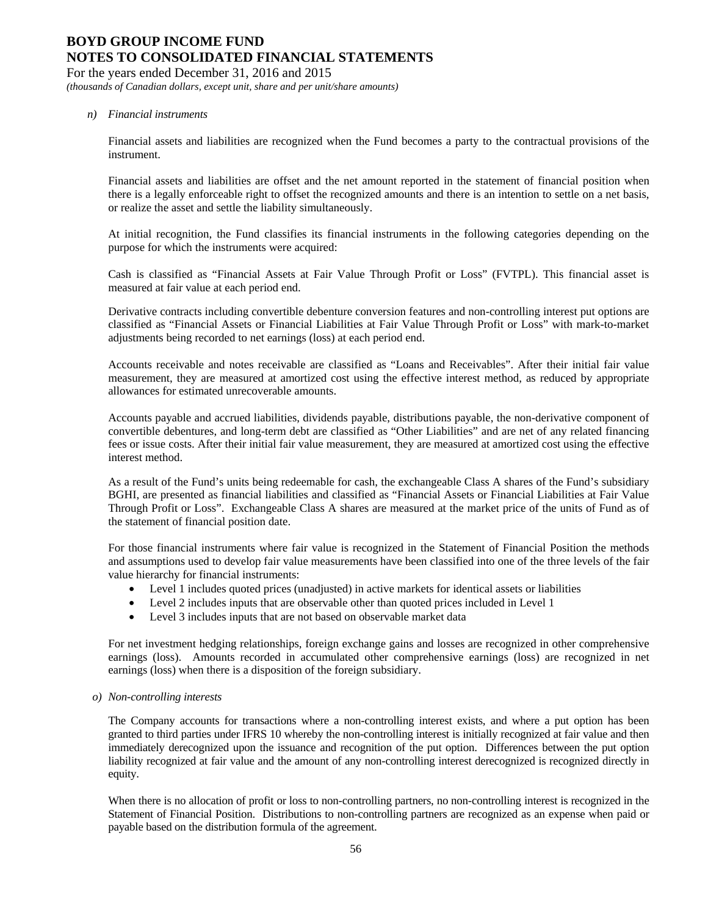*n) Financial instruments*

Financial assets and liabilities are recognized when the Fund becomes a party to the contractual provisions of the instrument.

Financial assets and liabilities are offset and the net amount reported in the statement of financial position when there is a legally enforceable right to offset the recognized amounts and there is an intention to settle on a net basis, or realize the asset and settle the liability simultaneously.

At initial recognition, the Fund classifies its financial instruments in the following categories depending on the purpose for which the instruments were acquired:

Cash is classified as "Financial Assets at Fair Value Through Profit or Loss" (FVTPL). This financial asset is measured at fair value at each period end.

Derivative contracts including convertible debenture conversion features and non-controlling interest put options are classified as "Financial Assets or Financial Liabilities at Fair Value Through Profit or Loss" with mark-to-market adjustments being recorded to net earnings (loss) at each period end.

Accounts receivable and notes receivable are classified as "Loans and Receivables". After their initial fair value measurement, they are measured at amortized cost using the effective interest method, as reduced by appropriate allowances for estimated unrecoverable amounts.

Accounts payable and accrued liabilities, dividends payable, distributions payable, the non-derivative component of convertible debentures, and long-term debt are classified as "Other Liabilities" and are net of any related financing fees or issue costs. After their initial fair value measurement, they are measured at amortized cost using the effective interest method.

As a result of the Fund's units being redeemable for cash, the exchangeable Class A shares of the Fund's subsidiary BGHI, are presented as financial liabilities and classified as "Financial Assets or Financial Liabilities at Fair Value Through Profit or Loss". Exchangeable Class A shares are measured at the market price of the units of Fund as of the statement of financial position date.

For those financial instruments where fair value is recognized in the Statement of Financial Position the methods and assumptions used to develop fair value measurements have been classified into one of the three levels of the fair value hierarchy for financial instruments:

- Level 1 includes quoted prices (unadjusted) in active markets for identical assets or liabilities
- Level 2 includes inputs that are observable other than quoted prices included in Level 1
- Level 3 includes inputs that are not based on observable market data

For net investment hedging relationships, foreign exchange gains and losses are recognized in other comprehensive earnings (loss). Amounts recorded in accumulated other comprehensive earnings (loss) are recognized in net earnings (loss) when there is a disposition of the foreign subsidiary.

*o) Non-controlling interests*

The Company accounts for transactions where a non-controlling interest exists, and where a put option has been granted to third parties under IFRS 10 whereby the non-controlling interest is initially recognized at fair value and then immediately derecognized upon the issuance and recognition of the put option. Differences between the put option liability recognized at fair value and the amount of any non-controlling interest derecognized is recognized directly in equity.

When there is no allocation of profit or loss to non-controlling partners, no non-controlling interest is recognized in the Statement of Financial Position. Distributions to non-controlling partners are recognized as an expense when paid or payable based on the distribution formula of the agreement.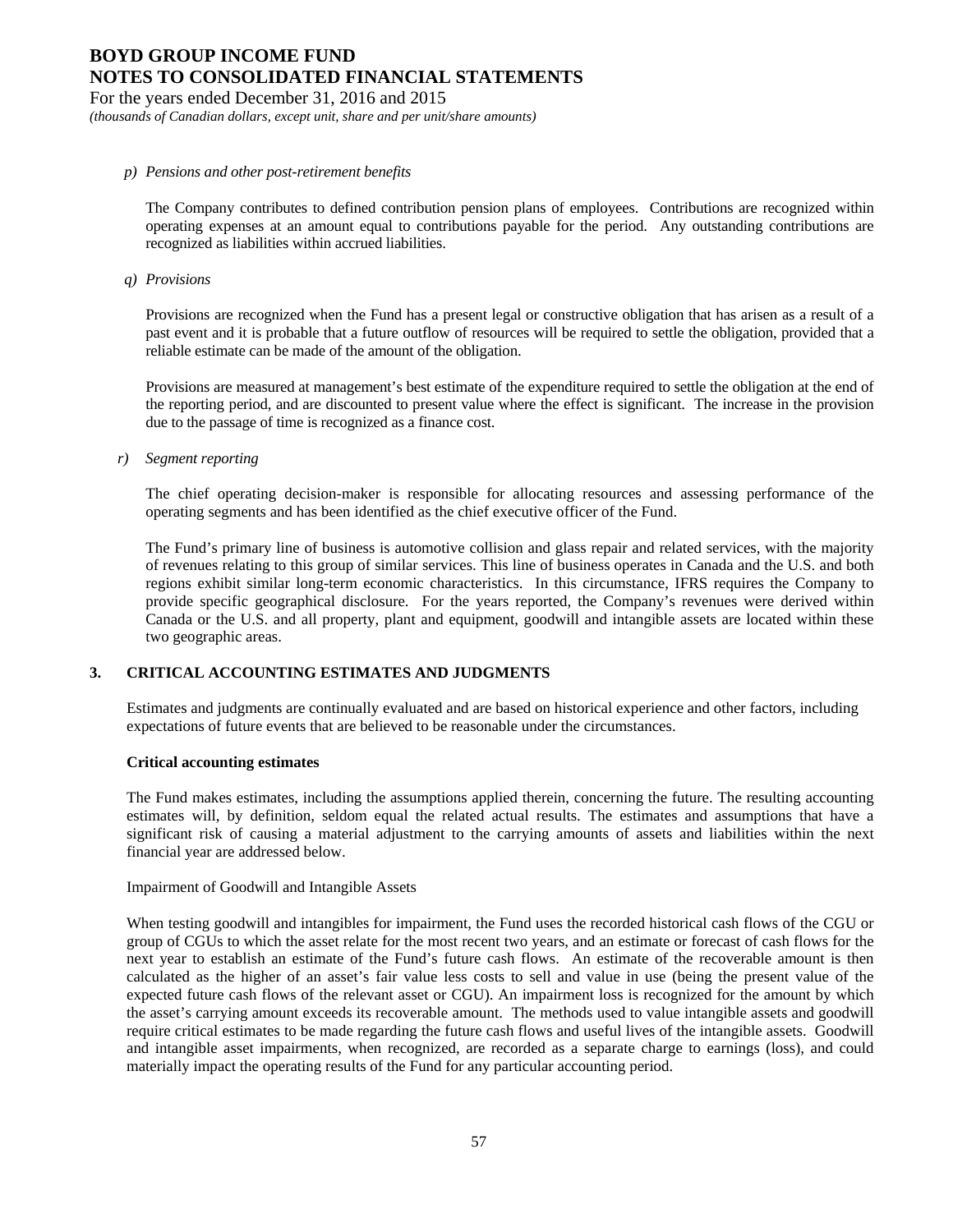*p) Pensions and other post-retirement benefits*

The Company contributes to defined contribution pension plans of employees. Contributions are recognized within operating expenses at an amount equal to contributions payable for the period. Any outstanding contributions are recognized as liabilities within accrued liabilities.

*q) Provisions*

Provisions are recognized when the Fund has a present legal or constructive obligation that has arisen as a result of a past event and it is probable that a future outflow of resources will be required to settle the obligation, provided that a reliable estimate can be made of the amount of the obligation.

Provisions are measured at management's best estimate of the expenditure required to settle the obligation at the end of the reporting period, and are discounted to present value where the effect is significant. The increase in the provision due to the passage of time is recognized as a finance cost.

*r) Segment reporting*

The chief operating decision-maker is responsible for allocating resources and assessing performance of the operating segments and has been identified as the chief executive officer of the Fund.

The Fund's primary line of business is automotive collision and glass repair and related services, with the majority of revenues relating to this group of similar services. This line of business operates in Canada and the U.S. and both regions exhibit similar long-term economic characteristics. In this circumstance, IFRS requires the Company to provide specific geographical disclosure. For the years reported, the Company's revenues were derived within Canada or the U.S. and all property, plant and equipment, goodwill and intangible assets are located within these two geographic areas.

## 3. CRITICAL ACCOUNTING ESTIMATES AND JUDGMENTS

Estimates and judgments are continually evaluated and are based on historical experience and other factors, including expectations of future events that are believed to be reasonable under the circumstances.

**Critical accounting estimates**

The Fund makes estimates, including the assumptions applied therein, concerning the future. The resulting accounting estimates will, by definition, seldom equal the related actual results. The estimates and assumptions that have a significant risk of causing a material adjustment to the carrying amounts of assets and liabilities within the next financial year are addressed below.

Impairment of Goodwill and Intangible Assets

When testing goodwill and intangibles for impairment, the Fund uses the recorded historical cash flows of the CGU or group of CGUs to which the asset relate for the most recent two years, and an estimate or forecast of cash flows for the next year to establish an estimate of the Fund's future cash flows. An estimate of the recoverable amount is then calculated as the higher of an asset's fair value less costs to sell and value in use (being the present value of the expected future cash flows of the relevant asset or CGU). An impairment loss is recognized for the amount by which the asset's carrying amount exceeds its recoverable amount. The methods used to value intangible assets and goodwill require critical estimates to be made regarding the future cash flows and useful lives of the intangible assets. Goodwill and intangible asset impairments, when recognized, are recorded as a separate charge to earnings (loss), and could materially impact the operating results of the Fund for any particular accounting period.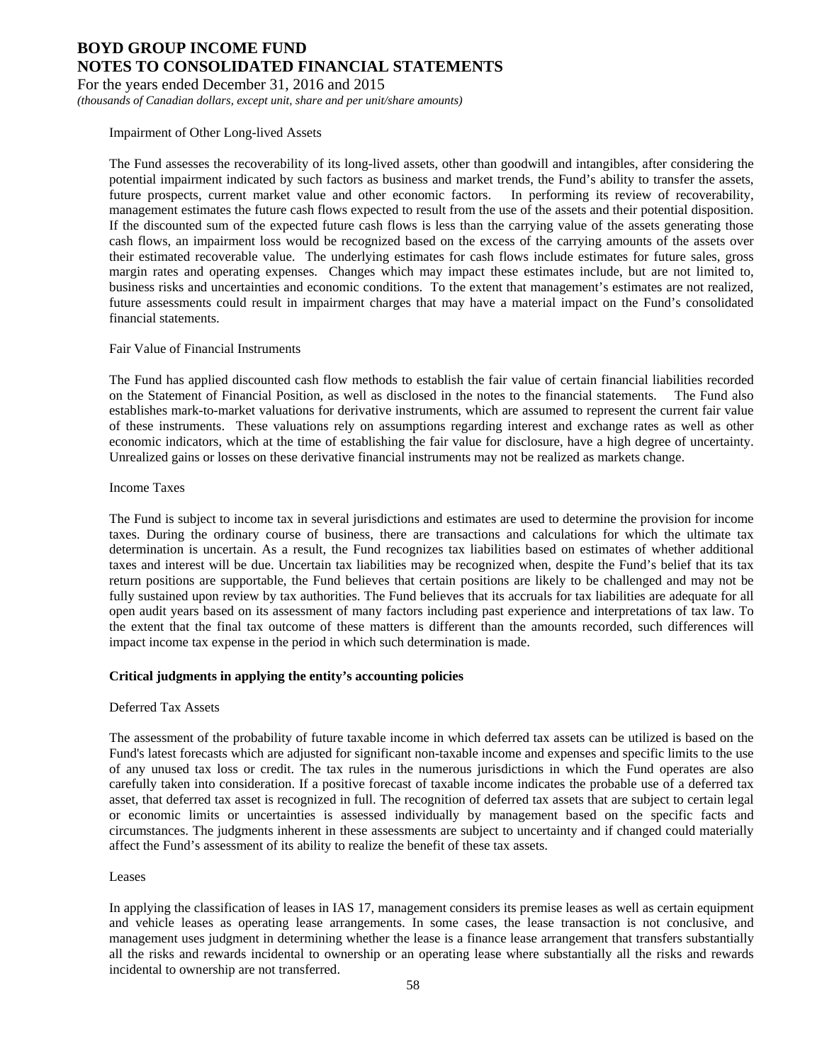Impairment of Other Long-lived Assets

The Fund assesses the recoverability of its long-lived assets, other than goodwill and intangibles, after considering the potential impairment indicated by such factors as business and market trends, the Fund's ability to transfer the assets, future prospects, current market value and other economic factors. In performing its review of recoverability, management estimates the future cash flows expected to result from the use of the assets and their potential disposition. If the discounted sum of the expected future cash flows is less than the carrying value of the assets generating those cash flows, an impairment loss would be recognized based on the excess of the carrying amounts of the assets over their estimated recoverable value. The underlying estimates for cash flows include estimates for future sales, gross margin rates and operating expenses. Changes which may impact these estimates include, but are not limited to, business risks and uncertainties and economic conditions. To the extent that management's estimates are not realized, future assessments could result in impairment charges that may have a material impact on the Fund's consolidated financial statements.

Fair Value of Financial Instruments

The Fund has applied discounted cash flow methods to establish the fair value of certain financial liabilities recorded on the Statement of Financial Position, as well as disclosed in the notes to the financial statements. The Fund also establishes mark-to-market valuations for derivative instruments, which are assumed to represent the current fair value of these instruments. These valuations rely on assumptions regarding interest and exchange rates as well as other economic indicators, which at the time of establishing the fair value for disclosure, have a high degree of uncertainty. Unrealized gains or losses on these derivative financial instruments may not be realized as markets change.

Income Taxes

The Fund is subject to income tax in several jurisdictions and estimates are used to determine the provision for income taxes. During the ordinary course of business, there are transactions and calculations for which the ultimate tax determination is uncertain. As a result, the Fund recognizes tax liabilities based on estimates of whether additional taxes and interest will be due. Uncertain tax liabilities may be recognized when, despite the Fund's belief that its tax return positions are supportable, the Fund believes that certain positions are likely to be challenged and may not be fully sustained upon review by tax authorities. The Fund believes that its accruals for tax liabilities are adequate for all open audit years based on its assessment of many factors including past experience and interpretations of tax law. To the extent that the final tax outcome of these matters is different than the amounts recorded, such differences will impact income tax expense in the period in which such determination is made.

**Critical judgments in applying the entity's accounting policies**

Deferred Tax Assets

The assessment of the probability of future taxable income in which deferred tax assets can be utilized is based on the Fund's latest forecasts which are adjusted for significant non-taxable income and expenses and specific limits to the use of any unused tax loss or credit. The tax rules in the numerous jurisdictions in which the Fund operates are also carefully taken into consideration. If a positive forecast of taxable income indicates the probable use of a deferred tax asset, that deferred tax asset is recognized in full. The recognition of deferred tax assets that are subject to certain legal or economic limits or uncertainties is assessed individually by management based on the specific facts and circumstances. The judgments inherent in these assessments are subject to uncertainty and if changed could materially affect the Fund's assessment of its ability to realize the benefit of these tax assets.

Leases

In applying the classification of leases in IAS 17, management considers its premise leases as well as certain equipment and vehicle leases as operating lease arrangements. In some cases, the lease transaction is not conclusive, and management uses judgment in determining whether the lease is a finance lease arrangement that transfers substantially all the risks and rewards incidental to ownership or an operating lease where substantially all the risks and rewards incidental to ownership are not transferred.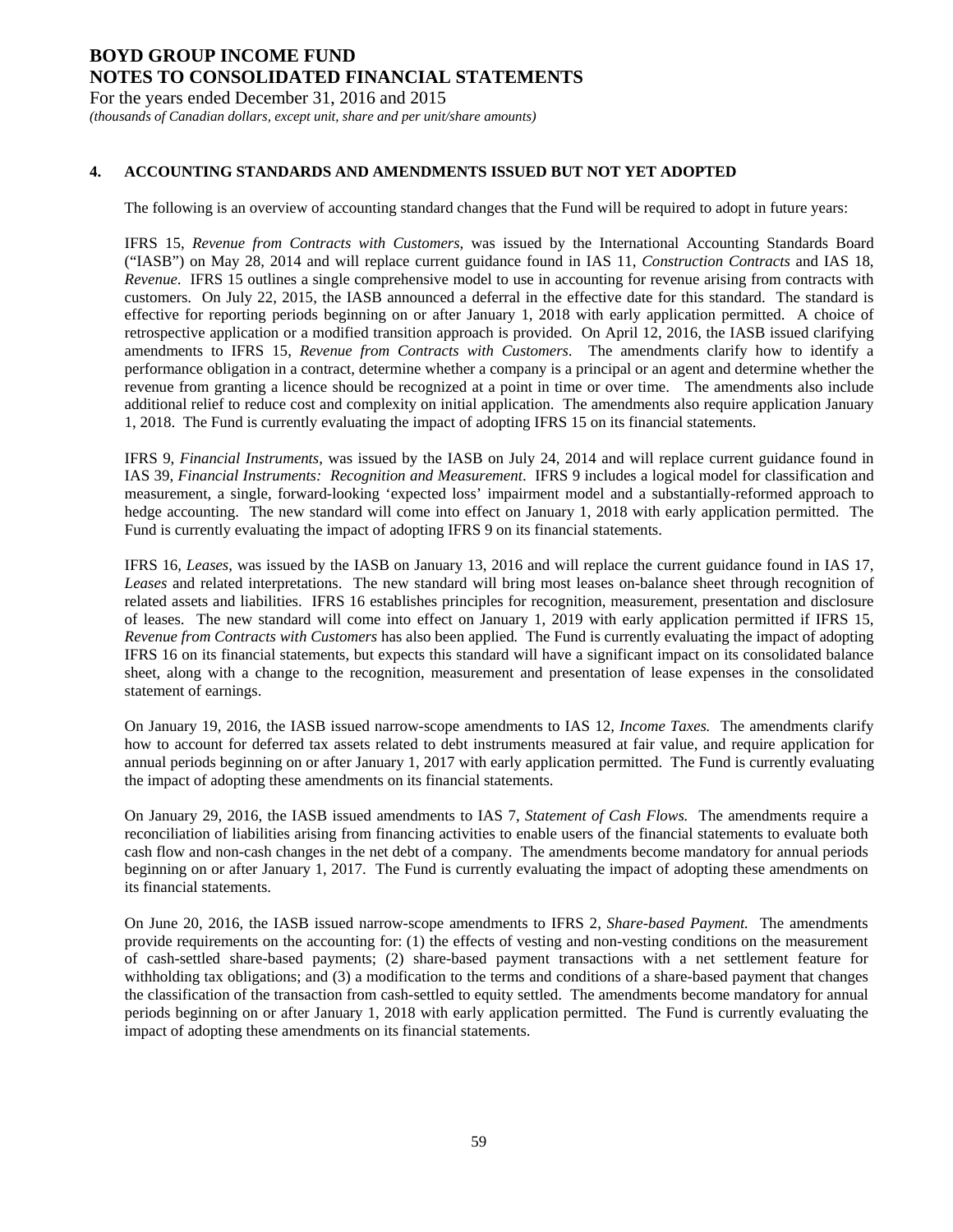## 4. ACCOUNTING STANDARDS AND AMENDMENTS ISSUED BUT NOT YET ADOPTED

The following is an overview of accounting standard changes that the Fund will be required to adopt in future years:

IFRS 15, *Revenue from Contracts with Customers*, was issued by the International Accounting Standards Board ("IASB") on May 28, 2014 and will replace current guidance found in IAS 11, *Construction Contracts* and IAS 18, *Revenue*. IFRS 15 outlines a single comprehensive model to use in accounting for revenue arising from contracts with customers. On July 22, 2015, the IASB announced a deferral in the effective date for this standard. The standard is effective for reporting periods beginning on or after January 1, 2018 with early application permitted. A choice of retrospective application or a modified transition approach is provided. On April 12, 2016, the IASB issued clarifying amendments to IFRS 15, *Revenue from Contracts with Customers*. The amendments clarify how to identify a performance obligation in a contract, determine whether a company is a principal or an agent and determine whether the revenue from granting a licence should be recognized at a point in time or over time. The amendments also include additional relief to reduce cost and complexity on initial application. The amendments also require application January 1, 2018. The Fund is currently evaluating the impact of adopting IFRS 15 on its financial statements.

IFRS 9, *Financial Instruments*, was issued by the IASB on July 24, 2014 and will replace current guidance found in IAS 39, *Financial Instruments: Recognition and Measurement*. IFRS 9 includes a logical model for classification and measurement, a single, forward-looking 'expected loss' impairment model and a substantially-reformed approach to hedge accounting. The new standard will come into effect on January 1, 2018 with early application permitted. The Fund is currently evaluating the impact of adopting IFRS 9 on its financial statements.

IFRS 16, *Leases*, was issued by the IASB on January 13, 2016 and will replace the current guidance found in IAS 17, *Leases* and related interpretations. The new standard will bring most leases on-balance sheet through recognition of related assets and liabilities. IFRS 16 establishes principles for recognition, measurement, presentation and disclosure of leases. The new standard will come into effect on January 1, 2019 with early application permitted if IFRS 15, *Revenue from Contracts with Customers* has also been applied. The Fund is currently evaluating the impact of adopting IFRS 16 on its financial statements, but expects this standard will have a significant impact on its consolidated balance sheet, along with a change to the recognition, measurement and presentation of lease expenses in the consolidated statement of earnings.

On January 19, 2016, the IASB issued narrow-scope amendments to IAS 12, *Income Taxes.* The amendments clarify how to account for deferred tax assets related to debt instruments measured at fair value, and require application for annual periods beginning on or after January 1, 2017 with early application permitted. The Fund is currently evaluating the impact of adopting these amendments on its financial statements.

On January 29, 2016, the IASB issued amendments to IAS 7, *Statement of Cash Flows.* The amendments require a reconciliation of liabilities arising from financing activities to enable users of the financial statements to evaluate both cash flow and non-cash changes in the net debt of a company. The amendments become mandatory for annual periods beginning on or after January 1, 2017. The Fund is currently evaluating the impact of adopting these amendments on its financial statements.

On June 20, 2016, the IASB issued narrow-scope amendments to IFRS 2, *Share-based Payment.* The amendments provide requirements on the accounting for: (1) the effects of vesting and non-vesting conditions on the measurement of cash-settled share-based payments; (2) share-based payment transactions with a net settlement feature for withholding tax obligations; and (3) a modification to the terms and conditions of a share-based payment that changes the classification of the transaction from cash-settled to equity settled. The amendments become mandatory for annual periods beginning on or after January 1, 2018 with early application permitted. The Fund is currently evaluating the impact of adopting these amendments on its financial statements.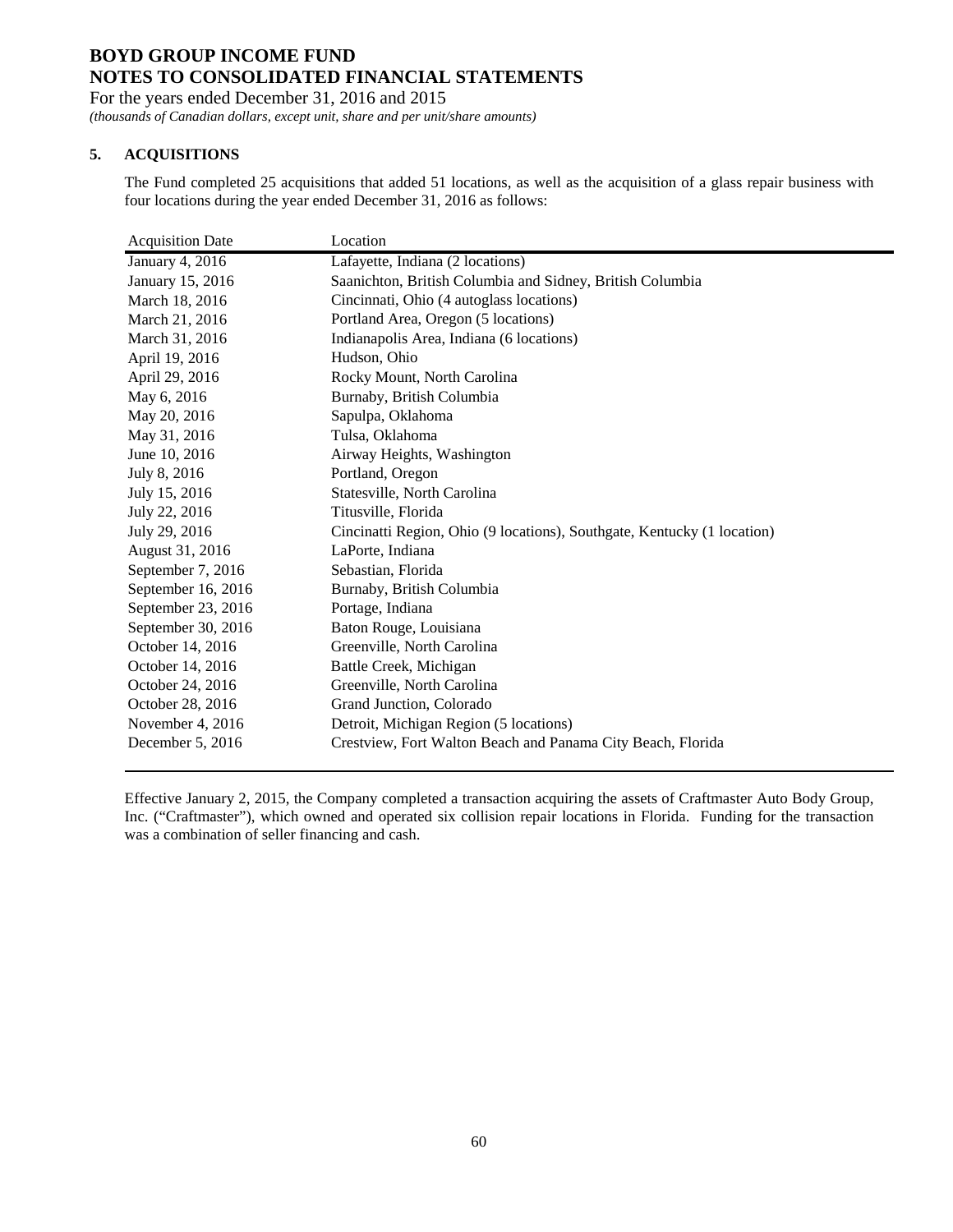# BOYD GROUP INCOME FUND
# NOTES TO CONSOLIDATED FINANCIAL STATEMENTS

For the years ended December 31, 2016 and 2015

*(thousands of Canadian dollars, except unit, share and per unit/share amounts)*

## 5. ACQUISITIONS

The Fund completed 25 acquisitions that added 51 locations, as well as the acquisition of a glass repair business with four locations during the year ended December 31, 2016 as follows:

| Acquisition Date | Location |
|---|---|
| January 4, 2016 | Lafayette, Indiana (2 locations) |
| January 15, 2016 | Saanichton, British Columbia and Sidney, British Columbia |
| March 18, 2016 | Cincinnati, Ohio (4 autoglass locations) |
| March 21, 2016 | Portland Area, Oregon (5 locations) |
| March 31, 2016 | Indianapolis Area, Indiana (6 locations) |
| April 19, 2016 | Hudson, Ohio |
| April 29, 2016 | Rocky Mount, North Carolina |
| May 6, 2016 | Burnaby, British Columbia |
| May 20, 2016 | Sapulpa, Oklahoma |
| May 31, 2016 | Tulsa, Oklahoma |
| June 10, 2016 | Airway Heights, Washington |
| July 8, 2016 | Portland, Oregon |
| July 15, 2016 | Statesville, North Carolina |
| July 22, 2016 | Titusville, Florida |
| July 29, 2016 | Cincinatti Region, Ohio (9 locations), Southgate, Kentucky (1 location) |
| August 31, 2016 | LaPorte, Indiana |
| September 7, 2016 | Sebastian, Florida |
| September 16, 2016 | Burnaby, British Columbia |
| September 23, 2016 | Portage, Indiana |
| September 30, 2016 | Baton Rouge, Louisiana |
| October 14, 2016 | Greenville, North Carolina |
| October 14, 2016 | Battle Creek, Michigan |
| October 24, 2016 | Greenville, North Carolina |
| October 28, 2016 | Grand Junction, Colorado |
| November 4, 2016 | Detroit, Michigan Region (5 locations) |
| December 5, 2016 | Crestview, Fort Walton Beach and Panama City Beach, Florida |

Effective January 2, 2015, the Company completed a transaction acquiring the assets of Craftmaster Auto Body Group, Inc. ("Craftmaster"), which owned and operated six collision repair locations in Florida. Funding for the transaction was a combination of seller financing and cash.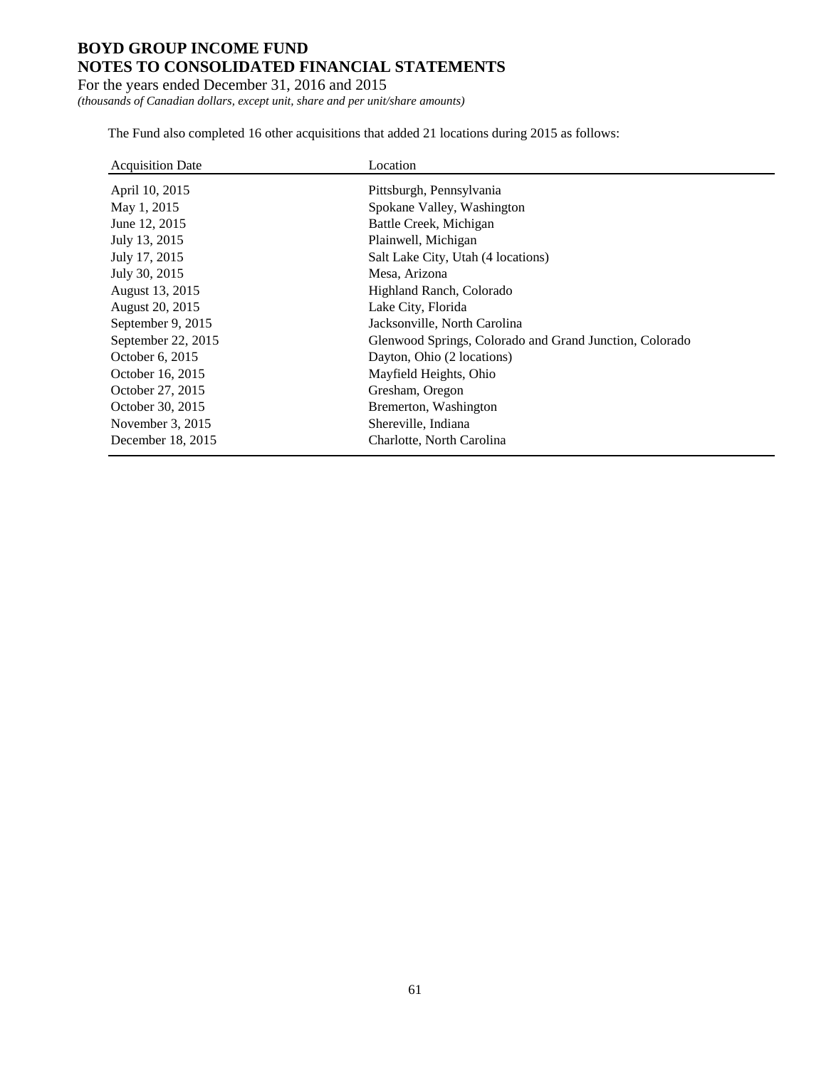The Fund also completed 16 other acquisitions that added 21 locations during 2015 as follows:

| Acquisition Date | Location |
|---|---|
| April 10, 2015 | Pittsburgh, Pennsylvania |
| May 1, 2015 | Spokane Valley, Washington |
| June 12, 2015 | Battle Creek, Michigan |
| July 13, 2015 | Plainwell, Michigan |
| July 17, 2015 | Salt Lake City, Utah (4 locations) |
| July 30, 2015 | Mesa, Arizona |
| August 13, 2015 | Highland Ranch, Colorado |
| August 20, 2015 | Lake City, Florida |
| September 9, 2015 | Jacksonville, North Carolina |
| September 22, 2015 | Glenwood Springs, Colorado and Grand Junction, Colorado |
| October 6, 2015 | Dayton, Ohio (2 locations) |
| October 16, 2015 | Mayfield Heights, Ohio |
| October 27, 2015 | Gresham, Oregon |
| October 30, 2015 | Bremerton, Washington |
| November 3, 2015 | Shereville, Indiana |
| December 18, 2015 | Charlotte, North Carolina |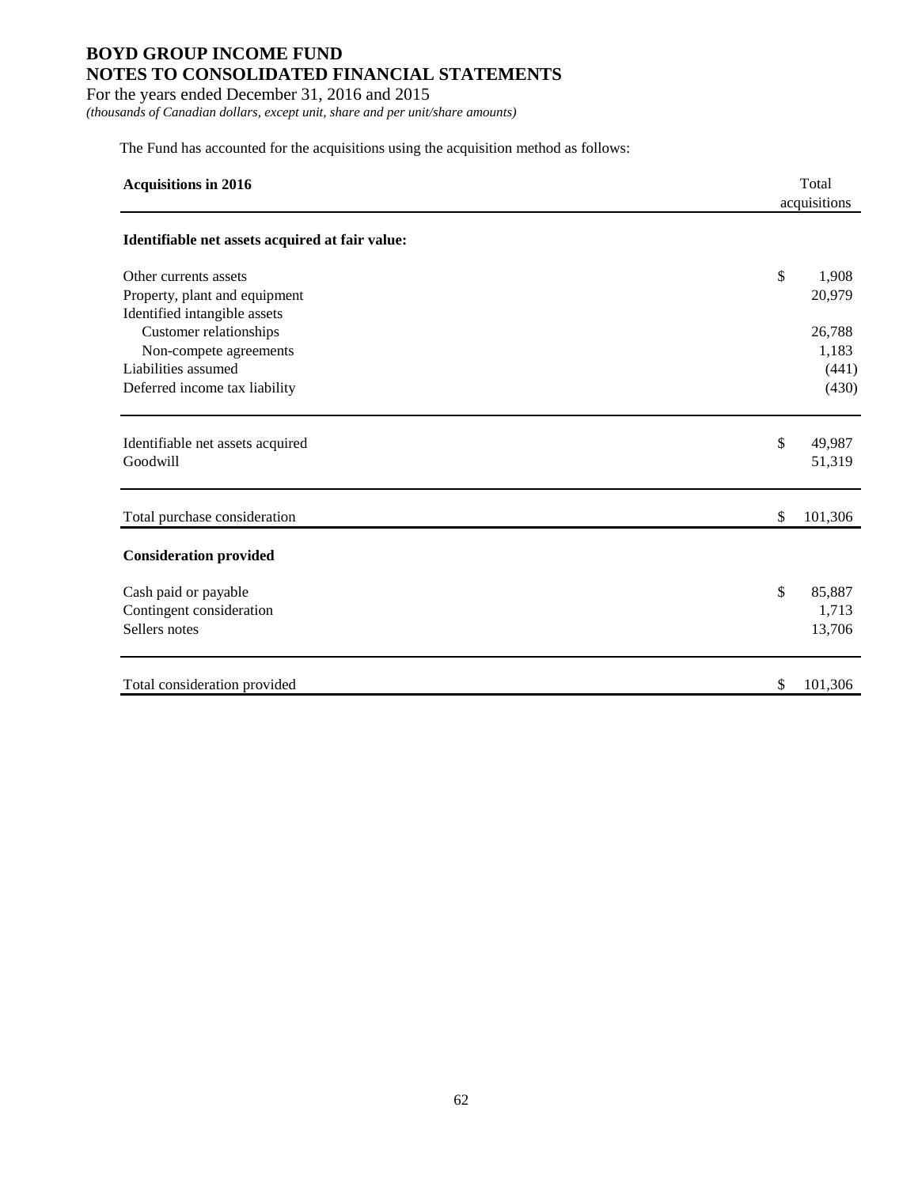The Fund has accounted for the acquisitions using the acquisition method as follows:

| Acquisitions in 2016 | Total acquisitions |
|---|---|
| **Identifiable net assets acquired at fair value:** | |
| Other currents assets | $ 1,908 |
| Property, plant and equipment | 20,979 |
| Identified intangible assets | |
| Customer relationships | 26,788 |
| Non-compete agreements | 1,183 |
| Liabilities assumed | (441) |
| Deferred income tax liability | (430) |
| Identifiable net assets acquired | $ 49,987 |
| Goodwill | 51,319 |
| Total purchase consideration | $ 101,306 |
| **Consideration provided** | |
| Cash paid or payable | $ 85,887 |
| Contingent consideration | 1,713 |
| Sellers notes | 13,706 |
| Total consideration provided | $ 101,306 |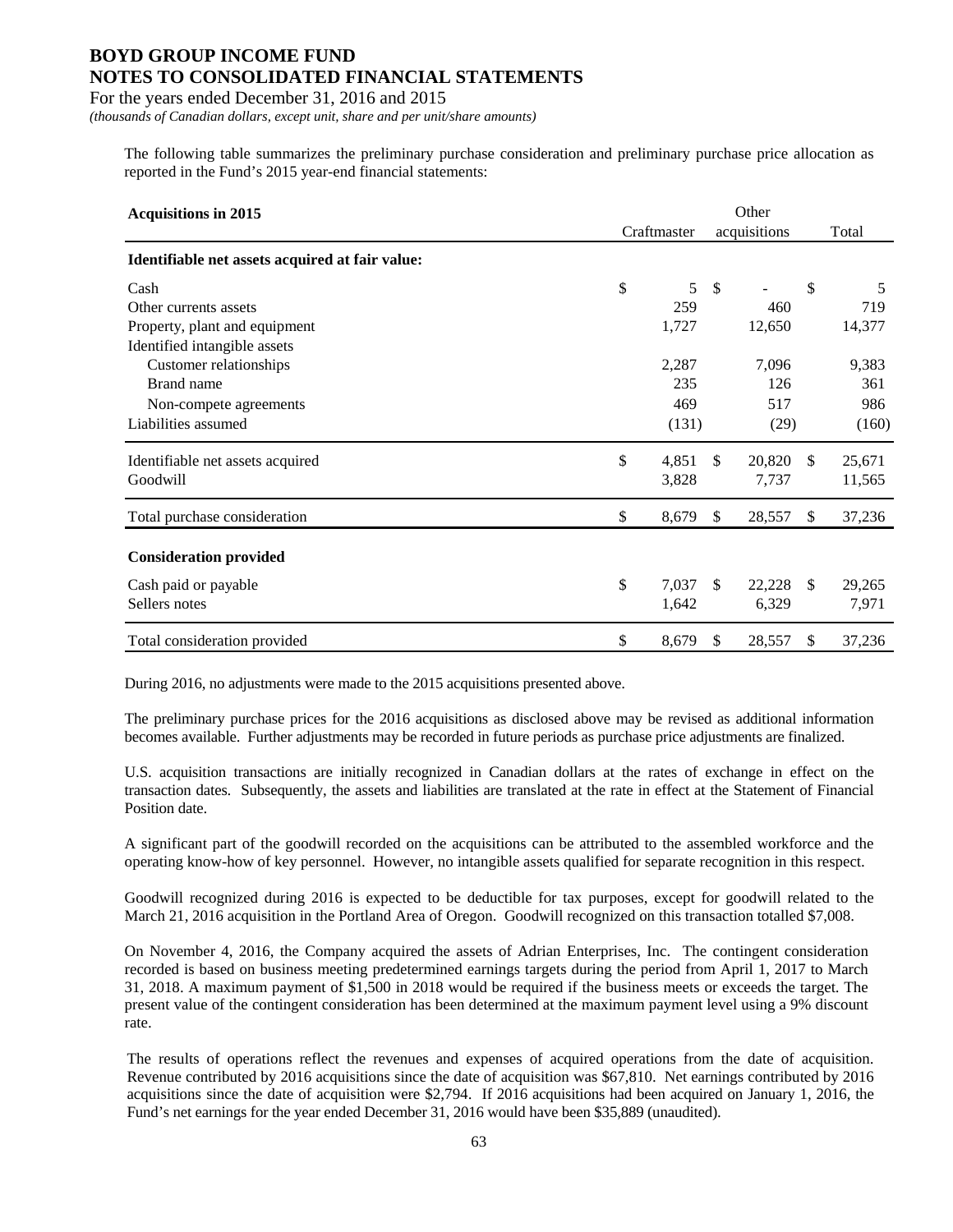# BOYD GROUP INCOME FUND
## NOTES TO CONSOLIDATED FINANCIAL STATEMENTS

For the years ended December 31, 2016 and 2015

*(thousands of Canadian dollars, except unit, share and per unit/share amounts)*

The following table summarizes the preliminary purchase consideration and preliminary purchase price allocation as reported in the Fund's 2015 year-end financial statements:

| **Acquisitions in 2015** | Craftmaster | Other acquisitions | Total |
|---|---|---|---|
| **Identifiable net assets acquired at fair value:** | | | |
| Cash | $ 5 | $ - | $ 5 |
| Other currents assets | 259 | 460 | 719 |
| Property, plant and equipment | 1,727 | 12,650 | 14,377 |
| Identified intangible assets | | | |
| Customer relationships | 2,287 | 7,096 | 9,383 |
| Brand name | 235 | 126 | 361 |
| Non-compete agreements | 469 | 517 | 986 |
| Liabilities assumed | (131) | (29) | (160) |
| Identifiable net assets acquired | $ 4,851 | $ 20,820 | $ 25,671 |
| Goodwill | 3,828 | 7,737 | 11,565 |
| Total purchase consideration | $ 8,679 | $ 28,557 | $ 37,236 |
| **Consideration provided** | | | |
| Cash paid or payable | $ 7,037 | $ 22,228 | $ 29,265 |
| Sellers notes | 1,642 | 6,329 | 7,971 |
| Total consideration provided | $ 8,679 | $ 28,557 | $ 37,236 |

During 2016, no adjustments were made to the 2015 acquisitions presented above.

The preliminary purchase prices for the 2016 acquisitions as disclosed above may be revised as additional information becomes available. Further adjustments may be recorded in future periods as purchase price adjustments are finalized.

U.S. acquisition transactions are initially recognized in Canadian dollars at the rates of exchange in effect on the transaction dates. Subsequently, the assets and liabilities are translated at the rate in effect at the Statement of Financial Position date.

A significant part of the goodwill recorded on the acquisitions can be attributed to the assembled workforce and the operating know-how of key personnel. However, no intangible assets qualified for separate recognition in this respect.

Goodwill recognized during 2016 is expected to be deductible for tax purposes, except for goodwill related to the March 21, 2016 acquisition in the Portland Area of Oregon. Goodwill recognized on this transaction totalled $7,008.

On November 4, 2016, the Company acquired the assets of Adrian Enterprises, Inc. The contingent consideration recorded is based on business meeting predetermined earnings targets during the period from April 1, 2017 to March 31, 2018. A maximum payment of $1,500 in 2018 would be required if the business meets or exceeds the target. The present value of the contingent consideration has been determined at the maximum payment level using a 9% discount rate.

The results of operations reflect the revenues and expenses of acquired operations from the date of acquisition. Revenue contributed by 2016 acquisitions since the date of acquisition was $67,810. Net earnings contributed by 2016 acquisitions since the date of acquisition were $2,794. If 2016 acquisitions had been acquired on January 1, 2016, the Fund's net earnings for the year ended December 31, 2016 would have been $35,889 (unaudited).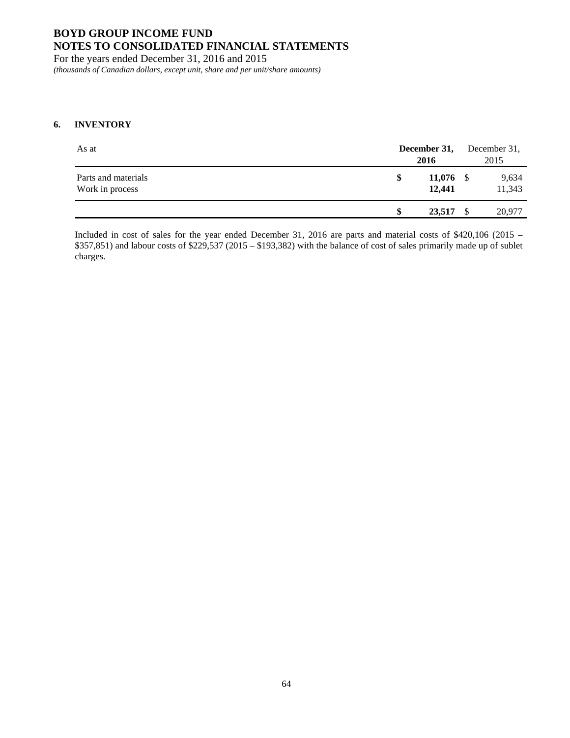### 6. INVENTORY

| As at | December 31, 2016 | December 31, 2015 |
|---|---|---|
| Parts and materials | $ 11,076 | $ 9,634 |
| Work in process | 12,441 | 11,343 |
| | $ 23,517 | $ 20,977 |

Included in cost of sales for the year ended December 31, 2016 are parts and material costs of $420,106 (2015 – $357,851) and labour costs of $229,537 (2015 – $193,382) with the balance of cost of sales primarily made up of sublet charges.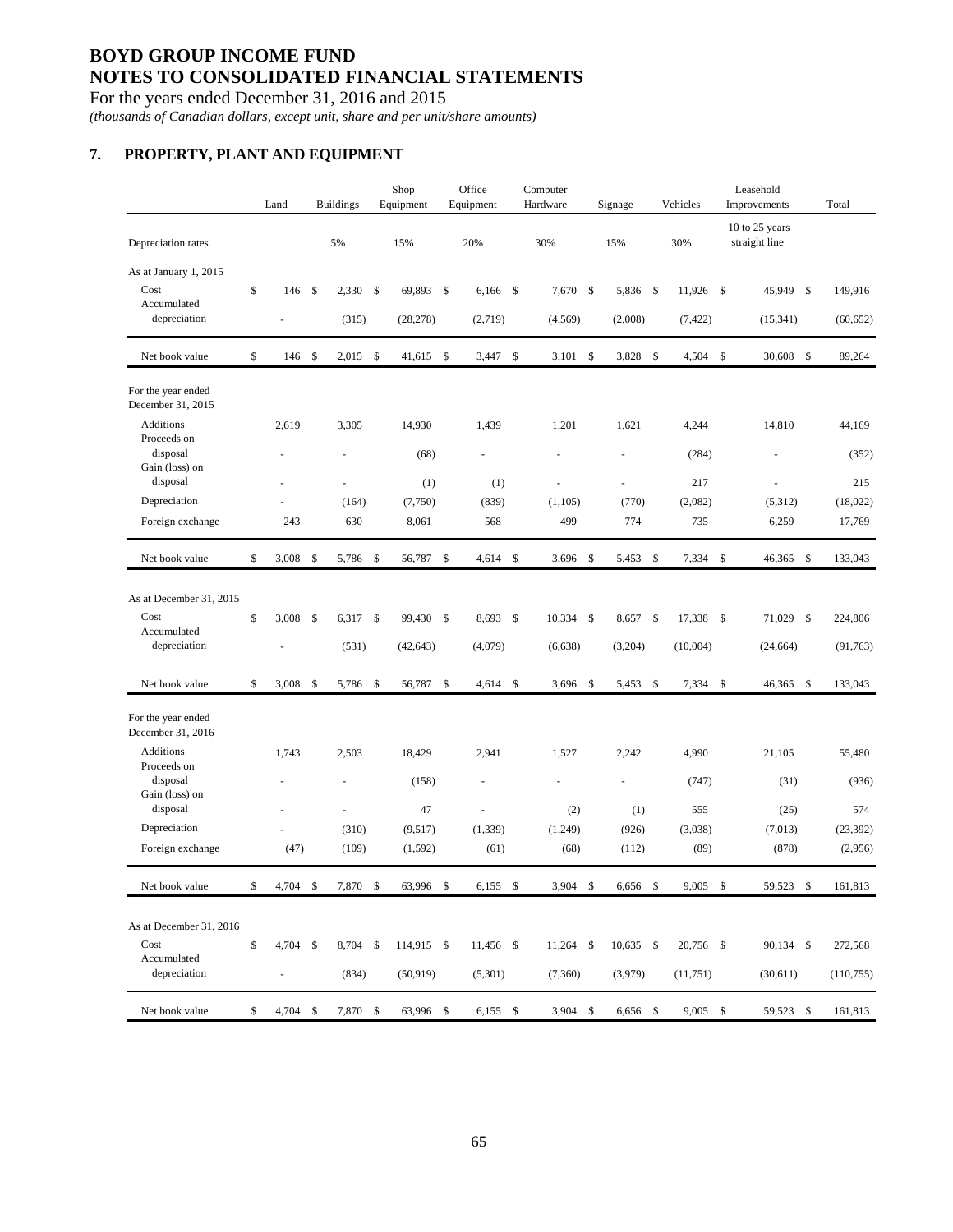# BOYD GROUP INCOME FUND
# NOTES TO CONSOLIDATED FINANCIAL STATEMENTS

For the years ended December 31, 2016 and 2015

*(thousands of Canadian dollars, except unit, share and per unit/share amounts)*

## 7. PROPERTY, PLANT AND EQUIPMENT

| | Land | Buildings | Shop Equipment | Office Equipment | Computer Hardware | Signage | Vehicles | Leasehold Improvements | Total |
|---|---|---|---|---|---|---|---|---|---|
| Depreciation rates | | 5% | 15% | 20% | 30% | 15% | 30% | 10 to 25 years straight line | |
| **As at January 1, 2015** | | | | | | | | | |
| Cost | $ 146 | $ 2,330 | $ 69,893 | $ 6,166 | $ 7,670 | $ 5,836 | $ 11,926 | $ 45,949 | $ 149,916 |
| Accumulated depreciation | - | (315) | (28,278) | (2,719) | (4,569) | (2,008) | (7,422) | (15,341) | (60,652) |
| Net book value | $ 146 | $ 2,015 | $ 41,615 | $ 3,447 | $ 3,101 | $ 3,828 | $ 4,504 | $ 30,608 | $ 89,264 |
| **For the year ended December 31, 2015** | | | | | | | | | |
| Additions | 2,619 | 3,305 | 14,930 | 1,439 | 1,201 | 1,621 | 4,244 | 14,810 | 44,169 |
| Proceeds on disposal | - | - | (68) | - | - | - | (284) | - | (352) |
| Gain (loss) on disposal | - | - | (1) | (1) | - | - | 217 | - | 215 |
| Depreciation | - | (164) | (7,750) | (839) | (1,105) | (770) | (2,082) | (5,312) | (18,022) |
| Foreign exchange | 243 | 630 | 8,061 | 568 | 499 | 774 | 735 | 6,259 | 17,769 |
| Net book value | $ 3,008 | $ 5,786 | $ 56,787 | $ 4,614 | $ 3,696 | $ 5,453 | $ 7,334 | $ 46,365 | $ 133,043 |
| **As at December 31, 2015** | | | | | | | | | |
| Cost | $ 3,008 | $ 6,317 | $ 99,430 | $ 8,693 | $ 10,334 | $ 8,657 | $ 17,338 | $ 71,029 | $ 224,806 |
| Accumulated depreciation | - | (531) | (42,643) | (4,079) | (6,638) | (3,204) | (10,004) | (24,664) | (91,763) |
| Net book value | $ 3,008 | $ 5,786 | $ 56,787 | $ 4,614 | $ 3,696 | $ 5,453 | $ 7,334 | $ 46,365 | $ 133,043 |
| **For the year ended December 31, 2016** | | | | | | | | | |
| Additions | 1,743 | 2,503 | 18,429 | 2,941 | 1,527 | 2,242 | 4,990 | 21,105 | 55,480 |
| Proceeds on disposal | - | - | (158) | - | - | - | (747) | (31) | (936) |
| Gain (loss) on disposal | - | - | 47 | - | (2) | (1) | 555 | (25) | 574 |
| Depreciation | - | (310) | (9,517) | (1,339) | (1,249) | (926) | (3,038) | (7,013) | (23,392) |
| Foreign exchange | (47) | (109) | (1,592) | (61) | (68) | (112) | (89) | (878) | (2,956) |
| Net book value | $ 4,704 | $ 7,870 | $ 63,996 | $ 6,155 | $ 3,904 | $ 6,656 | $ 9,005 | $ 59,523 | $ 161,813 |
| **As at December 31, 2016** | | | | | | | | | |
| Cost | $ 4,704 | $ 8,704 | $ 114,915 | $ 11,456 | $ 11,264 | $ 10,635 | $ 20,756 | $ 90,134 | $ 272,568 |
| Accumulated depreciation | - | (834) | (50,919) | (5,301) | (7,360) | (3,979) | (11,751) | (30,611) | (110,755) |
| Net book value | $ 4,704 | $ 7,870 | $ 63,996 | $ 6,155 | $ 3,904 | $ 6,656 | $ 9,005 | $ 59,523 | $ 161,813 |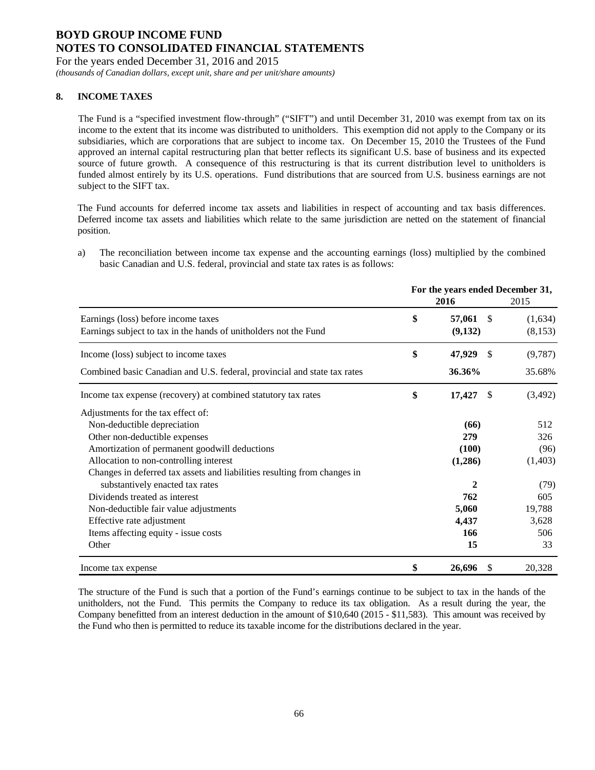# BOYD GROUP INCOME FUND
# NOTES TO CONSOLIDATED FINANCIAL STATEMENTS

For the years ended December 31, 2016 and 2015

*(thousands of Canadian dollars, except unit, share and per unit/share amounts)*

## 8. INCOME TAXES

The Fund is a "specified investment flow-through" ("SIFT") and until December 31, 2010 was exempt from tax on its income to the extent that its income was distributed to unitholders. This exemption did not apply to the Company or its subsidiaries, which are corporations that are subject to income tax. On December 15, 2010 the Trustees of the Fund approved an internal capital restructuring plan that better reflects its significant U.S. base of business and its expected source of future growth. A consequence of this restructuring is that its current distribution level to unitholders is funded almost entirely by its U.S. operations. Fund distributions that are sourced from U.S. business earnings are not subject to the SIFT tax.

The Fund accounts for deferred income tax assets and liabilities in respect of accounting and tax basis differences. Deferred income tax assets and liabilities which relate to the same jurisdiction are netted on the statement of financial position.

a) The reconciliation between income tax expense and the accounting earnings (loss) multiplied by the combined basic Canadian and U.S. federal, provincial and state tax rates is as follows:

| | For the years ended December 31, | |
|---|---|---|
| | **2016** | 2015 |
| Earnings (loss) before income taxes | **$ 57,061** | $ (1,634) |
| Earnings subject to tax in the hands of unitholders not the Fund | **(9,132)** | (8,153) |
| Income (loss) subject to income taxes | **$ 47,929** | $ (9,787) |
| Combined basic Canadian and U.S. federal, provincial and state tax rates | **36.36%** | 35.68% |
| Income tax expense (recovery) at combined statutory tax rates | **$ 17,427** | $ (3,492) |
| Adjustments for the tax effect of: | | |
| Non-deductible depreciation | **(66)** | 512 |
| Other non-deductible expenses | **279** | 326 |
| Amortization of permanent goodwill deductions | **(100)** | (96) |
| Allocation to non-controlling interest | **(1,286)** | (1,403) |
| Changes in deferred tax assets and liabilities resulting from changes in substantively enacted tax rates | **2** | (79) |
| Dividends treated as interest | **762** | 605 |
| Non-deductible fair value adjustments | **5,060** | 19,788 |
| Effective rate adjustment | **4,437** | 3,628 |
| Items affecting equity - issue costs | **166** | 506 |
| Other | **15** | 33 |
| Income tax expense | **$ 26,696** | $ 20,328 |

The structure of the Fund is such that a portion of the Fund's earnings continue to be subject to tax in the hands of the unitholders, not the Fund. This permits the Company to reduce its tax obligation. As a result during the year, the Company benefitted from an interest deduction in the amount of $10,640 (2015 - $11,583). This amount was received by the Fund who then is permitted to reduce its taxable income for the distributions declared in the year.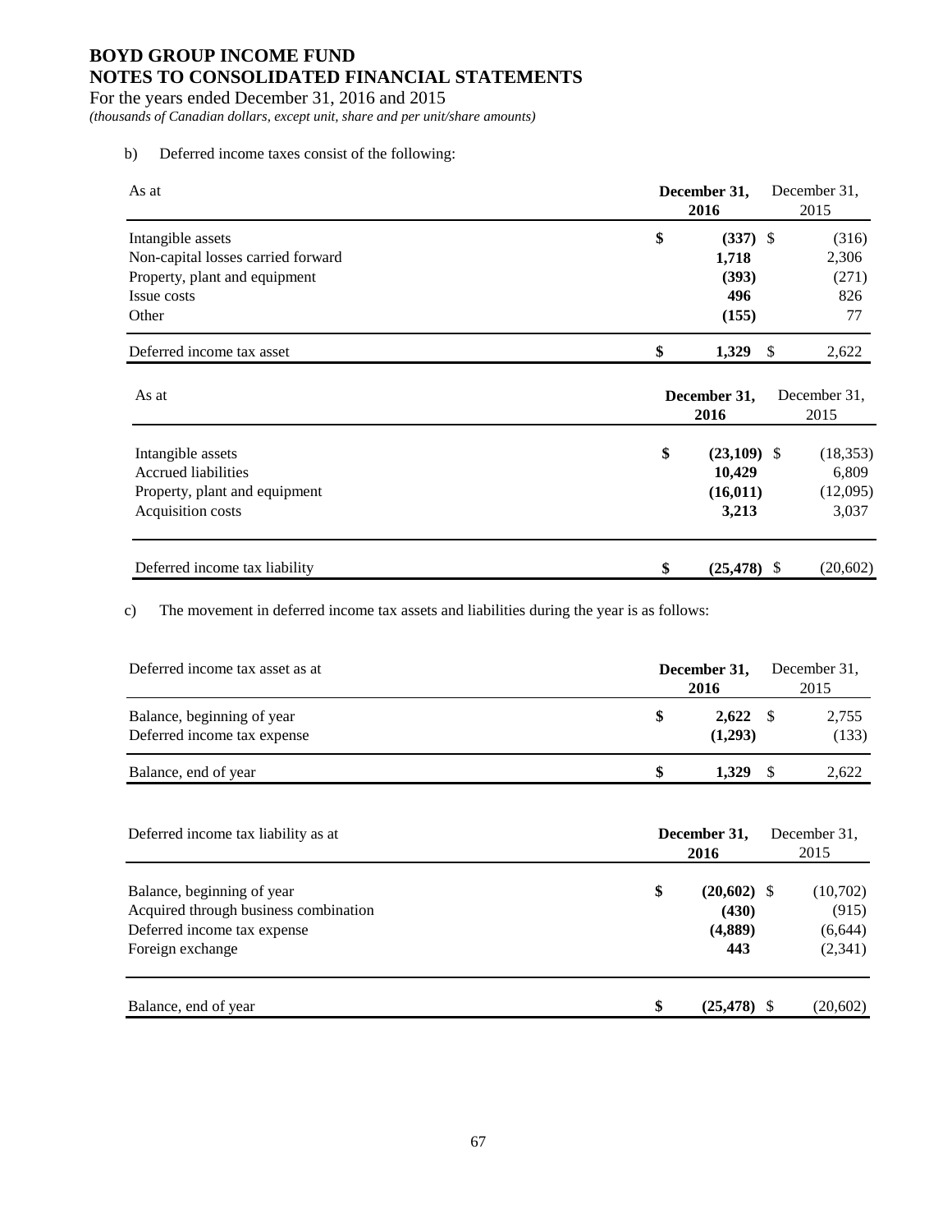# BOYD GROUP INCOME FUND
# NOTES TO CONSOLIDATED FINANCIAL STATEMENTS

For the years ended December 31, 2016 and 2015

*(thousands of Canadian dollars, except unit, share and per unit/share amounts)*

b) Deferred income taxes consist of the following:

| As at | December 31, 2016 | December 31, 2015 |
|---|---|---|
| Intangible assets | **$ (337)** | $ (316) |
| Non-capital losses carried forward | **1,718** | 2,306 |
| Property, plant and equipment | **(393)** | (271) |
| Issue costs | **496** | 826 |
| Other | **(155)** | 77 |
| Deferred income tax asset | **$ 1,329** | $ 2,622 |

| As at | December 31, 2016 | December 31, 2015 |
|---|---|---|
| Intangible assets | **$ (23,109)** | $ (18,353) |
| Accrued liabilities | **10,429** | 6,809 |
| Property, plant and equipment | **(16,011)** | (12,095) |
| Acquisition costs | **3,213** | 3,037 |
| Deferred income tax liability | **$ (25,478)** | $ (20,602) |

c) The movement in deferred income tax assets and liabilities during the year is as follows:

| Deferred income tax asset as at | December 31, 2016 | December 31, 2015 |
|---|---|---|
| Balance, beginning of year | **$ 2,622** | $ 2,755 |
| Deferred income tax expense | **(1,293)** | (133) |
| Balance, end of year | **$ 1,329** | $ 2,622 |

| Deferred income tax liability as at | December 31, 2016 | December 31, 2015 |
|---|---|---|
| Balance, beginning of year | **$ (20,602)** | $ (10,702) |
| Acquired through business combination | **(430)** | (915) |
| Deferred income tax expense | **(4,889)** | (6,644) |
| Foreign exchange | **443** | (2,341) |
| Balance, end of year | **$ (25,478)** | $ (20,602) |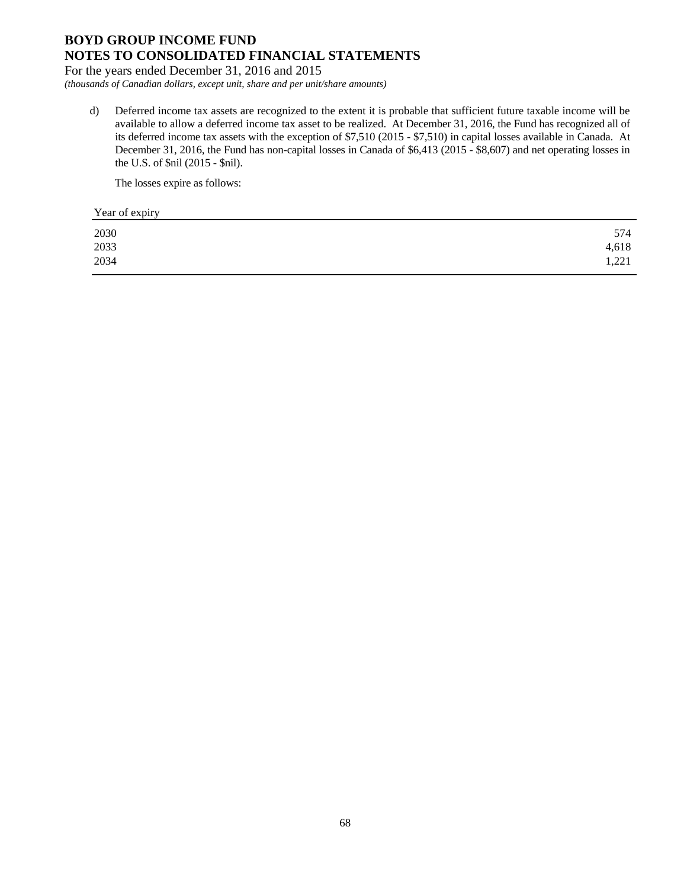d) Deferred income tax assets are recognized to the extent it is probable that sufficient future taxable income will be available to allow a deferred income tax asset to be realized. At December 31, 2016, the Fund has recognized all of its deferred income tax assets with the exception of $7,510 (2015 - $7,510) in capital losses available in Canada. At December 31, 2016, the Fund has non-capital losses in Canada of $6,413 (2015 - $8,607) and net operating losses in the U.S. of $nil (2015 - $nil).

The losses expire as follows:

| Year of expiry | |
|---|---|
| 2030 | 574 |
| 2033 | 4,618 |
| 2034 | 1,221 |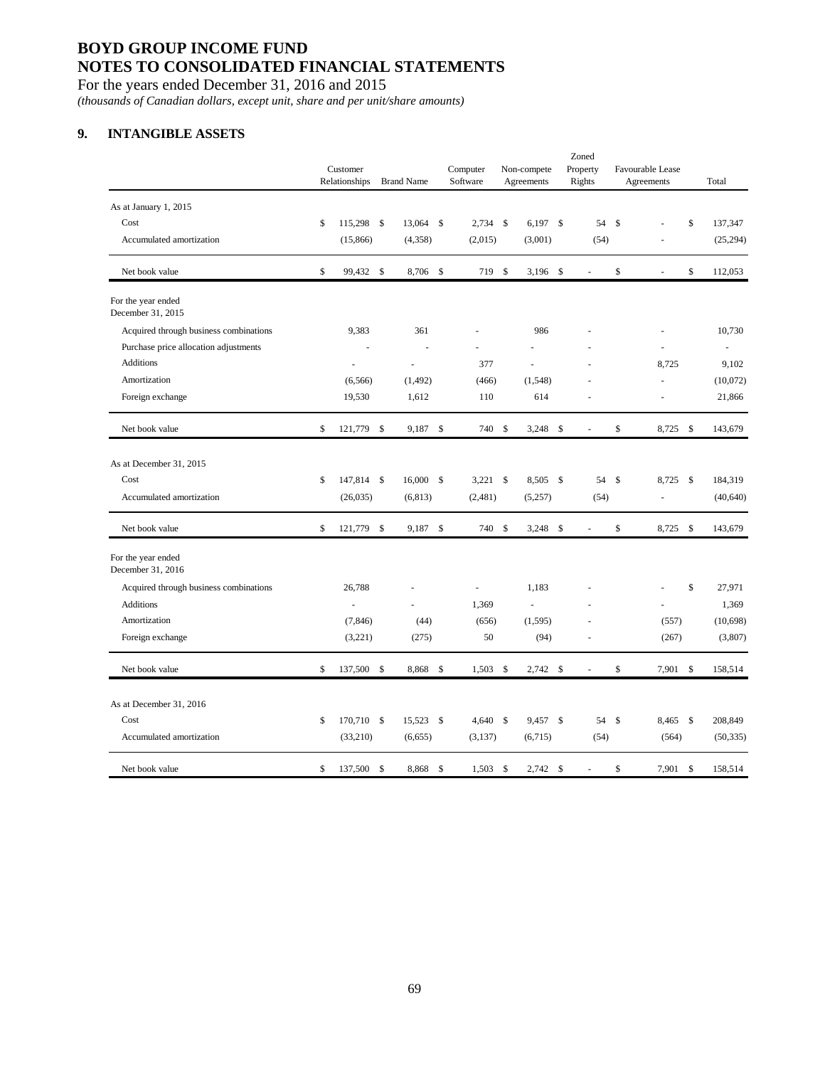# BOYD GROUP INCOME FUND
# NOTES TO CONSOLIDATED FINANCIAL STATEMENTS

For the years ended December 31, 2016 and 2015

*(thousands of Canadian dollars, except unit, share and per unit/share amounts)*

## 9. INTANGIBLE ASSETS

| | Customer Relationships | Brand Name | Computer Software | Non-compete Agreements | Zoned Property Rights | Favourable Lease Agreements | Total |
|---|---|---|---|---|---|---|---|
| As at January 1, 2015 | | | | | | | |
| Cost | $ 115,298 | $ 13,064 | $ 2,734 | $ 6,197 | $ 54 | $ - | $ 137,347 |
| Accumulated amortization | (15,866) | (4,358) | (2,015) | (3,001) | (54) | - | (25,294) |
| Net book value | $ 99,432 | $ 8,706 | $ 719 | $ 3,196 | $ - | $ - | $ 112,053 |
| For the year ended December 31, 2015 | | | | | | | |
| Acquired through business combinations | 9,383 | 361 | - | 986 | - | - | 10,730 |
| Purchase price allocation adjustments | - | - | - | - | - | - | - |
| Additions | - | - | 377 | - | - | 8,725 | 9,102 |
| Amortization | (6,566) | (1,492) | (466) | (1,548) | - | - | (10,072) |
| Foreign exchange | 19,530 | 1,612 | 110 | 614 | - | - | 21,866 |
| Net book value | $ 121,779 | $ 9,187 | $ 740 | $ 3,248 | $ - | $ 8,725 | $ 143,679 |
| As at December 31, 2015 | | | | | | | |
| Cost | $ 147,814 | $ 16,000 | $ 3,221 | $ 8,505 | $ 54 | $ 8,725 | $ 184,319 |
| Accumulated amortization | (26,035) | (6,813) | (2,481) | (5,257) | (54) | - | (40,640) |
| Net book value | $ 121,779 | $ 9,187 | $ 740 | $ 3,248 | $ - | $ 8,725 | $ 143,679 |
| For the year ended December 31, 2016 | | | | | | | |
| Acquired through business combinations | 26,788 | - | - | 1,183 | - | - | $ 27,971 |
| Additions | - | - | 1,369 | - | - | - | 1,369 |
| Amortization | (7,846) | (44) | (656) | (1,595) | - | (557) | (10,698) |
| Foreign exchange | (3,221) | (275) | 50 | (94) | - | (267) | (3,807) |
| Net book value | $ 137,500 | $ 8,868 | $ 1,503 | $ 2,742 | $ - | $ 7,901 | $ 158,514 |
| As at December 31, 2016 | | | | | | | |
| Cost | $ 170,710 | $ 15,523 | $ 4,640 | $ 9,457 | $ 54 | $ 8,465 | $ 208,849 |
| Accumulated amortization | (33,210) | (6,655) | (3,137) | (6,715) | (54) | (564) | (50,335) |
| Net book value | $ 137,500 | $ 8,868 | $ 1,503 | $ 2,742 | $ - | $ 7,901 | $ 158,514 |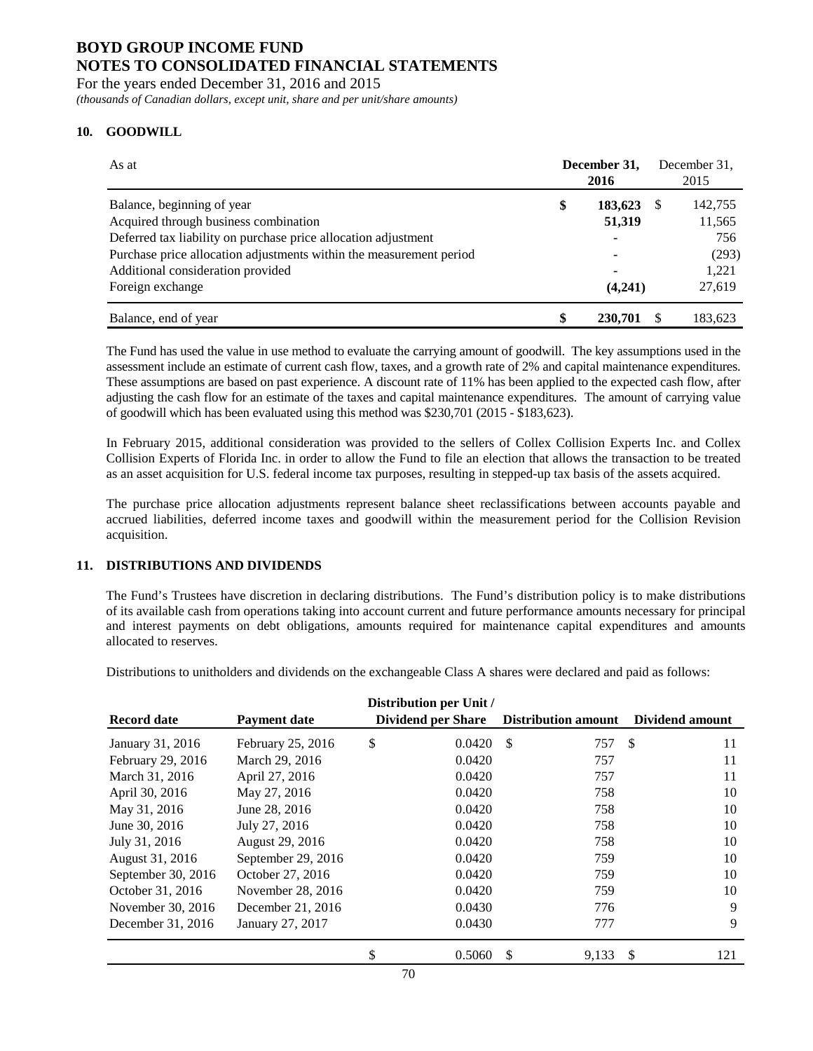# BOYD GROUP INCOME FUND
# NOTES TO CONSOLIDATED FINANCIAL STATEMENTS

For the years ended December 31, 2016 and 2015

*(thousands of Canadian dollars, except unit, share and per unit/share amounts)*

## 10. GOODWILL

| As at | December 31, 2016 | December 31, 2015 |
|---|---|---|
| Balance, beginning of year | $ 183,623 | $ 142,755 |
| Acquired through business combination | 51,319 | 11,565 |
| Deferred tax liability on purchase price allocation adjustment | - | 756 |
| Purchase price allocation adjustments within the measurement period | - | (293) |
| Additional consideration provided | - | 1,221 |
| Foreign exchange | (4,241) | 27,619 |
| Balance, end of year | $ 230,701 | $ 183,623 |

The Fund has used the value in use method to evaluate the carrying amount of goodwill. The key assumptions used in the assessment include an estimate of current cash flow, taxes, and a growth rate of 2% and capital maintenance expenditures. These assumptions are based on past experience. A discount rate of 11% has been applied to the expected cash flow, after adjusting the cash flow for an estimate of the taxes and capital maintenance expenditures. The amount of carrying value of goodwill which has been evaluated using this method was $230,701 (2015 - $183,623).

In February 2015, additional consideration was provided to the sellers of Collex Collision Experts Inc. and Collex Collision Experts of Florida Inc. in order to allow the Fund to file an election that allows the transaction to be treated as an asset acquisition for U.S. federal income tax purposes, resulting in stepped-up tax basis of the assets acquired.

The purchase price allocation adjustments represent balance sheet reclassifications between accounts payable and accrued liabilities, deferred income taxes and goodwill within the measurement period for the Collision Revision acquisition.

## 11. DISTRIBUTIONS AND DIVIDENDS

The Fund's Trustees have discretion in declaring distributions. The Fund's distribution policy is to make distributions of its available cash from operations taking into account current and future performance amounts necessary for principal and interest payments on debt obligations, amounts required for maintenance capital expenditures and amounts allocated to reserves.

Distributions to unitholders and dividends on the exchangeable Class A shares were declared and paid as follows:

| Record date | Payment date | Distribution per Unit / Dividend per Share | Distribution amount | Dividend amount |
|---|---|---|---|---|
| January 31, 2016 | February 25, 2016 | $ 0.0420 | $ 757 | $ 11 |
| February 29, 2016 | March 29, 2016 | 0.0420 | 757 | 11 |
| March 31, 2016 | April 27, 2016 | 0.0420 | 757 | 11 |
| April 30, 2016 | May 27, 2016 | 0.0420 | 758 | 10 |
| May 31, 2016 | June 28, 2016 | 0.0420 | 758 | 10 |
| June 30, 2016 | July 27, 2016 | 0.0420 | 758 | 10 |
| July 31, 2016 | August 29, 2016 | 0.0420 | 758 | 10 |
| August 31, 2016 | September 29, 2016 | 0.0420 | 759 | 10 |
| September 30, 2016 | October 27, 2016 | 0.0420 | 759 | 10 |
| October 31, 2016 | November 28, 2016 | 0.0420 | 759 | 10 |
| November 30, 2016 | December 21, 2016 | 0.0430 | 776 | 9 |
| December 31, 2016 | January 27, 2017 | 0.0430 | 777 | 9 |
| | | $ 0.5060 | $ 9,133 | $ 121 |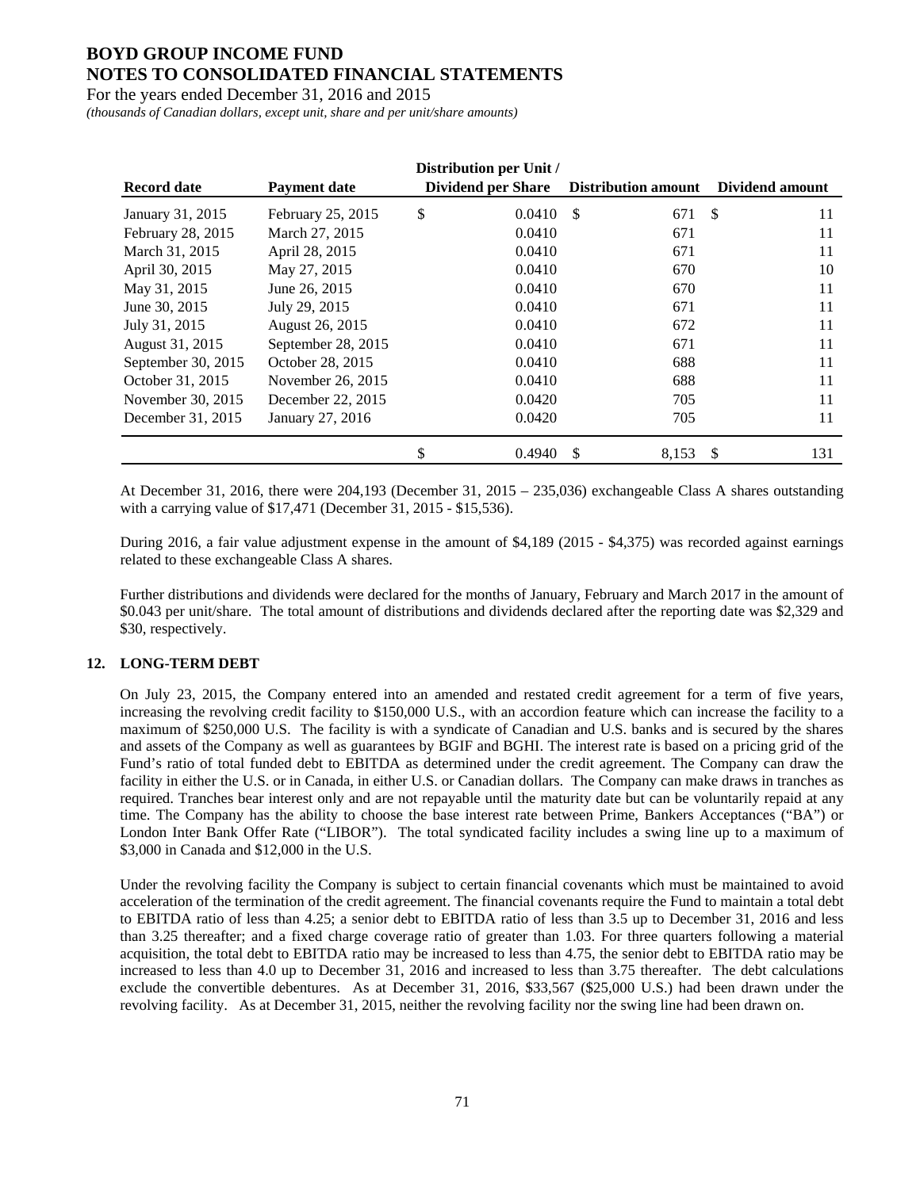| Record date | Payment date | Distribution per Unit / Dividend per Share | Distribution amount | Dividend amount |
|---|---|---|---|---|
| January 31, 2015 | February 25, 2015 | $ 0.0410 | $ 671 | $ 11 |
| February 28, 2015 | March 27, 2015 | 0.0410 | 671 | 11 |
| March 31, 2015 | April 28, 2015 | 0.0410 | 671 | 11 |
| April 30, 2015 | May 27, 2015 | 0.0410 | 670 | 10 |
| May 31, 2015 | June 26, 2015 | 0.0410 | 670 | 11 |
| June 30, 2015 | July 29, 2015 | 0.0410 | 671 | 11 |
| July 31, 2015 | August 26, 2015 | 0.0410 | 672 | 11 |
| August 31, 2015 | September 28, 2015 | 0.0410 | 671 | 11 |
| September 30, 2015 | October 28, 2015 | 0.0410 | 688 | 11 |
| October 31, 2015 | November 26, 2015 | 0.0410 | 688 | 11 |
| November 30, 2015 | December 22, 2015 | 0.0420 | 705 | 11 |
| December 31, 2015 | January 27, 2016 | 0.0420 | 705 | 11 |
| | | $ 0.4940 | $ 8,153 | $ 131 |

At December 31, 2016, there were 204,193 (December 31, 2015 – 235,036) exchangeable Class A shares outstanding with a carrying value of $17,471 (December 31, 2015 - $15,536).

During 2016, a fair value adjustment expense in the amount of $4,189 (2015 - $4,375) was recorded against earnings related to these exchangeable Class A shares.

Further distributions and dividends were declared for the months of January, February and March 2017 in the amount of $0.043 per unit/share. The total amount of distributions and dividends declared after the reporting date was $2,329 and $30, respectively.

## 12. LONG-TERM DEBT

On July 23, 2015, the Company entered into an amended and restated credit agreement for a term of five years, increasing the revolving credit facility to $150,000 U.S., with an accordion feature which can increase the facility to a maximum of $250,000 U.S. The facility is with a syndicate of Canadian and U.S. banks and is secured by the shares and assets of the Company as well as guarantees by BGIF and BGHI. The interest rate is based on a pricing grid of the Fund's ratio of total funded debt to EBITDA as determined under the credit agreement. The Company can draw the facility in either the U.S. or in Canada, in either U.S. or Canadian dollars. The Company can make draws in tranches as required. Tranches bear interest only and are not repayable until the maturity date but can be voluntarily repaid at any time. The Company has the ability to choose the base interest rate between Prime, Bankers Acceptances ("BA") or London Inter Bank Offer Rate ("LIBOR"). The total syndicated facility includes a swing line up to a maximum of $3,000 in Canada and $12,000 in the U.S.

Under the revolving facility the Company is subject to certain financial covenants which must be maintained to avoid acceleration of the termination of the credit agreement. The financial covenants require the Fund to maintain a total debt to EBITDA ratio of less than 4.25; a senior debt to EBITDA ratio of less than 3.5 up to December 31, 2016 and less than 3.25 thereafter; and a fixed charge coverage ratio of greater than 1.03. For three quarters following a material acquisition, the total debt to EBITDA ratio may be increased to less than 4.75, the senior debt to EBITDA ratio may be increased to less than 4.0 up to December 31, 2016 and increased to less than 3.75 thereafter. The debt calculations exclude the convertible debentures. As at December 31, 2016, $33,567 ($25,000 U.S.) had been drawn under the revolving facility. As at December 31, 2015, neither the revolving facility nor the swing line had been drawn on.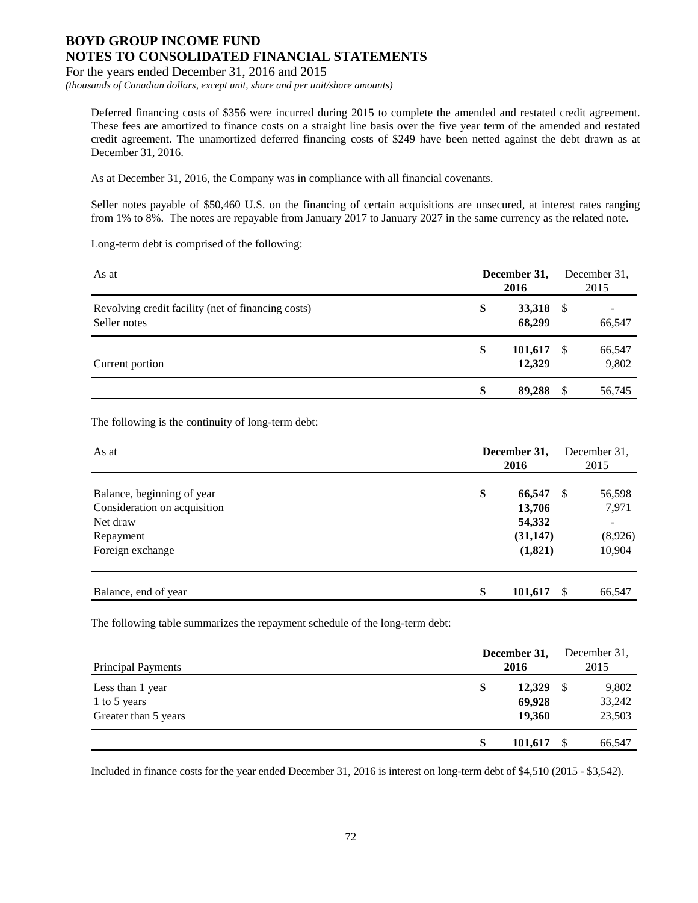Deferred financing costs of $356 were incurred during 2015 to complete the amended and restated credit agreement. These fees are amortized to finance costs on a straight line basis over the five year term of the amended and restated credit agreement. The unamortized deferred financing costs of $249 have been netted against the debt drawn as at December 31, 2016.

As at December 31, 2016, the Company was in compliance with all financial covenants.

Seller notes payable of $50,460 U.S. on the financing of certain acquisitions are unsecured, at interest rates ranging from 1% to 8%. The notes are repayable from January 2017 to January 2027 in the same currency as the related note.

Long-term debt is comprised of the following:

| As at | December 31, 2016 | December 31, 2015 |
|---|---|---|
| Revolving credit facility (net of financing costs) | $ 33,318 | $ - |
| Seller notes | 68,299 | 66,547 |
| | $ 101,617 | $ 66,547 |
| Current portion | 12,329 | 9,802 |
| | $ 89,288 | $ 56,745 |

The following is the continuity of long-term debt:

| As at | December 31, 2016 | December 31, 2015 |
|---|---|---|
| Balance, beginning of year | $ 66,547 | $ 56,598 |
| Consideration on acquisition | 13,706 | 7,971 |
| Net draw | 54,332 | - |
| Repayment | (31,147) | (8,926) |
| Foreign exchange | (1,821) | 10,904 |
| Balance, end of year | $ 101,617 | $ 66,547 |

The following table summarizes the repayment schedule of the long-term debt:

| Principal Payments | December 31, 2016 | December 31, 2015 |
|---|---|---|
| Less than 1 year | $ 12,329 | $ 9,802 |
| 1 to 5 years | 69,928 | 33,242 |
| Greater than 5 years | 19,360 | 23,503 |
| | $ 101,617 | $ 66,547 |

Included in finance costs for the year ended December 31, 2016 is interest on long-term debt of $4,510 (2015 - $3,542).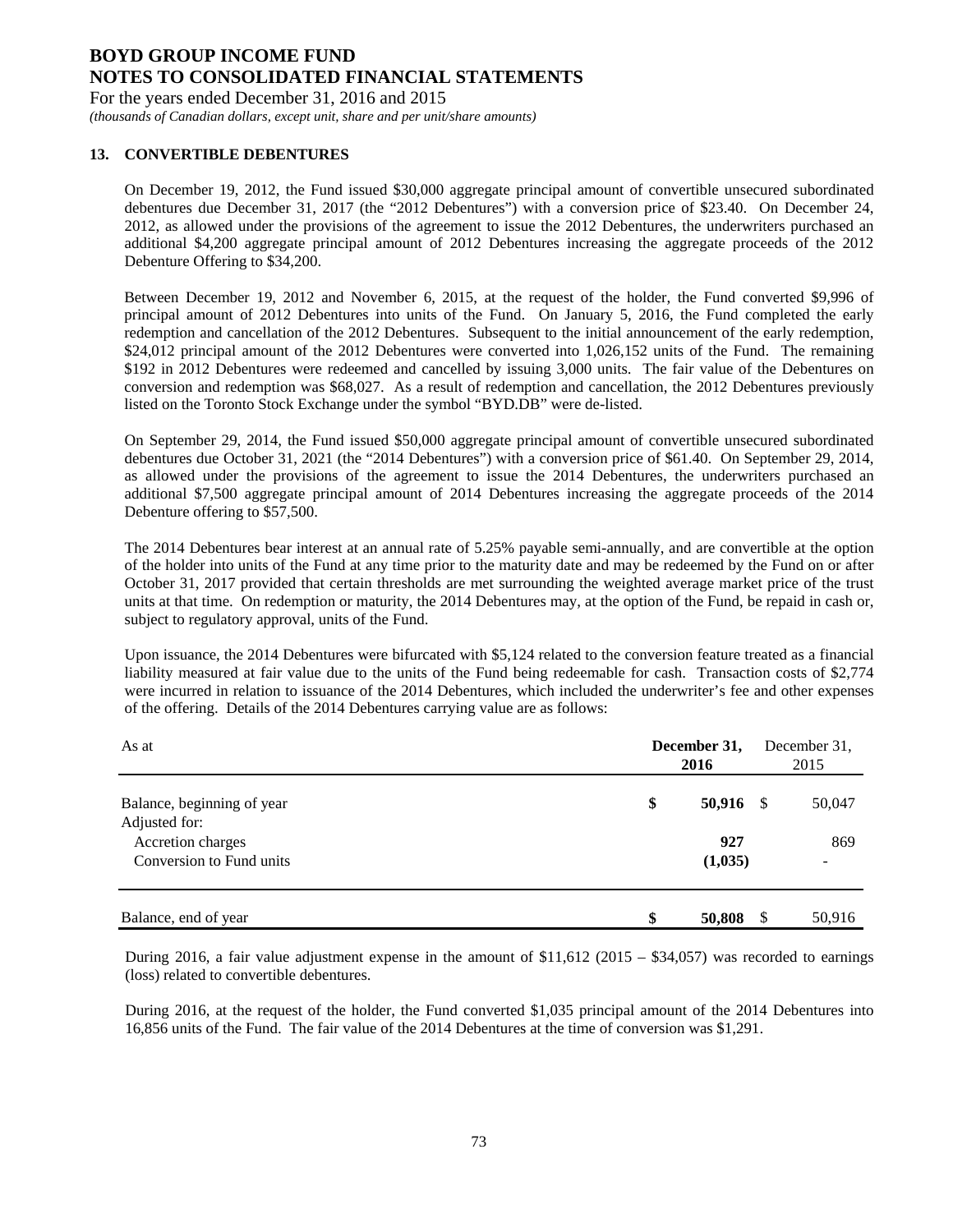## 13. CONVERTIBLE DEBENTURES

On December 19, 2012, the Fund issued $30,000 aggregate principal amount of convertible unsecured subordinated debentures due December 31, 2017 (the "2012 Debentures") with a conversion price of $23.40. On December 24, 2012, as allowed under the provisions of the agreement to issue the 2012 Debentures, the underwriters purchased an additional $4,200 aggregate principal amount of 2012 Debentures increasing the aggregate proceeds of the 2012 Debenture Offering to $34,200.

Between December 19, 2012 and November 6, 2015, at the request of the holder, the Fund converted $9,996 of principal amount of 2012 Debentures into units of the Fund. On January 5, 2016, the Fund completed the early redemption and cancellation of the 2012 Debentures. Subsequent to the initial announcement of the early redemption, $24,012 principal amount of the 2012 Debentures were converted into 1,026,152 units of the Fund. The remaining $192 in 2012 Debentures were redeemed and cancelled by issuing 3,000 units. The fair value of the Debentures on conversion and redemption was $68,027. As a result of redemption and cancellation, the 2012 Debentures previously listed on the Toronto Stock Exchange under the symbol "BYD.DB" were de-listed.

On September 29, 2014, the Fund issued $50,000 aggregate principal amount of convertible unsecured subordinated debentures due October 31, 2021 (the "2014 Debentures") with a conversion price of $61.40. On September 29, 2014, as allowed under the provisions of the agreement to issue the 2014 Debentures, the underwriters purchased an additional $7,500 aggregate principal amount of 2014 Debentures increasing the aggregate proceeds of the 2014 Debenture offering to $57,500.

The 2014 Debentures bear interest at an annual rate of 5.25% payable semi-annually, and are convertible at the option of the holder into units of the Fund at any time prior to the maturity date and may be redeemed by the Fund on or after October 31, 2017 provided that certain thresholds are met surrounding the weighted average market price of the trust units at that time. On redemption or maturity, the 2014 Debentures may, at the option of the Fund, be repaid in cash or, subject to regulatory approval, units of the Fund.

Upon issuance, the 2014 Debentures were bifurcated with $5,124 related to the conversion feature treated as a financial liability measured at fair value due to the units of the Fund being redeemable for cash. Transaction costs of $2,774 were incurred in relation to issuance of the 2014 Debentures, which included the underwriter's fee and other expenses of the offering. Details of the 2014 Debentures carrying value are as follows:

| As at | December 31, 2016 | December 31, 2015 |
|---|---|---|
| Balance, beginning of year | $ 50,916 | $ 50,047 |
| Adjusted for: | | |
| Accretion charges | 927 | 869 |
| Conversion to Fund units | (1,035) | - |
| Balance, end of year | $ 50,808 | $ 50,916 |

During 2016, a fair value adjustment expense in the amount of $11,612 (2015 – $34,057) was recorded to earnings (loss) related to convertible debentures.

During 2016, at the request of the holder, the Fund converted $1,035 principal amount of the 2014 Debentures into 16,856 units of the Fund. The fair value of the 2014 Debentures at the time of conversion was $1,291.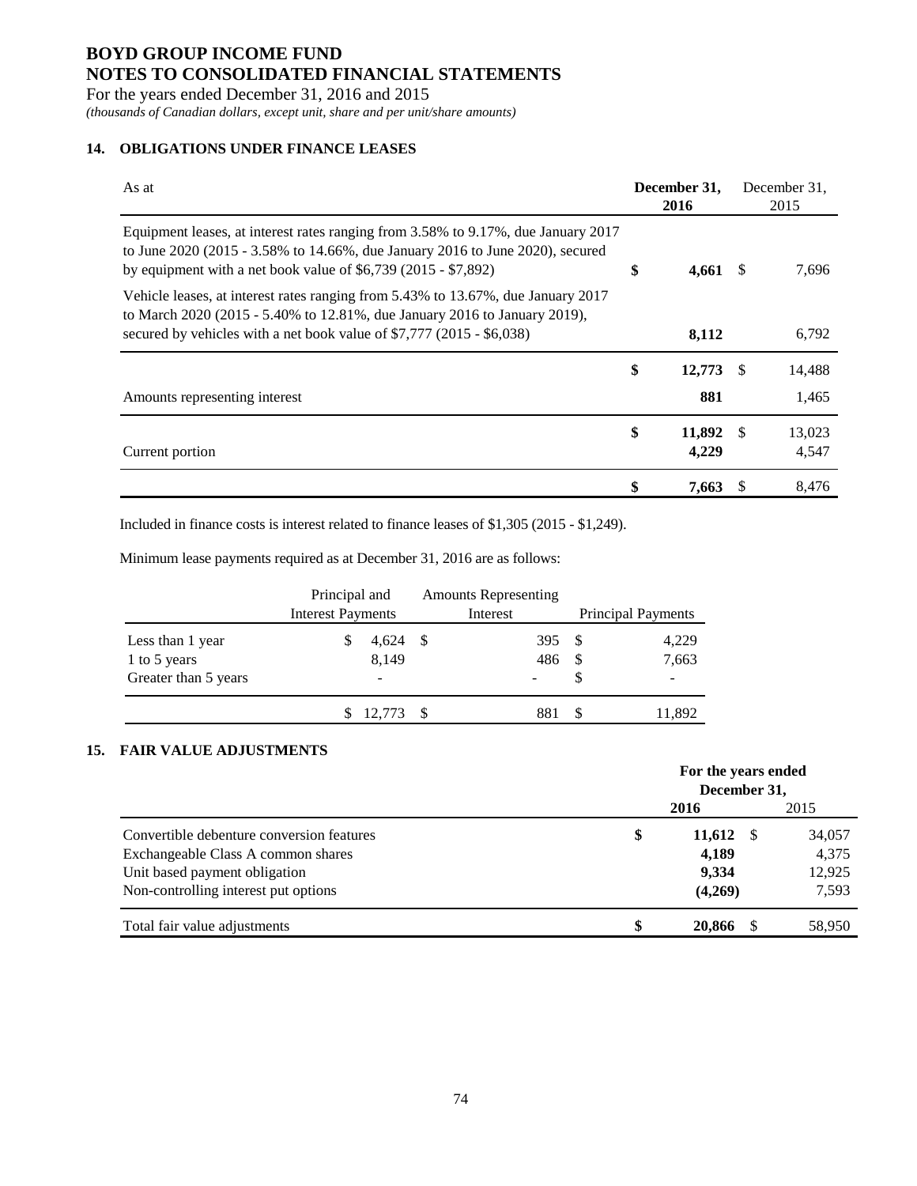# BOYD GROUP INCOME FUND
# NOTES TO CONSOLIDATED FINANCIAL STATEMENTS

For the years ended December 31, 2016 and 2015

*(thousands of Canadian dollars, except unit, share and per unit/share amounts)*

## 14. OBLIGATIONS UNDER FINANCE LEASES

| As at | December 31, 2016 | December 31, 2015 |
|---|---|---|
| Equipment leases, at interest rates ranging from 3.58% to 9.17%, due January 2017 to June 2020 (2015 - 3.58% to 14.66%, due January 2016 to June 2020), secured by equipment with a net book value of $6,739 (2015 - $7,892) | $ 4,661 | $ 7,696 |
| Vehicle leases, at interest rates ranging from 5.43% to 13.67%, due January 2017 to March 2020 (2015 - 5.40% to 12.81%, due January 2016 to January 2019), secured by vehicles with a net book value of $7,777 (2015 - $6,038) | 8,112 | 6,792 |
| | $ 12,773 | $ 14,488 |
| Amounts representing interest | 881 | 1,465 |
| | $ 11,892 | $ 13,023 |
| Current portion | 4,229 | 4,547 |
| | $ 7,663 | $ 8,476 |

Included in finance costs is interest related to finance leases of $1,305 (2015 - $1,249).

Minimum lease payments required as at December 31, 2016 are as follows:

| | Principal and Interest Payments | Amounts Representing Interest | Principal Payments |
|---|---|---|---|
| Less than 1 year | $ 4,624 | $ 395 | $ 4,229 |
| 1 to 5 years | 8,149 | 486 | $ 7,663 |
| Greater than 5 years | - | - | $ - |
| | $ 12,773 | $ 881 | $ 11,892 |

## 15. FAIR VALUE ADJUSTMENTS

| | For the years ended December 31, 2016 | 2015 |
|---|---|---|
| Convertible debenture conversion features | $ 11,612 | $ 34,057 |
| Exchangeable Class A common shares | 4,189 | 4,375 |
| Unit based payment obligation | 9,334 | 12,925 |
| Non-controlling interest put options | (4,269) | 7,593 |
| Total fair value adjustments | $ 20,866 | $ 58,950 |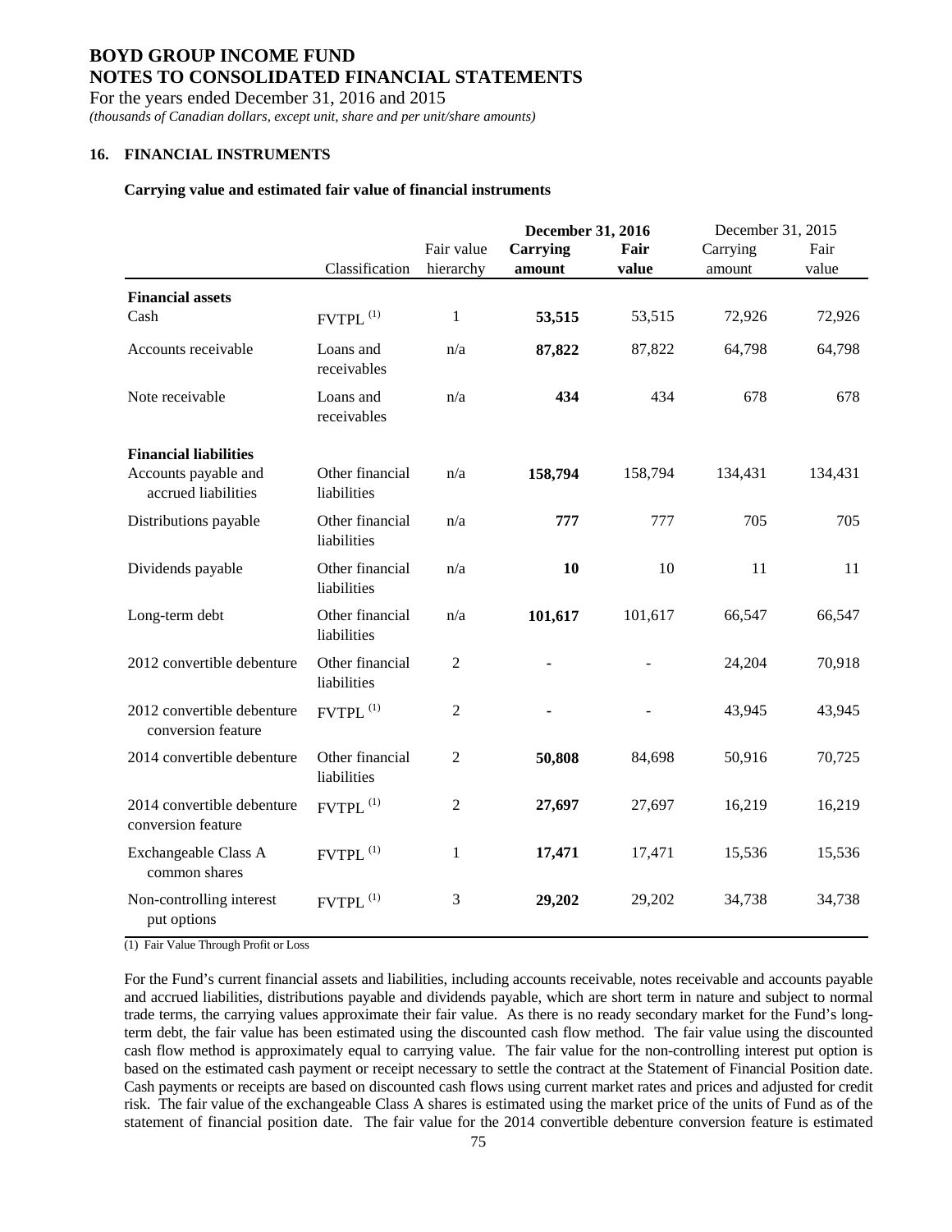# BOYD GROUP INCOME FUND
## NOTES TO CONSOLIDATED FINANCIAL STATEMENTS

For the years ended December 31, 2016 and 2015

*(thousands of Canadian dollars, except unit, share and per unit/share amounts)*

### 16. FINANCIAL INSTRUMENTS

**Carrying value and estimated fair value of financial instruments**

| | | | **December 31, 2016** | | December 31, 2015 | |
|---|---|---|---|---|---|---|
| | Classification | Fair value hierarchy | **Carrying amount** | **Fair value** | Carrying amount | Fair value |
| **Financial assets** | | | | | | |
| Cash | FVTPL [(1)] | 1 | **53,515** | 53,515 | 72,926 | 72,926 |
| Accounts receivable | Loans and receivables | n/a | **87,822** | 87,822 | 64,798 | 64,798 |
| Note receivable | Loans and receivables | n/a | **434** | 434 | 678 | 678 |
| **Financial liabilities** | | | | | | |
| Accounts payable and accrued liabilities | Other financial liabilities | n/a | **158,794** | 158,794 | 134,431 | 134,431 |
| Distributions payable | Other financial liabilities | n/a | **777** | 777 | 705 | 705 |
| Dividends payable | Other financial liabilities | n/a | **10** | 10 | 11 | 11 |
| Long-term debt | Other financial liabilities | n/a | **101,617** | 101,617 | 66,547 | 66,547 |
| 2012 convertible debenture | Other financial liabilities | 2 | **-** | - | 24,204 | 70,918 |
| 2012 convertible debenture conversion feature | FVTPL [(1)] | 2 | **-** | - | 43,945 | 43,945 |
| 2014 convertible debenture | Other financial liabilities | 2 | **50,808** | 84,698 | 50,916 | 70,725 |
| 2014 convertible debenture conversion feature | FVTPL [(1)] | 2 | **27,697** | 27,697 | 16,219 | 16,219 |
| Exchangeable Class A common shares | FVTPL [(1)] | 1 | **17,471** | 17,471 | 15,536 | 15,536 |
| Non-controlling interest put options | FVTPL [(1)] | 3 | **29,202** | 29,202 | 34,738 | 34,738 |

(1) Fair Value Through Profit or Loss

For the Fund's current financial assets and liabilities, including accounts receivable, notes receivable and accounts payable and accrued liabilities, distributions payable and dividends payable, which are short term in nature and subject to normal trade terms, the carrying values approximate their fair value. As there is no ready secondary market for the Fund's long-term debt, the fair value has been estimated using the discounted cash flow method. The fair value using the discounted cash flow method is approximately equal to carrying value. The fair value for the non-controlling interest put option is based on the estimated cash payment or receipt necessary to settle the contract at the Statement of Financial Position date. Cash payments or receipts are based on discounted cash flows using current market rates and prices and adjusted for credit risk. The fair value of the exchangeable Class A shares is estimated using the market price of the units of Fund as of the statement of financial position date. The fair value for the 2014 convertible debenture conversion feature is estimated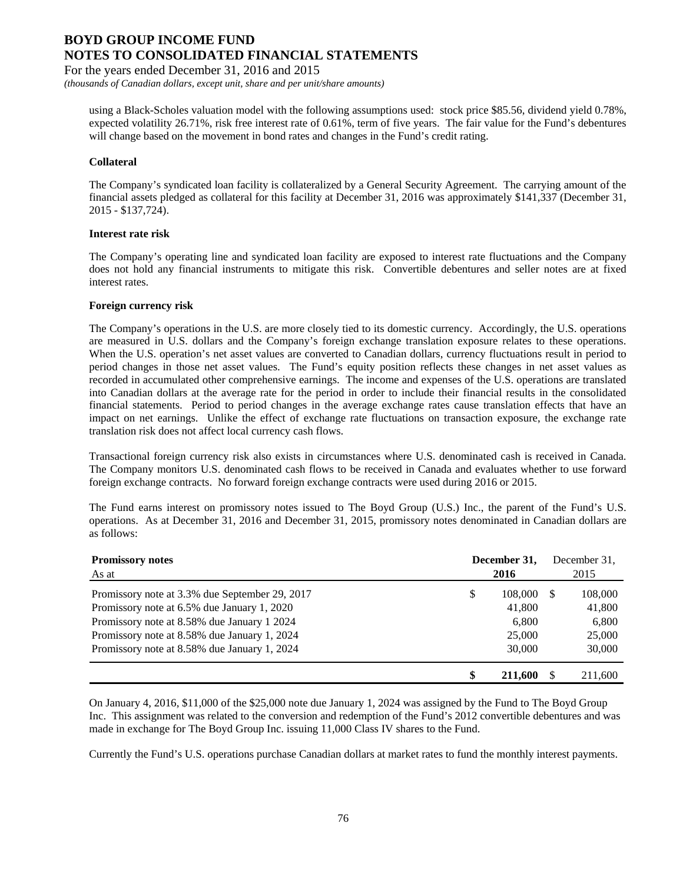using a Black-Scholes valuation model with the following assumptions used: stock price \$85.56, dividend yield 0.78%, expected volatility 26.71%, risk free interest rate of 0.61%, term of five years. The fair value for the Fund's debentures will change based on the movement in bond rates and changes in the Fund's credit rating.

**Collateral**

The Company's syndicated loan facility is collateralized by a General Security Agreement. The carrying amount of the financial assets pledged as collateral for this facility at December 31, 2016 was approximately \$141,337 (December 31, 2015 - \$137,724).

**Interest rate risk**

The Company's operating line and syndicated loan facility are exposed to interest rate fluctuations and the Company does not hold any financial instruments to mitigate this risk. Convertible debentures and seller notes are at fixed interest rates.

**Foreign currency risk**

The Company's operations in the U.S. are more closely tied to its domestic currency. Accordingly, the U.S. operations are measured in U.S. dollars and the Company's foreign exchange translation exposure relates to these operations. When the U.S. operation's net asset values are converted to Canadian dollars, currency fluctuations result in period to period changes in those net asset values. The Fund's equity position reflects these changes in net asset values as recorded in accumulated other comprehensive earnings. The income and expenses of the U.S. operations are translated into Canadian dollars at the average rate for the period in order to include their financial results in the consolidated financial statements. Period to period changes in the average exchange rates cause translation effects that have an impact on net earnings. Unlike the effect of exchange rate fluctuations on transaction exposure, the exchange rate translation risk does not affect local currency cash flows.

Transactional foreign currency risk also exists in circumstances where U.S. denominated cash is received in Canada. The Company monitors U.S. denominated cash flows to be received in Canada and evaluates whether to use forward foreign exchange contracts. No forward foreign exchange contracts were used during 2016 or 2015.

The Fund earns interest on promissory notes issued to The Boyd Group (U.S.) Inc., the parent of the Fund's U.S. operations. As at December 31, 2016 and December 31, 2015, promissory notes denominated in Canadian dollars are as follows:

| **Promissory notes**<br>As at | **December 31, 2016** | December 31, 2015 |
|---|---|---|
| Promissory note at 3.3% due September 29, 2017 | \$ 108,000 | \$ 108,000 |
| Promissory note at 6.5% due January 1, 2020 | 41,800 | 41,800 |
| Promissory note at 8.58% due January 1 2024 | 6,800 | 6,800 |
| Promissory note at 8.58% due January 1, 2024 | 25,000 | 25,000 |
| Promissory note at 8.58% due January 1, 2024 | 30,000 | 30,000 |
| | **\$ 211,600** | \$ 211,600 |

On January 4, 2016, \$11,000 of the \$25,000 note due January 1, 2024 was assigned by the Fund to The Boyd Group Inc. This assignment was related to the conversion and redemption of the Fund's 2012 convertible debentures and was made in exchange for The Boyd Group Inc. issuing 11,000 Class IV shares to the Fund.

Currently the Fund's U.S. operations purchase Canadian dollars at market rates to fund the monthly interest payments.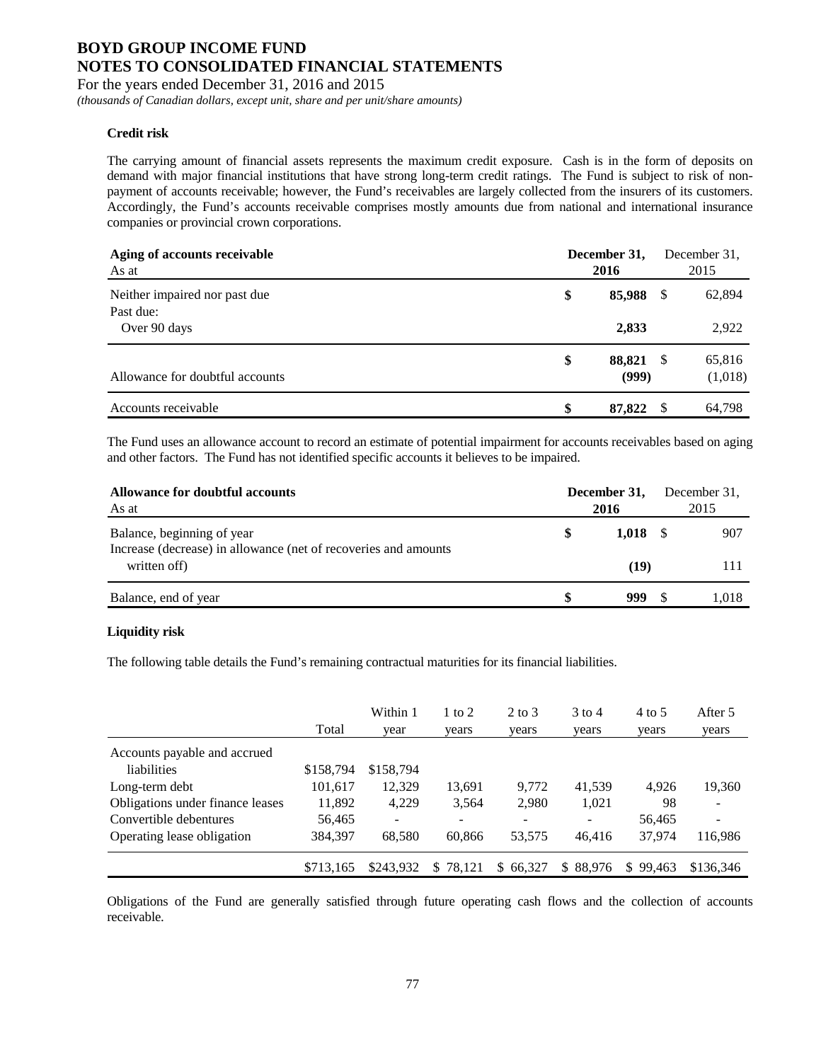**BOYD GROUP INCOME FUND**
**NOTES TO CONSOLIDATED FINANCIAL STATEMENTS**
For the years ended December 31, 2016 and 2015
*(thousands of Canadian dollars, except unit, share and per unit/share amounts)*

**Credit risk**

The carrying amount of financial assets represents the maximum credit exposure. Cash is in the form of deposits on demand with major financial institutions that have strong long-term credit ratings. The Fund is subject to risk of non-payment of accounts receivable; however, the Fund's receivables are largely collected from the insurers of its customers. Accordingly, the Fund's accounts receivable comprises mostly amounts due from national and international insurance companies or provincial crown corporations.

| **Aging of accounts receivable** As at | **December 31, 2016** | December 31, 2015 |
|---|---|---|
| Neither impaired nor past due | **$ 85,988** | $ 62,894 |
| Past due: | | |
| Over 90 days | **2,833** | 2,922 |
| | **$ 88,821** | $ 65,816 |
| Allowance for doubtful accounts | **(999)** | (1,018) |
| Accounts receivable | **$ 87,822** | $ 64,798 |

The Fund uses an allowance account to record an estimate of potential impairment for accounts receivables based on aging and other factors. The Fund has not identified specific accounts it believes to be impaired.

| **Allowance for doubtful accounts** As at | **December 31, 2016** | December 31, 2015 |
|---|---|---|
| Balance, beginning of year | **$ 1,018** | $ 907 |
| Increase (decrease) in allowance (net of recoveries and amounts written off) | **(19)** | 111 |
| Balance, end of year | **$ 999** | $ 1,018 |

**Liquidity risk**

The following table details the Fund's remaining contractual maturities for its financial liabilities.

| | Total | Within 1 year | 1 to 2 years | 2 to 3 years | 3 to 4 years | 4 to 5 years | After 5 years |
|---|---|---|---|---|---|---|---|
| Accounts payable and accrued liabilities | $158,794 | $158,794 | | | | | |
| Long-term debt | 101,617 | 12,329 | 13,691 | 9,772 | 41,539 | 4,926 | 19,360 |
| Obligations under finance leases | 11,892 | 4,229 | 3,564 | 2,980 | 1,021 | 98 | - |
| Convertible debentures | 56,465 | - | - | - | - | 56,465 | - |
| Operating lease obligation | 384,397 | 68,580 | 60,866 | 53,575 | 46,416 | 37,974 | 116,986 |
| | $713,165 | $243,932 | $ 78,121 | $ 66,327 | $ 88,976 | $ 99,463 | $136,346 |

Obligations of the Fund are generally satisfied through future operating cash flows and the collection of accounts receivable.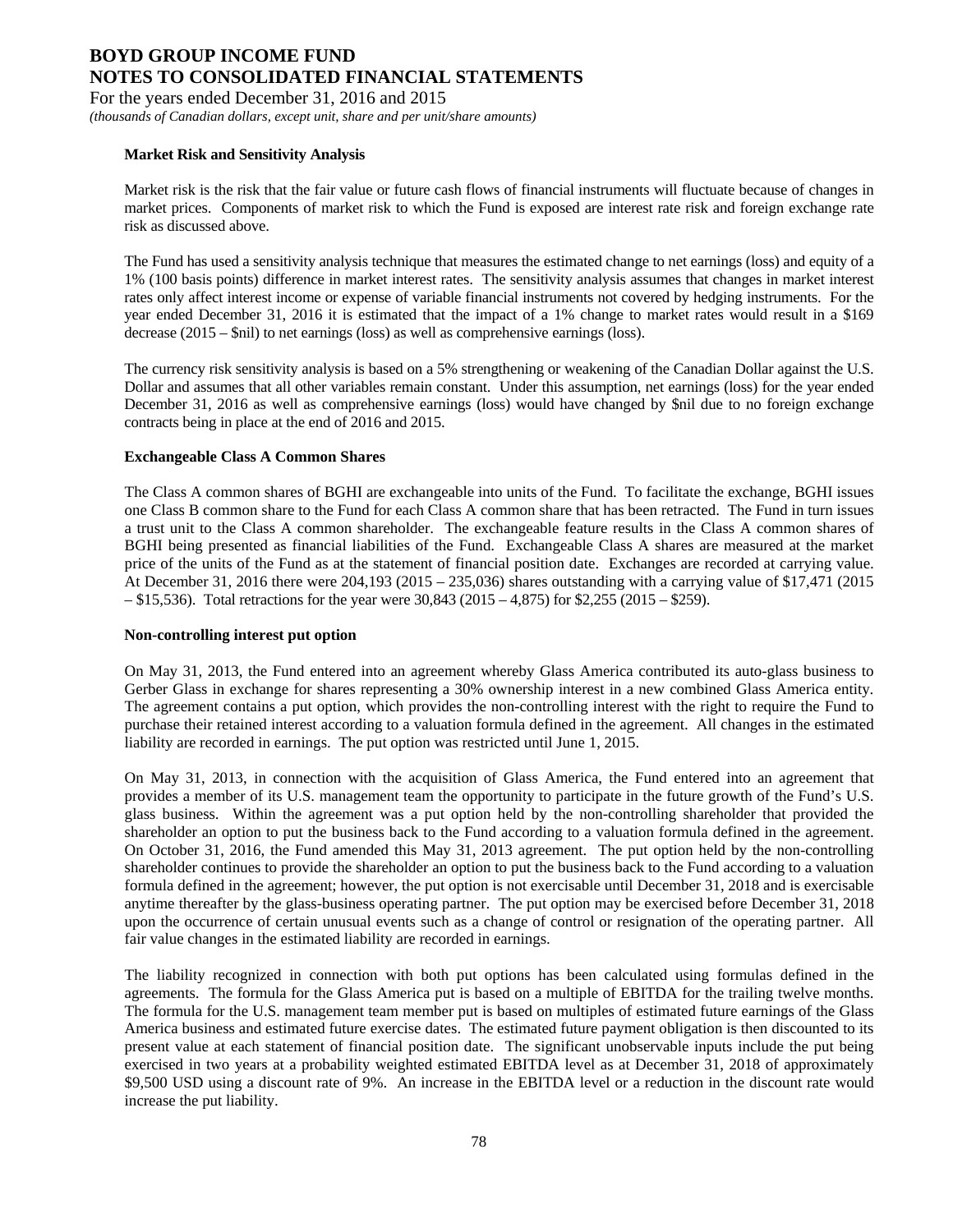**Market Risk and Sensitivity Analysis**

Market risk is the risk that the fair value or future cash flows of financial instruments will fluctuate because of changes in market prices. Components of market risk to which the Fund is exposed are interest rate risk and foreign exchange rate risk as discussed above.

The Fund has used a sensitivity analysis technique that measures the estimated change to net earnings (loss) and equity of a 1% (100 basis points) difference in market interest rates. The sensitivity analysis assumes that changes in market interest rates only affect interest income or expense of variable financial instruments not covered by hedging instruments. For the year ended December 31, 2016 it is estimated that the impact of a 1% change to market rates would result in a $169 decrease (2015 – $nil) to net earnings (loss) as well as comprehensive earnings (loss).

The currency risk sensitivity analysis is based on a 5% strengthening or weakening of the Canadian Dollar against the U.S. Dollar and assumes that all other variables remain constant. Under this assumption, net earnings (loss) for the year ended December 31, 2016 as well as comprehensive earnings (loss) would have changed by $nil due to no foreign exchange contracts being in place at the end of 2016 and 2015.

**Exchangeable Class A Common Shares**

The Class A common shares of BGHI are exchangeable into units of the Fund. To facilitate the exchange, BGHI issues one Class B common share to the Fund for each Class A common share that has been retracted. The Fund in turn issues a trust unit to the Class A common shareholder. The exchangeable feature results in the Class A common shares of BGHI being presented as financial liabilities of the Fund. Exchangeable Class A shares are measured at the market price of the units of the Fund as at the statement of financial position date. Exchanges are recorded at carrying value. At December 31, 2016 there were 204,193 (2015 – 235,036) shares outstanding with a carrying value of $17,471 (2015 – $15,536). Total retractions for the year were 30,843 (2015 – 4,875) for $2,255 (2015 – $259).

**Non-controlling interest put option**

On May 31, 2013, the Fund entered into an agreement whereby Glass America contributed its auto-glass business to Gerber Glass in exchange for shares representing a 30% ownership interest in a new combined Glass America entity. The agreement contains a put option, which provides the non-controlling interest with the right to require the Fund to purchase their retained interest according to a valuation formula defined in the agreement. All changes in the estimated liability are recorded in earnings. The put option was restricted until June 1, 2015.

On May 31, 2013, in connection with the acquisition of Glass America, the Fund entered into an agreement that provides a member of its U.S. management team the opportunity to participate in the future growth of the Fund's U.S. glass business. Within the agreement was a put option held by the non-controlling shareholder that provided the shareholder an option to put the business back to the Fund according to a valuation formula defined in the agreement. On October 31, 2016, the Fund amended this May 31, 2013 agreement. The put option held by the non-controlling shareholder continues to provide the shareholder an option to put the business back to the Fund according to a valuation formula defined in the agreement; however, the put option is not exercisable until December 31, 2018 and is exercisable anytime thereafter by the glass-business operating partner. The put option may be exercised before December 31, 2018 upon the occurrence of certain unusual events such as a change of control or resignation of the operating partner. All fair value changes in the estimated liability are recorded in earnings.

The liability recognized in connection with both put options has been calculated using formulas defined in the agreements. The formula for the Glass America put is based on a multiple of EBITDA for the trailing twelve months. The formula for the U.S. management team member put is based on multiples of estimated future earnings of the Glass America business and estimated future exercise dates. The estimated future payment obligation is then discounted to its present value at each statement of financial position date. The significant unobservable inputs include the put being exercised in two years at a probability weighted estimated EBITDA level as at December 31, 2018 of approximately $9,500 USD using a discount rate of 9%. An increase in the EBITDA level or a reduction in the discount rate would increase the put liability.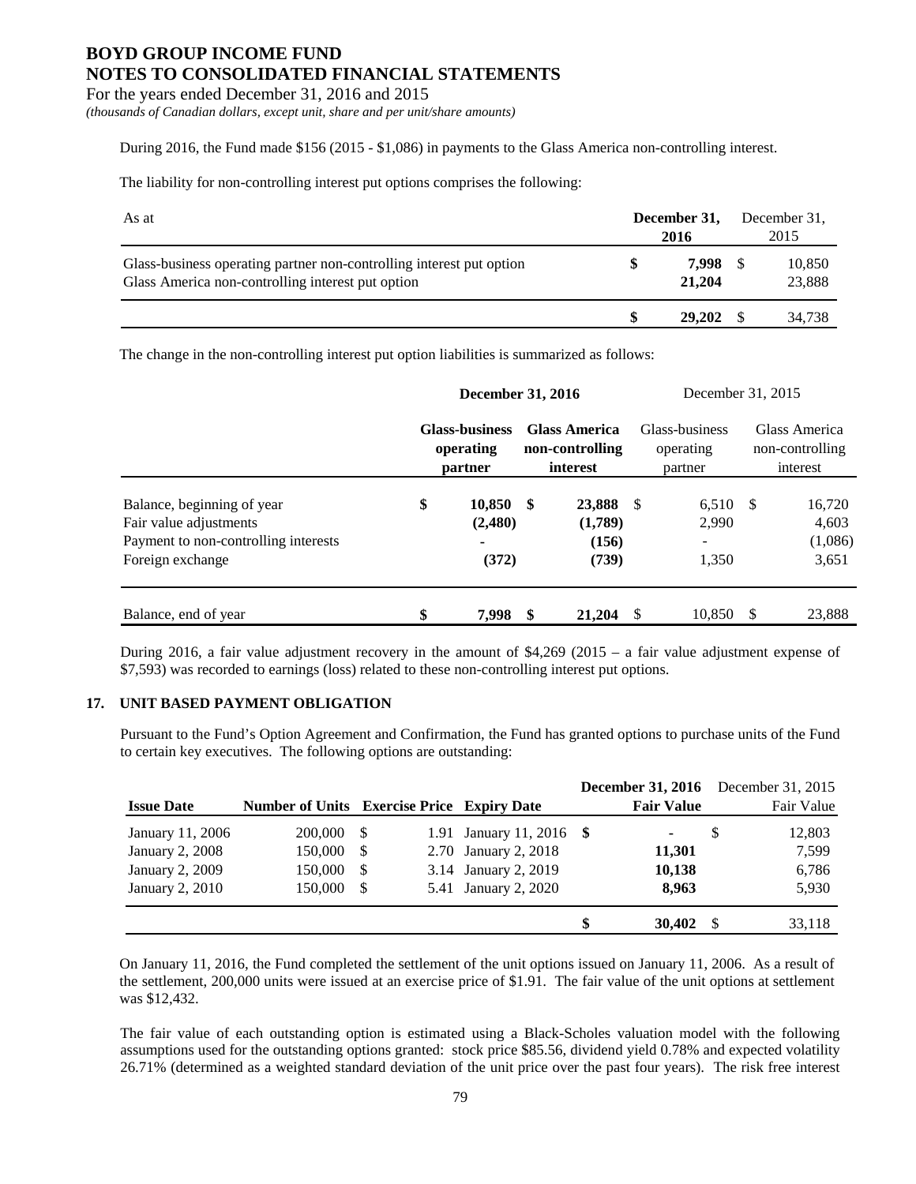During 2016, the Fund made $156 (2015 - $1,086) in payments to the Glass America non-controlling interest.

The liability for non-controlling interest put options comprises the following:

| As at | December 31, 2016 | December 31, 2015 |
|---|---|---|
| Glass-business operating partner non-controlling interest put option | $ 7,998 | $ 10,850 |
| Glass America non-controlling interest put option | 21,204 | 23,888 |
| | $ 29,202 | $ 34,738 |

The change in the non-controlling interest put option liabilities is summarized as follows:

| | December 31, 2016 | | December 31, 2015 | |
|---|---|---|---|---|
| | Glass-business operating partner | Glass America non-controlling interest | Glass-business operating partner | Glass America non-controlling interest |
| Balance, beginning of year | $ 10,850 | $ 23,888 | $ 6,510 | $ 16,720 |
| Fair value adjustments | (2,480) | (1,789) | 2,990 | 4,603 |
| Payment to non-controlling interests | - | (156) | - | (1,086) |
| Foreign exchange | (372) | (739) | 1,350 | 3,651 |
| Balance, end of year | $ 7,998 | $ 21,204 | $ 10,850 | $ 23,888 |

During 2016, a fair value adjustment recovery in the amount of $4,269 (2015 – a fair value adjustment expense of $7,593) was recorded to earnings (loss) related to these non-controlling interest put options.

## 17. UNIT BASED PAYMENT OBLIGATION

Pursuant to the Fund's Option Agreement and Confirmation, the Fund has granted options to purchase units of the Fund to certain key executives. The following options are outstanding:

| Issue Date | Number of Units | Exercise Price | Expiry Date | December 31, 2016 Fair Value | December 31, 2015 Fair Value |
|---|---|---|---|---|---|
| January 11, 2006 | 200,000 | $ 1.91 | January 11, 2016 | $ - | $ 12,803 |
| January 2, 2008 | 150,000 | $ 2.70 | January 2, 2018 | 11,301 | 7,599 |
| January 2, 2009 | 150,000 | $ 3.14 | January 2, 2019 | 10,138 | 6,786 |
| January 2, 2010 | 150,000 | $ 5.41 | January 2, 2020 | 8,963 | 5,930 |
| | | | | $ 30,402 | $ 33,118 |

On January 11, 2016, the Fund completed the settlement of the unit options issued on January 11, 2006. As a result of the settlement, 200,000 units were issued at an exercise price of $1.91. The fair value of the unit options at settlement was $12,432.

The fair value of each outstanding option is estimated using a Black-Scholes valuation model with the following assumptions used for the outstanding options granted: stock price $85.56, dividend yield 0.78% and expected volatility 26.71% (determined as a weighted standard deviation of the unit price over the past four years). The risk free interest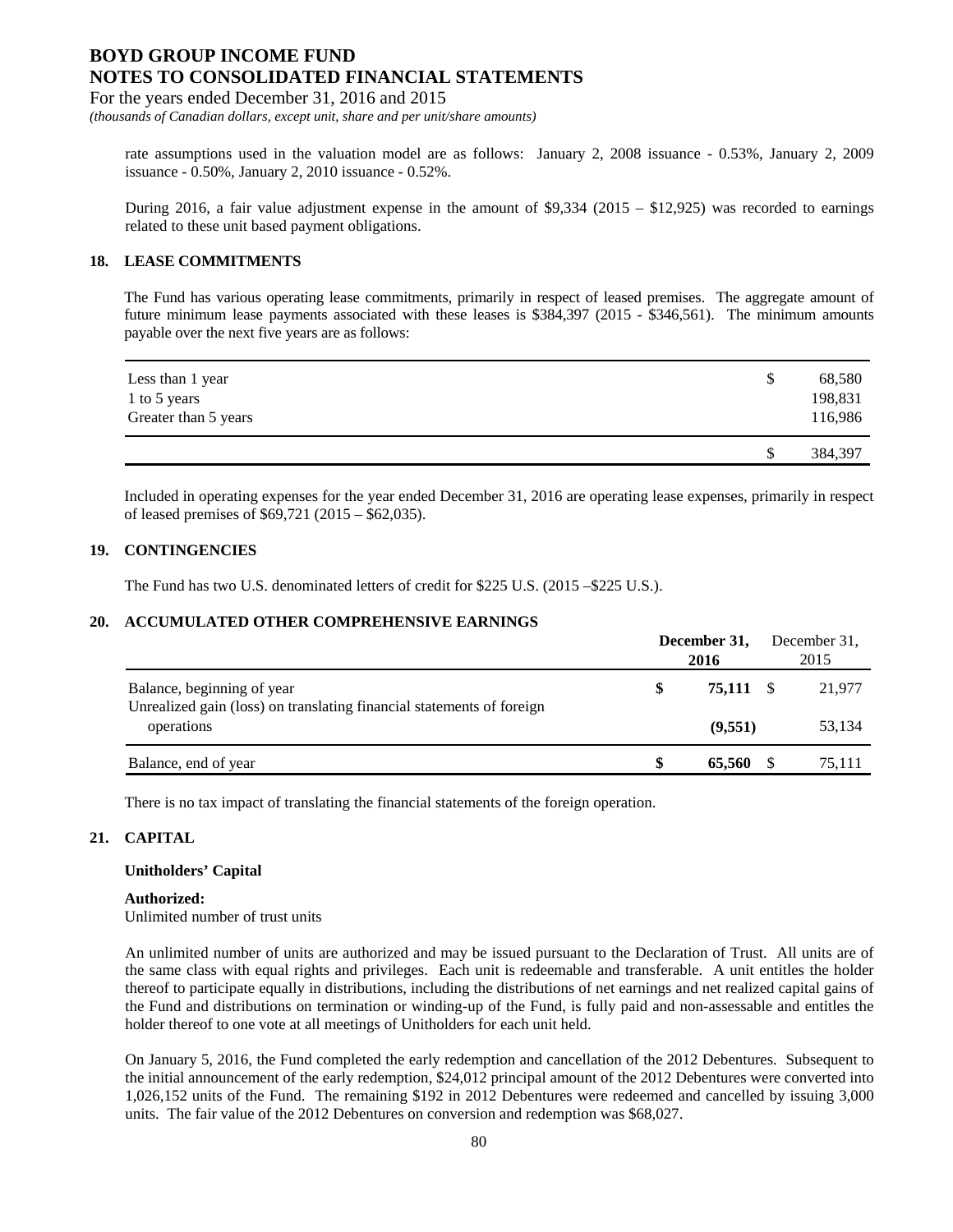rate assumptions used in the valuation model are as follows: January 2, 2008 issuance - 0.53%, January 2, 2009 issuance - 0.50%, January 2, 2010 issuance - 0.52%.

During 2016, a fair value adjustment expense in the amount of \$9,334 (2015 – \$12,925) was recorded to earnings related to these unit based payment obligations.

## 18. LEASE COMMITMENTS

The Fund has various operating lease commitments, primarily in respect of leased premises. The aggregate amount of future minimum lease payments associated with these leases is \$384,397 (2015 - \$346,561). The minimum amounts payable over the next five years are as follows:

| | |
|---|---|
| Less than 1 year | \$ 68,580 |
| 1 to 5 years | 198,831 |
| Greater than 5 years | 116,986 |
| | \$ 384,397 |

Included in operating expenses for the year ended December 31, 2016 are operating lease expenses, primarily in respect of leased premises of \$69,721 (2015 – \$62,035).

## 19. CONTINGENCIES

The Fund has two U.S. denominated letters of credit for \$225 U.S. (2015 –\$225 U.S.).

## 20. ACCUMULATED OTHER COMPREHENSIVE EARNINGS

| | **December 31, 2016** | December 31, 2015 |
|---|---|---|
| Balance, beginning of year | **\$ 75,111** | \$ 21,977 |
| Unrealized gain (loss) on translating financial statements of foreign operations | **(9,551)** | 53,134 |
| Balance, end of year | **\$ 65,560** | \$ 75,111 |

There is no tax impact of translating the financial statements of the foreign operation.

## 21. CAPITAL

**Unitholders' Capital**

**Authorized:**
Unlimited number of trust units

An unlimited number of units are authorized and may be issued pursuant to the Declaration of Trust. All units are of the same class with equal rights and privileges. Each unit is redeemable and transferable. A unit entitles the holder thereof to participate equally in distributions, including the distributions of net earnings and net realized capital gains of the Fund and distributions on termination or winding-up of the Fund, is fully paid and non-assessable and entitles the holder thereof to one vote at all meetings of Unitholders for each unit held.

On January 5, 2016, the Fund completed the early redemption and cancellation of the 2012 Debentures. Subsequent to the initial announcement of the early redemption, \$24,012 principal amount of the 2012 Debentures were converted into 1,026,152 units of the Fund. The remaining \$192 in 2012 Debentures were redeemed and cancelled by issuing 3,000 units. The fair value of the 2012 Debentures on conversion and redemption was \$68,027.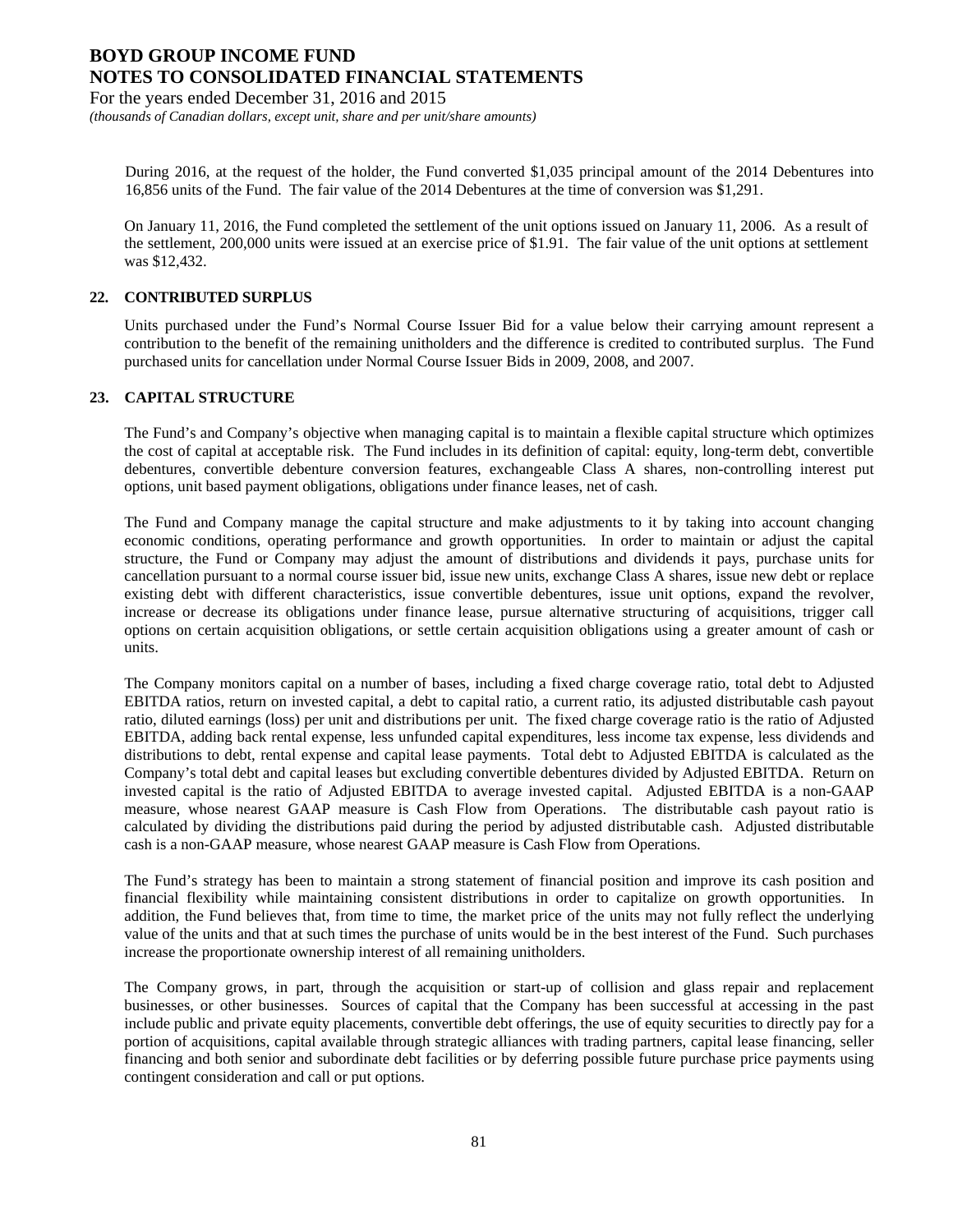During 2016, at the request of the holder, the Fund converted $1,035 principal amount of the 2014 Debentures into 16,856 units of the Fund. The fair value of the 2014 Debentures at the time of conversion was $1,291.

On January 11, 2016, the Fund completed the settlement of the unit options issued on January 11, 2006. As a result of the settlement, 200,000 units were issued at an exercise price of $1.91. The fair value of the unit options at settlement was $12,432.

## 22. CONTRIBUTED SURPLUS

Units purchased under the Fund's Normal Course Issuer Bid for a value below their carrying amount represent a contribution to the benefit of the remaining unitholders and the difference is credited to contributed surplus. The Fund purchased units for cancellation under Normal Course Issuer Bids in 2009, 2008, and 2007.

## 23. CAPITAL STRUCTURE

The Fund's and Company's objective when managing capital is to maintain a flexible capital structure which optimizes the cost of capital at acceptable risk. The Fund includes in its definition of capital: equity, long-term debt, convertible debentures, convertible debenture conversion features, exchangeable Class A shares, non-controlling interest put options, unit based payment obligations, obligations under finance leases, net of cash.

The Fund and Company manage the capital structure and make adjustments to it by taking into account changing economic conditions, operating performance and growth opportunities. In order to maintain or adjust the capital structure, the Fund or Company may adjust the amount of distributions and dividends it pays, purchase units for cancellation pursuant to a normal course issuer bid, issue new units, exchange Class A shares, issue new debt or replace existing debt with different characteristics, issue convertible debentures, issue unit options, expand the revolver, increase or decrease its obligations under finance lease, pursue alternative structuring of acquisitions, trigger call options on certain acquisition obligations, or settle certain acquisition obligations using a greater amount of cash or units.

The Company monitors capital on a number of bases, including a fixed charge coverage ratio, total debt to Adjusted EBITDA ratios, return on invested capital, a debt to capital ratio, a current ratio, its adjusted distributable cash payout ratio, diluted earnings (loss) per unit and distributions per unit. The fixed charge coverage ratio is the ratio of Adjusted EBITDA, adding back rental expense, less unfunded capital expenditures, less income tax expense, less dividends and distributions to debt, rental expense and capital lease payments. Total debt to Adjusted EBITDA is calculated as the Company's total debt and capital leases but excluding convertible debentures divided by Adjusted EBITDA. Return on invested capital is the ratio of Adjusted EBITDA to average invested capital. Adjusted EBITDA is a non-GAAP measure, whose nearest GAAP measure is Cash Flow from Operations. The distributable cash payout ratio is calculated by dividing the distributions paid during the period by adjusted distributable cash. Adjusted distributable cash is a non-GAAP measure, whose nearest GAAP measure is Cash Flow from Operations.

The Fund's strategy has been to maintain a strong statement of financial position and improve its cash position and financial flexibility while maintaining consistent distributions in order to capitalize on growth opportunities. In addition, the Fund believes that, from time to time, the market price of the units may not fully reflect the underlying value of the units and that at such times the purchase of units would be in the best interest of the Fund. Such purchases increase the proportionate ownership interest of all remaining unitholders.

The Company grows, in part, through the acquisition or start-up of collision and glass repair and replacement businesses, or other businesses. Sources of capital that the Company has been successful at accessing in the past include public and private equity placements, convertible debt offerings, the use of equity securities to directly pay for a portion of acquisitions, capital available through strategic alliances with trading partners, capital lease financing, seller financing and both senior and subordinate debt facilities or by deferring possible future purchase price payments using contingent consideration and call or put options.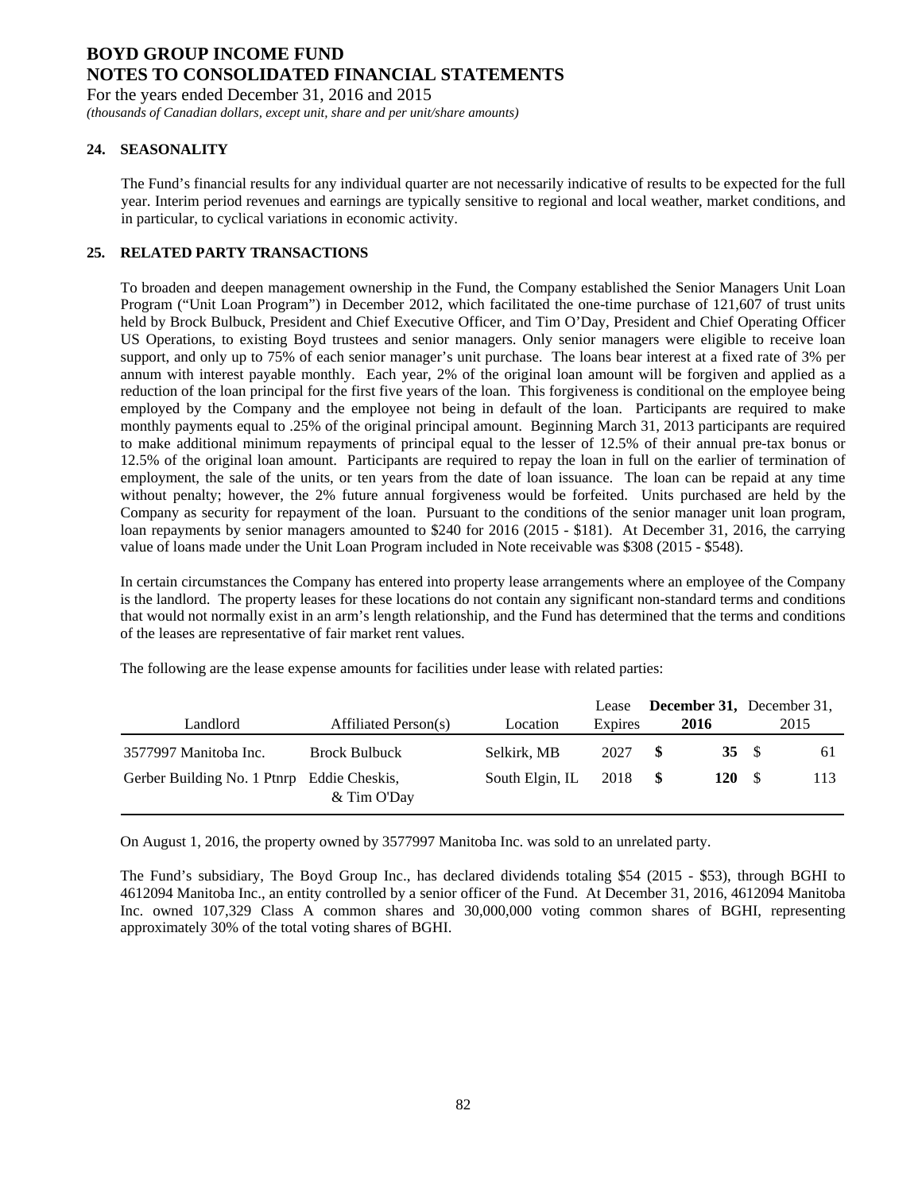## 24. SEASONALITY

The Fund's financial results for any individual quarter are not necessarily indicative of results to be expected for the full year. Interim period revenues and earnings are typically sensitive to regional and local weather, market conditions, and in particular, to cyclical variations in economic activity.

## 25. RELATED PARTY TRANSACTIONS

To broaden and deepen management ownership in the Fund, the Company established the Senior Managers Unit Loan Program ("Unit Loan Program") in December 2012, which facilitated the one-time purchase of 121,607 of trust units held by Brock Bulbuck, President and Chief Executive Officer, and Tim O'Day, President and Chief Operating Officer US Operations, to existing Boyd trustees and senior managers. Only senior managers were eligible to receive loan support, and only up to 75% of each senior manager's unit purchase. The loans bear interest at a fixed rate of 3% per annum with interest payable monthly. Each year, 2% of the original loan amount will be forgiven and applied as a reduction of the loan principal for the first five years of the loan. This forgiveness is conditional on the employee being employed by the Company and the employee not being in default of the loan. Participants are required to make monthly payments equal to .25% of the original principal amount. Beginning March 31, 2013 participants are required to make additional minimum repayments of principal equal to the lesser of 12.5% of their annual pre-tax bonus or 12.5% of the original loan amount. Participants are required to repay the loan in full on the earlier of termination of employment, the sale of the units, or ten years from the date of loan issuance. The loan can be repaid at any time without penalty; however, the 2% future annual forgiveness would be forfeited. Units purchased are held by the Company as security for repayment of the loan. Pursuant to the conditions of the senior manager unit loan program, loan repayments by senior managers amounted to $240 for 2016 (2015 - $181). At December 31, 2016, the carrying value of loans made under the Unit Loan Program included in Note receivable was $308 (2015 - $548).

In certain circumstances the Company has entered into property lease arrangements where an employee of the Company is the landlord. The property leases for these locations do not contain any significant non-standard terms and conditions that would not normally exist in an arm's length relationship, and the Fund has determined that the terms and conditions of the leases are representative of fair market rent values.

The following are the lease expense amounts for facilities under lease with related parties:

| Landlord | Affiliated Person(s) | Location | Lease Expires | **December 31, 2016** | December 31, 2015 |
|---|---|---|---|---|---|
| 3577997 Manitoba Inc. | Brock Bulbuck | Selkirk, MB | 2027 | **$ 35** | $ 61 |
| Gerber Building No. 1 Ptnrp | Eddie Cheskis, & Tim O'Day | South Elgin, IL | 2018 | **$ 120** | $ 113 |

On August 1, 2016, the property owned by 3577997 Manitoba Inc. was sold to an unrelated party.

The Fund's subsidiary, The Boyd Group Inc., has declared dividends totaling $54 (2015 - $53), through BGHI to 4612094 Manitoba Inc., an entity controlled by a senior officer of the Fund. At December 31, 2016, 4612094 Manitoba Inc. owned 107,329 Class A common shares and 30,000,000 voting common shares of BGHI, representing approximately 30% of the total voting shares of BGHI.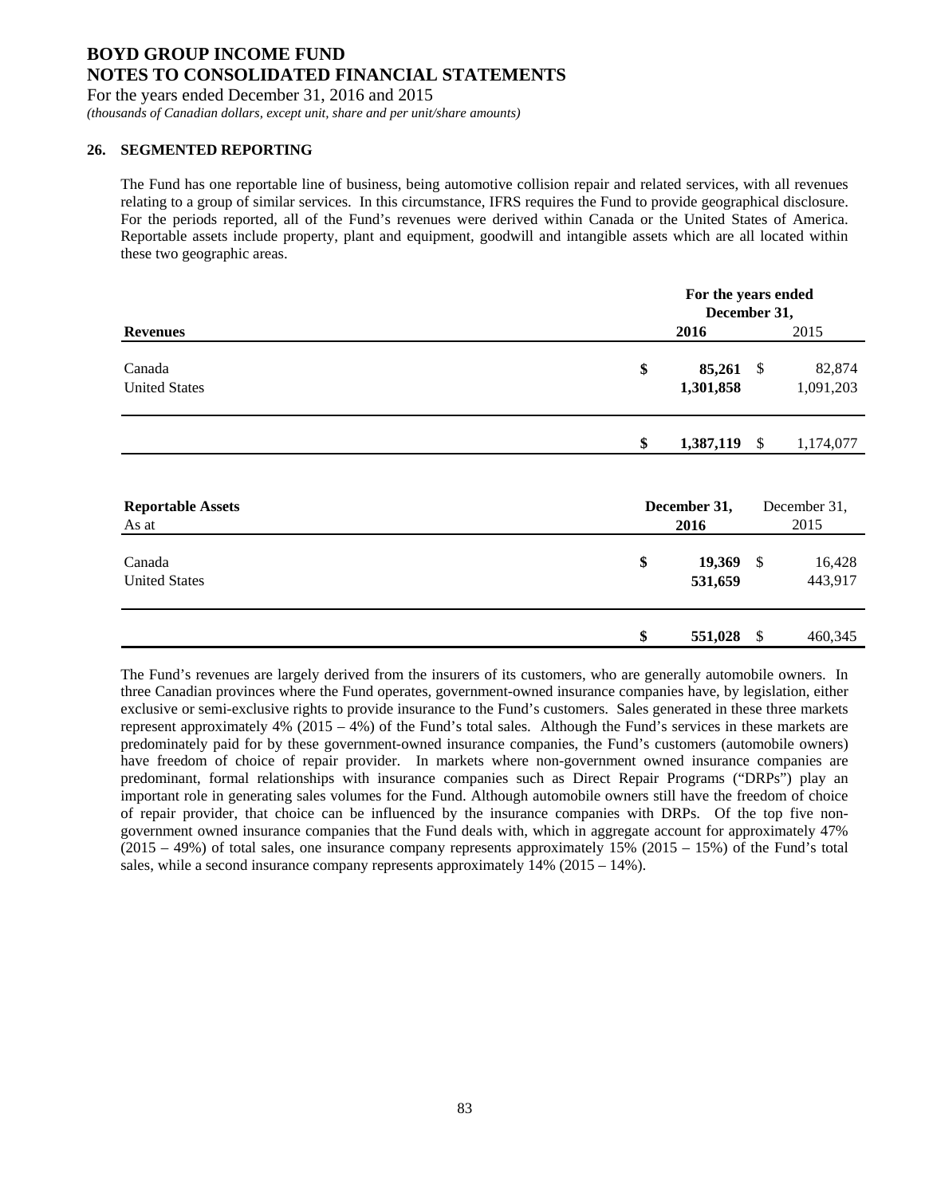**BOYD GROUP INCOME FUND**
**NOTES TO CONSOLIDATED FINANCIAL STATEMENTS**
For the years ended December 31, 2016 and 2015
*(thousands of Canadian dollars, except unit, share and per unit/share amounts)*

## 26. SEGMENTED REPORTING

The Fund has one reportable line of business, being automotive collision repair and related services, with all revenues relating to a group of similar services. In this circumstance, IFRS requires the Fund to provide geographical disclosure. For the periods reported, all of the Fund's revenues were derived within Canada or the United States of America. Reportable assets include property, plant and equipment, goodwill and intangible assets which are all located within these two geographic areas.

| **Revenues** | **For the years ended December 31, 2016** | 2015 |
|---|---|---|
| Canada | **$ 85,261** | $ 82,874 |
| United States | **1,301,858** | 1,091,203 |
| | **$ 1,387,119** | $ 1,174,077 |

| **Reportable Assets** As at | **December 31, 2016** | December 31, 2015 |
|---|---|---|
| Canada | **$ 19,369** | $ 16,428 |
| United States | **531,659** | 443,917 |
| | **$ 551,028** | $ 460,345 |

The Fund's revenues are largely derived from the insurers of its customers, who are generally automobile owners. In three Canadian provinces where the Fund operates, government-owned insurance companies have, by legislation, either exclusive or semi-exclusive rights to provide insurance to the Fund's customers. Sales generated in these three markets represent approximately 4% (2015 – 4%) of the Fund's total sales. Although the Fund's services in these markets are predominately paid for by these government-owned insurance companies, the Fund's customers (automobile owners) have freedom of choice of repair provider. In markets where non-government owned insurance companies are predominant, formal relationships with insurance companies such as Direct Repair Programs ("DRPs") play an important role in generating sales volumes for the Fund. Although automobile owners still have the freedom of choice of repair provider, that choice can be influenced by the insurance companies with DRPs. Of the top five non-government owned insurance companies that the Fund deals with, which in aggregate account for approximately 47% (2015 – 49%) of total sales, one insurance company represents approximately 15% (2015 – 15%) of the Fund's total sales, while a second insurance company represents approximately 14% (2015 – 14%).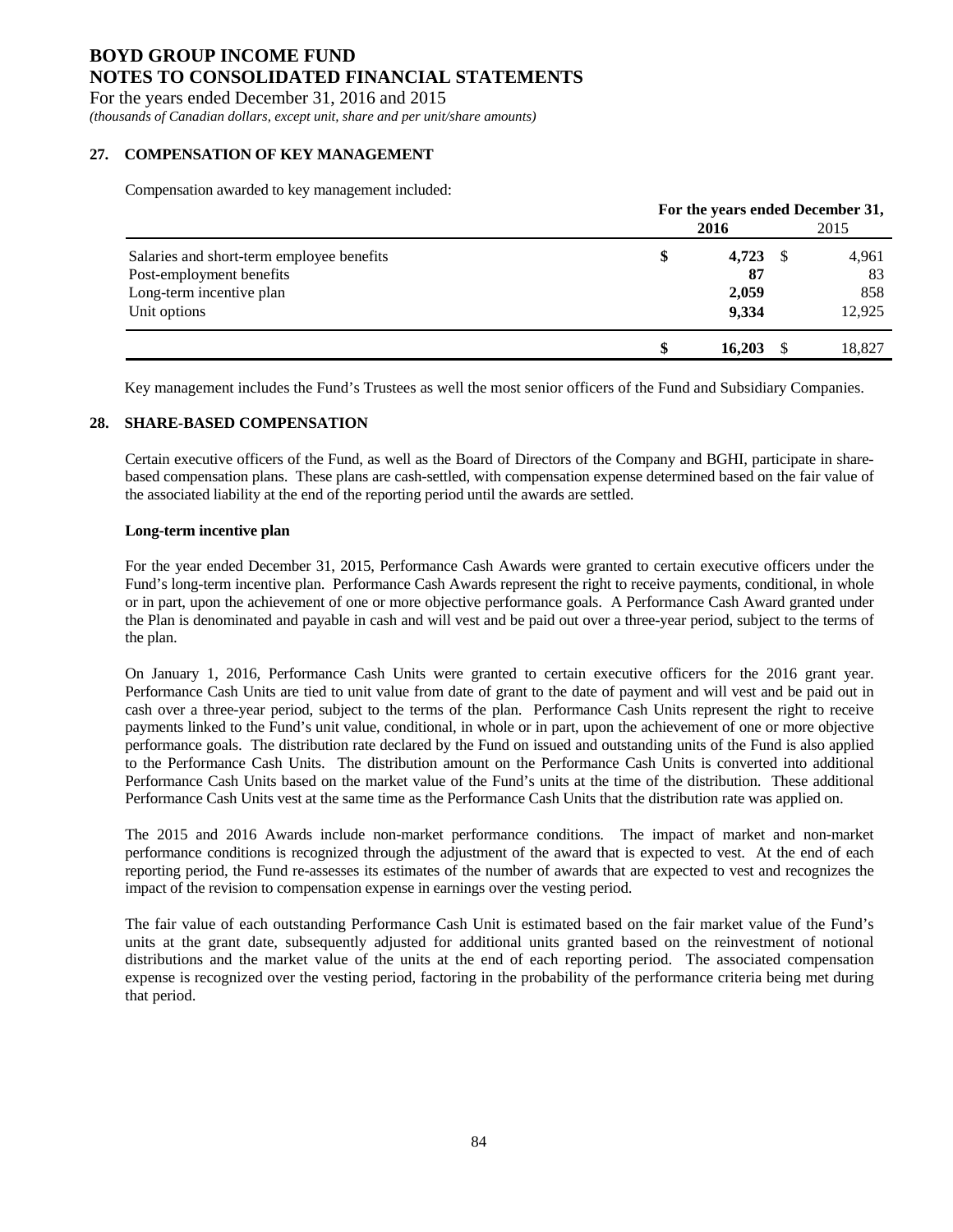## 27. COMPENSATION OF KEY MANAGEMENT

Compensation awarded to key management included:

| | For the years ended December 31, | |
|---|---|---|
| | **2016** | 2015 |
| Salaries and short-term employee benefits | **$ 4,723** | $ 4,961 |
| Post-employment benefits | **87** | 83 |
| Long-term incentive plan | **2,059** | 858 |
| Unit options | **9,334** | 12,925 |
| | **$ 16,203** | $ 18,827 |

Key management includes the Fund's Trustees as well the most senior officers of the Fund and Subsidiary Companies.

## 28. SHARE-BASED COMPENSATION

Certain executive officers of the Fund, as well as the Board of Directors of the Company and BGHI, participate in share-based compensation plans. These plans are cash-settled, with compensation expense determined based on the fair value of the associated liability at the end of the reporting period until the awards are settled.

**Long-term incentive plan**

For the year ended December 31, 2015, Performance Cash Awards were granted to certain executive officers under the Fund's long-term incentive plan. Performance Cash Awards represent the right to receive payments, conditional, in whole or in part, upon the achievement of one or more objective performance goals. A Performance Cash Award granted under the Plan is denominated and payable in cash and will vest and be paid out over a three-year period, subject to the terms of the plan.

On January 1, 2016, Performance Cash Units were granted to certain executive officers for the 2016 grant year. Performance Cash Units are tied to unit value from date of grant to the date of payment and will vest and be paid out in cash over a three-year period, subject to the terms of the plan. Performance Cash Units represent the right to receive payments linked to the Fund's unit value, conditional, in whole or in part, upon the achievement of one or more objective performance goals. The distribution rate declared by the Fund on issued and outstanding units of the Fund is also applied to the Performance Cash Units. The distribution amount on the Performance Cash Units is converted into additional Performance Cash Units based on the market value of the Fund's units at the time of the distribution. These additional Performance Cash Units vest at the same time as the Performance Cash Units that the distribution rate was applied on.

The 2015 and 2016 Awards include non-market performance conditions. The impact of market and non-market performance conditions is recognized through the adjustment of the award that is expected to vest. At the end of each reporting period, the Fund re-assesses its estimates of the number of awards that are expected to vest and recognizes the impact of the revision to compensation expense in earnings over the vesting period.

The fair value of each outstanding Performance Cash Unit is estimated based on the fair market value of the Fund's units at the grant date, subsequently adjusted for additional units granted based on the reinvestment of notional distributions and the market value of the units at the end of each reporting period. The associated compensation expense is recognized over the vesting period, factoring in the probability of the performance criteria being met during that period.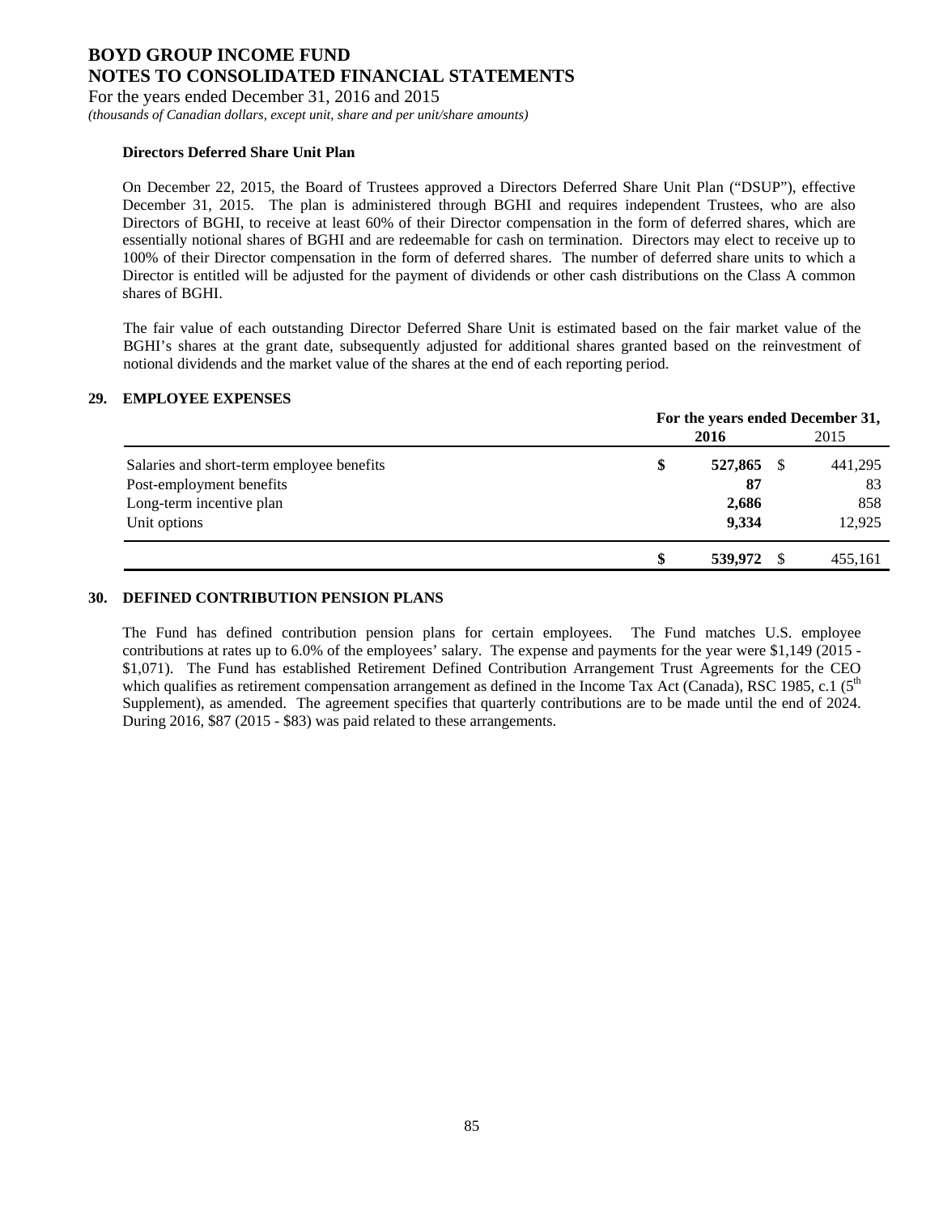### Directors Deferred Share Unit Plan

On December 22, 2015, the Board of Trustees approved a Directors Deferred Share Unit Plan ("DSUP"), effective December 31, 2015. The plan is administered through BGHI and requires independent Trustees, who are also Directors of BGHI, to receive at least 60% of their Director compensation in the form of deferred shares, which are essentially notional shares of BGHI and are redeemable for cash on termination. Directors may elect to receive up to 100% of their Director compensation in the form of deferred shares. The number of deferred share units to which a Director is entitled will be adjusted for the payment of dividends or other cash distributions on the Class A common shares of BGHI.

The fair value of each outstanding Director Deferred Share Unit is estimated based on the fair market value of the BGHI's shares at the grant date, subsequently adjusted for additional shares granted based on the reinvestment of notional dividends and the market value of the shares at the end of each reporting period.

## 29. EMPLOYEE EXPENSES

| | For the years ended December 31, | |
|---|---|---|
| | **2016** | 2015 |
| Salaries and short-term employee benefits | **$ 527,865** | $ 441,295 |
| Post-employment benefits | **87** | 83 |
| Long-term incentive plan | **2,686** | 858 |
| Unit options | **9,334** | 12,925 |
| | **$ 539,972** | $ 455,161 |

## 30. DEFINED CONTRIBUTION PENSION PLANS

The Fund has defined contribution pension plans for certain employees. The Fund matches U.S. employee contributions at rates up to 6.0% of the employees' salary. The expense and payments for the year were $1,149 (2015 - $1,071). The Fund has established Retirement Defined Contribution Arrangement Trust Agreements for the CEO which qualifies as retirement compensation arrangement as defined in the Income Tax Act (Canada), RSC 1985, c.1 (5th Supplement), as amended. The agreement specifies that quarterly contributions are to be made until the end of 2024. During 2016, $87 (2015 - $83) was paid related to these arrangements.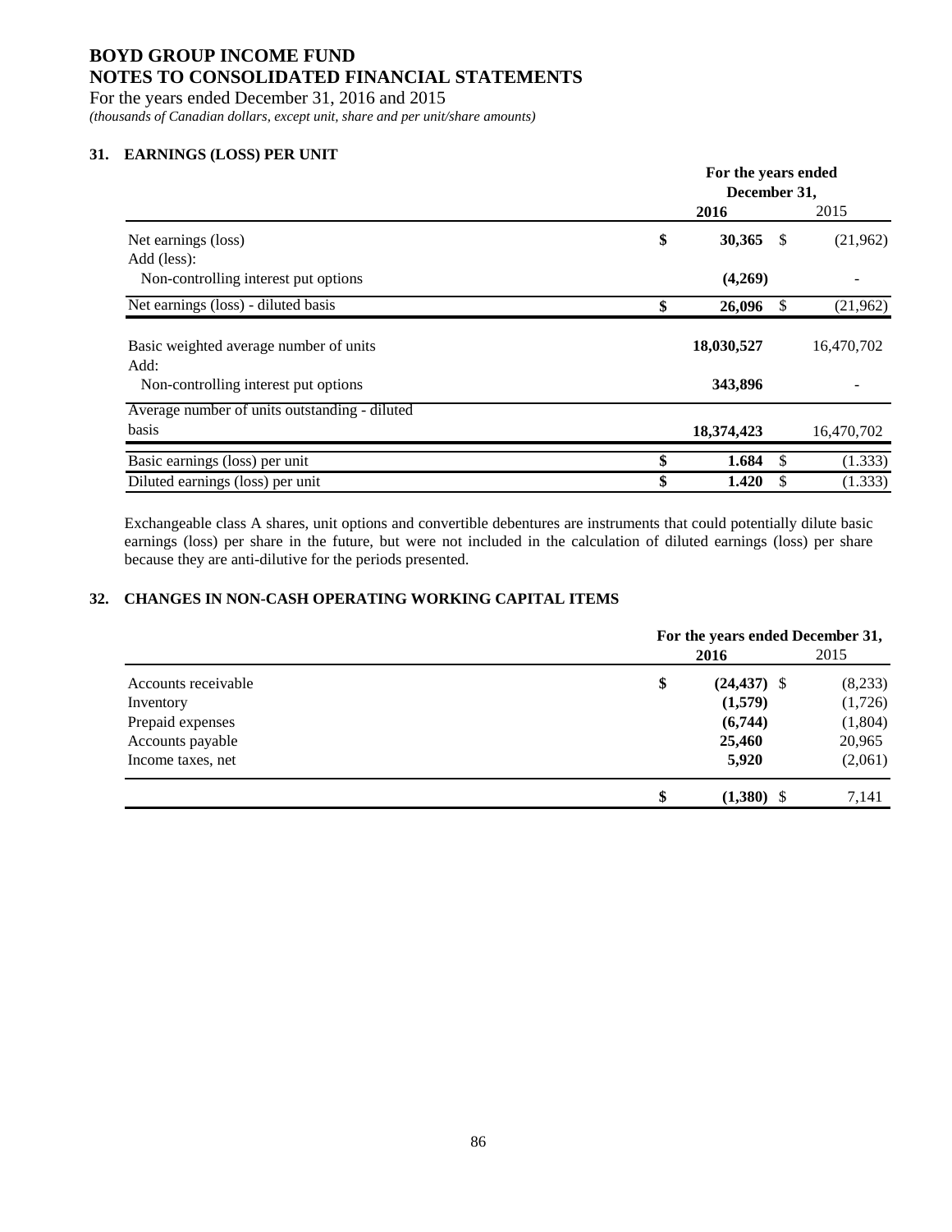# BOYD GROUP INCOME FUND
# NOTES TO CONSOLIDATED FINANCIAL STATEMENTS

For the years ended December 31, 2016 and 2015

*(thousands of Canadian dollars, except unit, share and per unit/share amounts)*

## 31. EARNINGS (LOSS) PER UNIT

| | For the years ended December 31, | |
|---|---|---|
| | **2016** | 2015 |
| Net earnings (loss) | **$ 30,365** | $ (21,962) |
| Add (less): | | |
| Non-controlling interest put options | **(4,269)** | - |
| Net earnings (loss) - diluted basis | **$ 26,096** | $ (21,962) |
| Basic weighted average number of units | **18,030,527** | 16,470,702 |
| Add: | | |
| Non-controlling interest put options | **343,896** | - |
| Average number of units outstanding - diluted basis | **18,374,423** | 16,470,702 |
| Basic earnings (loss) per unit | **$ 1.684** | $ (1.333) |
| Diluted earnings (loss) per unit | **$ 1.420** | $ (1.333) |

Exchangeable class A shares, unit options and convertible debentures are instruments that could potentially dilute basic earnings (loss) per share in the future, but were not included in the calculation of diluted earnings (loss) per share because they are anti-dilutive for the periods presented.

## 32. CHANGES IN NON-CASH OPERATING WORKING CAPITAL ITEMS

| | For the years ended December 31, | |
|---|---|---|
| | **2016** | 2015 |
| Accounts receivable | **$ (24,437)** | $ (8,233) |
| Inventory | **(1,579)** | (1,726) |
| Prepaid expenses | **(6,744)** | (1,804) |
| Accounts payable | **25,460** | 20,965 |
| Income taxes, net | **5,920** | (2,061) |
| | **$ (1,380)** | $ 7,141 |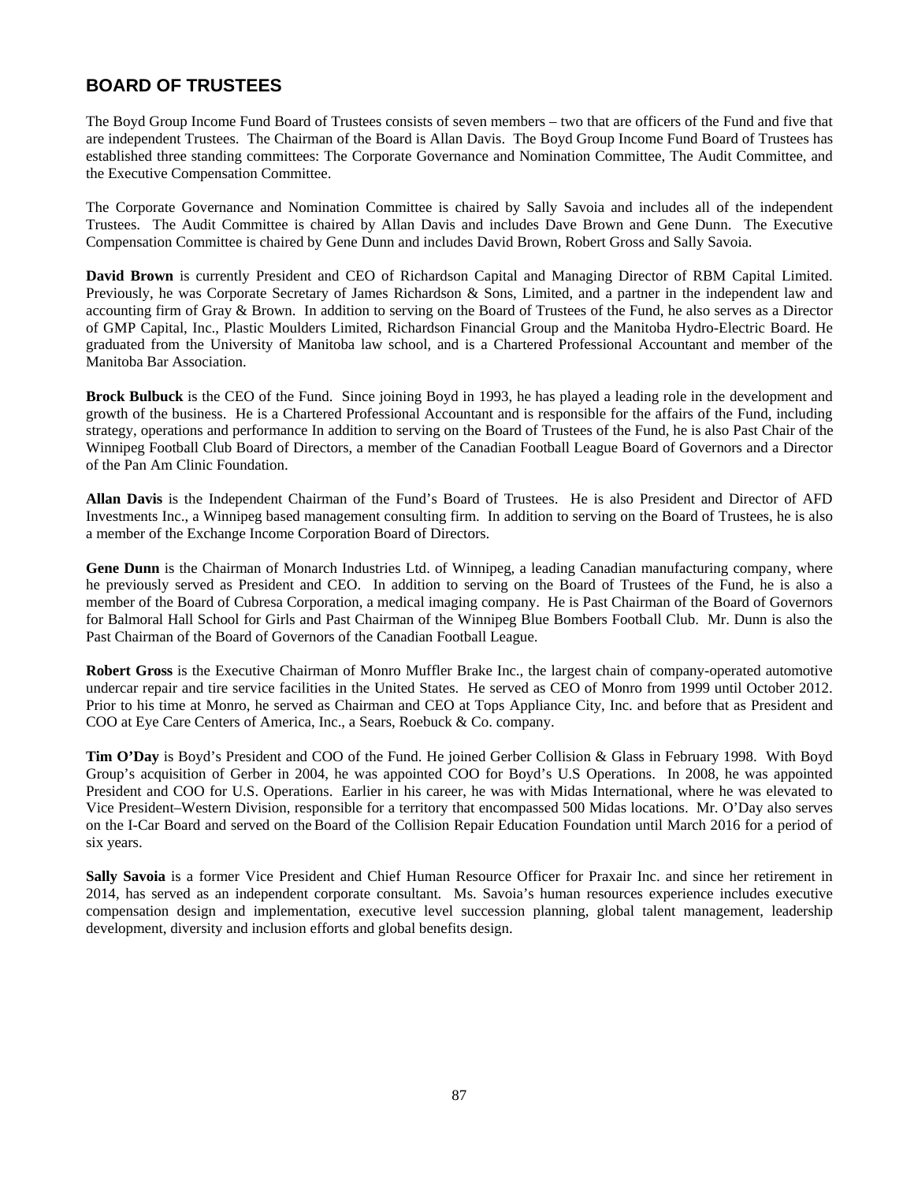## BOARD OF TRUSTEES

The Boyd Group Income Fund Board of Trustees consists of seven members – two that are officers of the Fund and five that are independent Trustees. The Chairman of the Board is Allan Davis. The Boyd Group Income Fund Board of Trustees has established three standing committees: The Corporate Governance and Nomination Committee, The Audit Committee, and the Executive Compensation Committee.

The Corporate Governance and Nomination Committee is chaired by Sally Savoia and includes all of the independent Trustees. The Audit Committee is chaired by Allan Davis and includes Dave Brown and Gene Dunn. The Executive Compensation Committee is chaired by Gene Dunn and includes David Brown, Robert Gross and Sally Savoia.

**David Brown** is currently President and CEO of Richardson Capital and Managing Director of RBM Capital Limited. Previously, he was Corporate Secretary of James Richardson & Sons, Limited, and a partner in the independent law and accounting firm of Gray & Brown. In addition to serving on the Board of Trustees of the Fund, he also serves as a Director of GMP Capital, Inc., Plastic Moulders Limited, Richardson Financial Group and the Manitoba Hydro-Electric Board. He graduated from the University of Manitoba law school, and is a Chartered Professional Accountant and member of the Manitoba Bar Association.

**Brock Bulbuck** is the CEO of the Fund. Since joining Boyd in 1993, he has played a leading role in the development and growth of the business. He is a Chartered Professional Accountant and is responsible for the affairs of the Fund, including strategy, operations and performance In addition to serving on the Board of Trustees of the Fund, he is also Past Chair of the Winnipeg Football Club Board of Directors, a member of the Canadian Football League Board of Governors and a Director of the Pan Am Clinic Foundation.

**Allan Davis** is the Independent Chairman of the Fund's Board of Trustees. He is also President and Director of AFD Investments Inc., a Winnipeg based management consulting firm. In addition to serving on the Board of Trustees, he is also a member of the Exchange Income Corporation Board of Directors.

**Gene Dunn** is the Chairman of Monarch Industries Ltd. of Winnipeg, a leading Canadian manufacturing company, where he previously served as President and CEO. In addition to serving on the Board of Trustees of the Fund, he is also a member of the Board of Cubresa Corporation, a medical imaging company. He is Past Chairman of the Board of Governors for Balmoral Hall School for Girls and Past Chairman of the Winnipeg Blue Bombers Football Club. Mr. Dunn is also the Past Chairman of the Board of Governors of the Canadian Football League.

**Robert Gross** is the Executive Chairman of Monro Muffler Brake Inc., the largest chain of company-operated automotive undercar repair and tire service facilities in the United States. He served as CEO of Monro from 1999 until October 2012. Prior to his time at Monro, he served as Chairman and CEO at Tops Appliance City, Inc. and before that as President and COO at Eye Care Centers of America, Inc., a Sears, Roebuck & Co. company.

**Tim O'Day** is Boyd's President and COO of the Fund. He joined Gerber Collision & Glass in February 1998. With Boyd Group's acquisition of Gerber in 2004, he was appointed COO for Boyd's U.S Operations. In 2008, he was appointed President and COO for U.S. Operations. Earlier in his career, he was with Midas International, where he was elevated to Vice President–Western Division, responsible for a territory that encompassed 500 Midas locations. Mr. O'Day also serves on the I-Car Board and served on the Board of the Collision Repair Education Foundation until March 2016 for a period of six years.

**Sally Savoia** is a former Vice President and Chief Human Resource Officer for Praxair Inc. and since her retirement in 2014, has served as an independent corporate consultant. Ms. Savoia's human resources experience includes executive compensation design and implementation, executive level succession planning, global talent management, leadership development, diversity and inclusion efforts and global benefits design.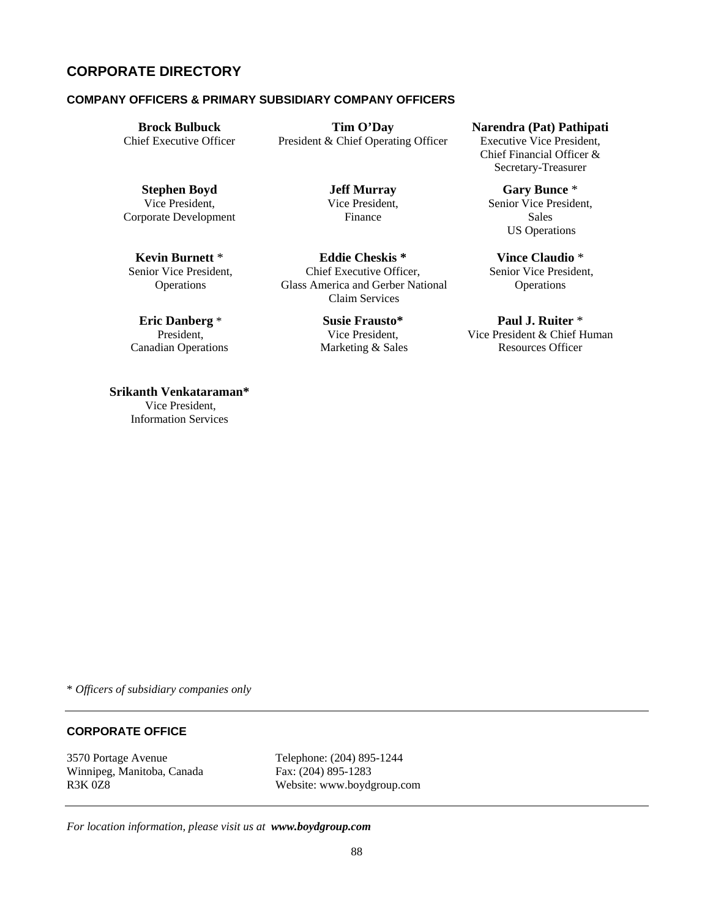# CORPORATE DIRECTORY

## COMPANY OFFICERS & PRIMARY SUBSIDIARY COMPANY OFFICERS

**Brock Bulbuck**
Chief Executive Officer

**Tim O'Day**
President & Chief Operating Officer

**Narendra (Pat) Pathipati**
Executive Vice President,
Chief Financial Officer &
Secretary-Treasurer

**Stephen Boyd**
Vice President,
Corporate Development

**Jeff Murray**
Vice President,
Finance

**Gary Bunce** *
Senior Vice President,
Sales
US Operations

**Kevin Burnett** *
Senior Vice President,
Operations

**Eddie Cheskis** *
Chief Executive Officer,
Glass America and Gerber National
Claim Services

**Vince Claudio** *
Senior Vice President,
Operations

**Eric Danberg** *
President,
Canadian Operations

**Susie Frausto***
Vice President,
Marketing & Sales

**Paul J. Ruiter** *
Vice President & Chief Human
Resources Officer

**Srikanth Venkataraman***
Vice President,
Information Services

* *Officers of subsidiary companies only*

---

## CORPORATE OFFICE

3570 Portage Avenue
Winnipeg, Manitoba, Canada
R3K 0Z8

Telephone: (204) 895-1244
Fax: (204) 895-1283
Website: www.boydgroup.com

---

*For location information, please visit us at* ***www.boydgroup.com***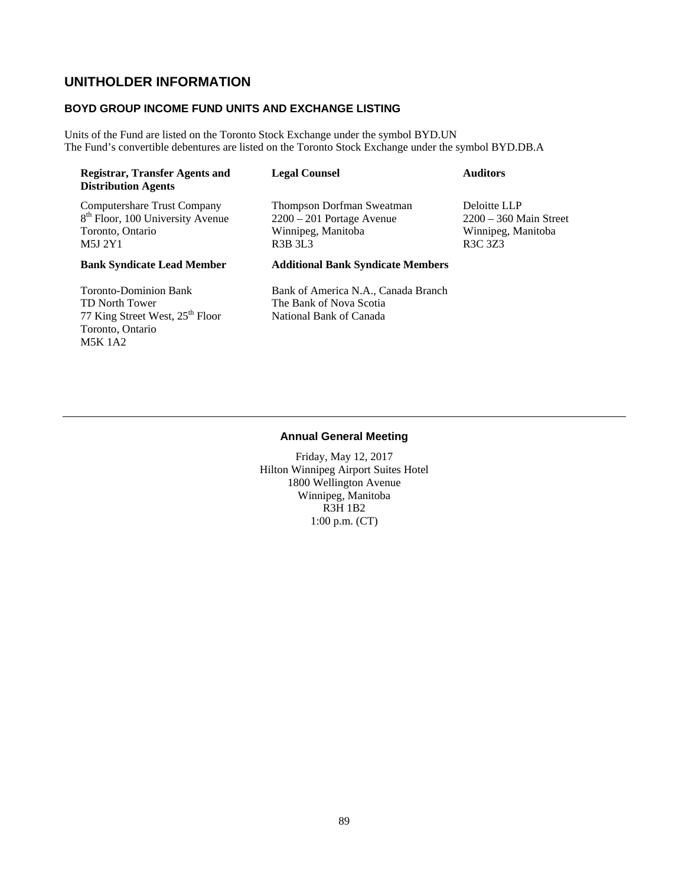## UNITHOLDER INFORMATION

### BOYD GROUP INCOME FUND UNITS AND EXCHANGE LISTING

Units of the Fund are listed on the Toronto Stock Exchange under the symbol BYD.UN
The Fund's convertible debentures are listed on the Toronto Stock Exchange under the symbol BYD.DB.A

**Registrar, Transfer Agents and Distribution Agents**

Computershare Trust Company
8th Floor, 100 University Avenue
Toronto, Ontario
M5J 2Y1

**Legal Counsel**

Thompson Dorfman Sweatman
2200 – 201 Portage Avenue
Winnipeg, Manitoba
R3B 3L3

**Auditors**

Deloitte LLP
2200 – 360 Main Street
Winnipeg, Manitoba
R3C 3Z3

**Bank Syndicate Lead Member**

Toronto-Dominion Bank
TD North Tower
77 King Street West, 25th Floor
Toronto, Ontario
M5K 1A2

**Additional Bank Syndicate Members**

Bank of America N.A., Canada Branch
The Bank of Nova Scotia
National Bank of Canada

---

**Annual General Meeting**

Friday, May 12, 2017
Hilton Winnipeg Airport Suites Hotel
1800 Wellington Avenue
Winnipeg, Manitoba
R3H 1B2
1:00 p.m. (CT)